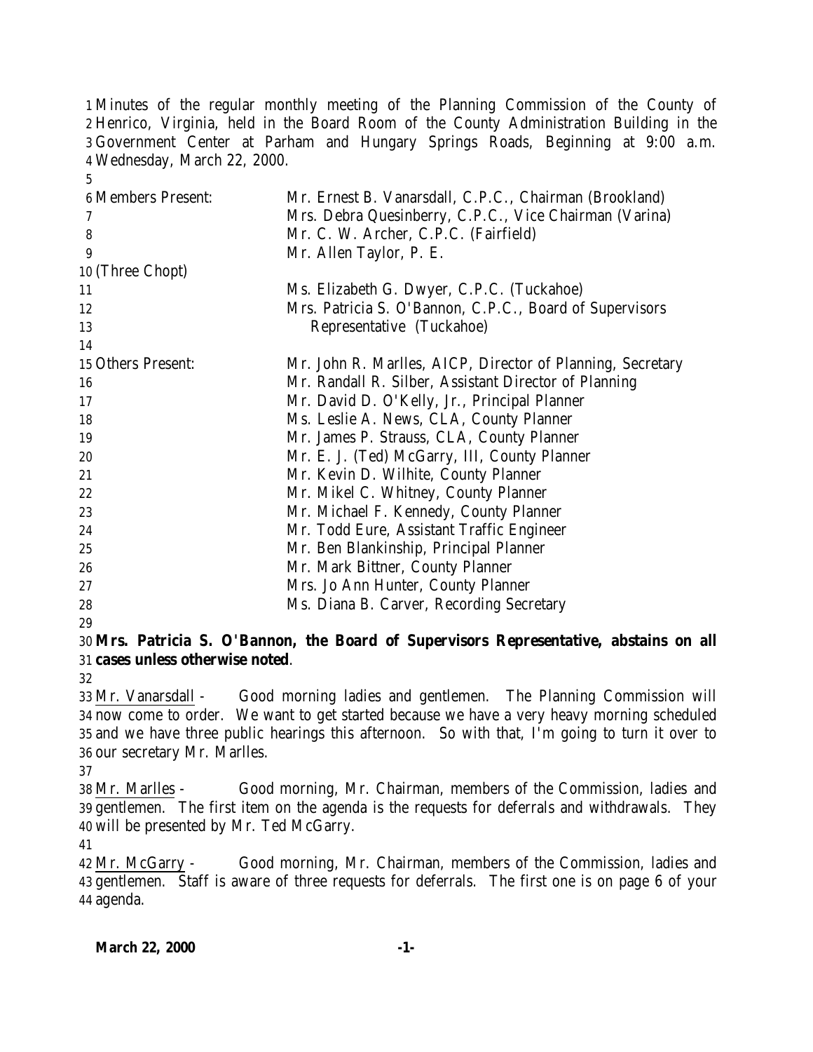Minutes of the regular monthly meeting of the Planning Commission of the County of Henrico, Virginia, held in the Board Room of the County Administration Building in the Government Center at Parham and Hungary Springs Roads, Beginning at 9:00 a.m. Wednesday, March 22, 2000.

| | |
|---|---|
| Members Present: | Mr. Ernest B. Vanarsdall, C.P.C., Chairman (Brookland) |
| | Mrs. Debra Quesinberry, C.P.C., Vice Chairman (Varina) |
| | Mr. C. W. Archer, C.P.C. (Fairfield) |
| | Mr. Allen Taylor, P. E. (Three Chopt) |
| | Ms. Elizabeth G. Dwyer, C.P.C. (Tuckahoe) |
| | Mrs. Patricia S. O'Bannon, C.P.C., Board of Supervisors Representative (Tuckahoe) |
| Others Present: | Mr. John R. Marlles, AICP, Director of Planning, Secretary |
| | Mr. Randall R. Silber, Assistant Director of Planning |
| | Mr. David D. O'Kelly, Jr., Principal Planner |
| | Ms. Leslie A. News, CLA, County Planner |
| | Mr. James P. Strauss, CLA, County Planner |
| | Mr. E. J. (Ted) McGarry, III, County Planner |
| | Mr. Kevin D. Wilhite, County Planner |
| | Mr. Mikel C. Whitney, County Planner |
| | Mr. Michael F. Kennedy, County Planner |
| | Mr. Todd Eure, Assistant Traffic Engineer |
| | Mr. Ben Blankinship, Principal Planner |
| | Mr. Mark Bittner, County Planner |
| | Mrs. Jo Ann Hunter, County Planner |
| | Ms. Diana B. Carver, Recording Secretary |

**Mrs. Patricia S. O'Bannon, the Board of Supervisors Representative, abstains on all cases unless otherwise noted**.

Mr. Vanarsdall - Good morning ladies and gentlemen. The Planning Commission will now come to order. We want to get started because we have a very heavy morning scheduled and we have three public hearings this afternoon. So with that, I'm going to turn it over to our secretary Mr. Marlles.

Mr. Marlles - Good morning, Mr. Chairman, members of the Commission, ladies and gentlemen. The first item on the agenda is the requests for deferrals and withdrawals. They will be presented by Mr. Ted McGarry.

Mr. McGarry - Good morning, Mr. Chairman, members of the Commission, ladies and gentlemen. Staff is aware of three requests for deferrals. The first one is on page 6 of your agenda.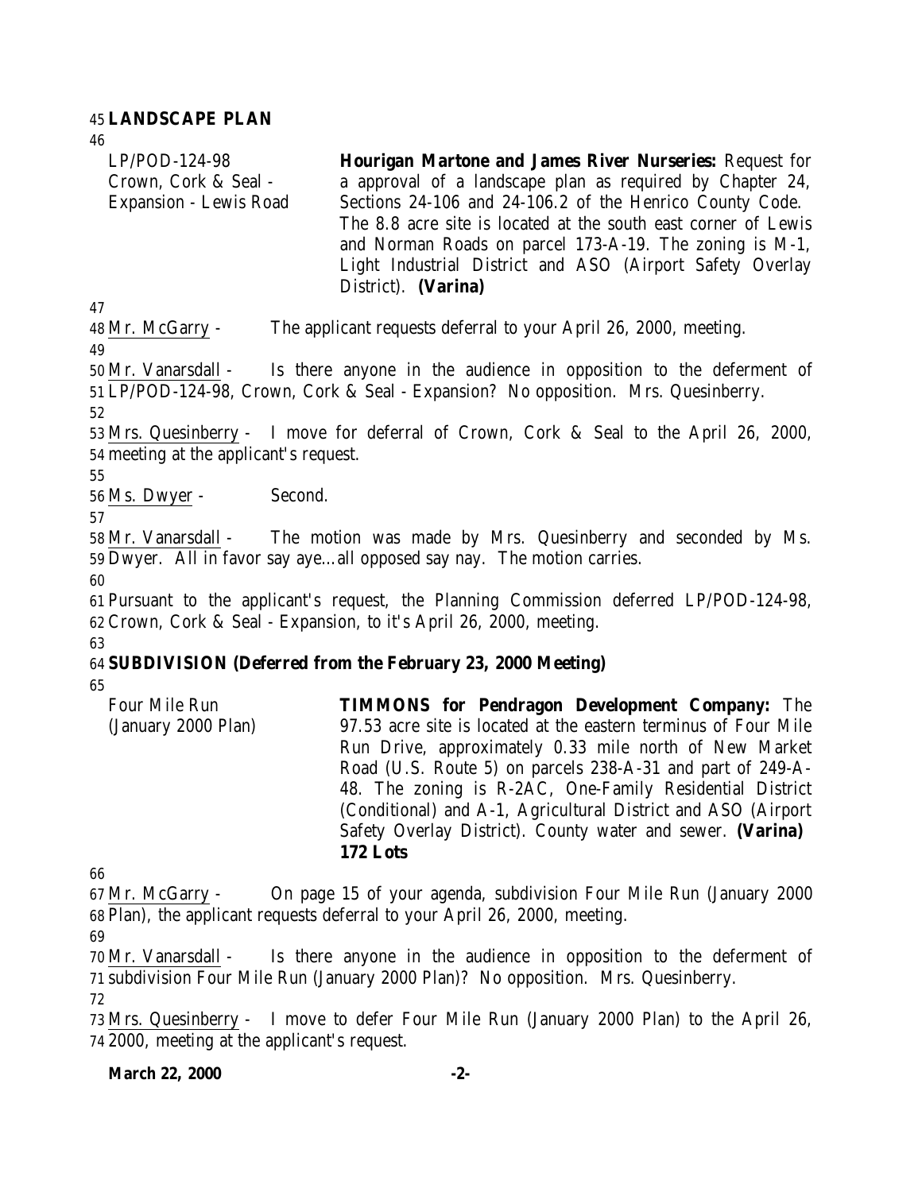**LANDSCAPE PLAN**

| | |
|---|---|
| LP/POD-124-98<br>Crown, Cork & Seal - Expansion - Lewis Road | **Hourigan Martone and James River Nurseries:** Request for a approval of a landscape plan as required by Chapter 24, Sections 24-106 and 24-106.2 of the Henrico County Code. The 8.8 acre site is located at the south east corner of Lewis and Norman Roads on parcel 173-A-19. The zoning is M-1, Light Industrial District and ASO (Airport Safety Overlay District). **(Varina)** |

Mr. McGarry - The applicant requests deferral to your April 26, 2000, meeting.

Mr. Vanarsdall - Is there anyone in the audience in opposition to the deferment of LP/POD-124-98, Crown, Cork & Seal - Expansion? No opposition. Mrs. Quesinberry.

Mrs. Quesinberry - I move for deferral of Crown, Cork & Seal to the April 26, 2000, meeting at the applicant's request.

Ms. Dwyer - Second.

Mr. Vanarsdall - The motion was made by Mrs. Quesinberry and seconded by Ms. Dwyer. All in favor say aye…all opposed say nay. The motion carries.

Pursuant to the applicant's request, the Planning Commission deferred LP/POD-124-98, Crown, Cork & Seal - Expansion, to it's April 26, 2000, meeting.

**SUBDIVISION (Deferred from the February 23, 2000 Meeting)**

| | |
|---|---|
| Four Mile Run<br>(January 2000 Plan) | **TIMMONS for Pendragon Development Company:** The 97.53 acre site is located at the eastern terminus of Four Mile Run Drive, approximately 0.33 mile north of New Market Road (U.S. Route 5) on parcels 238-A-31 and part of 249-A-48. The zoning is R-2AC, One-Family Residential District (Conditional) and A-1, Agricultural District and ASO (Airport Safety Overlay District). County water and sewer. **(Varina)**<br>**172 Lots** |

Mr. McGarry - On page 15 of your agenda, subdivision Four Mile Run (January 2000 Plan), the applicant requests deferral to your April 26, 2000, meeting.

Mr. Vanarsdall - Is there anyone in the audience in opposition to the deferment of subdivision Four Mile Run (January 2000 Plan)? No opposition. Mrs. Quesinberry.

Mrs. Quesinberry - I move to defer Four Mile Run (January 2000 Plan) to the April 26, 2000, meeting at the applicant's request.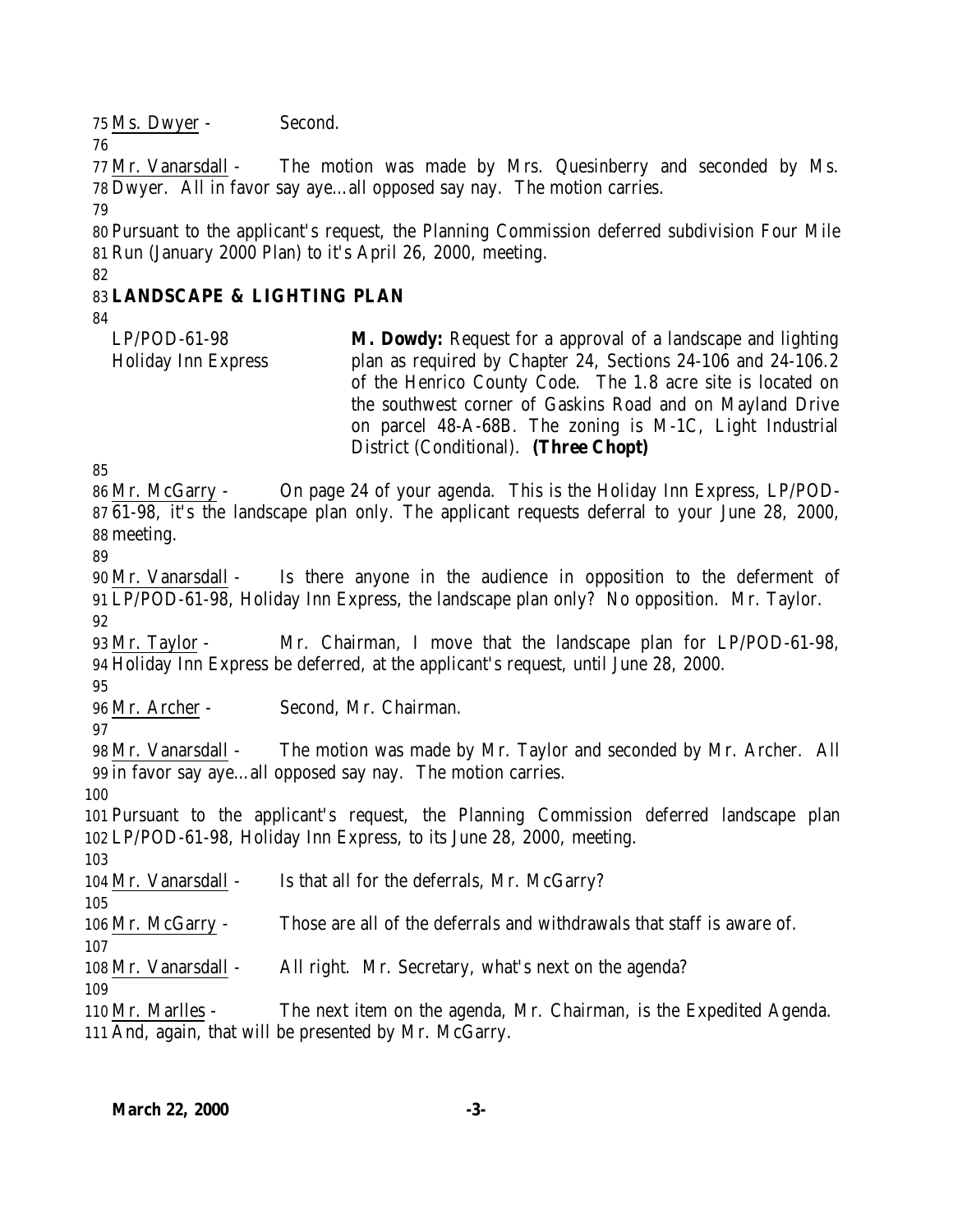Ms. Dwyer - Second.

Mr. Vanarsdall - The motion was made by Mrs. Quesinberry and seconded by Ms. Dwyer. All in favor say aye…all opposed say nay. The motion carries.

Pursuant to the applicant's request, the Planning Commission deferred subdivision Four Mile Run (January 2000 Plan) to it's April 26, 2000, meeting.

**LANDSCAPE & LIGHTING PLAN**

| | |
|---|---|
| LP/POD-61-98<br>Holiday Inn Express | **M. Dowdy:** Request for a approval of a landscape and lighting plan as required by Chapter 24, Sections 24-106 and 24-106.2 of the Henrico County Code. The 1.8 acre site is located on the southwest corner of Gaskins Road and on Mayland Drive on parcel 48-A-68B. The zoning is M-1C, Light Industrial District (Conditional). **(Three Chopt)** |

Mr. McGarry - On page 24 of your agenda. This is the Holiday Inn Express, LP/POD-61-98, it's the landscape plan only. The applicant requests deferral to your June 28, 2000, meeting.

Mr. Vanarsdall - Is there anyone in the audience in opposition to the deferment of LP/POD-61-98, Holiday Inn Express, the landscape plan only? No opposition. Mr. Taylor.

Mr. Taylor - Mr. Chairman, I move that the landscape plan for LP/POD-61-98, Holiday Inn Express be deferred, at the applicant's request, until June 28, 2000.

Mr. Archer - Second, Mr. Chairman.

Mr. Vanarsdall - The motion was made by Mr. Taylor and seconded by Mr. Archer. All in favor say aye…all opposed say nay. The motion carries.

Pursuant to the applicant's request, the Planning Commission deferred landscape plan LP/POD-61-98, Holiday Inn Express, to its June 28, 2000, meeting.

Mr. Vanarsdall - Is that all for the deferrals, Mr. McGarry?

Mr. McGarry - Those are all of the deferrals and withdrawals that staff is aware of.

Mr. Vanarsdall - All right. Mr. Secretary, what's next on the agenda?

Mr. Marlles - The next item on the agenda, Mr. Chairman, is the Expedited Agenda. And, again, that will be presented by Mr. McGarry.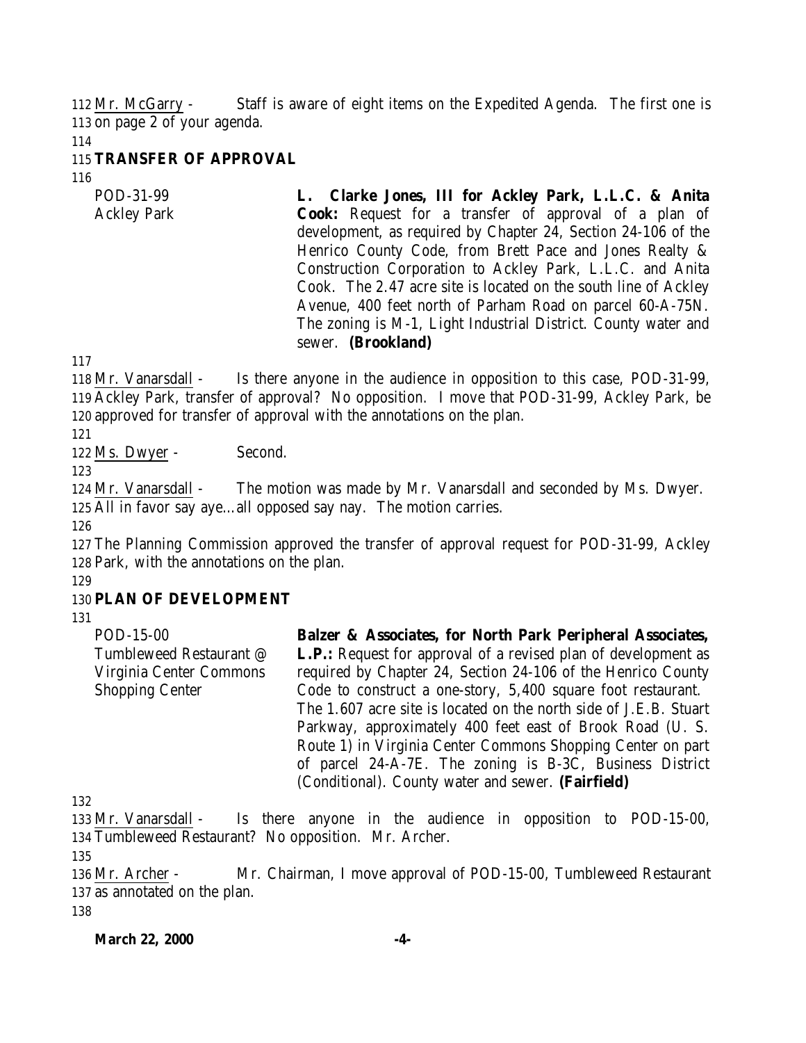Mr. McGarry - Staff is aware of eight items on the Expedited Agenda. The first one is on page 2 of your agenda.

## TRANSFER OF APPROVAL

| | |
|---|---|
| POD-31-99<br>Ackley Park | **L. Clarke Jones, III for Ackley Park, L.L.C. & Anita Cook:** Request for a transfer of approval of a plan of development, as required by Chapter 24, Section 24-106 of the Henrico County Code, from Brett Pace and Jones Realty & Construction Corporation to Ackley Park, L.L.C. and Anita Cook. The 2.47 acre site is located on the south line of Ackley Avenue, 400 feet north of Parham Road on parcel 60-A-75N. The zoning is M-1, Light Industrial District. County water and sewer. **(Brookland)** |

Mr. Vanarsdall - Is there anyone in the audience in opposition to this case, POD-31-99, Ackley Park, transfer of approval? No opposition. I move that POD-31-99, Ackley Park, be approved for transfer of approval with the annotations on the plan.

Ms. Dwyer - Second.

Mr. Vanarsdall - The motion was made by Mr. Vanarsdall and seconded by Ms. Dwyer. All in favor say aye…all opposed say nay. The motion carries.

The Planning Commission approved the transfer of approval request for POD-31-99, Ackley Park, with the annotations on the plan.

## PLAN OF DEVELOPMENT

| | |
|---|---|
| POD-15-00<br>Tumbleweed Restaurant @ Virginia Center Commons Shopping Center | **Balzer & Associates, for North Park Peripheral Associates, L.P.:** Request for approval of a revised plan of development as required by Chapter 24, Section 24-106 of the Henrico County Code to construct a one-story, 5,400 square foot restaurant. The 1.607 acre site is located on the north side of J.E.B. Stuart Parkway, approximately 400 feet east of Brook Road (U. S. Route 1) in Virginia Center Commons Shopping Center on part of parcel 24-A-7E. The zoning is B-3C, Business District (Conditional). County water and sewer. **(Fairfield)** |

Mr. Vanarsdall - Is there anyone in the audience in opposition to POD-15-00, Tumbleweed Restaurant? No opposition. Mr. Archer.

Mr. Archer - Mr. Chairman, I move approval of POD-15-00, Tumbleweed Restaurant as annotated on the plan.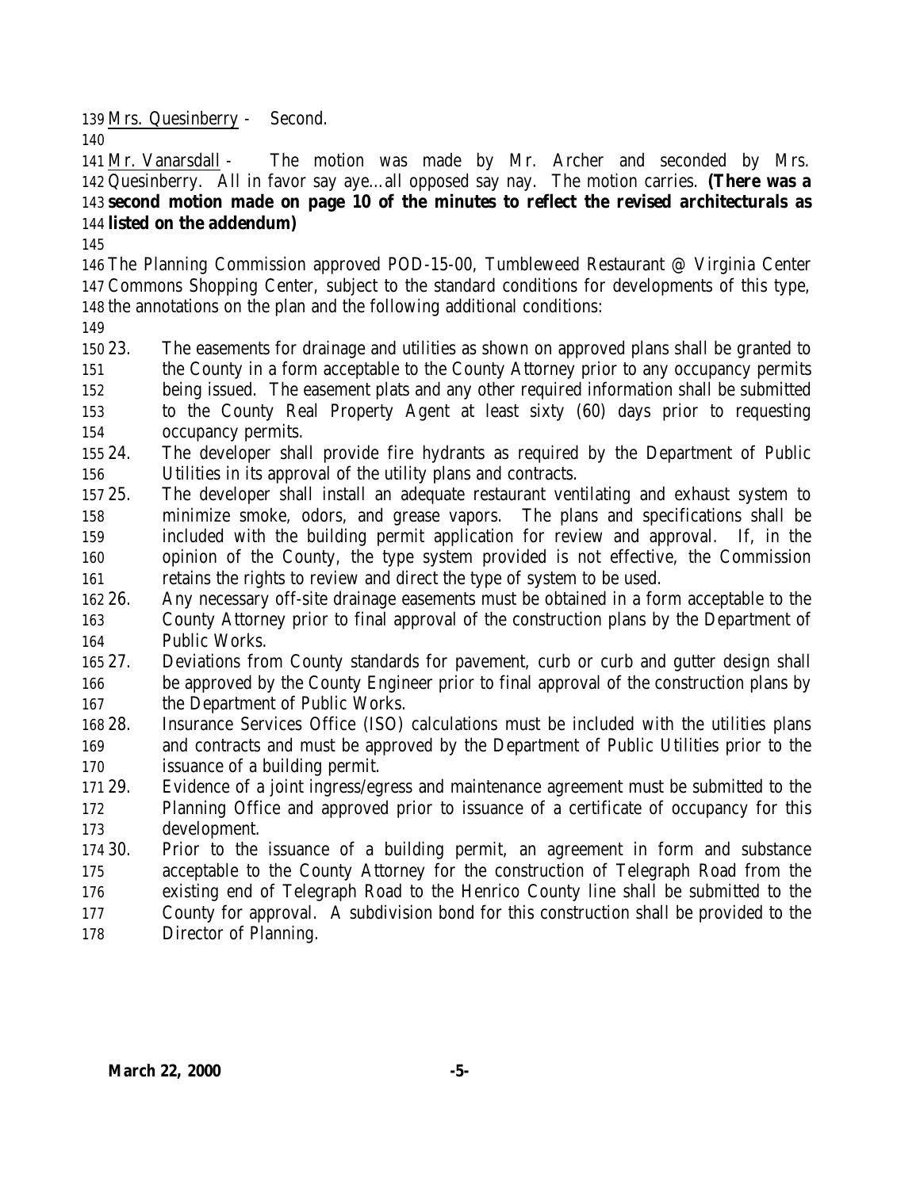Mrs. Quesinberry - Second.

Mr. Vanarsdall - The motion was made by Mr. Archer and seconded by Mrs. Quesinberry. All in favor say aye…all opposed say nay. The motion carries. **(There was a second motion made on page 10 of the minutes to reflect the revised architecturals as listed on the addendum)**

The Planning Commission approved POD-15-00, Tumbleweed Restaurant @ Virginia Center Commons Shopping Center, subject to the standard conditions for developments of this type, the annotations on the plan and the following additional conditions:

23. The easements for drainage and utilities as shown on approved plans shall be granted to the County in a form acceptable to the County Attorney prior to any occupancy permits being issued. The easement plats and any other required information shall be submitted to the County Real Property Agent at least sixty (60) days prior to requesting occupancy permits.
24. The developer shall provide fire hydrants as required by the Department of Public Utilities in its approval of the utility plans and contracts.
25. The developer shall install an adequate restaurant ventilating and exhaust system to minimize smoke, odors, and grease vapors. The plans and specifications shall be included with the building permit application for review and approval. If, in the opinion of the County, the type system provided is not effective, the Commission retains the rights to review and direct the type of system to be used.
26. Any necessary off-site drainage easements must be obtained in a form acceptable to the County Attorney prior to final approval of the construction plans by the Department of Public Works.
27. Deviations from County standards for pavement, curb or curb and gutter design shall be approved by the County Engineer prior to final approval of the construction plans by the Department of Public Works.
28. Insurance Services Office (ISO) calculations must be included with the utilities plans and contracts and must be approved by the Department of Public Utilities prior to the issuance of a building permit.
29. Evidence of a joint ingress/egress and maintenance agreement must be submitted to the Planning Office and approved prior to issuance of a certificate of occupancy for this development.
30. Prior to the issuance of a building permit, an agreement in form and substance acceptable to the County Attorney for the construction of Telegraph Road from the existing end of Telegraph Road to the Henrico County line shall be submitted to the County for approval. A subdivision bond for this construction shall be provided to the Director of Planning.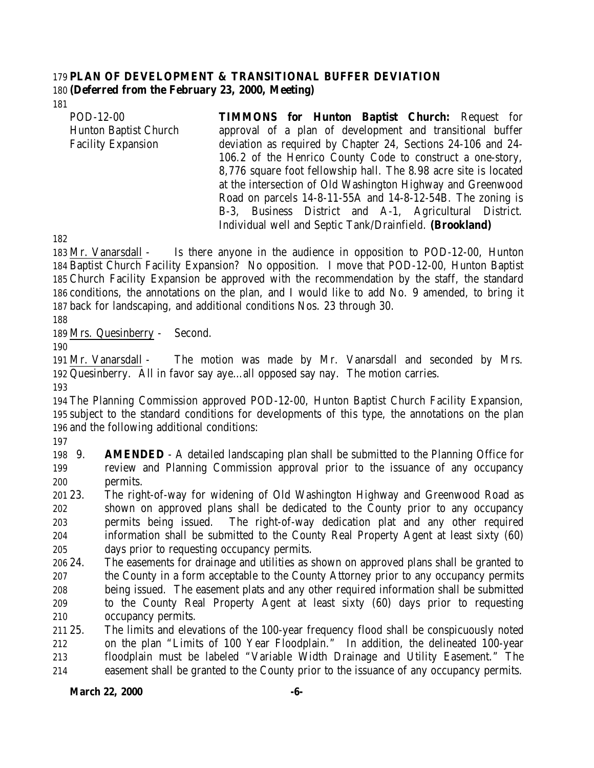**PLAN OF DEVELOPMENT & TRANSITIONAL BUFFER DEVIATION**
**(Deferred from the February 23, 2000, Meeting)**

| | |
|---|---|
| POD-12-00<br>Hunton Baptist Church<br>Facility Expansion | **TIMMONS for Hunton Baptist Church:** Request for approval of a plan of development and transitional buffer deviation as required by Chapter 24, Sections 24-106 and 24-106.2 of the Henrico County Code to construct a one-story, 8,776 square foot fellowship hall. The 8.98 acre site is located at the intersection of Old Washington Highway and Greenwood Road on parcels 14-8-11-55A and 14-8-12-54B. The zoning is B-3, Business District and A-1, Agricultural District. Individual well and Septic Tank/Drainfield. **(Brookland)** |

Mr. Vanarsdall - Is there anyone in the audience in opposition to POD-12-00, Hunton Baptist Church Facility Expansion? No opposition. I move that POD-12-00, Hunton Baptist Church Facility Expansion be approved with the recommendation by the staff, the standard conditions, the annotations on the plan, and I would like to add No. 9 amended, to bring it back for landscaping, and additional conditions Nos. 23 through 30.

Mrs. Quesinberry - Second.

Mr. Vanarsdall - The motion was made by Mr. Vanarsdall and seconded by Mrs. Quesinberry. All in favor say aye…all opposed say nay. The motion carries.

The Planning Commission approved POD-12-00, Hunton Baptist Church Facility Expansion, subject to the standard conditions for developments of this type, the annotations on the plan and the following additional conditions:

9. **AMENDED** - A detailed landscaping plan shall be submitted to the Planning Office for review and Planning Commission approval prior to the issuance of any occupancy permits.

23. The right-of-way for widening of Old Washington Highway and Greenwood Road as shown on approved plans shall be dedicated to the County prior to any occupancy permits being issued. The right-of-way dedication plat and any other required information shall be submitted to the County Real Property Agent at least sixty (60) days prior to requesting occupancy permits.

24. The easements for drainage and utilities as shown on approved plans shall be granted to the County in a form acceptable to the County Attorney prior to any occupancy permits being issued. The easement plats and any other required information shall be submitted to the County Real Property Agent at least sixty (60) days prior to requesting occupancy permits.

25. The limits and elevations of the 100-year frequency flood shall be conspicuously noted on the plan "Limits of 100 Year Floodplain." In addition, the delineated 100-year floodplain must be labeled "Variable Width Drainage and Utility Easement." The easement shall be granted to the County prior to the issuance of any occupancy permits.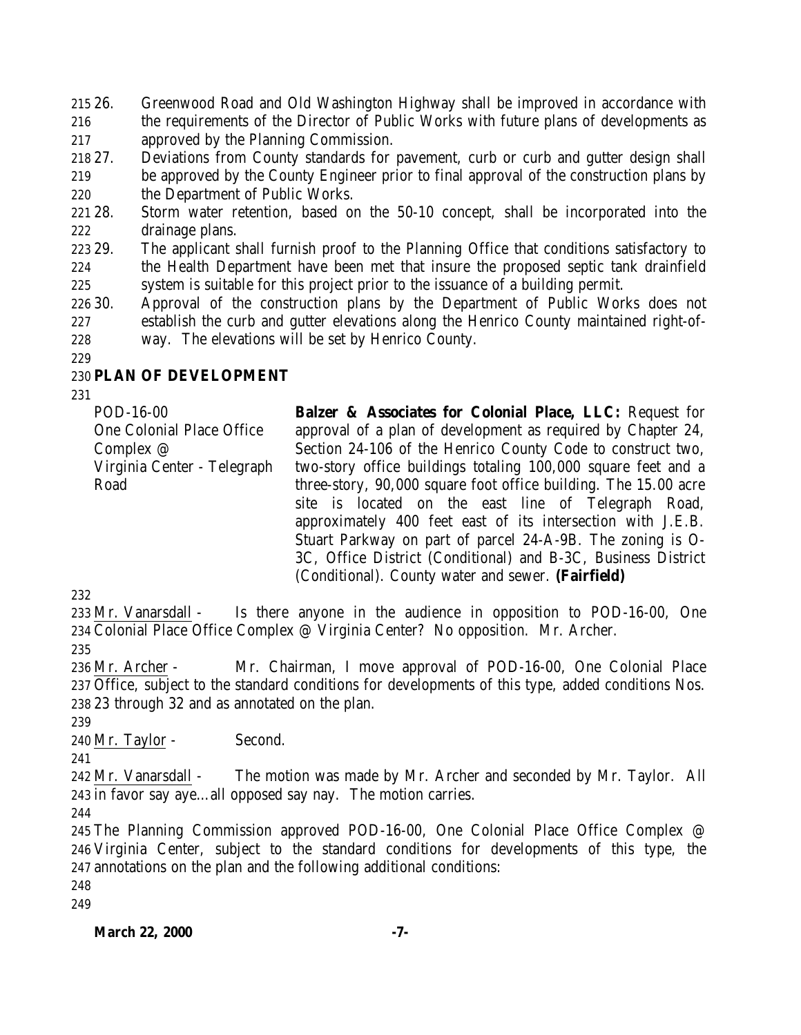26. Greenwood Road and Old Washington Highway shall be improved in accordance with the requirements of the Director of Public Works with future plans of developments as approved by the Planning Commission.
27. Deviations from County standards for pavement, curb or curb and gutter design shall be approved by the County Engineer prior to final approval of the construction plans by the Department of Public Works.
28. Storm water retention, based on the 50-10 concept, shall be incorporated into the drainage plans.
29. The applicant shall furnish proof to the Planning Office that conditions satisfactory to the Health Department have been met that insure the proposed septic tank drainfield system is suitable for this project prior to the issuance of a building permit.
30. Approval of the construction plans by the Department of Public Works does not establish the curb and gutter elevations along the Henrico County maintained right-of-way. The elevations will be set by Henrico County.

## PLAN OF DEVELOPMENT

| | |
|---|---|
| POD-16-00<br>One Colonial Place Office Complex @ Virginia Center - Telegraph Road | **Balzer & Associates for Colonial Place, LLC:** Request for approval of a plan of development as required by Chapter 24, Section 24-106 of the Henrico County Code to construct two, two-story office buildings totaling 100,000 square feet and a three-story, 90,000 square foot office building. The 15.00 acre site is located on the east line of Telegraph Road, approximately 400 feet east of its intersection with J.E.B. Stuart Parkway on part of parcel 24-A-9B. The zoning is O-3C, Office District (Conditional) and B-3C, Business District (Conditional). County water and sewer. **(Fairfield)** |

Mr. Vanarsdall - Is there anyone in the audience in opposition to POD-16-00, One Colonial Place Office Complex @ Virginia Center? No opposition. Mr. Archer.

Mr. Archer - Mr. Chairman, I move approval of POD-16-00, One Colonial Place Office, subject to the standard conditions for developments of this type, added conditions Nos. 23 through 32 and as annotated on the plan.

Mr. Taylor - Second.

Mr. Vanarsdall - The motion was made by Mr. Archer and seconded by Mr. Taylor. All in favor say aye…all opposed say nay. The motion carries.

The Planning Commission approved POD-16-00, One Colonial Place Office Complex @ Virginia Center, subject to the standard conditions for developments of this type, the annotations on the plan and the following additional conditions: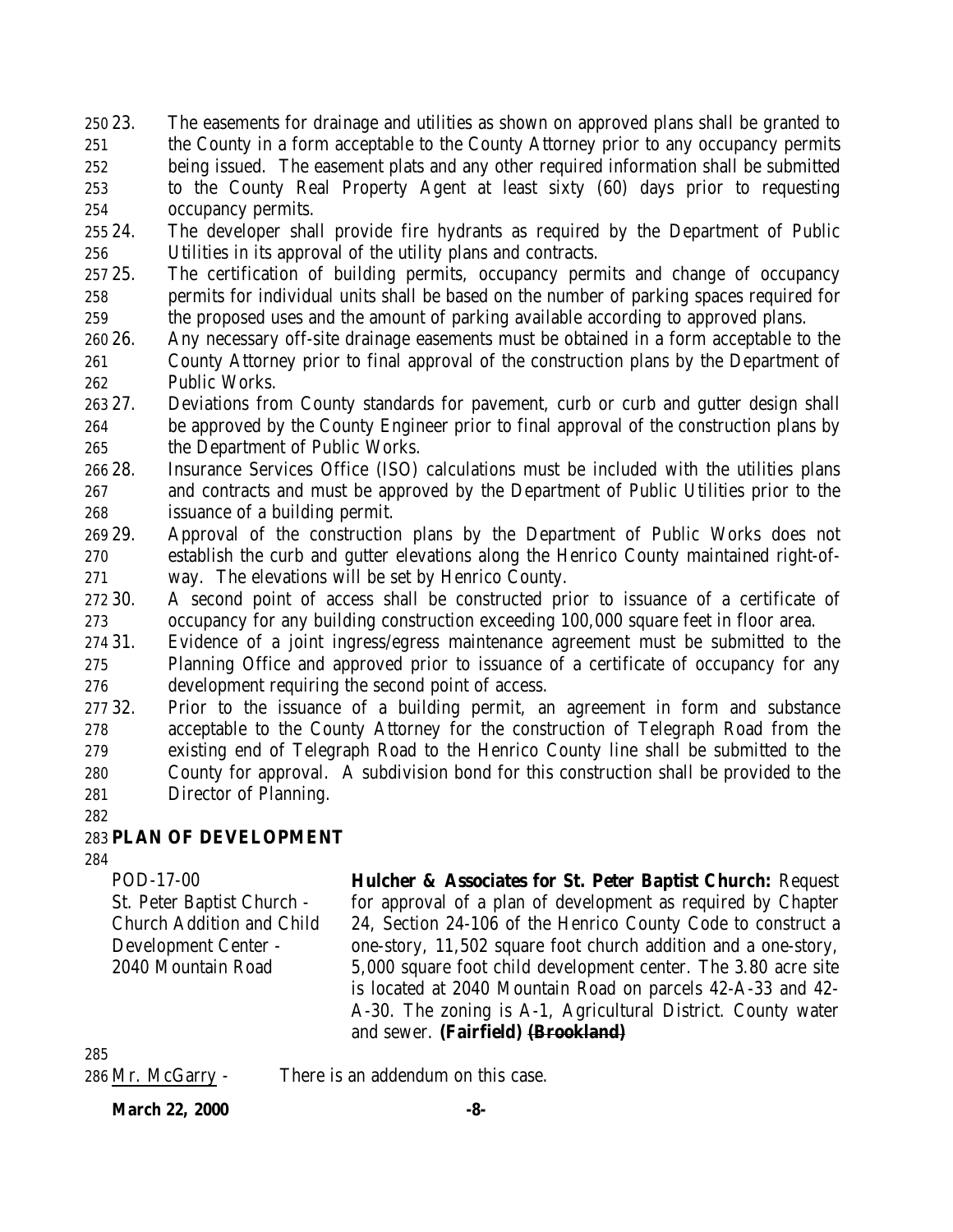23. The easements for drainage and utilities as shown on approved plans shall be granted to the County in a form acceptable to the County Attorney prior to any occupancy permits being issued. The easement plats and any other required information shall be submitted to the County Real Property Agent at least sixty (60) days prior to requesting occupancy permits.
24. The developer shall provide fire hydrants as required by the Department of Public Utilities in its approval of the utility plans and contracts.
25. The certification of building permits, occupancy permits and change of occupancy permits for individual units shall be based on the number of parking spaces required for the proposed uses and the amount of parking available according to approved plans.
26. Any necessary off-site drainage easements must be obtained in a form acceptable to the County Attorney prior to final approval of the construction plans by the Department of Public Works.
27. Deviations from County standards for pavement, curb or curb and gutter design shall be approved by the County Engineer prior to final approval of the construction plans by the Department of Public Works.
28. Insurance Services Office (ISO) calculations must be included with the utilities plans and contracts and must be approved by the Department of Public Utilities prior to the issuance of a building permit.
29. Approval of the construction plans by the Department of Public Works does not establish the curb and gutter elevations along the Henrico County maintained right-of-way. The elevations will be set by Henrico County.
30. A second point of access shall be constructed prior to issuance of a certificate of occupancy for any building construction exceeding 100,000 square feet in floor area.
31. Evidence of a joint ingress/egress maintenance agreement must be submitted to the Planning Office and approved prior to issuance of a certificate of occupancy for any development requiring the second point of access.
32. Prior to the issuance of a building permit, an agreement in form and substance acceptable to the County Attorney for the construction of Telegraph Road from the existing end of Telegraph Road to the Henrico County line shall be submitted to the County for approval. A subdivision bond for this construction shall be provided to the Director of Planning.

## PLAN OF DEVELOPMENT

POD-17-00
St. Peter Baptist Church - Church Addition and Child Development Center - 2040 Mountain Road

**Hulcher & Associates for St. Peter Baptist Church:** Request for approval of a plan of development as required by Chapter 24, Section 24-106 of the Henrico County Code to construct a one-story, 11,502 square foot church addition and a one-story, 5,000 square foot child development center. The 3.80 acre site is located at 2040 Mountain Road on parcels 42-A-33 and 42-A-30. The zoning is A-1, Agricultural District. County water and sewer. **(Fairfield)** **~~(Brookland)~~**

Mr. McGarry - There is an addendum on this case.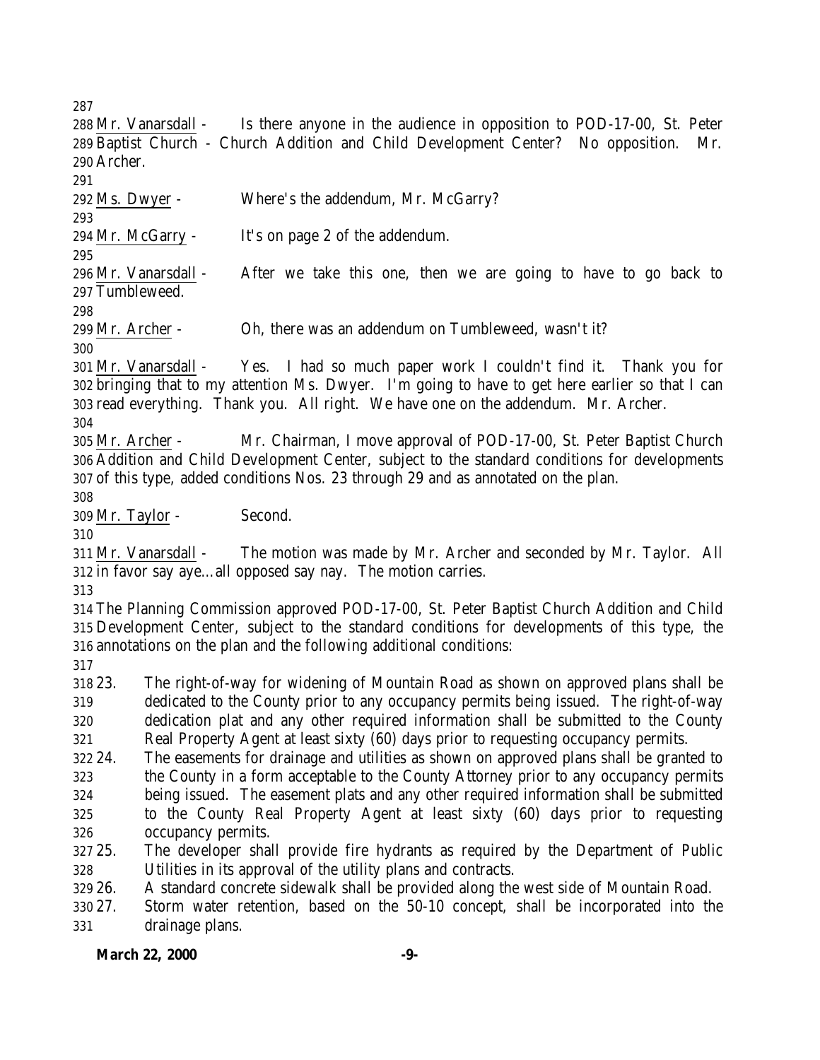<u>Mr. Vanarsdall</u> - Is there anyone in the audience in opposition to POD-17-00, St. Peter Baptist Church - Church Addition and Child Development Center? No opposition. Mr. Archer.

<u>Ms. Dwyer</u> - Where's the addendum, Mr. McGarry?

<u>Mr. McGarry</u> - It's on page 2 of the addendum.

<u>Mr. Vanarsdall</u> - After we take this one, then we are going to have to go back to Tumbleweed.

<u>Mr. Archer</u> - Oh, there was an addendum on Tumbleweed, wasn't it?

<u>Mr. Vanarsdall</u> - Yes. I had so much paper work I couldn't find it. Thank you for bringing that to my attention Ms. Dwyer. I'm going to have to get here earlier so that I can read everything. Thank you. All right. We have one on the addendum. Mr. Archer.

<u>Mr. Archer</u> - Mr. Chairman, I move approval of POD-17-00, St. Peter Baptist Church Addition and Child Development Center, subject to the standard conditions for developments of this type, added conditions Nos. 23 through 29 and as annotated on the plan.

<u>Mr. Taylor</u> - Second.

<u>Mr. Vanarsdall</u> - The motion was made by Mr. Archer and seconded by Mr. Taylor. All in favor say aye…all opposed say nay. The motion carries.

The Planning Commission approved POD-17-00, St. Peter Baptist Church Addition and Child Development Center, subject to the standard conditions for developments of this type, the annotations on the plan and the following additional conditions:

23. The right-of-way for widening of Mountain Road as shown on approved plans shall be dedicated to the County prior to any occupancy permits being issued. The right-of-way dedication plat and any other required information shall be submitted to the County Real Property Agent at least sixty (60) days prior to requesting occupancy permits.
24. The easements for drainage and utilities as shown on approved plans shall be granted to the County in a form acceptable to the County Attorney prior to any occupancy permits being issued. The easement plats and any other required information shall be submitted to the County Real Property Agent at least sixty (60) days prior to requesting occupancy permits.
25. The developer shall provide fire hydrants as required by the Department of Public Utilities in its approval of the utility plans and contracts.
26. A standard concrete sidewalk shall be provided along the west side of Mountain Road.
27. Storm water retention, based on the 50-10 concept, shall be incorporated into the drainage plans.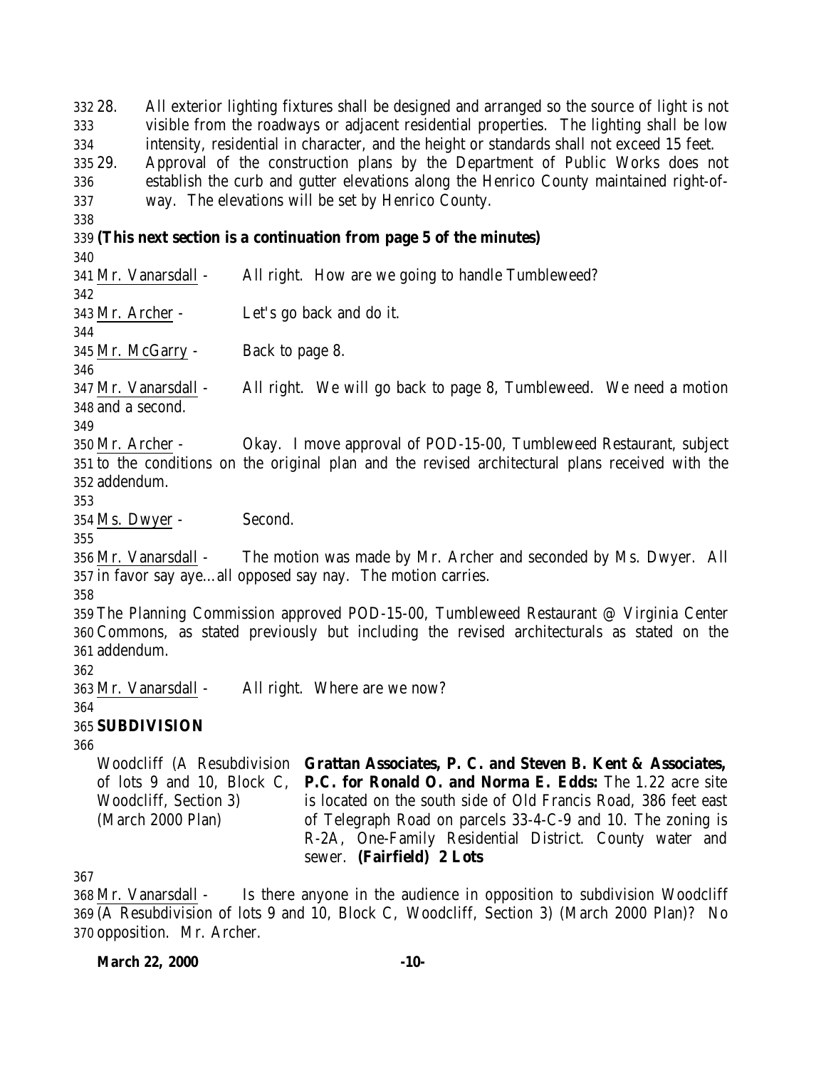28. All exterior lighting fixtures shall be designed and arranged so the source of light is not visible from the roadways or adjacent residential properties. The lighting shall be low intensity, residential in character, and the height or standards shall not exceed 15 feet.
29. Approval of the construction plans by the Department of Public Works does not establish the curb and gutter elevations along the Henrico County maintained right-of-way. The elevations will be set by Henrico County.

**(This next section is a continuation from page 5 of the minutes)**

Mr. Vanarsdall - All right. How are we going to handle Tumbleweed?

Mr. Archer - Let's go back and do it.

Mr. McGarry - Back to page 8.

Mr. Vanarsdall - All right. We will go back to page 8, Tumbleweed. We need a motion and a second.

Mr. Archer - Okay. I move approval of POD-15-00, Tumbleweed Restaurant, subject to the conditions on the original plan and the revised architectural plans received with the addendum.

Ms. Dwyer - Second.

Mr. Vanarsdall - The motion was made by Mr. Archer and seconded by Ms. Dwyer. All in favor say aye…all opposed say nay. The motion carries.

The Planning Commission approved POD-15-00, Tumbleweed Restaurant @ Virginia Center Commons, as stated previously but including the revised architecturals as stated on the addendum.

Mr. Vanarsdall - All right. Where are we now?

**SUBDIVISION**

| | |
|---|---|
| Woodcliff (A Resubdivision of lots 9 and 10, Block C, Woodcliff, Section 3) (March 2000 Plan) | **Grattan Associates, P. C. and Steven B. Kent & Associates, P.C. for Ronald O. and Norma E. Edds:** The 1.22 acre site is located on the south side of Old Francis Road, 386 feet east of Telegraph Road on parcels 33-4-C-9 and 10. The zoning is R-2A, One-Family Residential District. County water and sewer. **(Fairfield) 2 Lots** |

Mr. Vanarsdall - Is there anyone in the audience in opposition to subdivision Woodcliff (A Resubdivision of lots 9 and 10, Block C, Woodcliff, Section 3) (March 2000 Plan)? No opposition. Mr. Archer.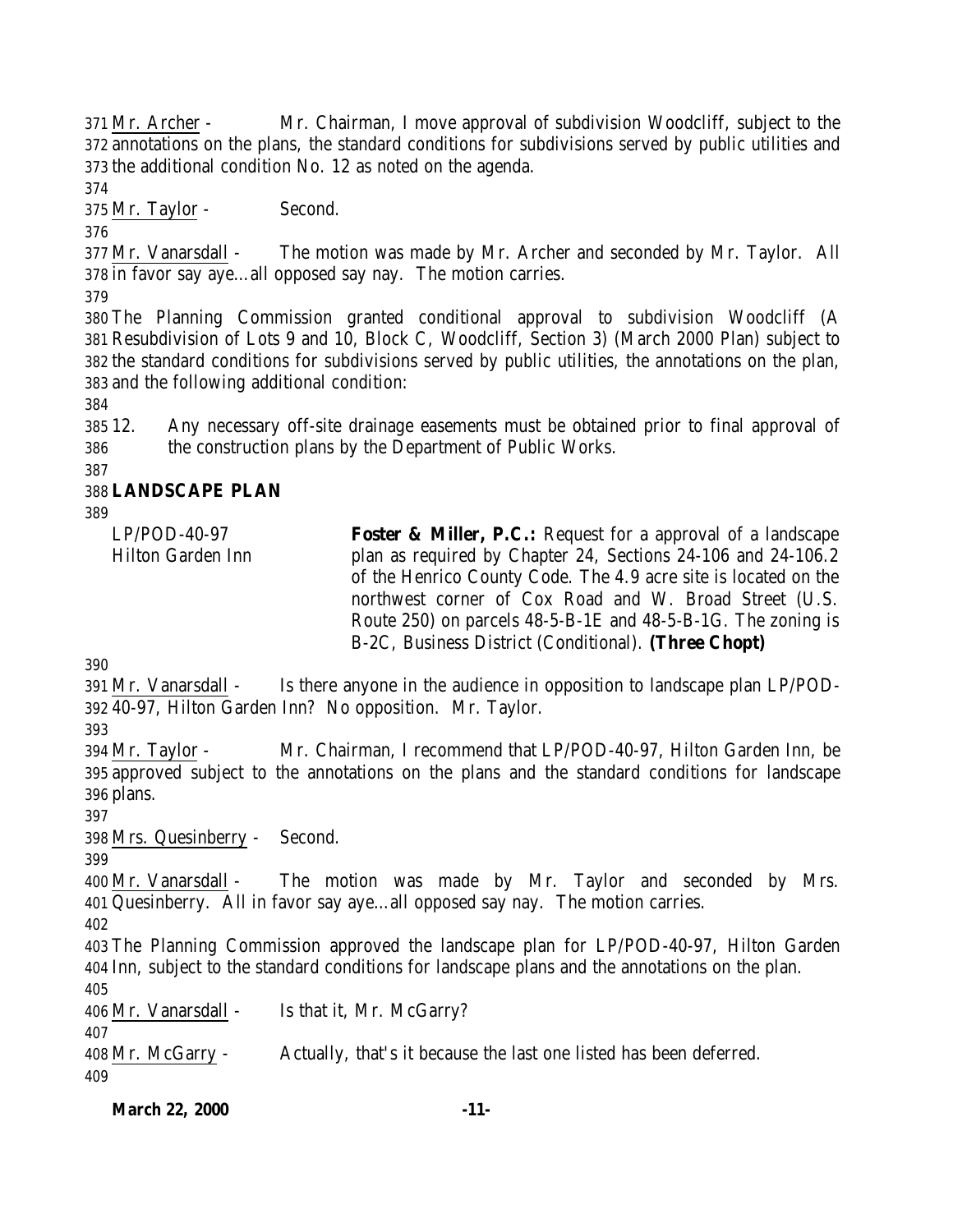Mr. Archer - Mr. Chairman, I move approval of subdivision Woodcliff, subject to the annotations on the plans, the standard conditions for subdivisions served by public utilities and the additional condition No. 12 as noted on the agenda.

Mr. Taylor - Second.

Mr. Vanarsdall - The motion was made by Mr. Archer and seconded by Mr. Taylor. All in favor say aye…all opposed say nay. The motion carries.

The Planning Commission granted conditional approval to subdivision Woodcliff (A Resubdivision of Lots 9 and 10, Block C, Woodcliff, Section 3) (March 2000 Plan) subject to the standard conditions for subdivisions served by public utilities, the annotations on the plan, and the following additional condition:

12. Any necessary off-site drainage easements must be obtained prior to final approval of the construction plans by the Department of Public Works.

## LANDSCAPE PLAN

LP/POD-40-97
Hilton Garden Inn

**Foster & Miller, P.C.:** Request for a approval of a landscape plan as required by Chapter 24, Sections 24-106 and 24-106.2 of the Henrico County Code. The 4.9 acre site is located on the northwest corner of Cox Road and W. Broad Street (U.S. Route 250) on parcels 48-5-B-1E and 48-5-B-1G. The zoning is B-2C, Business District (Conditional). **(Three Chopt)**

Mr. Vanarsdall - Is there anyone in the audience in opposition to landscape plan LP/POD-40-97, Hilton Garden Inn? No opposition. Mr. Taylor.

Mr. Taylor - Mr. Chairman, I recommend that LP/POD-40-97, Hilton Garden Inn, be approved subject to the annotations on the plans and the standard conditions for landscape plans.

Mrs. Quesinberry - Second.

Mr. Vanarsdall - The motion was made by Mr. Taylor and seconded by Mrs. Quesinberry. All in favor say aye…all opposed say nay. The motion carries.

The Planning Commission approved the landscape plan for LP/POD-40-97, Hilton Garden Inn, subject to the standard conditions for landscape plans and the annotations on the plan.

Mr. Vanarsdall - Is that it, Mr. McGarry?

Mr. McGarry - Actually, that's it because the last one listed has been deferred.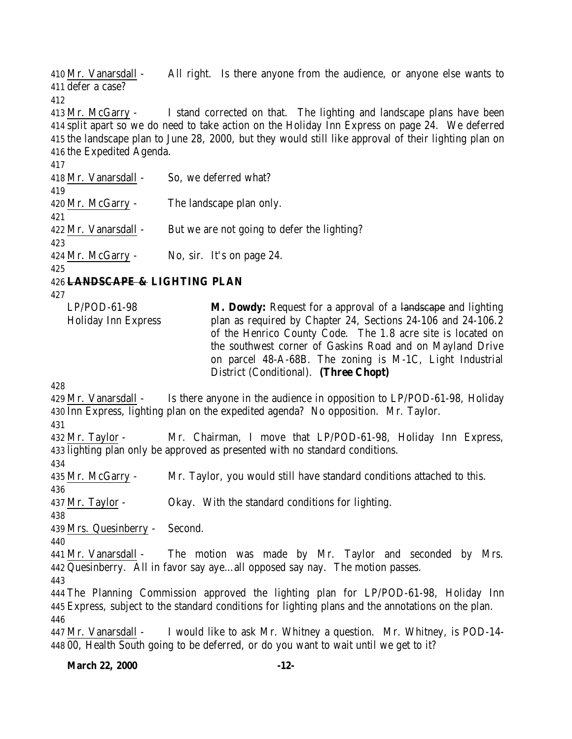Mr. Vanarsdall - All right. Is there anyone from the audience, or anyone else wants to defer a case?

Mr. McGarry - I stand corrected on that. The lighting and landscape plans have been split apart so we do need to take action on the Holiday Inn Express on page 24. We deferred the landscape plan to June 28, 2000, but they would still like approval of their lighting plan on the Expedited Agenda.

Mr. Vanarsdall - So, we deferred what?

Mr. McGarry - The landscape plan only.

Mr. Vanarsdall - But we are not going to defer the lighting?

Mr. McGarry - No, sir. It's on page 24.

**~~LANDSCAPE &~~ LIGHTING PLAN**

LP/POD-61-98
Holiday Inn Express

**M. Dowdy:** Request for a approval of a ~~landscape~~ and lighting plan as required by Chapter 24, Sections 24-106 and 24-106.2 of the Henrico County Code. The 1.8 acre site is located on the southwest corner of Gaskins Road and on Mayland Drive on parcel 48-A-68B. The zoning is M-1C, Light Industrial District (Conditional). **(Three Chopt)**

Mr. Vanarsdall - Is there anyone in the audience in opposition to LP/POD-61-98, Holiday Inn Express, lighting plan on the expedited agenda? No opposition. Mr. Taylor.

Mr. Taylor - Mr. Chairman, I move that LP/POD-61-98, Holiday Inn Express, lighting plan only be approved as presented with no standard conditions.

Mr. McGarry - Mr. Taylor, you would still have standard conditions attached to this.

Mr. Taylor - Okay. With the standard conditions for lighting.

Mrs. Quesinberry - Second.

Mr. Vanarsdall - The motion was made by Mr. Taylor and seconded by Mrs. Quesinberry. All in favor say aye…all opposed say nay. The motion passes.

The Planning Commission approved the lighting plan for LP/POD-61-98, Holiday Inn Express, subject to the standard conditions for lighting plans and the annotations on the plan.

Mr. Vanarsdall - I would like to ask Mr. Whitney a question. Mr. Whitney, is POD-14-00, Health South going to be deferred, or do you want to wait until we get to it?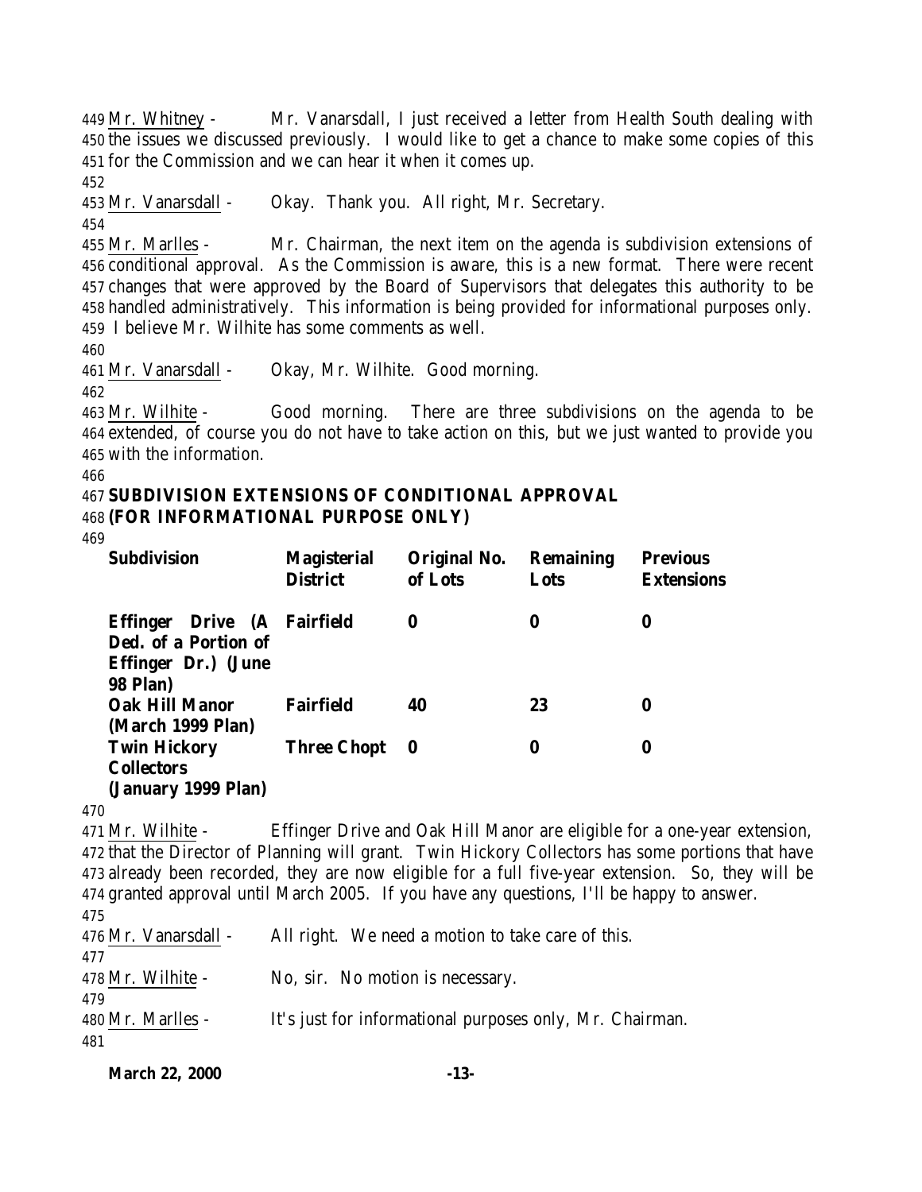449 Mr. Whitney - Mr. Vanarsdall, I just received a letter from Health South dealing with
450 the issues we discussed previously. I would like to get a chance to make some copies of this
451 for the Commission and we can hear it when it comes up.
452
453 Mr. Vanarsdall - Okay. Thank you. All right, Mr. Secretary.
454
455 Mr. Marlles - Mr. Chairman, the next item on the agenda is subdivision extensions of
456 conditional approval. As the Commission is aware, this is a new format. There were recent
457 changes that were approved by the Board of Supervisors that delegates this authority to be
458 handled administratively. This information is being provided for informational purposes only.
459 I believe Mr. Wilhite has some comments as well.
460
461 Mr. Vanarsdall - Okay, Mr. Wilhite. Good morning.
462
463 Mr. Wilhite - Good morning. There are three subdivisions on the agenda to be
464 extended, of course you do not have to take action on this, but we just wanted to provide you
465 with the information.
466
467 **SUBDIVISION EXTENSIONS OF CONDITIONAL APPROVAL**
468 **(FOR INFORMATIONAL PURPOSE ONLY)**
469

| Subdivision | Magisterial District | Original No. of Lots | Remaining Lots | Previous Extensions |
|---|---|---|---|---|
| **Effinger Drive (A Ded. of a Portion of Effinger Dr.) (June 98 Plan)** | **Fairfield** | **0** | **0** | **0** |
| **Oak Hill Manor (March 1999 Plan)** | **Fairfield** | **40** | **23** | **0** |
| **Twin Hickory Collectors (January 1999 Plan)** | **Three Chopt** | **0** | **0** | **0** |

470
471 Mr. Wilhite - Effinger Drive and Oak Hill Manor are eligible for a one-year extension,
472 that the Director of Planning will grant. Twin Hickory Collectors has some portions that have
473 already been recorded, they are now eligible for a full five-year extension. So, they will be
474 granted approval until March 2005. If you have any questions, I'll be happy to answer.
475
476 Mr. Vanarsdall - All right. We need a motion to take care of this.
477
478 Mr. Wilhite - No, sir. No motion is necessary.
479
480 Mr. Marlles - It's just for informational purposes only, Mr. Chairman.
481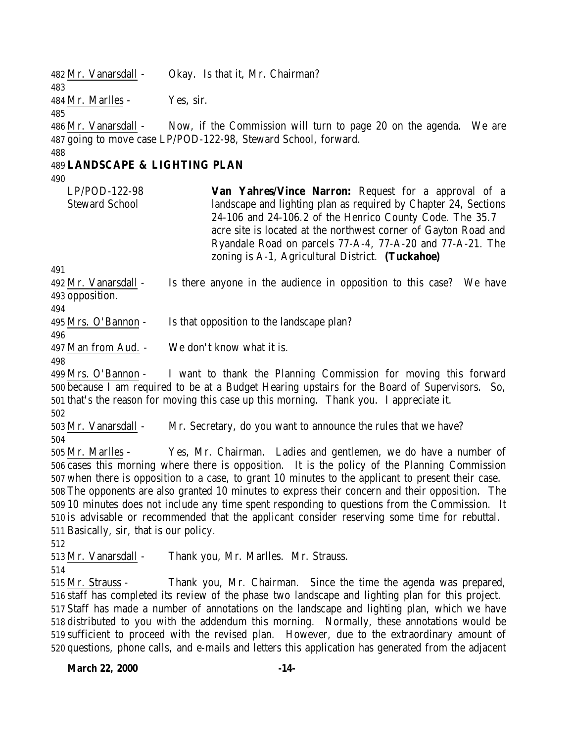Mr. Vanarsdall - Okay. Is that it, Mr. Chairman?

Mr. Marlles - Yes, sir.

Mr. Vanarsdall - Now, if the Commission will turn to page 20 on the agenda. We are going to move case LP/POD-122-98, Steward School, forward.

**LANDSCAPE & LIGHTING PLAN**

LP/POD-122-98
Steward School

**Van Yahres/Vince Narron:** Request for a approval of a landscape and lighting plan as required by Chapter 24, Sections 24-106 and 24-106.2 of the Henrico County Code. The 35.7 acre site is located at the northwest corner of Gayton Road and Ryandale Road on parcels 77-A-4, 77-A-20 and 77-A-21. The zoning is A-1, Agricultural District. **(Tuckahoe)**

Mr. Vanarsdall - Is there anyone in the audience in opposition to this case? We have opposition.

Mrs. O'Bannon - Is that opposition to the landscape plan?

Man from Aud. - We don't know what it is.

Mrs. O'Bannon - I want to thank the Planning Commission for moving this forward because I am required to be at a Budget Hearing upstairs for the Board of Supervisors. So, that's the reason for moving this case up this morning. Thank you. I appreciate it.

Mr. Vanarsdall - Mr. Secretary, do you want to announce the rules that we have?

Mr. Marlles - Yes, Mr. Chairman. Ladies and gentlemen, we do have a number of cases this morning where there is opposition. It is the policy of the Planning Commission when there is opposition to a case, to grant 10 minutes to the applicant to present their case. The opponents are also granted 10 minutes to express their concern and their opposition. The 10 minutes does not include any time spent responding to questions from the Commission. It is advisable or recommended that the applicant consider reserving some time for rebuttal. Basically, sir, that is our policy.

Mr. Vanarsdall - Thank you, Mr. Marlles. Mr. Strauss.

Mr. Strauss - Thank you, Mr. Chairman. Since the time the agenda was prepared, staff has completed its review of the phase two landscape and lighting plan for this project. Staff has made a number of annotations on the landscape and lighting plan, which we have distributed to you with the addendum this morning. Normally, these annotations would be sufficient to proceed with the revised plan. However, due to the extraordinary amount of questions, phone calls, and e-mails and letters this application has generated from the adjacent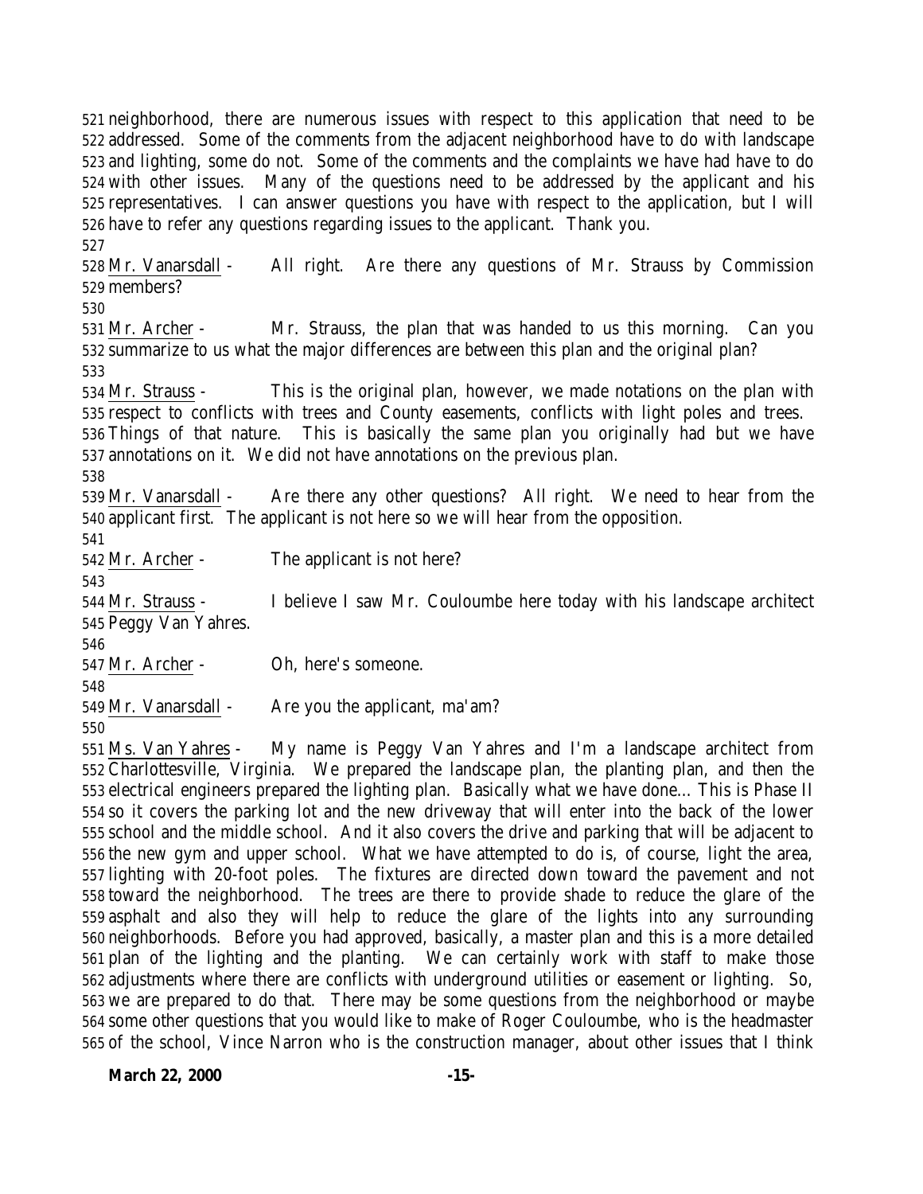neighborhood, there are numerous issues with respect to this application that need to be addressed. Some of the comments from the adjacent neighborhood have to do with landscape and lighting, some do not. Some of the comments and the complaints we have had have to do with other issues. Many of the questions need to be addressed by the applicant and his representatives. I can answer questions you have with respect to the application, but I will have to refer any questions regarding issues to the applicant. Thank you.

Mr. Vanarsdall - All right. Are there any questions of Mr. Strauss by Commission members?

Mr. Archer - Mr. Strauss, the plan that was handed to us this morning. Can you summarize to us what the major differences are between this plan and the original plan?

Mr. Strauss - This is the original plan, however, we made notations on the plan with respect to conflicts with trees and County easements, conflicts with light poles and trees. Things of that nature. This is basically the same plan you originally had but we have annotations on it. We did not have annotations on the previous plan.

Mr. Vanarsdall - Are there any other questions? All right. We need to hear from the applicant first. The applicant is not here so we will hear from the opposition.

Mr. Archer - The applicant is not here?

Mr. Strauss - I believe I saw Mr. Couloumbe here today with his landscape architect Peggy Van Yahres.

Mr. Archer - Oh, here's someone.

Mr. Vanarsdall - Are you the applicant, ma'am?

Ms. Van Yahres - My name is Peggy Van Yahres and I'm a landscape architect from Charlottesville, Virginia. We prepared the landscape plan, the planting plan, and then the electrical engineers prepared the lighting plan. Basically what we have done… This is Phase II so it covers the parking lot and the new driveway that will enter into the back of the lower school and the middle school. And it also covers the drive and parking that will be adjacent to the new gym and upper school. What we have attempted to do is, of course, light the area, lighting with 20-foot poles. The fixtures are directed down toward the pavement and not toward the neighborhood. The trees are there to provide shade to reduce the glare of the asphalt and also they will help to reduce the glare of the lights into any surrounding neighborhoods. Before you had approved, basically, a master plan and this is a more detailed plan of the lighting and the planting. We can certainly work with staff to make those adjustments where there are conflicts with underground utilities or easement or lighting. So, we are prepared to do that. There may be some questions from the neighborhood or maybe some other questions that you would like to make of Roger Couloumbe, who is the headmaster of the school, Vince Narron who is the construction manager, about other issues that I think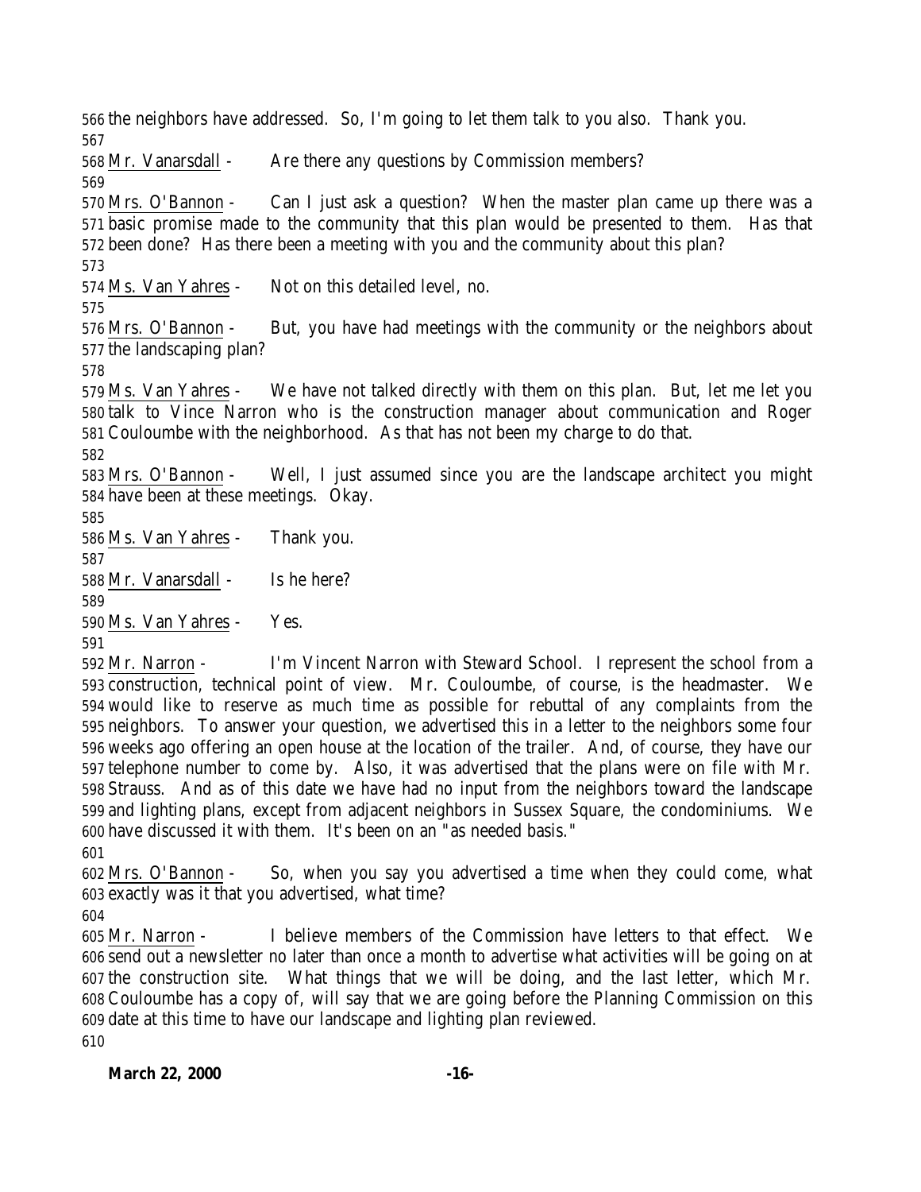the neighbors have addressed. So, I'm going to let them talk to you also. Thank you.

Mr. Vanarsdall - Are there any questions by Commission members?

Mrs. O'Bannon - Can I just ask a question? When the master plan came up there was a basic promise made to the community that this plan would be presented to them. Has that been done? Has there been a meeting with you and the community about this plan?

Ms. Van Yahres - Not on this detailed level, no.

Mrs. O'Bannon - But, you have had meetings with the community or the neighbors about the landscaping plan?

Ms. Van Yahres - We have not talked directly with them on this plan. But, let me let you talk to Vince Narron who is the construction manager about communication and Roger Couloumbe with the neighborhood. As that has not been my charge to do that.

Mrs. O'Bannon - Well, I just assumed since you are the landscape architect you might have been at these meetings. Okay.

Ms. Van Yahres - Thank you.

Mr. Vanarsdall - Is he here?

Ms. Van Yahres - Yes.

Mr. Narron - I'm Vincent Narron with Steward School. I represent the school from a construction, technical point of view. Mr. Couloumbe, of course, is the headmaster. We would like to reserve as much time as possible for rebuttal of any complaints from the neighbors. To answer your question, we advertised this in a letter to the neighbors some four weeks ago offering an open house at the location of the trailer. And, of course, they have our telephone number to come by. Also, it was advertised that the plans were on file with Mr. Strauss. And as of this date we have had no input from the neighbors toward the landscape and lighting plans, except from adjacent neighbors in Sussex Square, the condominiums. We have discussed it with them. It's been on an "as needed basis."

Mrs. O'Bannon - So, when you say you advertised a time when they could come, what exactly was it that you advertised, what time?

Mr. Narron - I believe members of the Commission have letters to that effect. We send out a newsletter no later than once a month to advertise what activities will be going on at the construction site. What things that we will be doing, and the last letter, which Mr. Couloumbe has a copy of, will say that we are going before the Planning Commission on this date at this time to have our landscape and lighting plan reviewed.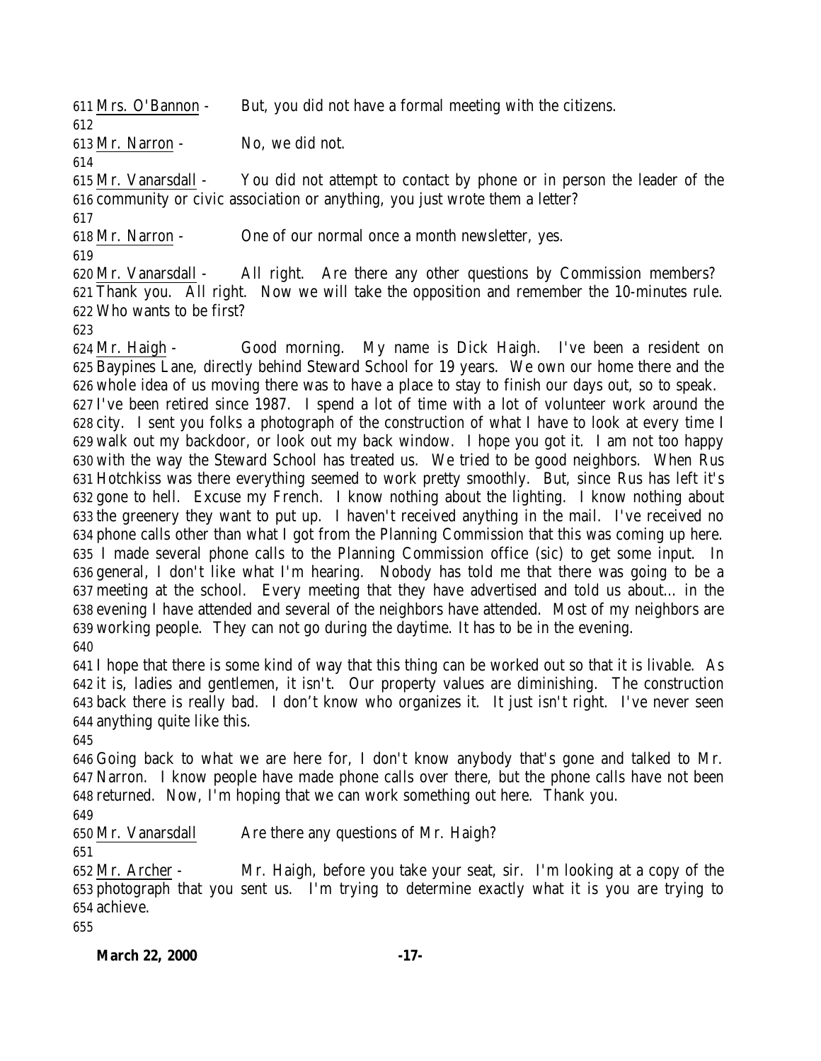611 Mrs. O'Bannon - But, you did not have a formal meeting with the citizens.

612

613 Mr. Narron - No, we did not.

614

615 Mr. Vanarsdall - You did not attempt to contact by phone or in person the leader of the
616 community or civic association or anything, you just wrote them a letter?

617

618 Mr. Narron - One of our normal once a month newsletter, yes.

619

620 Mr. Vanarsdall - All right. Are there any other questions by Commission members?
621 Thank you. All right. Now we will take the opposition and remember the 10-minutes rule.
622 Who wants to be first?

623

624 Mr. Haigh - Good morning. My name is Dick Haigh. I've been a resident on
625 Baypines Lane, directly behind Steward School for 19 years. We own our home there and the
626 whole idea of us moving there was to have a place to stay to finish our days out, so to speak.
627 I've been retired since 1987. I spend a lot of time with a lot of volunteer work around the
628 city. I sent you folks a photograph of the construction of what I have to look at every time I
629 walk out my backdoor, or look out my back window. I hope you got it. I am not too happy
630 with the way the Steward School has treated us. We tried to be good neighbors. When Rus
631 Hotchkiss was there everything seemed to work pretty smoothly. But, since Rus has left it's
632 gone to hell. Excuse my French. I know nothing about the lighting. I know nothing about
633 the greenery they want to put up. I haven't received anything in the mail. I've received no
634 phone calls other than what I got from the Planning Commission that this was coming up here.
635 I made several phone calls to the Planning Commission office (sic) to get some input. In
636 general, I don't like what I'm hearing. Nobody has told me that there was going to be a
637 meeting at the school. Every meeting that they have advertised and told us about… in the
638 evening I have attended and several of the neighbors have attended. Most of my neighbors are
639 working people. They can not go during the daytime. It has to be in the evening.

640

641 I hope that there is some kind of way that this thing can be worked out so that it is livable. As
642 it is, ladies and gentlemen, it isn't. Our property values are diminishing. The construction
643 back there is really bad. I don't know who organizes it. It just isn't right. I've never seen
644 anything quite like this.

645

646 Going back to what we are here for, I don't know anybody that's gone and talked to Mr.
647 Narron. I know people have made phone calls over there, but the phone calls have not been
648 returned. Now, I'm hoping that we can work something out here. Thank you.

649

650 Mr. Vanarsdall Are there any questions of Mr. Haigh?

651

652 Mr. Archer - Mr. Haigh, before you take your seat, sir. I'm looking at a copy of the
653 photograph that you sent us. I'm trying to determine exactly what it is you are trying to
654 achieve.

655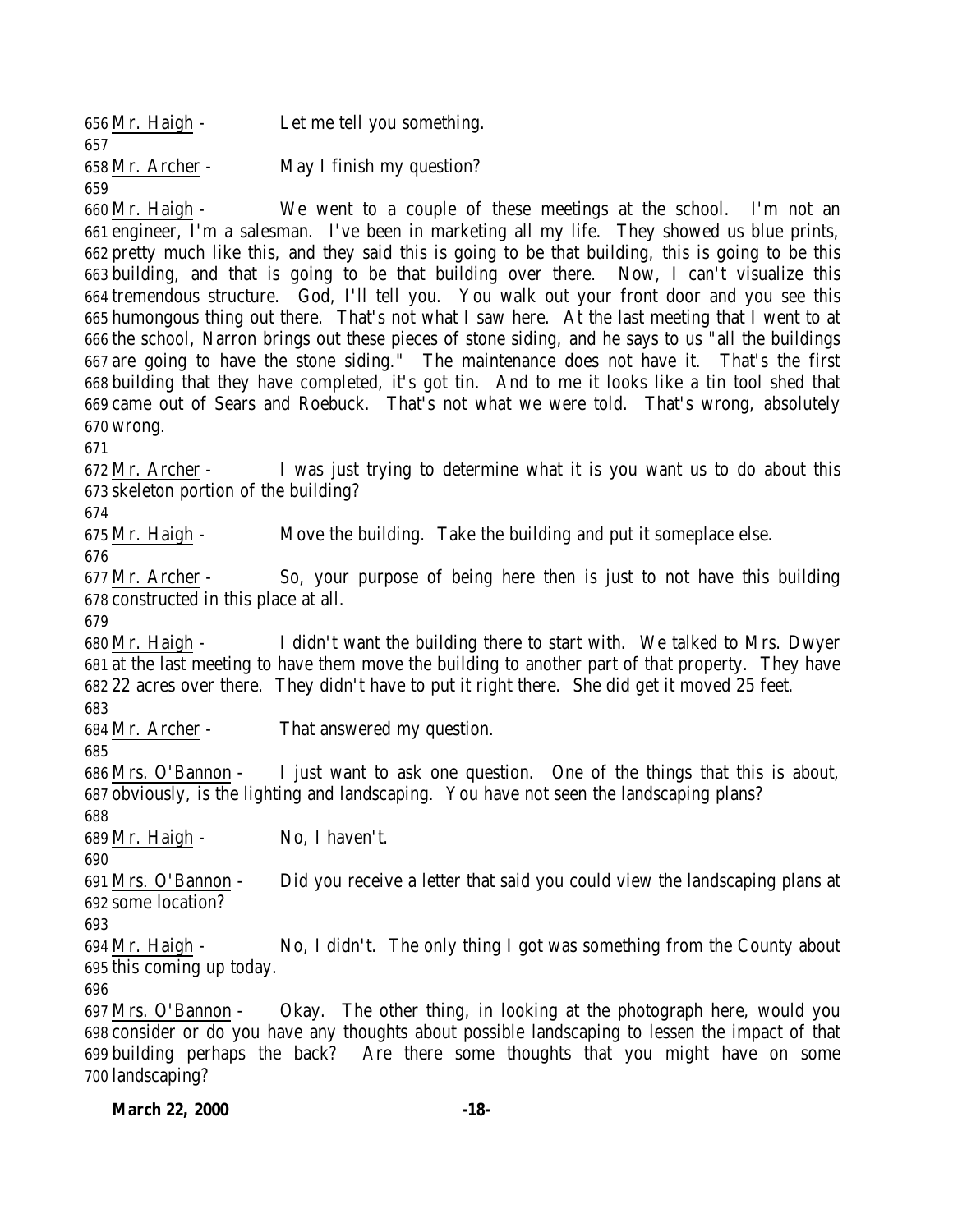Mr. Haigh - Let me tell you something.

Mr. Archer - May I finish my question?

Mr. Haigh - We went to a couple of these meetings at the school. I'm not an engineer, I'm a salesman. I've been in marketing all my life. They showed us blue prints, pretty much like this, and they said this is going to be that building, this is going to be this building, and that is going to be that building over there. Now, I can't visualize this tremendous structure. God, I'll tell you. You walk out your front door and you see this humongous thing out there. That's not what I saw here. At the last meeting that I went to at the school, Narron brings out these pieces of stone siding, and he says to us "all the buildings are going to have the stone siding." The maintenance does not have it. That's the first building that they have completed, it's got tin. And to me it looks like a tin tool shed that came out of Sears and Roebuck. That's not what we were told. That's wrong, absolutely wrong.

Mr. Archer - I was just trying to determine what it is you want us to do about this skeleton portion of the building?

Mr. Haigh - Move the building. Take the building and put it someplace else.

Mr. Archer - So, your purpose of being here then is just to not have this building constructed in this place at all.

Mr. Haigh - I didn't want the building there to start with. We talked to Mrs. Dwyer at the last meeting to have them move the building to another part of that property. They have 22 acres over there. They didn't have to put it right there. She did get it moved 25 feet.

Mr. Archer - That answered my question.

Mrs. O'Bannon - I just want to ask one question. One of the things that this is about, obviously, is the lighting and landscaping. You have not seen the landscaping plans?

Mr. Haigh - No, I haven't.

Mrs. O'Bannon - Did you receive a letter that said you could view the landscaping plans at some location?

Mr. Haigh - No, I didn't. The only thing I got was something from the County about this coming up today.

Mrs. O'Bannon - Okay. The other thing, in looking at the photograph here, would you consider or do you have any thoughts about possible landscaping to lessen the impact of that building perhaps the back? Are there some thoughts that you might have on some landscaping?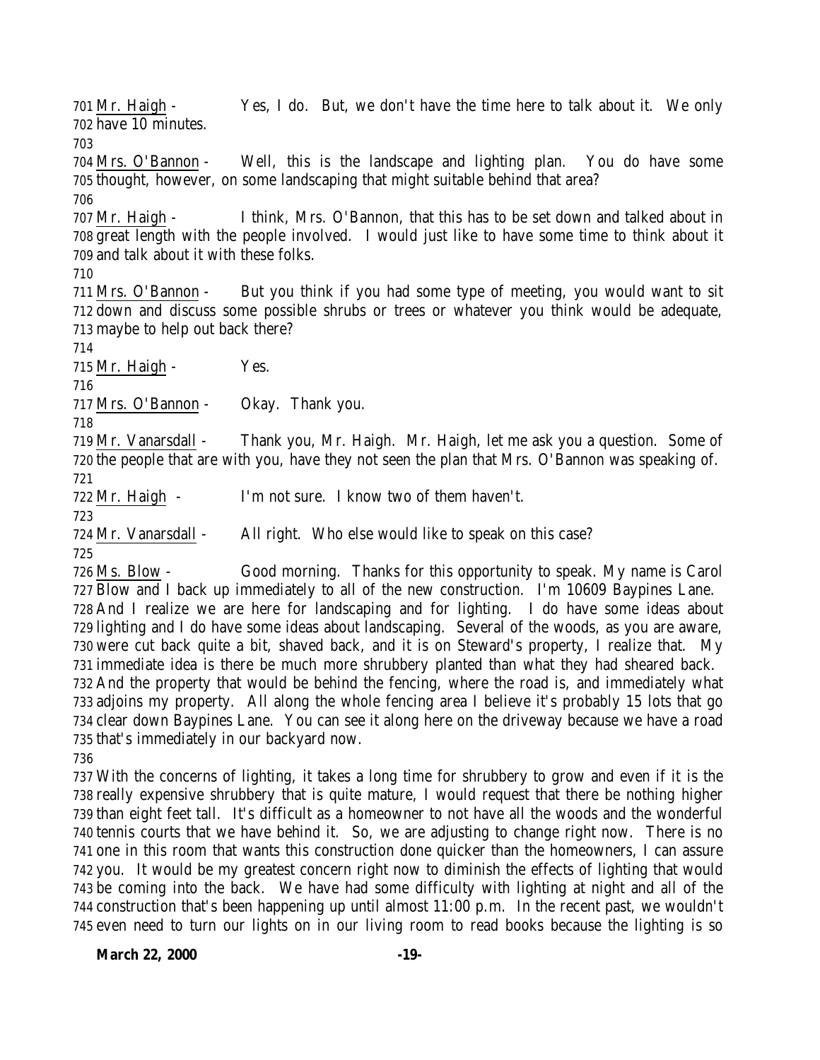701 <u>Mr. Haigh</u> - Yes, I do. But, we don't have the time here to talk about it. We only
702 have 10 minutes.
703
704 <u>Mrs. O'Bannon</u> - Well, this is the landscape and lighting plan. You do have some
705 thought, however, on some landscaping that might suitable behind that area?
706
707 <u>Mr. Haigh</u> - I think, Mrs. O'Bannon, that this has to be set down and talked about in
708 great length with the people involved. I would just like to have some time to think about it
709 and talk about it with these folks.
710
711 <u>Mrs. O'Bannon</u> - But you think if you had some type of meeting, you would want to sit
712 down and discuss some possible shrubs or trees or whatever you think would be adequate,
713 maybe to help out back there?
714
715 <u>Mr. Haigh</u> - Yes.
716
717 <u>Mrs. O'Bannon</u> - Okay. Thank you.
718
719 <u>Mr. Vanarsdall</u> - Thank you, Mr. Haigh. Mr. Haigh, let me ask you a question. Some of
720 the people that are with you, have they not seen the plan that Mrs. O'Bannon was speaking of.
721
722 <u>Mr. Haigh</u> - I'm not sure. I know two of them haven't.
723
724 <u>Mr. Vanarsdall</u> - All right. Who else would like to speak on this case?
725
726 <u>Ms. Blow</u> - Good morning. Thanks for this opportunity to speak. My name is Carol
727 Blow and I back up immediately to all of the new construction. I'm 10609 Baypines Lane.
728 And I realize we are here for landscaping and for lighting. I do have some ideas about
729 lighting and I do have some ideas about landscaping. Several of the woods, as you are aware,
730 were cut back quite a bit, shaved back, and it is on Steward's property, I realize that. My
731 immediate idea is there be much more shrubbery planted than what they had sheared back.
732 And the property that would be behind the fencing, where the road is, and immediately what
733 adjoins my property. All along the whole fencing area I believe it's probably 15 lots that go
734 clear down Baypines Lane. You can see it along here on the driveway because we have a road
735 that's immediately in our backyard now.
736
737 With the concerns of lighting, it takes a long time for shrubbery to grow and even if it is the
738 really expensive shrubbery that is quite mature, I would request that there be nothing higher
739 than eight feet tall. It's difficult as a homeowner to not have all the woods and the wonderful
740 tennis courts that we have behind it. So, we are adjusting to change right now. There is no
741 one in this room that wants this construction done quicker than the homeowners, I can assure
742 you. It would be my greatest concern right now to diminish the effects of lighting that would
743 be coming into the back. We have had some difficulty with lighting at night and all of the
744 construction that's been happening up until almost 11:00 p.m. In the recent past, we wouldn't
745 even need to turn our lights on in our living room to read books because the lighting is so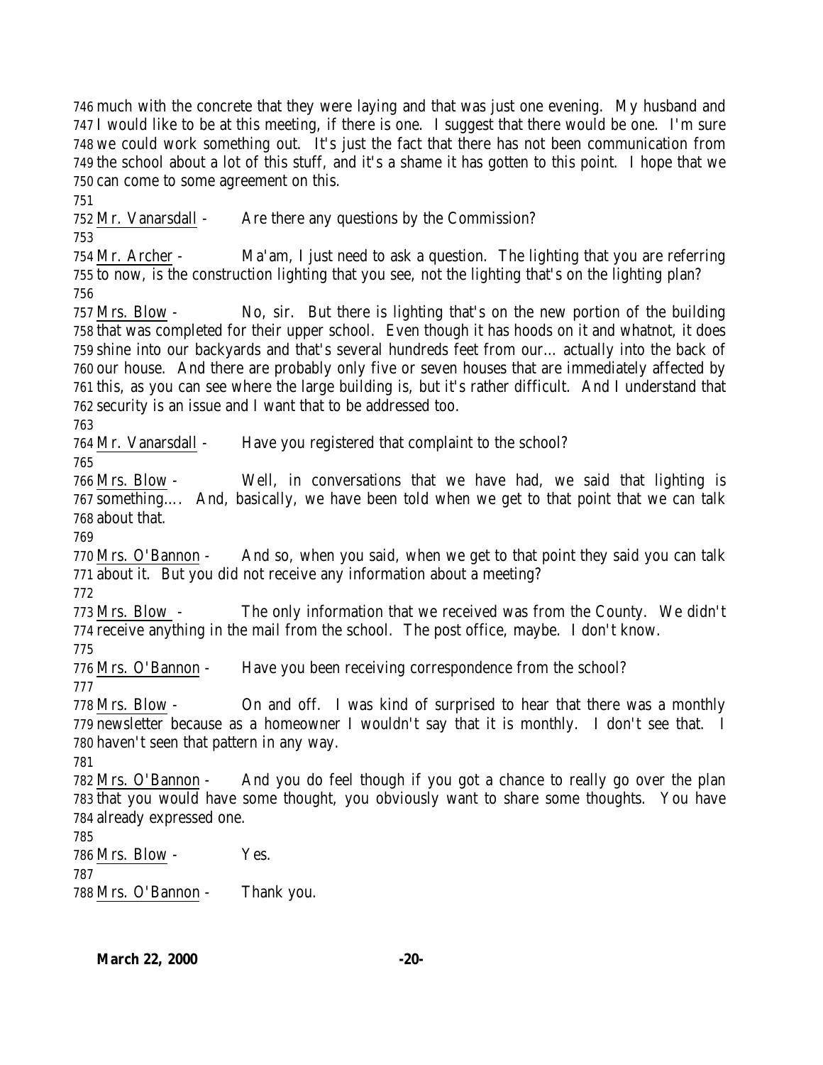much with the concrete that they were laying and that was just one evening. My husband and I would like to be at this meeting, if there is one. I suggest that there would be one. I'm sure we could work something out. It's just the fact that there has not been communication from the school about a lot of this stuff, and it's a shame it has gotten to this point. I hope that we can come to some agreement on this.

Mr. Vanarsdall - Are there any questions by the Commission?

Mr. Archer - Ma'am, I just need to ask a question. The lighting that you are referring to now, is the construction lighting that you see, not the lighting that's on the lighting plan?

Mrs. Blow - No, sir. But there is lighting that's on the new portion of the building that was completed for their upper school. Even though it has hoods on it and whatnot, it does shine into our backyards and that's several hundreds feet from our… actually into the back of our house. And there are probably only five or seven houses that are immediately affected by this, as you can see where the large building is, but it's rather difficult. And I understand that security is an issue and I want that to be addressed too.

Mr. Vanarsdall - Have you registered that complaint to the school?

Mrs. Blow - Well, in conversations that we have had, we said that lighting is something…. And, basically, we have been told when we get to that point that we can talk about that.

Mrs. O'Bannon - And so, when you said, when we get to that point they said you can talk about it. But you did not receive any information about a meeting?

Mrs. Blow - The only information that we received was from the County. We didn't receive anything in the mail from the school. The post office, maybe. I don't know.

Mrs. O'Bannon - Have you been receiving correspondence from the school?

Mrs. Blow - On and off. I was kind of surprised to hear that there was a monthly newsletter because as a homeowner I wouldn't say that it is monthly. I don't see that. I haven't seen that pattern in any way.

Mrs. O'Bannon - And you do feel though if you got a chance to really go over the plan that you would have some thought, you obviously want to share some thoughts. You have already expressed one.

Mrs. Blow - Yes.

Mrs. O'Bannon - Thank you.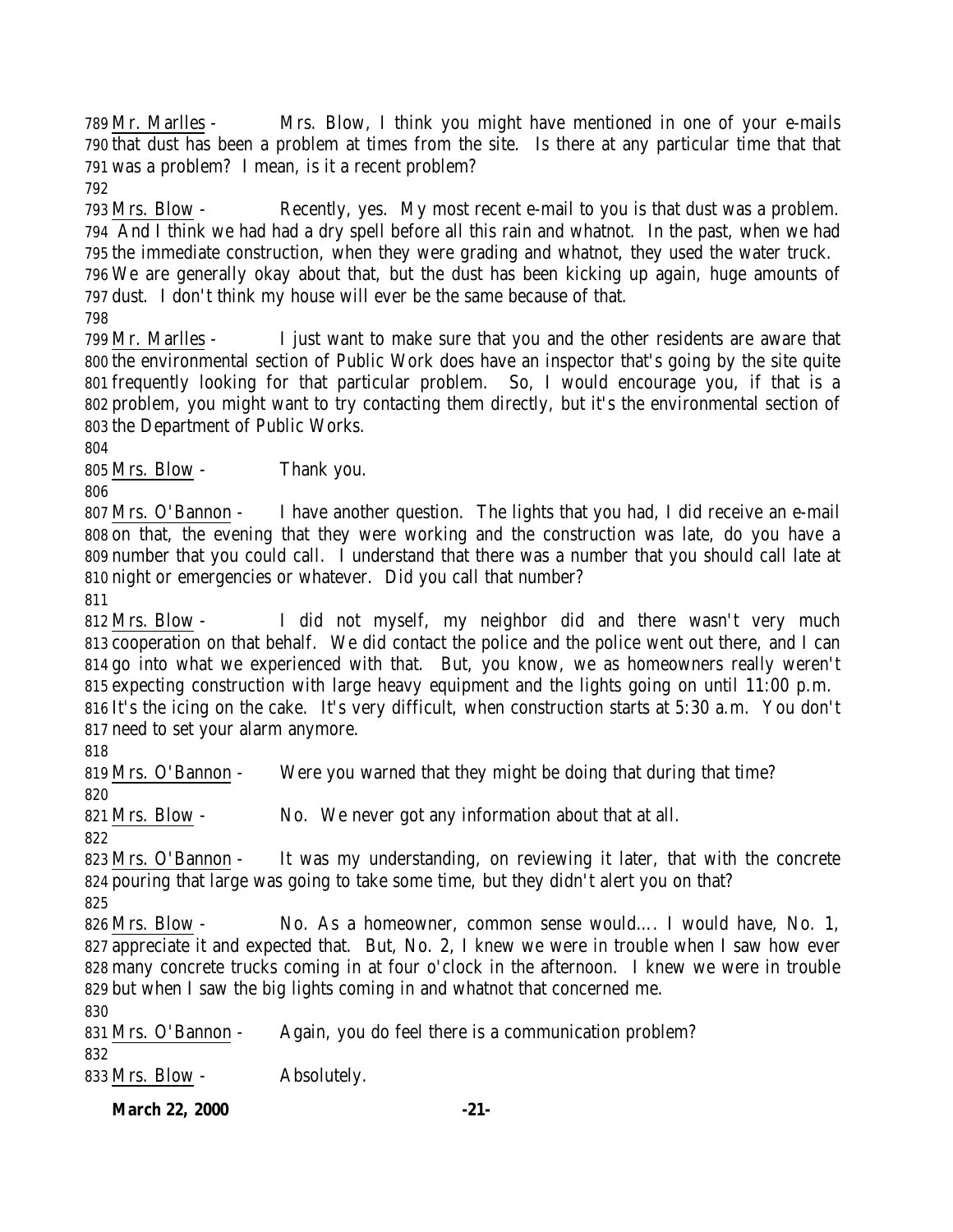789 Mr. Marlles - Mrs. Blow, I think you might have mentioned in one of your e-mails
790 that dust has been a problem at times from the site. Is there at any particular time that that
791 was a problem? I mean, is it a recent problem?
792
793 Mrs. Blow - Recently, yes. My most recent e-mail to you is that dust was a problem.
794 And I think we had had a dry spell before all this rain and whatnot. In the past, when we had
795 the immediate construction, when they were grading and whatnot, they used the water truck.
796 We are generally okay about that, but the dust has been kicking up again, huge amounts of
797 dust. I don't think my house will ever be the same because of that.
798
799 Mr. Marlles - I just want to make sure that you and the other residents are aware that
800 the environmental section of Public Work does have an inspector that's going by the site quite
801 frequently looking for that particular problem. So, I would encourage you, if that is a
802 problem, you might want to try contacting them directly, but it's the environmental section of
803 the Department of Public Works.
804
805 Mrs. Blow - Thank you.
806
807 Mrs. O'Bannon - I have another question. The lights that you had, I did receive an e-mail
808 on that, the evening that they were working and the construction was late, do you have a
809 number that you could call. I understand that there was a number that you should call late at
810 night or emergencies or whatever. Did you call that number?
811
812 Mrs. Blow - I did not myself, my neighbor did and there wasn't very much
813 cooperation on that behalf. We did contact the police and the police went out there, and I can
814 go into what we experienced with that. But, you know, we as homeowners really weren't
815 expecting construction with large heavy equipment and the lights going on until 11:00 p.m.
816 It's the icing on the cake. It's very difficult, when construction starts at 5:30 a.m. You don't
817 need to set your alarm anymore.
818
819 Mrs. O'Bannon - Were you warned that they might be doing that during that time?
820
821 Mrs. Blow - No. We never got any information about that at all.
822
823 Mrs. O'Bannon - It was my understanding, on reviewing it later, that with the concrete
824 pouring that large was going to take some time, but they didn't alert you on that?
825
826 Mrs. Blow - No. As a homeowner, common sense would…. I would have, No. 1,
827 appreciate it and expected that. But, No. 2, I knew we were in trouble when I saw how ever
828 many concrete trucks coming in at four o'clock in the afternoon. I knew we were in trouble
829 but when I saw the big lights coming in and whatnot that concerned me.
830
831 Mrs. O'Bannon - Again, you do feel there is a communication problem?
832
833 Mrs. Blow - Absolutely.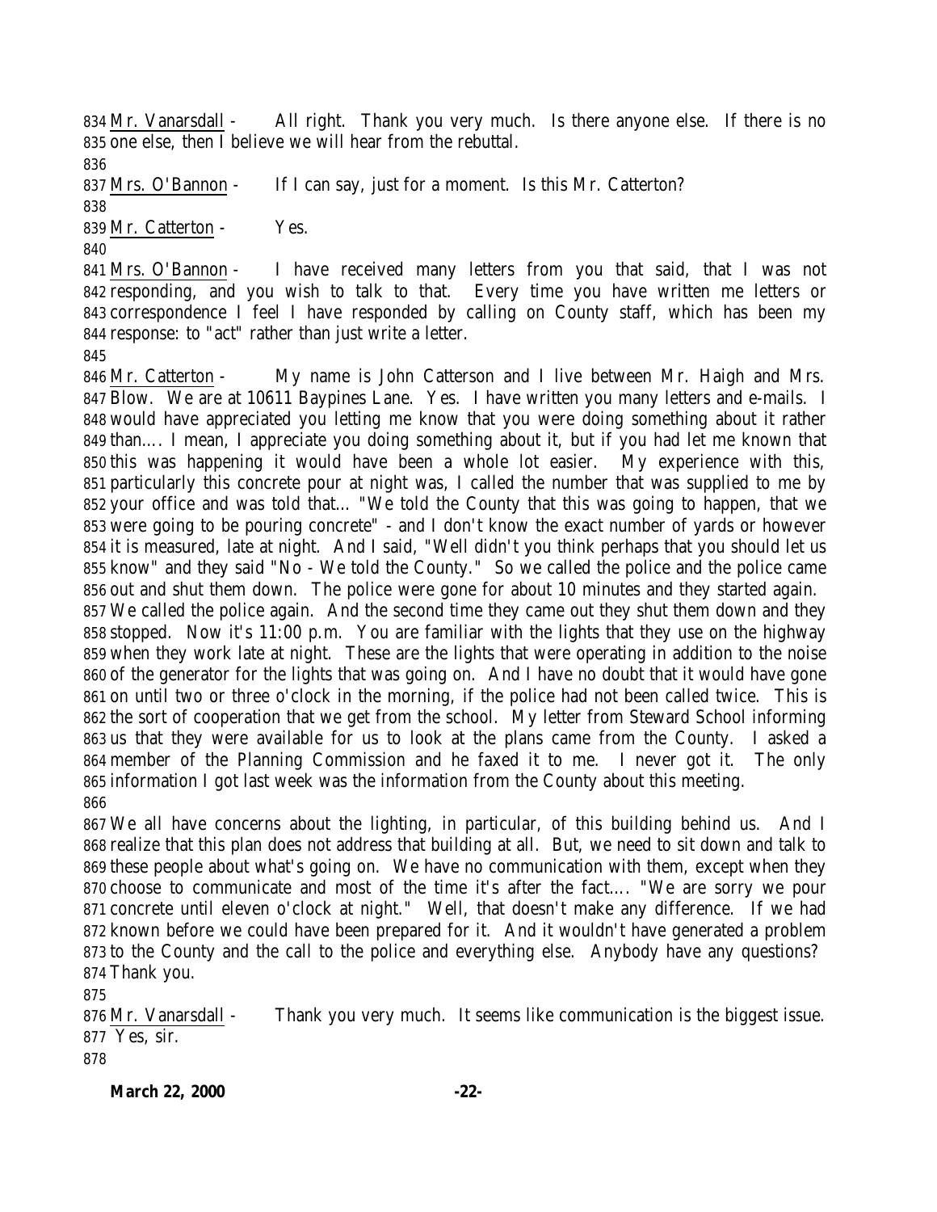834 Mr. Vanarsdall - All right. Thank you very much. Is there anyone else. If there is no
835 one else, then I believe we will hear from the rebuttal.
836
837 Mrs. O'Bannon - If I can say, just for a moment. Is this Mr. Catterton?
838
839 Mr. Catterton - Yes.
840
841 Mrs. O'Bannon - I have received many letters from you that said, that I was not
842 responding, and you wish to talk to that. Every time you have written me letters or
843 correspondence I feel I have responded by calling on County staff, which has been my
844 response: to "act" rather than just write a letter.
845
846 Mr. Catterton - My name is John Catterson and I live between Mr. Haigh and Mrs.
847 Blow. We are at 10611 Baypines Lane. Yes. I have written you many letters and e-mails. I
848 would have appreciated you letting me know that you were doing something about it rather
849 than.... I mean, I appreciate you doing something about it, but if you had let me known that
850 this was happening it would have been a whole lot easier. My experience with this,
851 particularly this concrete pour at night was, I called the number that was supplied to me by
852 your office and was told that... "We told the County that this was going to happen, that we
853 were going to be pouring concrete" - and I don't know the exact number of yards or however
854 it is measured, late at night. And I said, "Well didn't you think perhaps that you should let us
855 know" and they said "No - We told the County." So we called the police and the police came
856 out and shut them down. The police were gone for about 10 minutes and they started again.
857 We called the police again. And the second time they came out they shut them down and they
858 stopped. Now it's 11:00 p.m. You are familiar with the lights that they use on the highway
859 when they work late at night. These are the lights that were operating in addition to the noise
860 of the generator for the lights that was going on. And I have no doubt that it would have gone
861 on until two or three o'clock in the morning, if the police had not been called twice. This is
862 the sort of cooperation that we get from the school. My letter from Steward School informing
863 us that they were available for us to look at the plans came from the County. I asked a
864 member of the Planning Commission and he faxed it to me. I never got it. The only
865 information I got last week was the information from the County about this meeting.
866
867 We all have concerns about the lighting, in particular, of this building behind us. And I
868 realize that this plan does not address that building at all. But, we need to sit down and talk to
869 these people about what's going on. We have no communication with them, except when they
870 choose to communicate and most of the time it's after the fact.... "We are sorry we pour
871 concrete until eleven o'clock at night." Well, that doesn't make any difference. If we had
872 known before we could have been prepared for it. And it wouldn't have generated a problem
873 to the County and the call to the police and everything else. Anybody have any questions?
874 Thank you.
875
876 Mr. Vanarsdall - Thank you very much. It seems like communication is the biggest issue.
877 Yes, sir.
878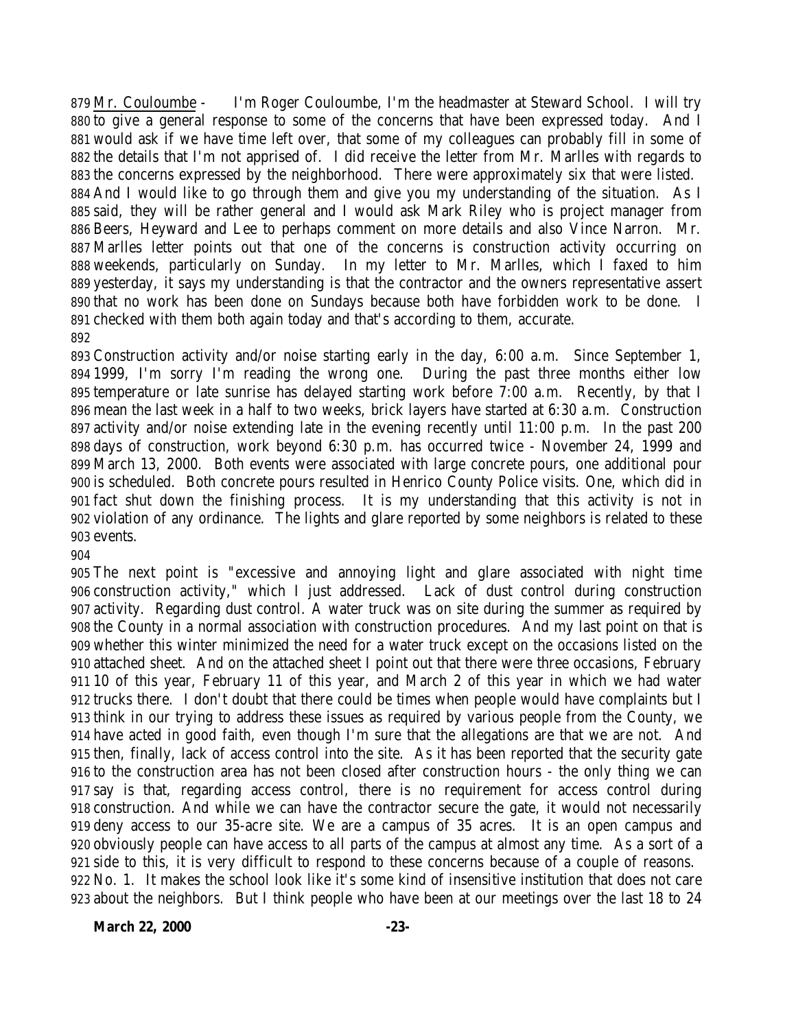Mr. Couloumbe - I'm Roger Couloumbe, I'm the headmaster at Steward School. I will try to give a general response to some of the concerns that have been expressed today. And I would ask if we have time left over, that some of my colleagues can probably fill in some of the details that I'm not apprised of. I did receive the letter from Mr. Marlles with regards to the concerns expressed by the neighborhood. There were approximately six that were listed. And I would like to go through them and give you my understanding of the situation. As I said, they will be rather general and I would ask Mark Riley who is project manager from Beers, Heyward and Lee to perhaps comment on more details and also Vince Narron. Mr. Marlles letter points out that one of the concerns is construction activity occurring on weekends, particularly on Sunday. In my letter to Mr. Marlles, which I faxed to him yesterday, it says my understanding is that the contractor and the owners representative assert that no work has been done on Sundays because both have forbidden work to be done. I checked with them both again today and that's according to them, accurate.

Construction activity and/or noise starting early in the day, 6:00 a.m. Since September 1, 1999, I'm sorry I'm reading the wrong one. During the past three months either low temperature or late sunrise has delayed starting work before 7:00 a.m. Recently, by that I mean the last week in a half to two weeks, brick layers have started at 6:30 a.m. Construction activity and/or noise extending late in the evening recently until 11:00 p.m. In the past 200 days of construction, work beyond 6:30 p.m. has occurred twice - November 24, 1999 and March 13, 2000. Both events were associated with large concrete pours, one additional pour is scheduled. Both concrete pours resulted in Henrico County Police visits. One, which did in fact shut down the finishing process. It is my understanding that this activity is not in violation of any ordinance. The lights and glare reported by some neighbors is related to these events.

The next point is "excessive and annoying light and glare associated with night time construction activity," which I just addressed. Lack of dust control during construction activity. Regarding dust control. A water truck was on site during the summer as required by the County in a normal association with construction procedures. And my last point on that is whether this winter minimized the need for a water truck except on the occasions listed on the attached sheet. And on the attached sheet I point out that there were three occasions, February 10 of this year, February 11 of this year, and March 2 of this year in which we had water trucks there. I don't doubt that there could be times when people would have complaints but I think in our trying to address these issues as required by various people from the County, we have acted in good faith, even though I'm sure that the allegations are that we are not. And then, finally, lack of access control into the site. As it has been reported that the security gate to the construction area has not been closed after construction hours - the only thing we can say is that, regarding access control, there is no requirement for access control during construction. And while we can have the contractor secure the gate, it would not necessarily deny access to our 35-acre site. We are a campus of 35 acres. It is an open campus and obviously people can have access to all parts of the campus at almost any time. As a sort of a side to this, it is very difficult to respond to these concerns because of a couple of reasons. No. 1. It makes the school look like it's some kind of insensitive institution that does not care about the neighbors. But I think people who have been at our meetings over the last 18 to 24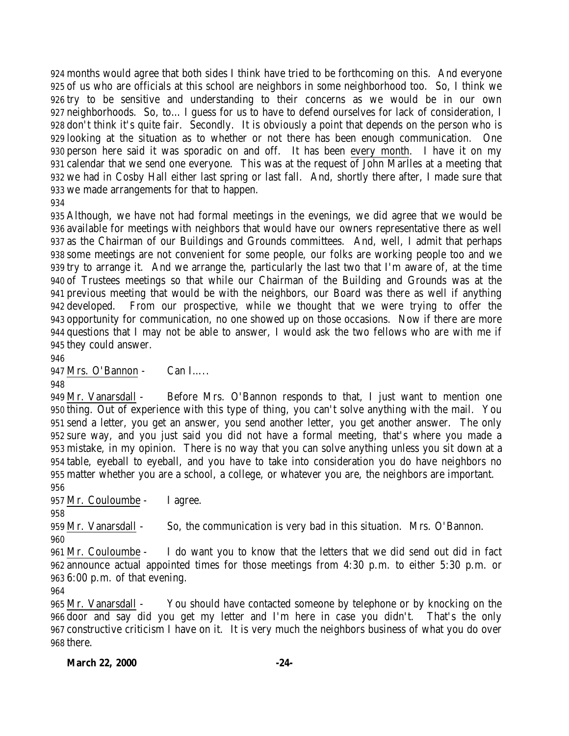months would agree that both sides I think have tried to be forthcoming on this. And everyone of us who are officials at this school are neighbors in some neighborhood too. So, I think we try to be sensitive and understanding to their concerns as we would be in our own neighborhoods. So, to... I guess for us to have to defend ourselves for lack of consideration, I don't think it's quite fair. Secondly. It is obviously a point that depends on the person who is looking at the situation as to whether or not there has been enough communication. One person here said it was sporadic on and off. It has been every month. I have it on my calendar that we send one everyone. This was at the request of John Marlles at a meeting that we had in Cosby Hall either last spring or last fall. And, shortly there after, I made sure that we made arrangements for that to happen.

Although, we have not had formal meetings in the evenings, we did agree that we would be available for meetings with neighbors that would have our owners representative there as well as the Chairman of our Buildings and Grounds committees. And, well, I admit that perhaps some meetings are not convenient for some people, our folks are working people too and we try to arrange it. And we arrange the, particularly the last two that I'm aware of, at the time of Trustees meetings so that while our Chairman of the Building and Grounds was at the previous meeting that would be with the neighbors, our Board was there as well if anything developed. From our prospective, while we thought that we were trying to offer the opportunity for communication, no one showed up on those occasions. Now if there are more questions that I may not be able to answer, I would ask the two fellows who are with me if they could answer.

Mrs. O'Bannon - Can I.....

Mr. Vanarsdall - Before Mrs. O'Bannon responds to that, I just want to mention one thing. Out of experience with this type of thing, you can't solve anything with the mail. You send a letter, you get an answer, you send another letter, you get another answer. The only sure way, and you just said you did not have a formal meeting, that's where you made a mistake, in my opinion. There is no way that you can solve anything unless you sit down at a table, eyeball to eyeball, and you have to take into consideration you do have neighbors no matter whether you are a school, a college, or whatever you are, the neighbors are important.

Mr. Couloumbe - I agree.

Mr. Vanarsdall - So, the communication is very bad in this situation. Mrs. O'Bannon.

Mr. Couloumbe - I do want you to know that the letters that we did send out did in fact announce actual appointed times for those meetings from 4:30 p.m. to either 5:30 p.m. or 6:00 p.m. of that evening.

Mr. Vanarsdall - You should have contacted someone by telephone or by knocking on the door and say did you get my letter and I'm here in case you didn't. That's the only constructive criticism I have on it. It is very much the neighbors business of what you do over there.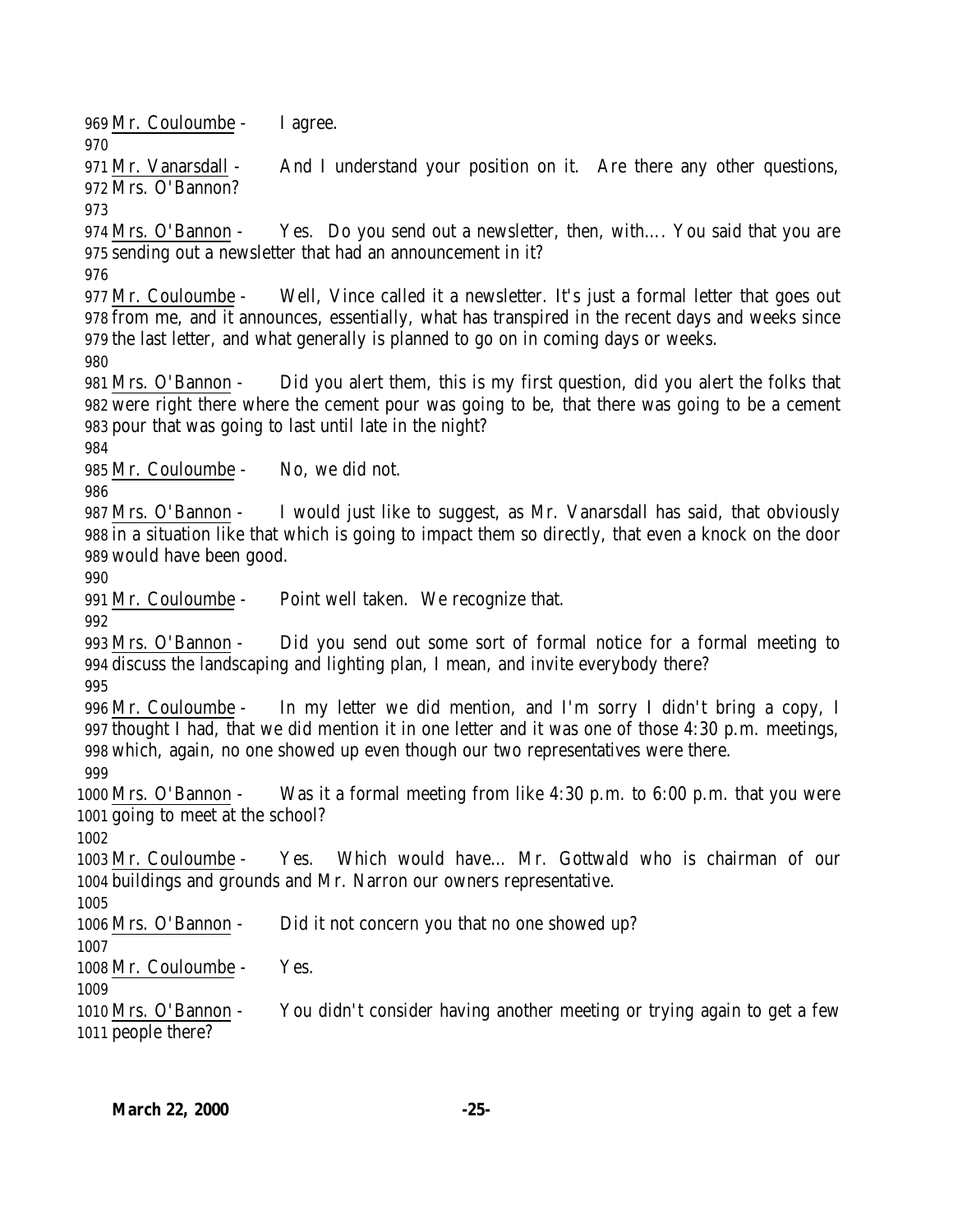Mr. Couloumbe - I agree.

Mr. Vanarsdall - And I understand your position on it. Are there any other questions, Mrs. O'Bannon?

Mrs. O'Bannon - Yes. Do you send out a newsletter, then, with.... You said that you are sending out a newsletter that had an announcement in it?

Mr. Couloumbe - Well, Vince called it a newsletter. It's just a formal letter that goes out from me, and it announces, essentially, what has transpired in the recent days and weeks since the last letter, and what generally is planned to go on in coming days or weeks.

Mrs. O'Bannon - Did you alert them, this is my first question, did you alert the folks that were right there where the cement pour was going to be, that there was going to be a cement pour that was going to last until late in the night?

Mr. Couloumbe - No, we did not.

Mrs. O'Bannon - I would just like to suggest, as Mr. Vanarsdall has said, that obviously in a situation like that which is going to impact them so directly, that even a knock on the door would have been good.

Mr. Couloumbe - Point well taken. We recognize that.

Mrs. O'Bannon - Did you send out some sort of formal notice for a formal meeting to discuss the landscaping and lighting plan, I mean, and invite everybody there?

Mr. Couloumbe - In my letter we did mention, and I'm sorry I didn't bring a copy, I thought I had, that we did mention it in one letter and it was one of those 4:30 p.m. meetings, which, again, no one showed up even though our two representatives were there.

Mrs. O'Bannon - Was it a formal meeting from like 4:30 p.m. to 6:00 p.m. that you were going to meet at the school?

Mr. Couloumbe - Yes. Which would have... Mr. Gottwald who is chairman of our buildings and grounds and Mr. Narron our owners representative.

Mrs. O'Bannon - Did it not concern you that no one showed up?

Mr. Couloumbe - Yes.

Mrs. O'Bannon - You didn't consider having another meeting or trying again to get a few people there?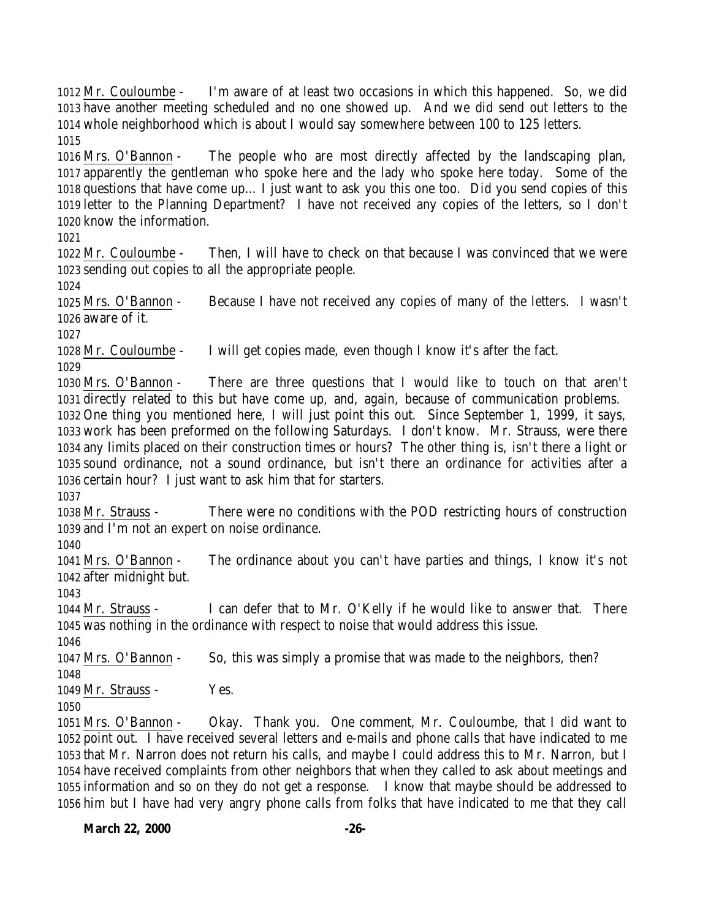Mr. Couloumbe - I'm aware of at least two occasions in which this happened. So, we did have another meeting scheduled and no one showed up. And we did send out letters to the whole neighborhood which is about I would say somewhere between 100 to 125 letters.

Mrs. O'Bannon - The people who are most directly affected by the landscaping plan, apparently the gentleman who spoke here and the lady who spoke here today. Some of the questions that have come up… I just want to ask you this one too. Did you send copies of this letter to the Planning Department? I have not received any copies of the letters, so I don't know the information.

Mr. Couloumbe - Then, I will have to check on that because I was convinced that we were sending out copies to all the appropriate people.

Mrs. O'Bannon - Because I have not received any copies of many of the letters. I wasn't aware of it.

Mr. Couloumbe - I will get copies made, even though I know it's after the fact.

Mrs. O'Bannon - There are three questions that I would like to touch on that aren't directly related to this but have come up, and, again, because of communication problems. One thing you mentioned here, I will just point this out. Since September 1, 1999, it says, work has been preformed on the following Saturdays. I don't know. Mr. Strauss, were there any limits placed on their construction times or hours? The other thing is, isn't there a light or sound ordinance, not a sound ordinance, but isn't there an ordinance for activities after a certain hour? I just want to ask him that for starters.

Mr. Strauss - There were no conditions with the POD restricting hours of construction and I'm not an expert on noise ordinance.

Mrs. O'Bannon - The ordinance about you can't have parties and things, I know it's not after midnight but.

Mr. Strauss - I can defer that to Mr. O'Kelly if he would like to answer that. There was nothing in the ordinance with respect to noise that would address this issue.

Mrs. O'Bannon - So, this was simply a promise that was made to the neighbors, then?

Mr. Strauss - Yes.

Mrs. O'Bannon - Okay. Thank you. One comment, Mr. Couloumbe, that I did want to point out. I have received several letters and e-mails and phone calls that have indicated to me that Mr. Narron does not return his calls, and maybe I could address this to Mr. Narron, but I have received complaints from other neighbors that when they called to ask about meetings and information and so on they do not get a response. I know that maybe should be addressed to him but I have had very angry phone calls from folks that have indicated to me that they call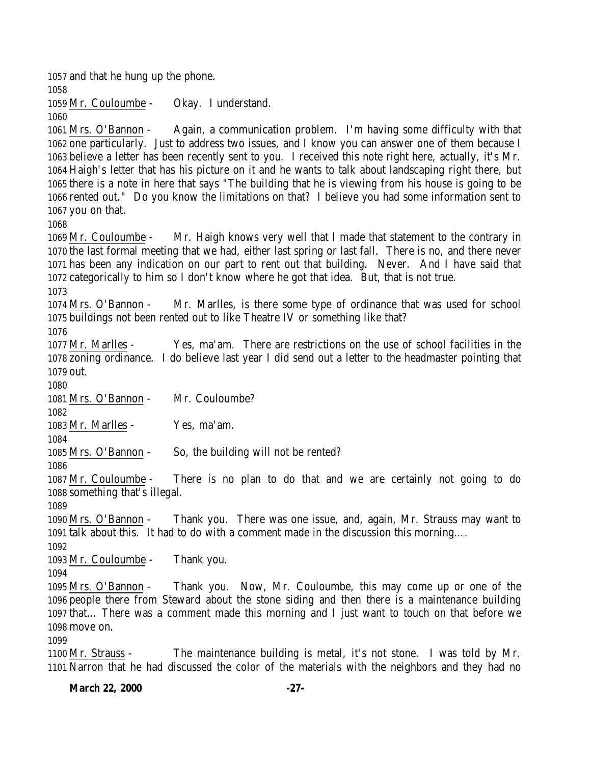and that he hung up the phone.

Mr. Couloumbe - Okay. I understand.

Mrs. O'Bannon - Again, a communication problem. I'm having some difficulty with that one particularly. Just to address two issues, and I know you can answer one of them because I believe a letter has been recently sent to you. I received this note right here, actually, it's Mr. Haigh's letter that has his picture on it and he wants to talk about landscaping right there, but there is a note in here that says "The building that he is viewing from his house is going to be rented out." Do you know the limitations on that? I believe you had some information sent to you on that.

Mr. Couloumbe - Mr. Haigh knows very well that I made that statement to the contrary in the last formal meeting that we had, either last spring or last fall. There is no, and there never has been any indication on our part to rent out that building. Never. And I have said that categorically to him so I don't know where he got that idea. But, that is not true.

Mrs. O'Bannon - Mr. Marlles, is there some type of ordinance that was used for school buildings not been rented out to like Theatre IV or something like that?

Mr. Marlles - Yes, ma'am. There are restrictions on the use of school facilities in the zoning ordinance. I do believe last year I did send out a letter to the headmaster pointing that out.

Mrs. O'Bannon - Mr. Couloumbe?

Mr. Marlles - Yes, ma'am.

Mrs. O'Bannon - So, the building will not be rented?

Mr. Couloumbe - There is no plan to do that and we are certainly not going to do something that's illegal.

Mrs. O'Bannon - Thank you. There was one issue, and, again, Mr. Strauss may want to talk about this. It had to do with a comment made in the discussion this morning….

Mr. Couloumbe - Thank you.

Mrs. O'Bannon - Thank you. Now, Mr. Couloumbe, this may come up or one of the people there from Steward about the stone siding and then there is a maintenance building that… There was a comment made this morning and I just want to touch on that before we move on.

Mr. Strauss - The maintenance building is metal, it's not stone. I was told by Mr. Narron that he had discussed the color of the materials with the neighbors and they had no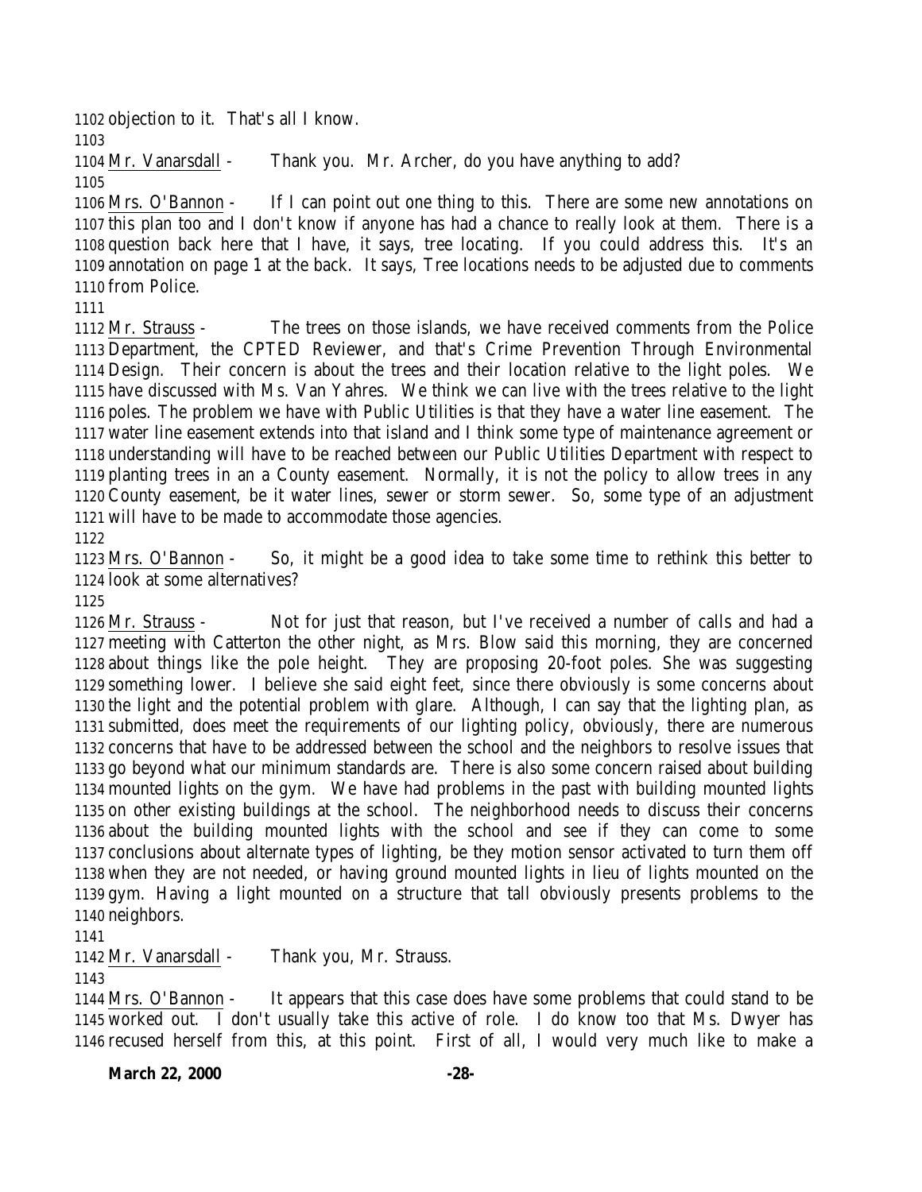objection to it. That's all I know.

Mr. Vanarsdall - Thank you. Mr. Archer, do you have anything to add?

Mrs. O'Bannon - If I can point out one thing to this. There are some new annotations on this plan too and I don't know if anyone has had a chance to really look at them. There is a question back here that I have, it says, tree locating. If you could address this. It's an annotation on page 1 at the back. It says, Tree locations needs to be adjusted due to comments from Police.

Mr. Strauss - The trees on those islands, we have received comments from the Police Department, the CPTED Reviewer, and that's Crime Prevention Through Environmental Design. Their concern is about the trees and their location relative to the light poles. We have discussed with Ms. Van Yahres. We think we can live with the trees relative to the light poles. The problem we have with Public Utilities is that they have a water line easement. The water line easement extends into that island and I think some type of maintenance agreement or understanding will have to be reached between our Public Utilities Department with respect to planting trees in an a County easement. Normally, it is not the policy to allow trees in any County easement, be it water lines, sewer or storm sewer. So, some type of an adjustment will have to be made to accommodate those agencies.

Mrs. O'Bannon - So, it might be a good idea to take some time to rethink this better to look at some alternatives?

Mr. Strauss - Not for just that reason, but I've received a number of calls and had a meeting with Catterton the other night, as Mrs. Blow said this morning, they are concerned about things like the pole height. They are proposing 20-foot poles. She was suggesting something lower. I believe she said eight feet, since there obviously is some concerns about the light and the potential problem with glare. Although, I can say that the lighting plan, as submitted, does meet the requirements of our lighting policy, obviously, there are numerous concerns that have to be addressed between the school and the neighbors to resolve issues that go beyond what our minimum standards are. There is also some concern raised about building mounted lights on the gym. We have had problems in the past with building mounted lights on other existing buildings at the school. The neighborhood needs to discuss their concerns about the building mounted lights with the school and see if they can come to some conclusions about alternate types of lighting, be they motion sensor activated to turn them off when they are not needed, or having ground mounted lights in lieu of lights mounted on the gym. Having a light mounted on a structure that tall obviously presents problems to the neighbors.

Mr. Vanarsdall - Thank you, Mr. Strauss.

Mrs. O'Bannon - It appears that this case does have some problems that could stand to be worked out. I don't usually take this active of role. I do know too that Ms. Dwyer has recused herself from this, at this point. First of all, I would very much like to make a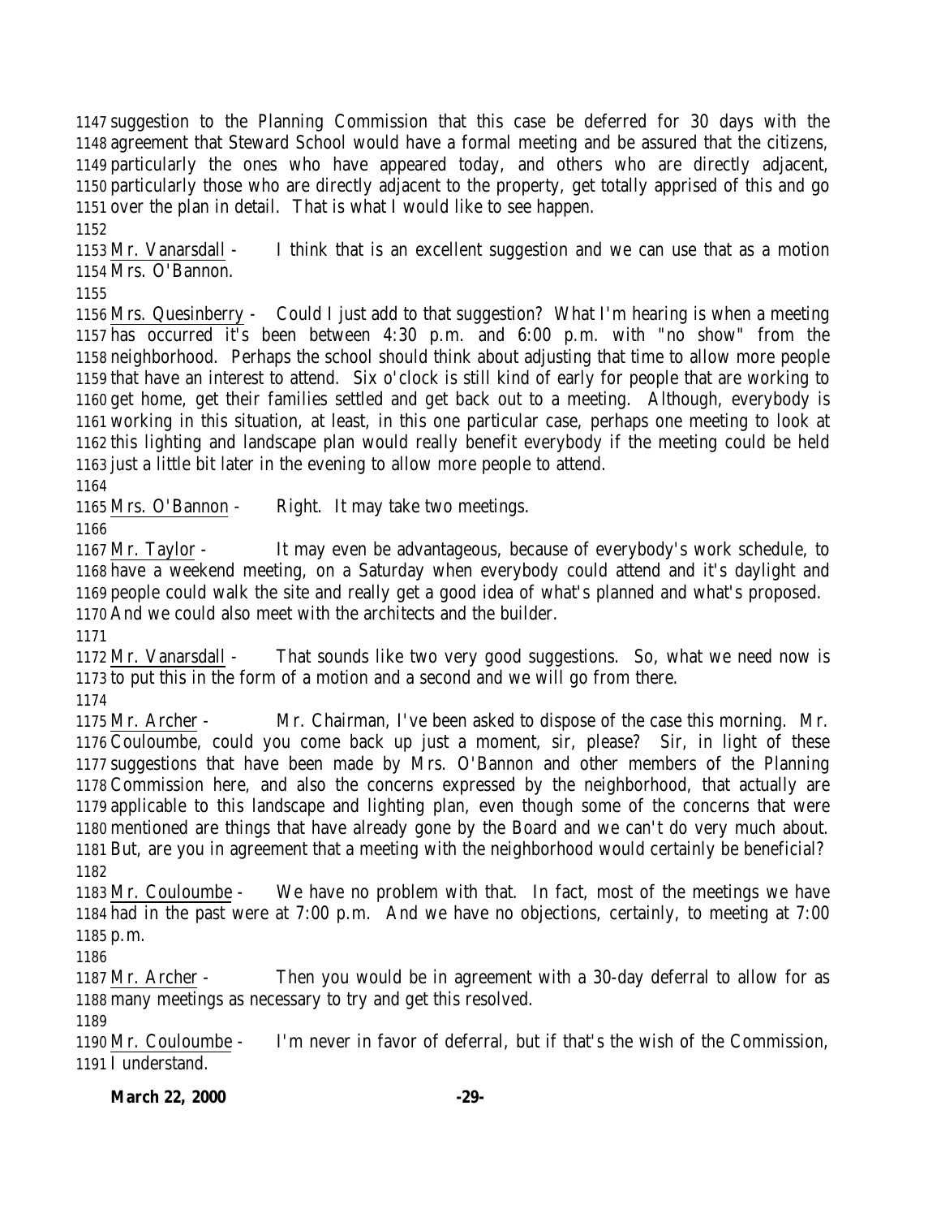suggestion to the Planning Commission that this case be deferred for 30 days with the agreement that Steward School would have a formal meeting and be assured that the citizens, particularly the ones who have appeared today, and others who are directly adjacent, particularly those who are directly adjacent to the property, get totally apprised of this and go over the plan in detail. That is what I would like to see happen.

Mr. Vanarsdall - I think that is an excellent suggestion and we can use that as a motion Mrs. O'Bannon.

Mrs. Quesinberry - Could I just add to that suggestion? What I'm hearing is when a meeting has occurred it's been between 4:30 p.m. and 6:00 p.m. with "no show" from the neighborhood. Perhaps the school should think about adjusting that time to allow more people that have an interest to attend. Six o'clock is still kind of early for people that are working to get home, get their families settled and get back out to a meeting. Although, everybody is working in this situation, at least, in this one particular case, perhaps one meeting to look at this lighting and landscape plan would really benefit everybody if the meeting could be held just a little bit later in the evening to allow more people to attend.

Mrs. O'Bannon - Right. It may take two meetings.

Mr. Taylor - It may even be advantageous, because of everybody's work schedule, to have a weekend meeting, on a Saturday when everybody could attend and it's daylight and people could walk the site and really get a good idea of what's planned and what's proposed. And we could also meet with the architects and the builder.

Mr. Vanarsdall - That sounds like two very good suggestions. So, what we need now is to put this in the form of a motion and a second and we will go from there.

Mr. Archer - Mr. Chairman, I've been asked to dispose of the case this morning. Mr. Couloumbe, could you come back up just a moment, sir, please? Sir, in light of these suggestions that have been made by Mrs. O'Bannon and other members of the Planning Commission here, and also the concerns expressed by the neighborhood, that actually are applicable to this landscape and lighting plan, even though some of the concerns that were mentioned are things that have already gone by the Board and we can't do very much about. But, are you in agreement that a meeting with the neighborhood would certainly be beneficial?

Mr. Couloumbe - We have no problem with that. In fact, most of the meetings we have had in the past were at 7:00 p.m. And we have no objections, certainly, to meeting at 7:00 p.m.

Mr. Archer - Then you would be in agreement with a 30-day deferral to allow for as many meetings as necessary to try and get this resolved.

Mr. Couloumbe - I'm never in favor of deferral, but if that's the wish of the Commission, I understand.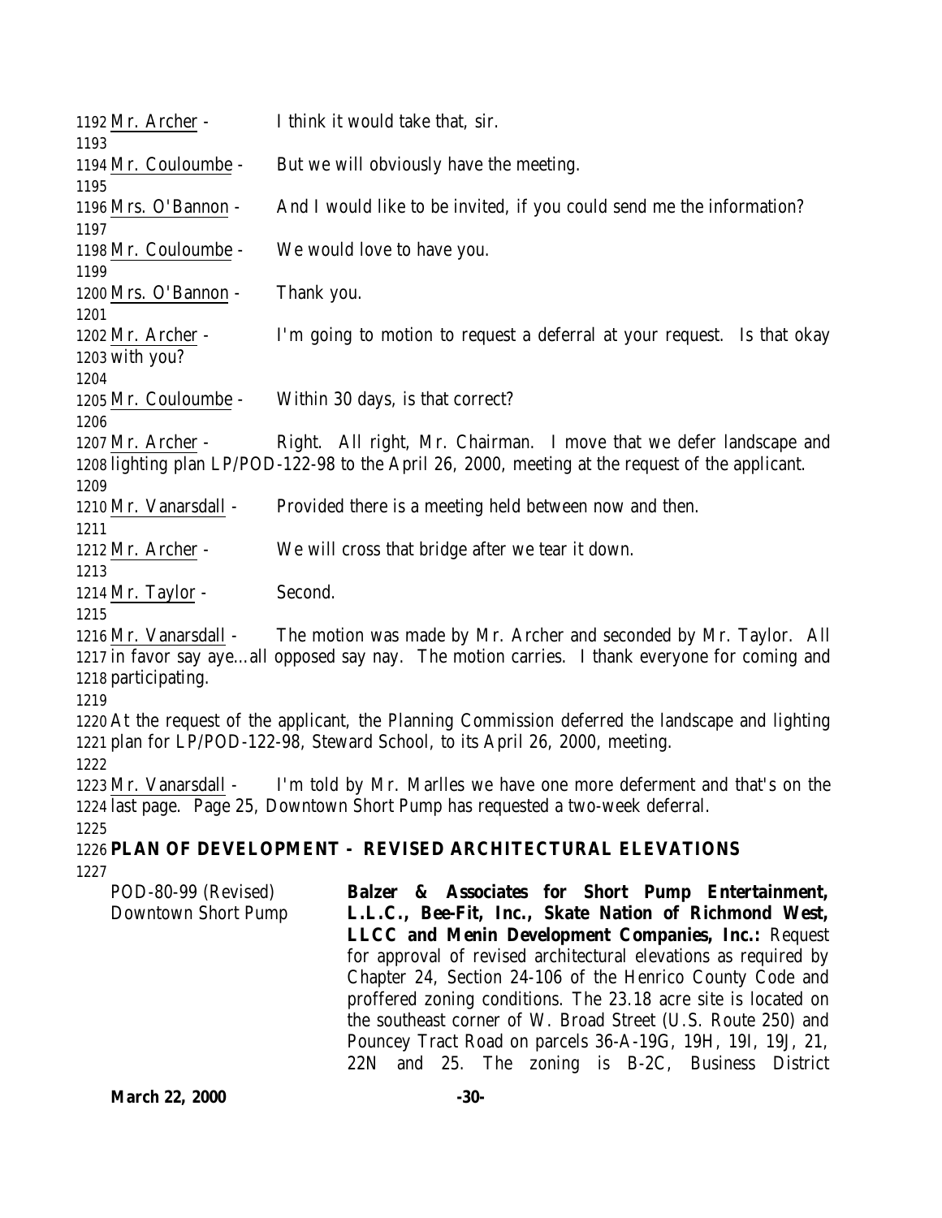Mr. Archer - I think it would take that, sir.

Mr. Couloumbe - But we will obviously have the meeting.

Mrs. O'Bannon - And I would like to be invited, if you could send me the information?

Mr. Couloumbe - We would love to have you.

Mrs. O'Bannon - Thank you.

Mr. Archer - I'm going to motion to request a deferral at your request. Is that okay with you?

Mr. Couloumbe - Within 30 days, is that correct?

Mr. Archer - Right. All right, Mr. Chairman. I move that we defer landscape and lighting plan LP/POD-122-98 to the April 26, 2000, meeting at the request of the applicant.

Mr. Vanarsdall - Provided there is a meeting held between now and then.

Mr. Archer - We will cross that bridge after we tear it down.

Mr. Taylor - Second.

Mr. Vanarsdall - The motion was made by Mr. Archer and seconded by Mr. Taylor. All in favor say aye…all opposed say nay. The motion carries. I thank everyone for coming and participating.

At the request of the applicant, the Planning Commission deferred the landscape and lighting plan for LP/POD-122-98, Steward School, to its April 26, 2000, meeting.

Mr. Vanarsdall - I'm told by Mr. Marlles we have one more deferment and that's on the last page. Page 25, Downtown Short Pump has requested a two-week deferral.

**PLAN OF DEVELOPMENT - REVISED ARCHITECTURAL ELEVATIONS**

POD-80-99 (Revised)
Downtown Short Pump

**Balzer & Associates for Short Pump Entertainment, L.L.C., Bee-Fit, Inc., Skate Nation of Richmond West, LLCC and Menin Development Companies, Inc.:** Request for approval of revised architectural elevations as required by Chapter 24, Section 24-106 of the Henrico County Code and proffered zoning conditions. The 23.18 acre site is located on the southeast corner of W. Broad Street (U.S. Route 250) and Pouncey Tract Road on parcels 36-A-19G, 19H, 19I, 19J, 21, 22N and 25. The zoning is B-2C, Business District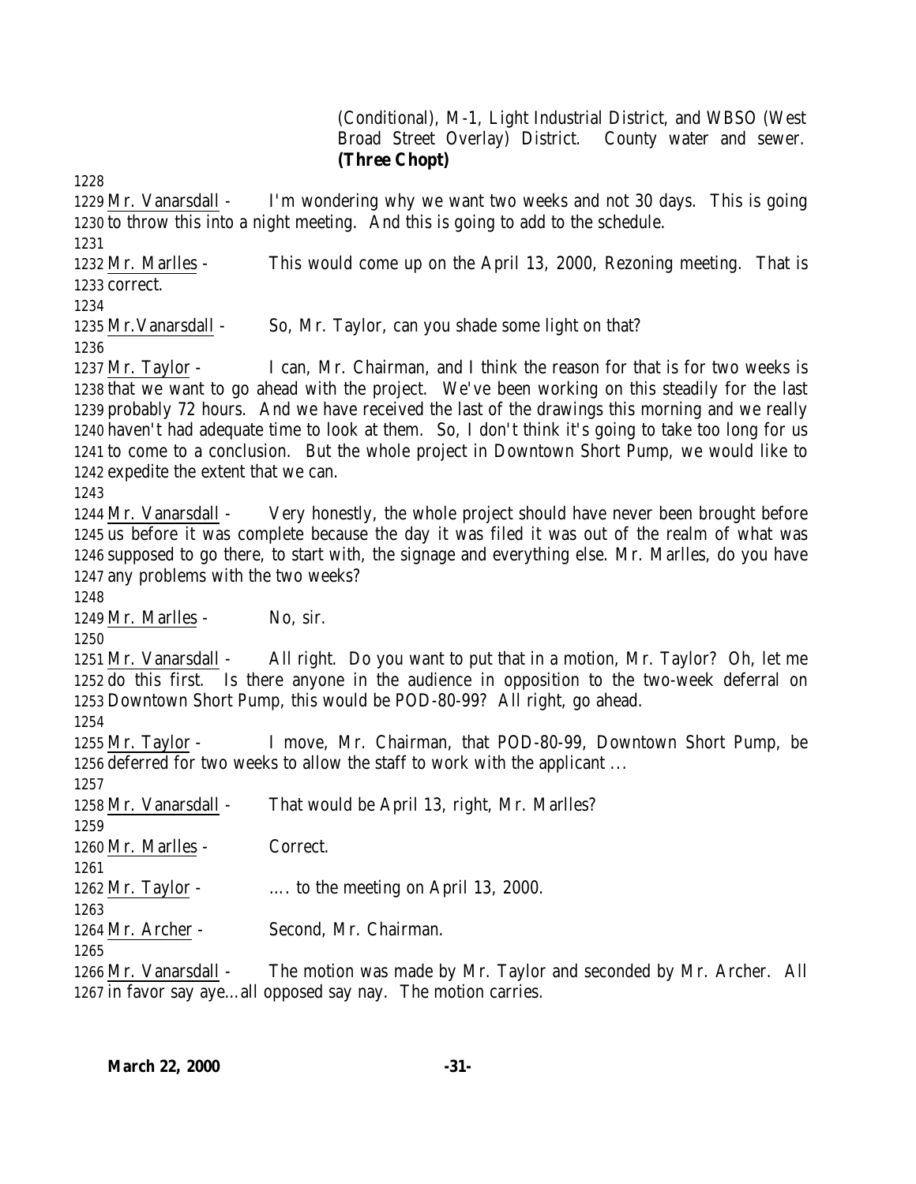(Conditional), M-1, Light Industrial District, and WBSO (West Broad Street Overlay) District. County water and sewer. **(Three Chopt)**

1228

1229 Mr. Vanarsdall - I'm wondering why we want two weeks and not 30 days. This is going
1230 to throw this into a night meeting. And this is going to add to the schedule.

1231

1232 Mr. Marlles - This would come up on the April 13, 2000, Rezoning meeting. That is
1233 correct.

1234

1235 Mr.Vanarsdall - So, Mr. Taylor, can you shade some light on that?

1236

1237 Mr. Taylor - I can, Mr. Chairman, and I think the reason for that is for two weeks is
1238 that we want to go ahead with the project. We've been working on this steadily for the last
1239 probably 72 hours. And we have received the last of the drawings this morning and we really
1240 haven't had adequate time to look at them. So, I don't think it's going to take too long for us
1241 to come to a conclusion. But the whole project in Downtown Short Pump, we would like to
1242 expedite the extent that we can.

1243

1244 Mr. Vanarsdall - Very honestly, the whole project should have never been brought before
1245 us before it was complete because the day it was filed it was out of the realm of what was
1246 supposed to go there, to start with, the signage and everything else. Mr. Marlles, do you have
1247 any problems with the two weeks?

1248

1249 Mr. Marlles - No, sir.

1250

1251 Mr. Vanarsdall - All right. Do you want to put that in a motion, Mr. Taylor? Oh, let me
1252 do this first. Is there anyone in the audience in opposition to the two-week deferral on
1253 Downtown Short Pump, this would be POD-80-99? All right, go ahead.

1254

1255 Mr. Taylor - I move, Mr. Chairman, that POD-80-99, Downtown Short Pump, be
1256 deferred for two weeks to allow the staff to work with the applicant ...

1257

1258 Mr. Vanarsdall - That would be April 13, right, Mr. Marlles?

1259

1260 Mr. Marlles - Correct.

1261

1262 Mr. Taylor - .... to the meeting on April 13, 2000.

1263

1264 Mr. Archer - Second, Mr. Chairman.

1265

1266 Mr. Vanarsdall - The motion was made by Mr. Taylor and seconded by Mr. Archer. All
1267 in favor say aye…all opposed say nay. The motion carries.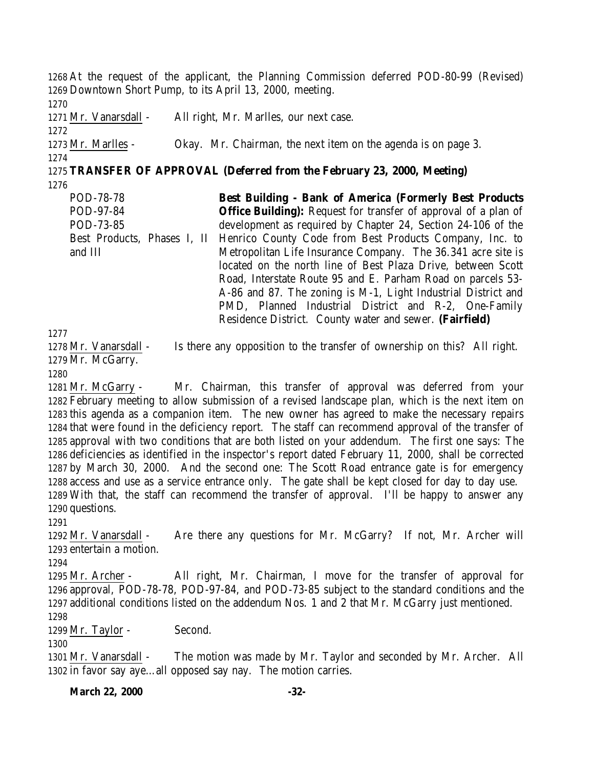At the request of the applicant, the Planning Commission deferred POD-80-99 (Revised) Downtown Short Pump, to its April 13, 2000, meeting.

Mr. Vanarsdall - All right, Mr. Marlles, our next case.

Mr. Marlles - Okay. Mr. Chairman, the next item on the agenda is on page 3.

**TRANSFER OF APPROVAL (Deferred from the February 23, 2000, Meeting)**

| | |
|---|---|
| POD-78-78<br>POD-97-84<br>POD-73-85<br>Best Products, Phases I, II and III | **Best Building - Bank of America (Formerly Best Products Office Building):** Request for transfer of approval of a plan of development as required by Chapter 24, Section 24-106 of the Henrico County Code from Best Products Company, Inc. to Metropolitan Life Insurance Company. The 36.341 acre site is located on the north line of Best Plaza Drive, between Scott Road, Interstate Route 95 and E. Parham Road on parcels 53-A-86 and 87. The zoning is M-1, Light Industrial District and PMD, Planned Industrial District and R-2, One-Family Residence District. County water and sewer. **(Fairfield)** |

Mr. Vanarsdall - Is there any opposition to the transfer of ownership on this? All right. Mr. McGarry.

Mr. McGarry - Mr. Chairman, this transfer of approval was deferred from your February meeting to allow submission of a revised landscape plan, which is the next item on this agenda as a companion item. The new owner has agreed to make the necessary repairs that were found in the deficiency report. The staff can recommend approval of the transfer of approval with two conditions that are both listed on your addendum. The first one says: The deficiencies as identified in the inspector's report dated February 11, 2000, shall be corrected by March 30, 2000. And the second one: The Scott Road entrance gate is for emergency access and use as a service entrance only. The gate shall be kept closed for day to day use. With that, the staff can recommend the transfer of approval. I'll be happy to answer any questions.

Mr. Vanarsdall - Are there any questions for Mr. McGarry? If not, Mr. Archer will entertain a motion.

Mr. Archer - All right, Mr. Chairman, I move for the transfer of approval for approval, POD-78-78, POD-97-84, and POD-73-85 subject to the standard conditions and the additional conditions listed on the addendum Nos. 1 and 2 that Mr. McGarry just mentioned.

Mr. Taylor - Second.

Mr. Vanarsdall - The motion was made by Mr. Taylor and seconded by Mr. Archer. All in favor say aye…all opposed say nay. The motion carries.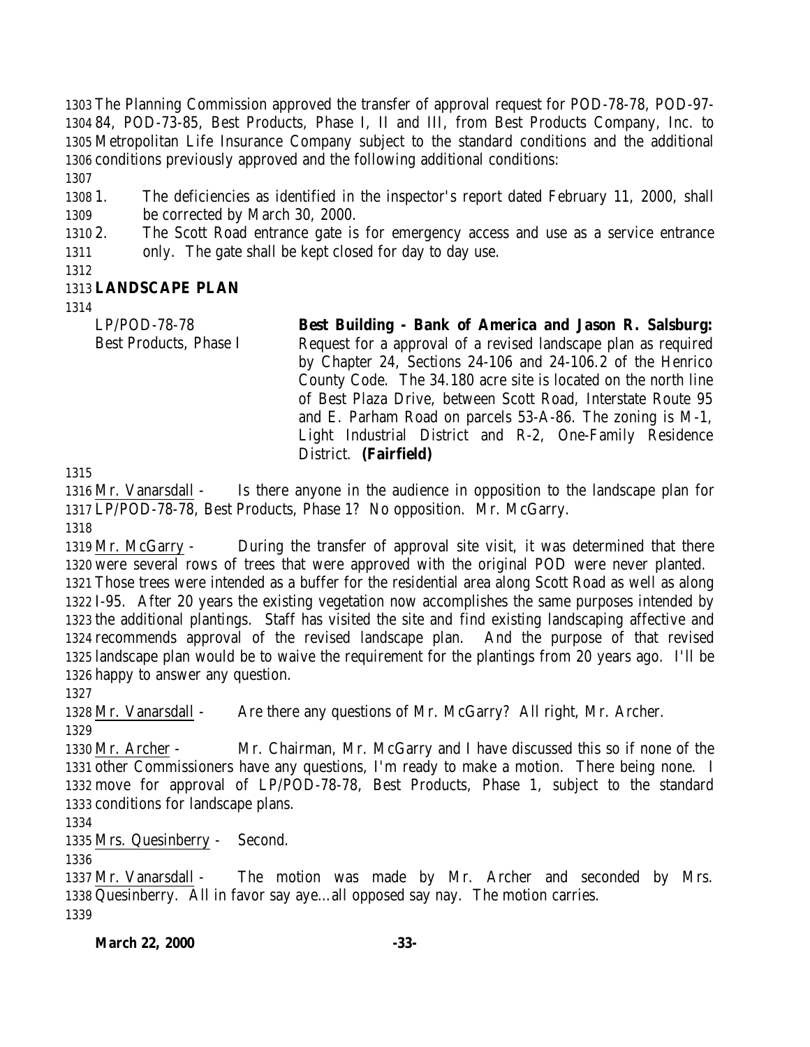The Planning Commission approved the transfer of approval request for POD-78-78, POD-97-84, POD-73-85, Best Products, Phase I, II and III, from Best Products Company, Inc. to Metropolitan Life Insurance Company subject to the standard conditions and the additional conditions previously approved and the following additional conditions:

1. The deficiencies as identified in the inspector's report dated February 11, 2000, shall be corrected by March 30, 2000.
2. The Scott Road entrance gate is for emergency access and use as a service entrance only. The gate shall be kept closed for day to day use.

## LANDSCAPE PLAN

LP/POD-78-78
Best Products, Phase I

**Best Building - Bank of America and Jason R. Salsburg:** Request for a approval of a revised landscape plan as required by Chapter 24, Sections 24-106 and 24-106.2 of the Henrico County Code. The 34.180 acre site is located on the north line of Best Plaza Drive, between Scott Road, Interstate Route 95 and E. Parham Road on parcels 53-A-86. The zoning is M-1, Light Industrial District and R-2, One-Family Residence District. **(Fairfield)**

Mr. Vanarsdall - Is there anyone in the audience in opposition to the landscape plan for LP/POD-78-78, Best Products, Phase 1? No opposition. Mr. McGarry.

Mr. McGarry - During the transfer of approval site visit, it was determined that there were several rows of trees that were approved with the original POD were never planted. Those trees were intended as a buffer for the residential area along Scott Road as well as along I-95. After 20 years the existing vegetation now accomplishes the same purposes intended by the additional plantings. Staff has visited the site and find existing landscaping affective and recommends approval of the revised landscape plan. And the purpose of that revised landscape plan would be to waive the requirement for the plantings from 20 years ago. I'll be happy to answer any question.

Mr. Vanarsdall - Are there any questions of Mr. McGarry? All right, Mr. Archer.

Mr. Archer - Mr. Chairman, Mr. McGarry and I have discussed this so if none of the other Commissioners have any questions, I'm ready to make a motion. There being none. I move for approval of LP/POD-78-78, Best Products, Phase 1, subject to the standard conditions for landscape plans.

Mrs. Quesinberry - Second.

Mr. Vanarsdall - The motion was made by Mr. Archer and seconded by Mrs. Quesinberry. All in favor say aye…all opposed say nay. The motion carries.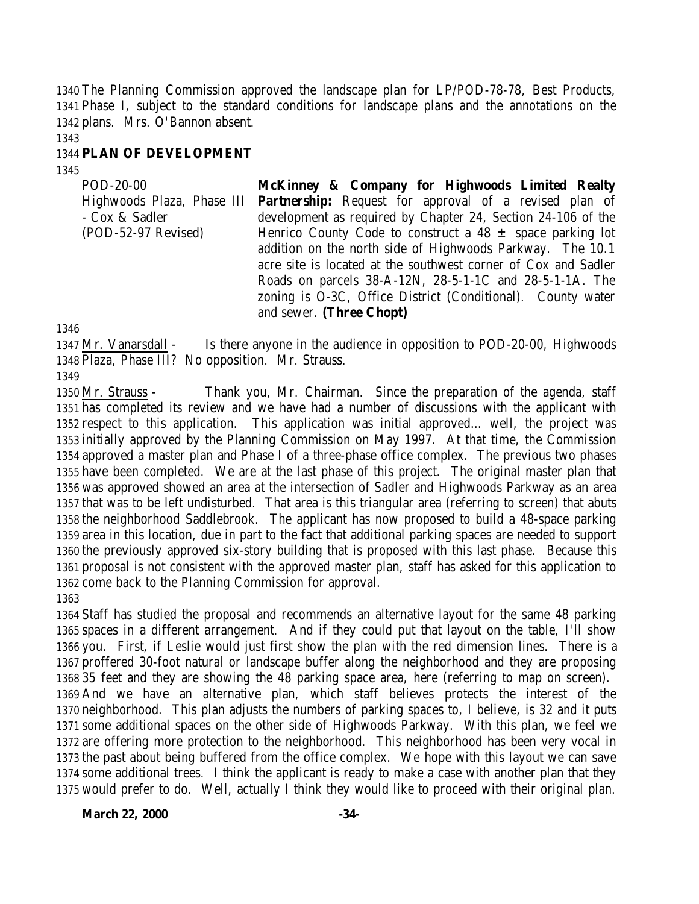The Planning Commission approved the landscape plan for LP/POD-78-78, Best Products, Phase I, subject to the standard conditions for landscape plans and the annotations on the plans. Mrs. O'Bannon absent.

**PLAN OF DEVELOPMENT**

| | |
|---|---|
| POD-20-00<br>Highwoods Plaza, Phase III - Cox & Sadler<br>(POD-52-97 Revised) | **McKinney & Company for Highwoods Limited Realty Partnership:** Request for approval of a revised plan of development as required by Chapter 24, Section 24-106 of the Henrico County Code to construct a 48 ± space parking lot addition on the north side of Highwoods Parkway. The 10.1 acre site is located at the southwest corner of Cox and Sadler Roads on parcels 38-A-12N, 28-5-1-1C and 28-5-1-1A. The zoning is O-3C, Office District (Conditional). County water and sewer. **(Three Chopt)** |

Mr. Vanarsdall - Is there anyone in the audience in opposition to POD-20-00, Highwoods Plaza, Phase III? No opposition. Mr. Strauss.

Mr. Strauss - Thank you, Mr. Chairman. Since the preparation of the agenda, staff has completed its review and we have had a number of discussions with the applicant with respect to this application. This application was initial approved… well, the project was initially approved by the Planning Commission on May 1997. At that time, the Commission approved a master plan and Phase I of a three-phase office complex. The previous two phases have been completed. We are at the last phase of this project. The original master plan that was approved showed an area at the intersection of Sadler and Highwoods Parkway as an area that was to be left undisturbed. That area is this triangular area (referring to screen) that abuts the neighborhood Saddlebrook. The applicant has now proposed to build a 48-space parking area in this location, due in part to the fact that additional parking spaces are needed to support the previously approved six-story building that is proposed with this last phase. Because this proposal is not consistent with the approved master plan, staff has asked for this application to come back to the Planning Commission for approval.

Staff has studied the proposal and recommends an alternative layout for the same 48 parking spaces in a different arrangement. And if they could put that layout on the table, I'll show you. First, if Leslie would just first show the plan with the red dimension lines. There is a proffered 30-foot natural or landscape buffer along the neighborhood and they are proposing 35 feet and they are showing the 48 parking space area, here (referring to map on screen). And we have an alternative plan, which staff believes protects the interest of the neighborhood. This plan adjusts the numbers of parking spaces to, I believe, is 32 and it puts some additional spaces on the other side of Highwoods Parkway. With this plan, we feel we are offering more protection to the neighborhood. This neighborhood has been very vocal in the past about being buffered from the office complex. We hope with this layout we can save some additional trees. I think the applicant is ready to make a case with another plan that they would prefer to do. Well, actually I think they would like to proceed with their original plan.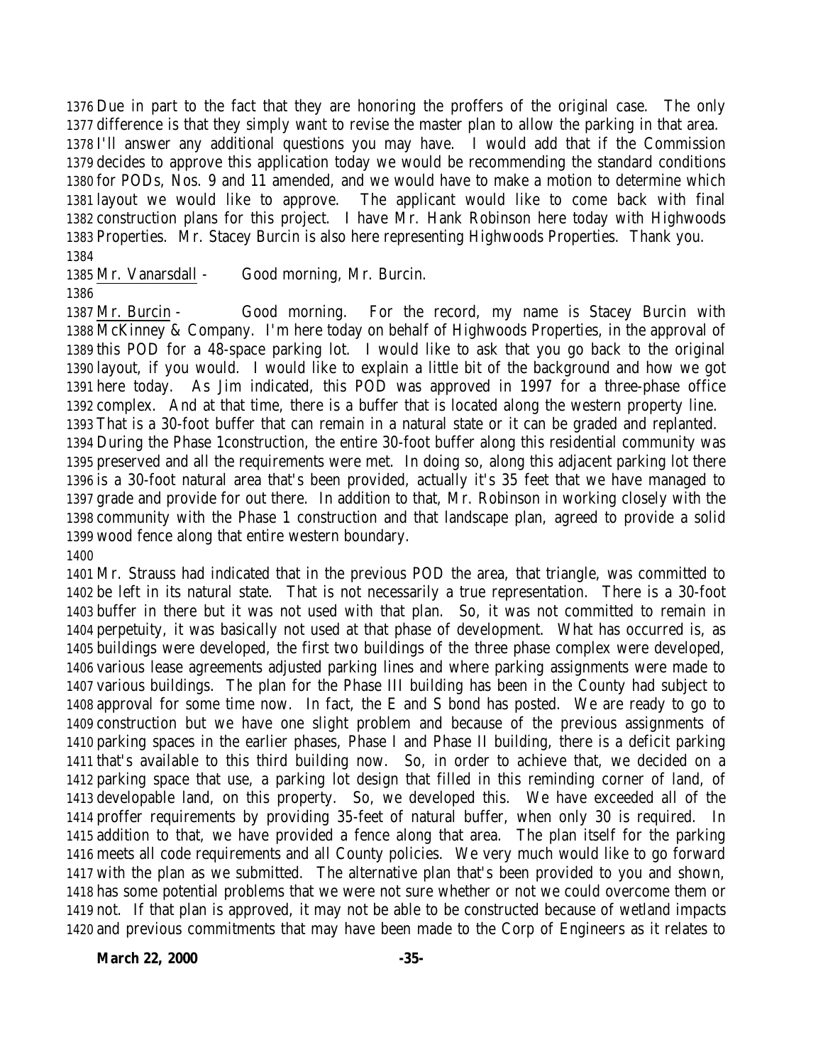Due in part to the fact that they are honoring the proffers of the original case. The only difference is that they simply want to revise the master plan to allow the parking in that area. I'll answer any additional questions you may have. I would add that if the Commission decides to approve this application today we would be recommending the standard conditions for PODs, Nos. 9 and 11 amended, and we would have to make a motion to determine which layout we would like to approve. The applicant would like to come back with final construction plans for this project. I have Mr. Hank Robinson here today with Highwoods Properties. Mr. Stacey Burcin is also here representing Highwoods Properties. Thank you.

Mr. Vanarsdall - Good morning, Mr. Burcin.

Mr. Burcin - Good morning. For the record, my name is Stacey Burcin with McKinney & Company. I'm here today on behalf of Highwoods Properties, in the approval of this POD for a 48-space parking lot. I would like to ask that you go back to the original layout, if you would. I would like to explain a little bit of the background and how we got here today. As Jim indicated, this POD was approved in 1997 for a three-phase office complex. And at that time, there is a buffer that is located along the western property line. That is a 30-foot buffer that can remain in a natural state or it can be graded and replanted. During the Phase 1construction, the entire 30-foot buffer along this residential community was preserved and all the requirements were met. In doing so, along this adjacent parking lot there is a 30-foot natural area that's been provided, actually it's 35 feet that we have managed to grade and provide for out there. In addition to that, Mr. Robinson in working closely with the community with the Phase 1 construction and that landscape plan, agreed to provide a solid wood fence along that entire western boundary.

Mr. Strauss had indicated that in the previous POD the area, that triangle, was committed to be left in its natural state. That is not necessarily a true representation. There is a 30-foot buffer in there but it was not used with that plan. So, it was not committed to remain in perpetuity, it was basically not used at that phase of development. What has occurred is, as buildings were developed, the first two buildings of the three phase complex were developed, various lease agreements adjusted parking lines and where parking assignments were made to various buildings. The plan for the Phase III building has been in the County had subject to approval for some time now. In fact, the E and S bond has posted. We are ready to go to construction but we have one slight problem and because of the previous assignments of parking spaces in the earlier phases, Phase I and Phase II building, there is a deficit parking that's available to this third building now. So, in order to achieve that, we decided on a parking space that use, a parking lot design that filled in this reminding corner of land, of developable land, on this property. So, we developed this. We have exceeded all of the proffer requirements by providing 35-feet of natural buffer, when only 30 is required. In addition to that, we have provided a fence along that area. The plan itself for the parking meets all code requirements and all County policies. We very much would like to go forward with the plan as we submitted. The alternative plan that's been provided to you and shown, has some potential problems that we were not sure whether or not we could overcome them or not. If that plan is approved, it may not be able to be constructed because of wetland impacts and previous commitments that may have been made to the Corp of Engineers as it relates to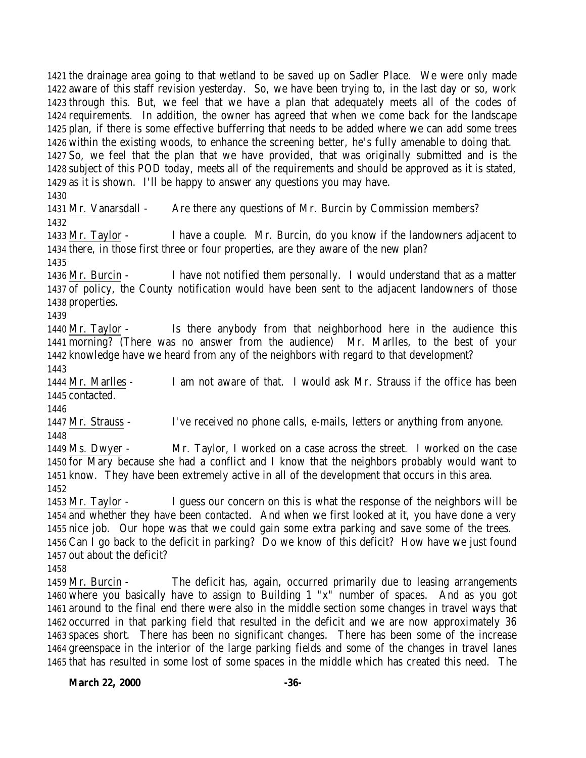the drainage area going to that wetland to be saved up on Sadler Place. We were only made aware of this staff revision yesterday. So, we have been trying to, in the last day or so, work through this. But, we feel that we have a plan that adequately meets all of the codes of requirements. In addition, the owner has agreed that when we come back for the landscape plan, if there is some effective bufferring that needs to be added where we can add some trees within the existing woods, to enhance the screening better, he's fully amenable to doing that. So, we feel that the plan that we have provided, that was originally submitted and is the subject of this POD today, meets all of the requirements and should be approved as it is stated, as it is shown. I'll be happy to answer any questions you may have.

Mr. Vanarsdall - Are there any questions of Mr. Burcin by Commission members?

Mr. Taylor - I have a couple. Mr. Burcin, do you know if the landowners adjacent to there, in those first three or four properties, are they aware of the new plan?

Mr. Burcin - I have not notified them personally. I would understand that as a matter of policy, the County notification would have been sent to the adjacent landowners of those properties.

Mr. Taylor - Is there anybody from that neighborhood here in the audience this morning? (There was no answer from the audience) Mr. Marlles, to the best of your knowledge have we heard from any of the neighbors with regard to that development?

Mr. Marlles - I am not aware of that. I would ask Mr. Strauss if the office has been contacted.

Mr. Strauss - I've received no phone calls, e-mails, letters or anything from anyone.

Ms. Dwyer - Mr. Taylor, I worked on a case across the street. I worked on the case for Mary because she had a conflict and I know that the neighbors probably would want to know. They have been extremely active in all of the development that occurs in this area.

Mr. Taylor - I guess our concern on this is what the response of the neighbors will be and whether they have been contacted. And when we first looked at it, you have done a very nice job. Our hope was that we could gain some extra parking and save some of the trees. Can I go back to the deficit in parking? Do we know of this deficit? How have we just found out about the deficit?

Mr. Burcin - The deficit has, again, occurred primarily due to leasing arrangements where you basically have to assign to Building 1 "x" number of spaces. And as you got around to the final end there were also in the middle section some changes in travel ways that occurred in that parking field that resulted in the deficit and we are now approximately 36 spaces short. There has been no significant changes. There has been some of the increase greenspace in the interior of the large parking fields and some of the changes in travel lanes that has resulted in some lost of some spaces in the middle which has created this need. The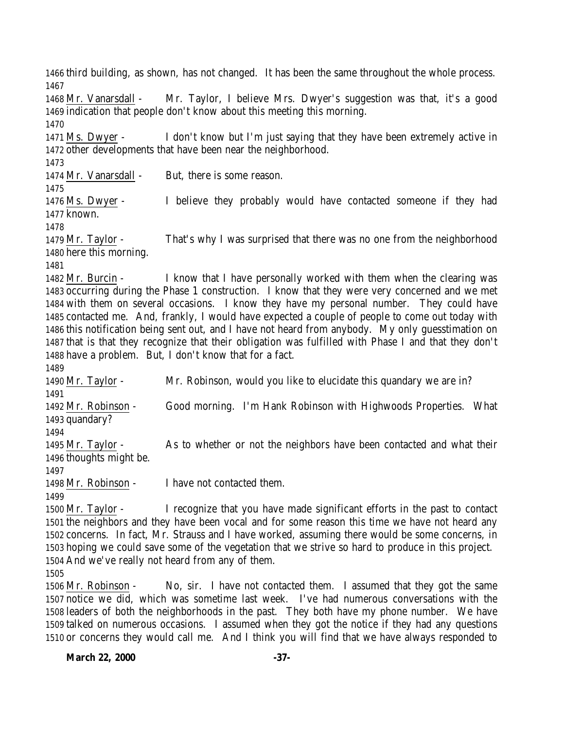1466 third building, as shown, has not changed. It has been the same throughout the whole process.
1467
1468 Mr. Vanarsdall - Mr. Taylor, I believe Mrs. Dwyer's suggestion was that, it's a good
1469 indication that people don't know about this meeting this morning.
1470
1471 Ms. Dwyer - I don't know but I'm just saying that they have been extremely active in
1472 other developments that have been near the neighborhood.
1473
1474 Mr. Vanarsdall - But, there is some reason.
1475
1476 Ms. Dwyer - I believe they probably would have contacted someone if they had
1477 known.
1478
1479 Mr. Taylor - That's why I was surprised that there was no one from the neighborhood
1480 here this morning.
1481
1482 Mr. Burcin - I know that I have personally worked with them when the clearing was
1483 occurring during the Phase 1 construction. I know that they were very concerned and we met
1484 with them on several occasions. I know they have my personal number. They could have
1485 contacted me. And, frankly, I would have expected a couple of people to come out today with
1486 this notification being sent out, and I have not heard from anybody. My only guesstimation on
1487 that is that they recognize that their obligation was fulfilled with Phase I and that they don't
1488 have a problem. But, I don't know that for a fact.
1489
1490 Mr. Taylor - Mr. Robinson, would you like to elucidate this quandary we are in?
1491
1492 Mr. Robinson - Good morning. I'm Hank Robinson with Highwoods Properties. What
1493 quandary?
1494
1495 Mr. Taylor - As to whether or not the neighbors have been contacted and what their
1496 thoughts might be.
1497
1498 Mr. Robinson - I have not contacted them.
1499
1500 Mr. Taylor - I recognize that you have made significant efforts in the past to contact
1501 the neighbors and they have been vocal and for some reason this time we have not heard any
1502 concerns. In fact, Mr. Strauss and I have worked, assuming there would be some concerns, in
1503 hoping we could save some of the vegetation that we strive so hard to produce in this project.
1504 And we've really not heard from any of them.
1505
1506 Mr. Robinson - No, sir. I have not contacted them. I assumed that they got the same
1507 notice we did, which was sometime last week. I've had numerous conversations with the
1508 leaders of both the neighborhoods in the past. They both have my phone number. We have
1509 talked on numerous occasions. I assumed when they got the notice if they had any questions
1510 or concerns they would call me. And I think you will find that we have always responded to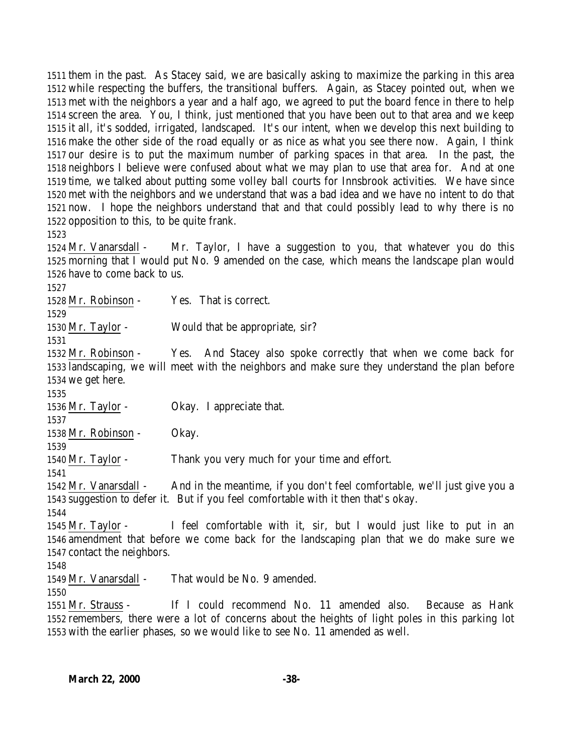them in the past. As Stacey said, we are basically asking to maximize the parking in this area while respecting the buffers, the transitional buffers. Again, as Stacey pointed out, when we met with the neighbors a year and a half ago, we agreed to put the board fence in there to help screen the area. You, I think, just mentioned that you have been out to that area and we keep it all, it's sodded, irrigated, landscaped. It's our intent, when we develop this next building to make the other side of the road equally or as nice as what you see there now. Again, I think our desire is to put the maximum number of parking spaces in that area. In the past, the neighbors I believe were confused about what we may plan to use that area for. And at one time, we talked about putting some volley ball courts for Innsbrook activities. We have since met with the neighbors and we understand that was a bad idea and we have no intent to do that now. I hope the neighbors understand that and that could possibly lead to why there is no opposition to this, to be quite frank.

Mr. Vanarsdall - Mr. Taylor, I have a suggestion to you, that whatever you do this morning that I would put No. 9 amended on the case, which means the landscape plan would have to come back to us.

Mr. Robinson - Yes. That is correct.

Mr. Taylor - Would that be appropriate, sir?

Mr. Robinson - Yes. And Stacey also spoke correctly that when we come back for landscaping, we will meet with the neighbors and make sure they understand the plan before we get here.

Mr. Taylor - Okay. I appreciate that.

Mr. Robinson - Okay.

Mr. Taylor - Thank you very much for your time and effort.

Mr. Vanarsdall - And in the meantime, if you don't feel comfortable, we'll just give you a suggestion to defer it. But if you feel comfortable with it then that's okay.

Mr. Taylor - I feel comfortable with it, sir, but I would just like to put in an amendment that before we come back for the landscaping plan that we do make sure we contact the neighbors.

Mr. Vanarsdall - That would be No. 9 amended.

Mr. Strauss - If I could recommend No. 11 amended also. Because as Hank remembers, there were a lot of concerns about the heights of light poles in this parking lot with the earlier phases, so we would like to see No. 11 amended as well.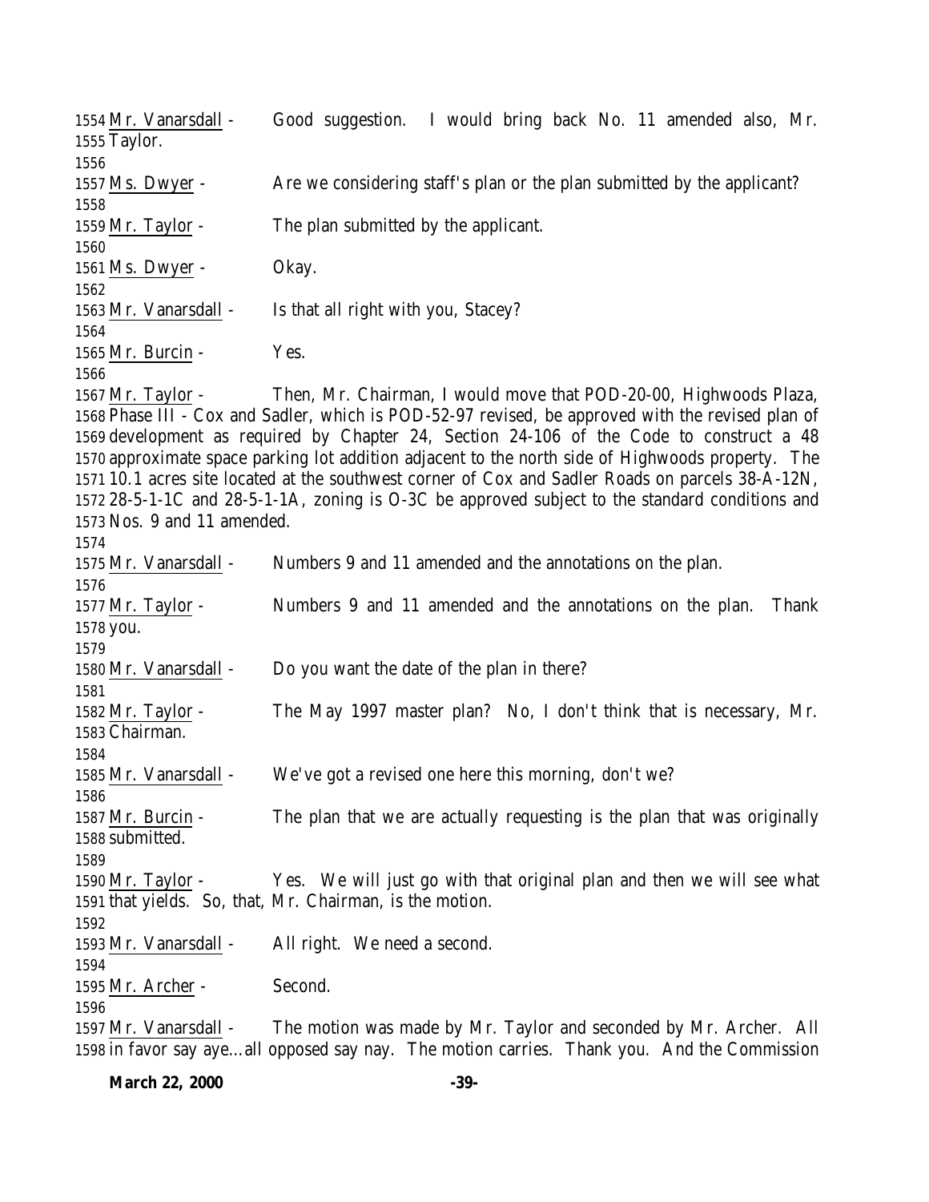Mr. Vanarsdall - Good suggestion. I would bring back No. 11 amended also, Mr. Taylor.

Ms. Dwyer - Are we considering staff's plan or the plan submitted by the applicant?

Mr. Taylor - The plan submitted by the applicant.

Ms. Dwyer - Okay.

Mr. Vanarsdall - Is that all right with you, Stacey?

Mr. Burcin - Yes.

Mr. Taylor - Then, Mr. Chairman, I would move that POD-20-00, Highwoods Plaza, Phase III - Cox and Sadler, which is POD-52-97 revised, be approved with the revised plan of development as required by Chapter 24, Section 24-106 of the Code to construct a 48 approximate space parking lot addition adjacent to the north side of Highwoods property. The 10.1 acres site located at the southwest corner of Cox and Sadler Roads on parcels 38-A-12N, 28-5-1-1C and 28-5-1-1A, zoning is O-3C be approved subject to the standard conditions and Nos. 9 and 11 amended.

Mr. Vanarsdall - Numbers 9 and 11 amended and the annotations on the plan.

Mr. Taylor - Numbers 9 and 11 amended and the annotations on the plan. Thank you.

Mr. Vanarsdall - Do you want the date of the plan in there?

Mr. Taylor - The May 1997 master plan? No, I don't think that is necessary, Mr. Chairman.

Mr. Vanarsdall - We've got a revised one here this morning, don't we?

Mr. Burcin - The plan that we are actually requesting is the plan that was originally submitted.

Mr. Taylor - Yes. We will just go with that original plan and then we will see what that yields. So, that, Mr. Chairman, is the motion.

Mr. Vanarsdall - All right. We need a second.

Mr. Archer - Second.

Mr. Vanarsdall - The motion was made by Mr. Taylor and seconded by Mr. Archer. All in favor say aye…all opposed say nay. The motion carries. Thank you. And the Commission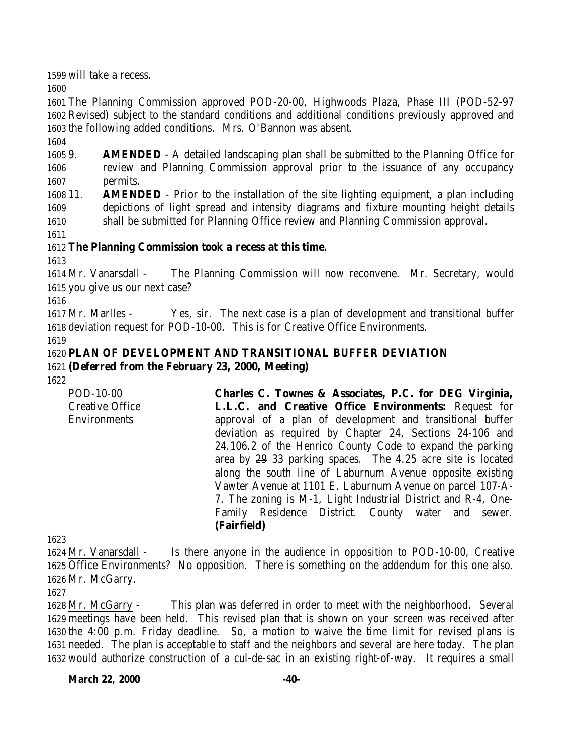will take a recess.

The Planning Commission approved POD-20-00, Highwoods Plaza, Phase III (POD-52-97 Revised) subject to the standard conditions and additional conditions previously approved and the following added conditions. Mrs. O'Bannon was absent.

9. **AMENDED** - A detailed landscaping plan shall be submitted to the Planning Office for review and Planning Commission approval prior to the issuance of any occupancy permits.

11. **AMENDED** - Prior to the installation of the site lighting equipment, a plan including depictions of light spread and intensity diagrams and fixture mounting height details shall be submitted for Planning Office review and Planning Commission approval.

**The Planning Commission took a recess at this time.**

Mr. Vanarsdall - The Planning Commission will now reconvene. Mr. Secretary, would you give us our next case?

Mr. Marlles - Yes, sir. The next case is a plan of development and transitional buffer deviation request for POD-10-00. This is for Creative Office Environments.

**PLAN OF DEVELOPMENT AND TRANSITIONAL BUFFER DEVIATION**
**(Deferred from the February 23, 2000, Meeting)**

POD-10-00
Creative Office Environments

**Charles C. Townes & Associates, P.C. for DEG Virginia, L.L.C. and Creative Office Environments:** Request for approval of a plan of development and transitional buffer deviation as required by Chapter 24, Sections 24-106 and 24.106.2 of the Henrico County Code to expand the parking area by ~~29~~ 33 parking spaces. The 4.25 acre site is located along the south line of Laburnum Avenue opposite existing Vawter Avenue at 1101 E. Laburnum Avenue on parcel 107-A-7. The zoning is M-1, Light Industrial District and R-4, One-Family Residence District. County water and sewer. **(Fairfield)**

Mr. Vanarsdall - Is there anyone in the audience in opposition to POD-10-00, Creative Office Environments? No opposition. There is something on the addendum for this one also. Mr. McGarry.

Mr. McGarry - This plan was deferred in order to meet with the neighborhood. Several meetings have been held. This revised plan that is shown on your screen was received after the 4:00 p.m. Friday deadline. So, a motion to waive the time limit for revised plans is needed. The plan is acceptable to staff and the neighbors and several are here today. The plan would authorize construction of a cul-de-sac in an existing right-of-way. It requires a small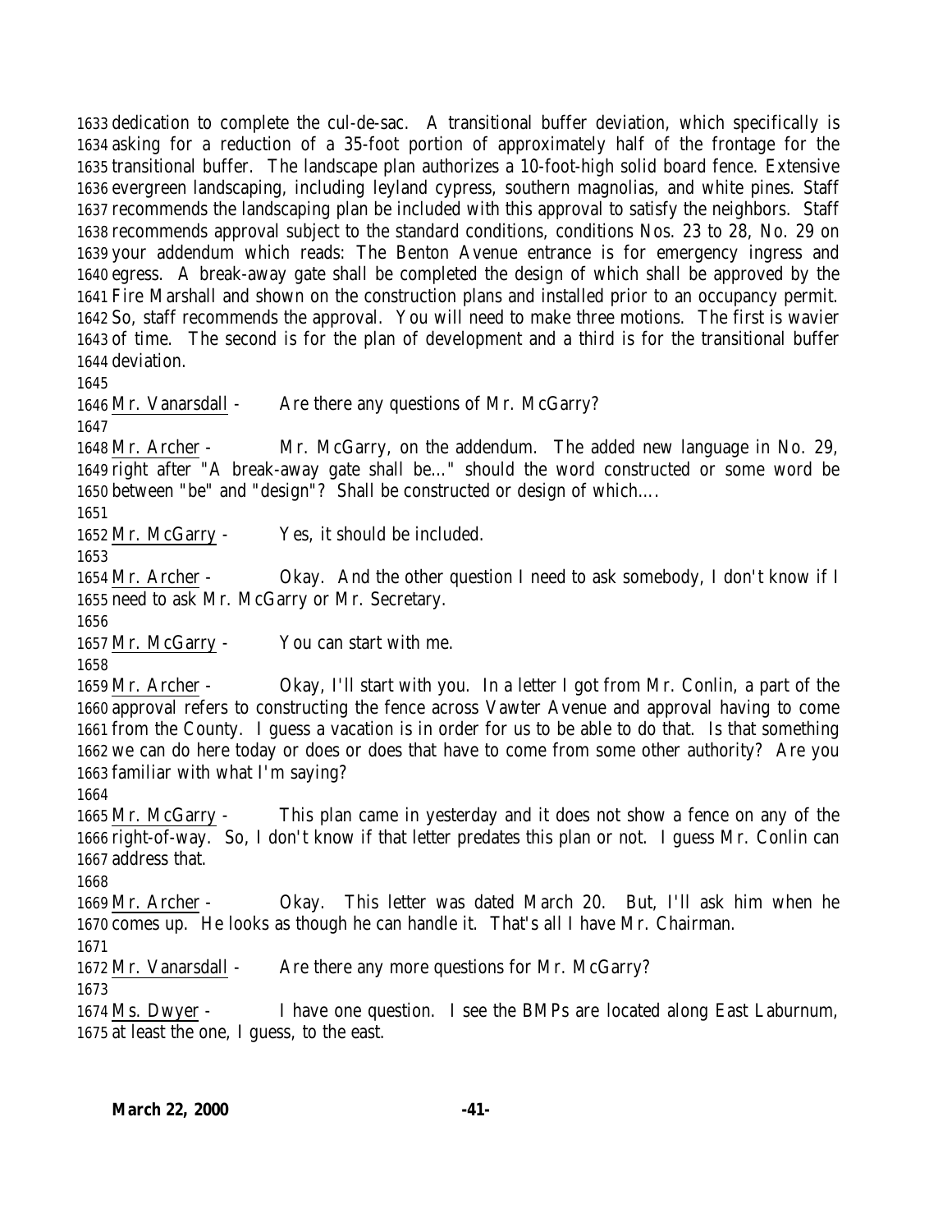dedication to complete the cul-de-sac. A transitional buffer deviation, which specifically is asking for a reduction of a 35-foot portion of approximately half of the frontage for the transitional buffer. The landscape plan authorizes a 10-foot-high solid board fence. Extensive evergreen landscaping, including leyland cypress, southern magnolias, and white pines. Staff recommends the landscaping plan be included with this approval to satisfy the neighbors. Staff recommends approval subject to the standard conditions, conditions Nos. 23 to 28, No. 29 on your addendum which reads: The Benton Avenue entrance is for emergency ingress and egress. A break-away gate shall be completed the design of which shall be approved by the Fire Marshall and shown on the construction plans and installed prior to an occupancy permit. So, staff recommends the approval. You will need to make three motions. The first is wavier of time. The second is for the plan of development and a third is for the transitional buffer deviation.

Mr. Vanarsdall - Are there any questions of Mr. McGarry?

Mr. Archer - Mr. McGarry, on the addendum. The added new language in No. 29, right after "A break-away gate shall be…" should the word constructed or some word be between "be" and "design"? Shall be constructed or design of which….

Mr. McGarry - Yes, it should be included.

Mr. Archer - Okay. And the other question I need to ask somebody, I don't know if I need to ask Mr. McGarry or Mr. Secretary.

Mr. McGarry - You can start with me.

Mr. Archer - Okay, I'll start with you. In a letter I got from Mr. Conlin, a part of the approval refers to constructing the fence across Vawter Avenue and approval having to come from the County. I guess a vacation is in order for us to be able to do that. Is that something we can do here today or does or does that have to come from some other authority? Are you familiar with what I'm saying?

Mr. McGarry - This plan came in yesterday and it does not show a fence on any of the right-of-way. So, I don't know if that letter predates this plan or not. I guess Mr. Conlin can address that.

Mr. Archer - Okay. This letter was dated March 20. But, I'll ask him when he comes up. He looks as though he can handle it. That's all I have Mr. Chairman.

Mr. Vanarsdall - Are there any more questions for Mr. McGarry?

Ms. Dwyer - I have one question. I see the BMPs are located along East Laburnum, at least the one, I guess, to the east.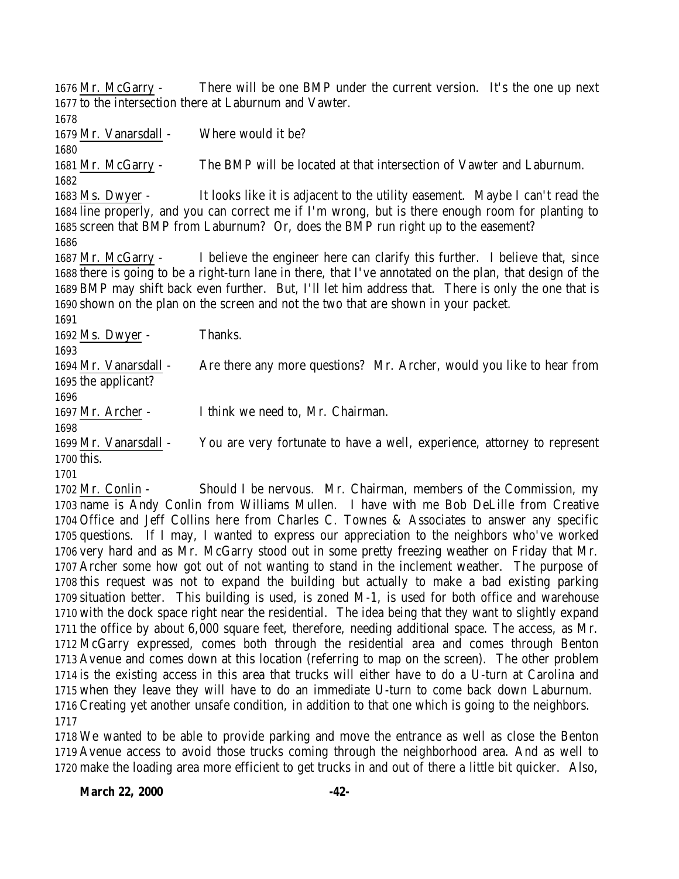Mr. McGarry - There will be one BMP under the current version. It's the one up next to the intersection there at Laburnum and Vawter.

Mr. Vanarsdall - Where would it be?

Mr. McGarry - The BMP will be located at that intersection of Vawter and Laburnum.

Ms. Dwyer - It looks like it is adjacent to the utility easement. Maybe I can't read the line properly, and you can correct me if I'm wrong, but is there enough room for planting to screen that BMP from Laburnum? Or, does the BMP run right up to the easement?

Mr. McGarry - I believe the engineer here can clarify this further. I believe that, since there is going to be a right-turn lane in there, that I've annotated on the plan, that design of the BMP may shift back even further. But, I'll let him address that. There is only the one that is shown on the plan on the screen and not the two that are shown in your packet.

Ms. Dwyer - Thanks.

Mr. Vanarsdall - Are there any more questions? Mr. Archer, would you like to hear from the applicant?

Mr. Archer - I think we need to, Mr. Chairman.

Mr. Vanarsdall - You are very fortunate to have a well, experience, attorney to represent this.

Mr. Conlin - Should I be nervous. Mr. Chairman, members of the Commission, my name is Andy Conlin from Williams Mullen. I have with me Bob DeLille from Creative Office and Jeff Collins here from Charles C. Townes & Associates to answer any specific questions. If I may, I wanted to express our appreciation to the neighbors who've worked very hard and as Mr. McGarry stood out in some pretty freezing weather on Friday that Mr. Archer some how got out of not wanting to stand in the inclement weather. The purpose of this request was not to expand the building but actually to make a bad existing parking situation better. This building is used, is zoned M-1, is used for both office and warehouse with the dock space right near the residential. The idea being that they want to slightly expand the office by about 6,000 square feet, therefore, needing additional space. The access, as Mr. McGarry expressed, comes both through the residential area and comes through Benton Avenue and comes down at this location (referring to map on the screen). The other problem is the existing access in this area that trucks will either have to do a U-turn at Carolina and when they leave they will have to do an immediate U-turn to come back down Laburnum. Creating yet another unsafe condition, in addition to that one which is going to the neighbors.

We wanted to be able to provide parking and move the entrance as well as close the Benton Avenue access to avoid those trucks coming through the neighborhood area. And as well to make the loading area more efficient to get trucks in and out of there a little bit quicker. Also,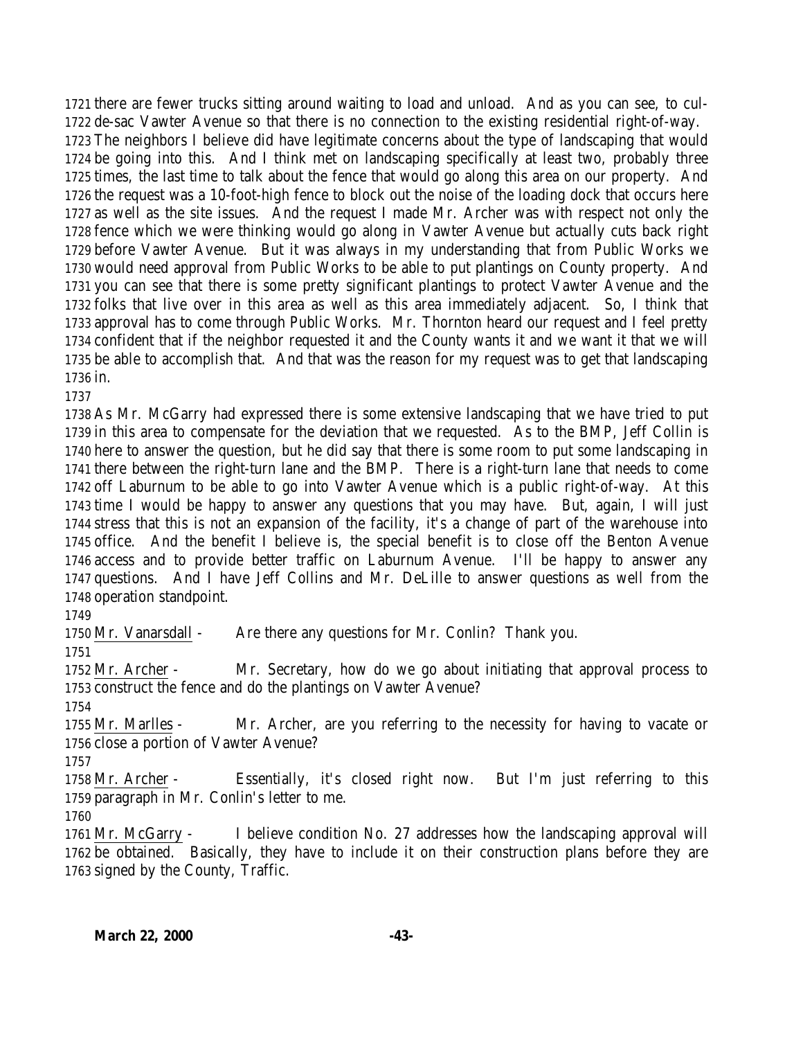there are fewer trucks sitting around waiting to load and unload. And as you can see, to cul-de-sac Vawter Avenue so that there is no connection to the existing residential right-of-way. The neighbors I believe did have legitimate concerns about the type of landscaping that would be going into this. And I think met on landscaping specifically at least two, probably three times, the last time to talk about the fence that would go along this area on our property. And the request was a 10-foot-high fence to block out the noise of the loading dock that occurs here as well as the site issues. And the request I made Mr. Archer was with respect not only the fence which we were thinking would go along in Vawter Avenue but actually cuts back right before Vawter Avenue. But it was always in my understanding that from Public Works we would need approval from Public Works to be able to put plantings on County property. And you can see that there is some pretty significant plantings to protect Vawter Avenue and the folks that live over in this area as well as this area immediately adjacent. So, I think that approval has to come through Public Works. Mr. Thornton heard our request and I feel pretty confident that if the neighbor requested it and the County wants it and we want it that we will be able to accomplish that. And that was the reason for my request was to get that landscaping in.

As Mr. McGarry had expressed there is some extensive landscaping that we have tried to put in this area to compensate for the deviation that we requested. As to the BMP, Jeff Collin is here to answer the question, but he did say that there is some room to put some landscaping in there between the right-turn lane and the BMP. There is a right-turn lane that needs to come off Laburnum to be able to go into Vawter Avenue which is a public right-of-way. At this time I would be happy to answer any questions that you may have. But, again, I will just stress that this is not an expansion of the facility, it's a change of part of the warehouse into office. And the benefit I believe is, the special benefit is to close off the Benton Avenue access and to provide better traffic on Laburnum Avenue. I'll be happy to answer any questions. And I have Jeff Collins and Mr. DeLille to answer questions as well from the operation standpoint.

Mr. Vanarsdall - Are there any questions for Mr. Conlin? Thank you.

Mr. Archer - Mr. Secretary, how do we go about initiating that approval process to construct the fence and do the plantings on Vawter Avenue?

Mr. Marlles - Mr. Archer, are you referring to the necessity for having to vacate or close a portion of Vawter Avenue?

Mr. Archer - Essentially, it's closed right now. But I'm just referring to this paragraph in Mr. Conlin's letter to me.

Mr. McGarry - I believe condition No. 27 addresses how the landscaping approval will be obtained. Basically, they have to include it on their construction plans before they are signed by the County, Traffic.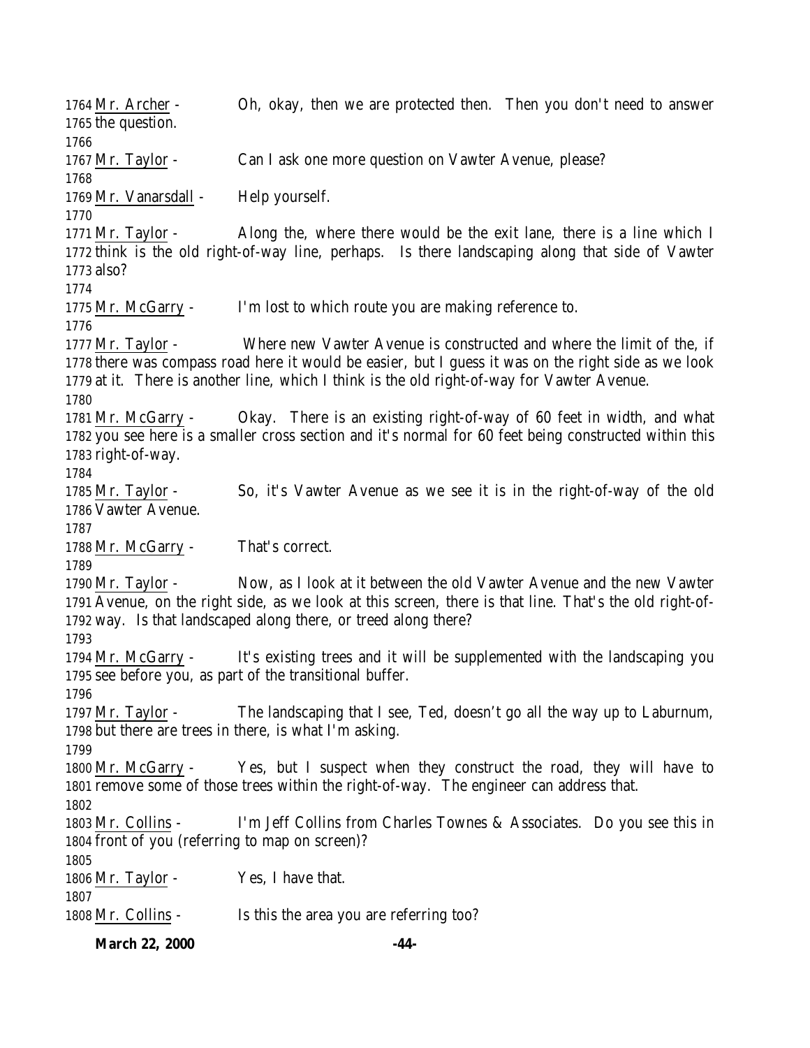1764 Mr. Archer - Oh, okay, then we are protected then. Then you don't need to answer 1765 the question.

1766

1767 Mr. Taylor - Can I ask one more question on Vawter Avenue, please?

1768

1769 Mr. Vanarsdall - Help yourself.

1770

1771 Mr. Taylor - Along the, where there would be the exit lane, there is a line which I 1772 think is the old right-of-way line, perhaps. Is there landscaping along that side of Vawter 1773 also?

1774

1775 Mr. McGarry - I'm lost to which route you are making reference to.

1776

1777 Mr. Taylor - Where new Vawter Avenue is constructed and where the limit of the, if 1778 there was compass road here it would be easier, but I guess it was on the right side as we look 1779 at it. There is another line, which I think is the old right-of-way for Vawter Avenue.

1780

1781 Mr. McGarry - Okay. There is an existing right-of-way of 60 feet in width, and what 1782 you see here is a smaller cross section and it's normal for 60 feet being constructed within this 1783 right-of-way.

1784

1785 Mr. Taylor - So, it's Vawter Avenue as we see it is in the right-of-way of the old 1786 Vawter Avenue.

1787

1788 Mr. McGarry - That's correct.

1789

1790 Mr. Taylor - Now, as I look at it between the old Vawter Avenue and the new Vawter 1791 Avenue, on the right side, as we look at this screen, there is that line. That's the old right-of-1792 way. Is that landscaped along there, or treed along there?

1793

1794 Mr. McGarry - It's existing trees and it will be supplemented with the landscaping you 1795 see before you, as part of the transitional buffer.

1796

1797 Mr. Taylor - The landscaping that I see, Ted, doesn't go all the way up to Laburnum, 1798 but there are trees in there, is what I'm asking.

1799

1800 Mr. McGarry - Yes, but I suspect when they construct the road, they will have to 1801 remove some of those trees within the right-of-way. The engineer can address that.

1802

1803 Mr. Collins - I'm Jeff Collins from Charles Townes & Associates. Do you see this in 1804 front of you (referring to map on screen)?

1805

1806 Mr. Taylor - Yes, I have that.

1807

1808 Mr. Collins - Is this the area you are referring too?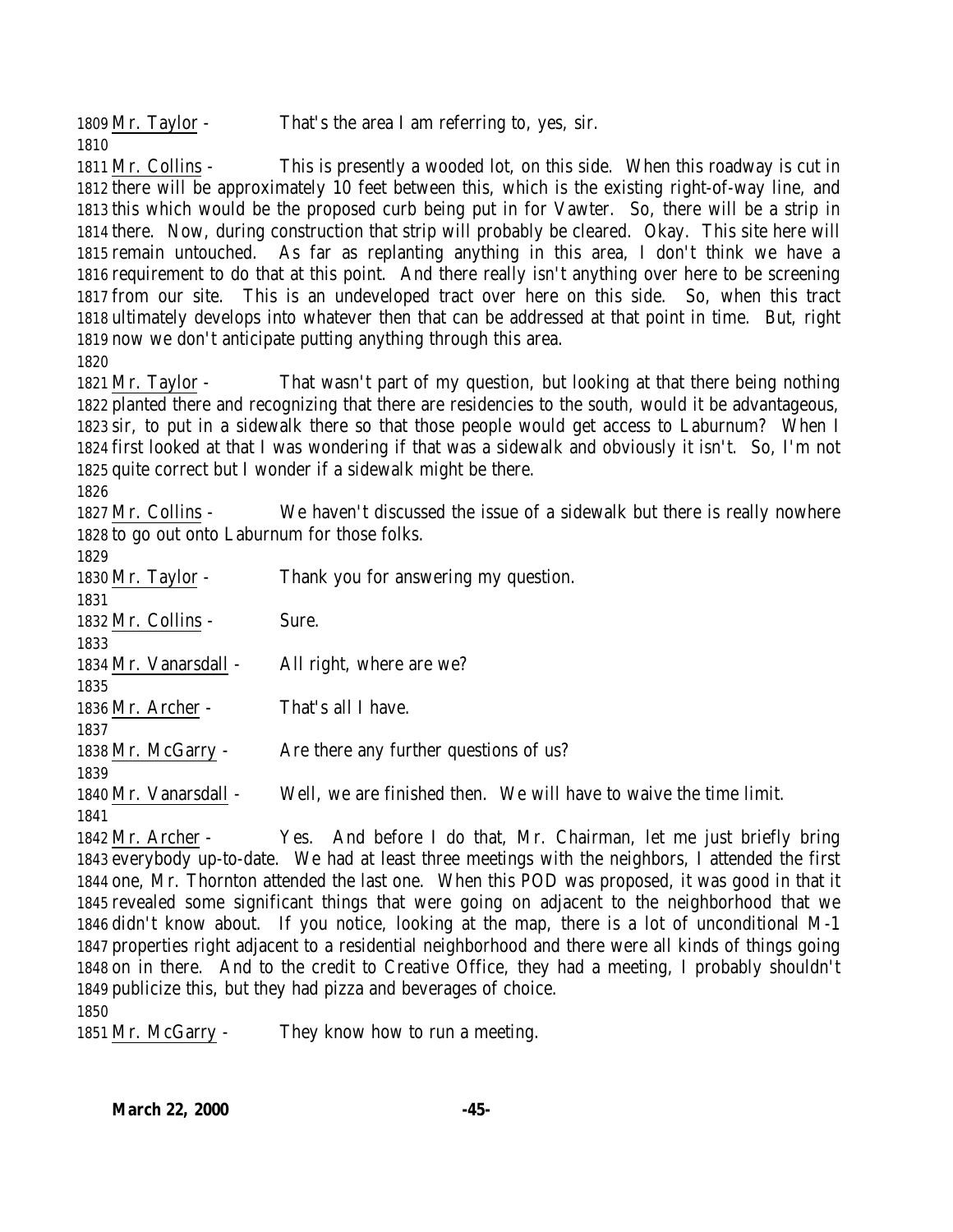1809 Mr. Taylor - That's the area I am referring to, yes, sir.
1810
1811 Mr. Collins - This is presently a wooded lot, on this side. When this roadway is cut in 1812 there will be approximately 10 feet between this, which is the existing right-of-way line, and 1813 this which would be the proposed curb being put in for Vawter. So, there will be a strip in 1814 there. Now, during construction that strip will probably be cleared. Okay. This site here will 1815 remain untouched. As far as replanting anything in this area, I don't think we have a 1816 requirement to do that at this point. And there really isn't anything over here to be screening 1817 from our site. This is an undeveloped tract over here on this side. So, when this tract 1818 ultimately develops into whatever then that can be addressed at that point in time. But, right 1819 now we don't anticipate putting anything through this area.
1820
1821 Mr. Taylor - That wasn't part of my question, but looking at that there being nothing 1822 planted there and recognizing that there are residencies to the south, would it be advantageous, 1823 sir, to put in a sidewalk there so that those people would get access to Laburnum? When I 1824 first looked at that I was wondering if that was a sidewalk and obviously it isn't. So, I'm not 1825 quite correct but I wonder if a sidewalk might be there.
1826
1827 Mr. Collins - We haven't discussed the issue of a sidewalk but there is really nowhere 1828 to go out onto Laburnum for those folks.
1829
1830 Mr. Taylor - Thank you for answering my question.
1831
1832 Mr. Collins - Sure.
1833
1834 Mr. Vanarsdall - All right, where are we?
1835
1836 Mr. Archer - That's all I have.
1837
1838 Mr. McGarry - Are there any further questions of us?
1839
1840 Mr. Vanarsdall - Well, we are finished then. We will have to waive the time limit.
1841
1842 Mr. Archer - Yes. And before I do that, Mr. Chairman, let me just briefly bring 1843 everybody up-to-date. We had at least three meetings with the neighbors, I attended the first 1844 one, Mr. Thornton attended the last one. When this POD was proposed, it was good in that it 1845 revealed some significant things that were going on adjacent to the neighborhood that we 1846 didn't know about. If you notice, looking at the map, there is a lot of unconditional M-1 1847 properties right adjacent to a residential neighborhood and there were all kinds of things going 1848 on in there. And to the credit to Creative Office, they had a meeting, I probably shouldn't 1849 publicize this, but they had pizza and beverages of choice.
1850
1851 Mr. McGarry - They know how to run a meeting.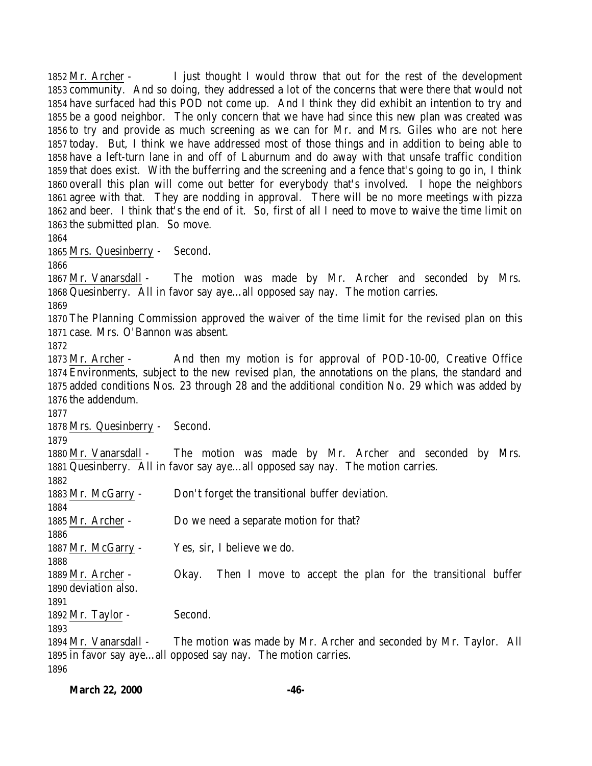1852 Mr. Archer - I just thought I would throw that out for the rest of the development 1853 community. And so doing, they addressed a lot of the concerns that were there that would not 1854 have surfaced had this POD not come up. And I think they did exhibit an intention to try and 1855 be a good neighbor. The only concern that we have had since this new plan was created was 1856 to try and provide as much screening as we can for Mr. and Mrs. Giles who are not here 1857 today. But, I think we have addressed most of those things and in addition to being able to 1858 have a left-turn lane in and off of Laburnum and do away with that unsafe traffic condition 1859 that does exist. With the bufferring and the screening and a fence that's going to go in, I think 1860 overall this plan will come out better for everybody that's involved. I hope the neighbors 1861 agree with that. They are nodding in approval. There will be no more meetings with pizza 1862 and beer. I think that's the end of it. So, first of all I need to move to waive the time limit on 1863 the submitted plan. So move.

1864

1865 Mrs. Quesinberry - Second.

1866

1867 Mr. Vanarsdall - The motion was made by Mr. Archer and seconded by Mrs. 1868 Quesinberry. All in favor say aye…all opposed say nay. The motion carries.

1869

1870 The Planning Commission approved the waiver of the time limit for the revised plan on this 1871 case. Mrs. O'Bannon was absent.

1872

1873 Mr. Archer - And then my motion is for approval of POD-10-00, Creative Office 1874 Environments, subject to the new revised plan, the annotations on the plans, the standard and 1875 added conditions Nos. 23 through 28 and the additional condition No. 29 which was added by 1876 the addendum.

1877

1878 Mrs. Quesinberry - Second.

1879

1880 Mr. Vanarsdall - The motion was made by Mr. Archer and seconded by Mrs. 1881 Quesinberry. All in favor say aye…all opposed say nay. The motion carries.

1882

1883 Mr. McGarry - Don't forget the transitional buffer deviation.

1884

1885 Mr. Archer - Do we need a separate motion for that?

1886

1887 Mr. McGarry - Yes, sir, I believe we do.

1888

1889 Mr. Archer - Okay. Then I move to accept the plan for the transitional buffer 1890 deviation also.

1891

1892 Mr. Taylor - Second.

1893

1894 Mr. Vanarsdall - The motion was made by Mr. Archer and seconded by Mr. Taylor. All 1895 in favor say aye…all opposed say nay. The motion carries.

1896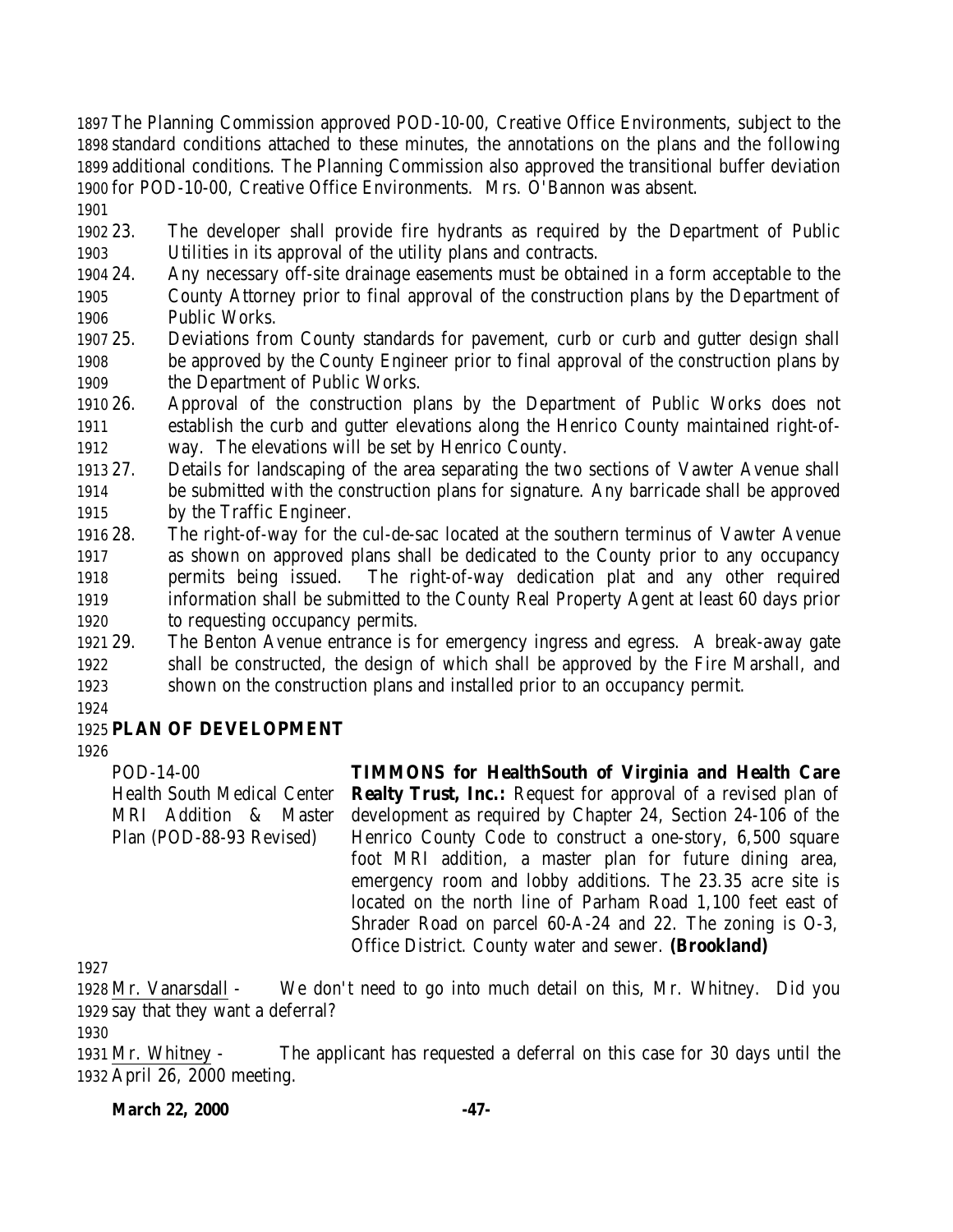The Planning Commission approved POD-10-00, Creative Office Environments, subject to the standard conditions attached to these minutes, the annotations on the plans and the following additional conditions. The Planning Commission also approved the transitional buffer deviation for POD-10-00, Creative Office Environments. Mrs. O'Bannon was absent.

23. The developer shall provide fire hydrants as required by the Department of Public Utilities in its approval of the utility plans and contracts.
24. Any necessary off-site drainage easements must be obtained in a form acceptable to the County Attorney prior to final approval of the construction plans by the Department of Public Works.
25. Deviations from County standards for pavement, curb or curb and gutter design shall be approved by the County Engineer prior to final approval of the construction plans by the Department of Public Works.
26. Approval of the construction plans by the Department of Public Works does not establish the curb and gutter elevations along the Henrico County maintained right-of-way. The elevations will be set by Henrico County.
27. Details for landscaping of the area separating the two sections of Vawter Avenue shall be submitted with the construction plans for signature. Any barricade shall be approved by the Traffic Engineer.
28. The right-of-way for the cul-de-sac located at the southern terminus of Vawter Avenue as shown on approved plans shall be dedicated to the County prior to any occupancy permits being issued. The right-of-way dedication plat and any other required information shall be submitted to the County Real Property Agent at least 60 days prior to requesting occupancy permits.
29. The Benton Avenue entrance is for emergency ingress and egress. A break-away gate shall be constructed, the design of which shall be approved by the Fire Marshall, and shown on the construction plans and installed prior to an occupancy permit.

## PLAN OF DEVELOPMENT

POD-14-00
Health South Medical Center MRI Addition & Master Plan (POD-88-93 Revised)

**TIMMONS for HealthSouth of Virginia and Health Care Realty Trust, Inc.:** Request for approval of a revised plan of development as required by Chapter 24, Section 24-106 of the Henrico County Code to construct a one-story, 6,500 square foot MRI addition, a master plan for future dining area, emergency room and lobby additions. The 23.35 acre site is located on the north line of Parham Road 1,100 feet east of Shrader Road on parcel 60-A-24 and 22. The zoning is O-3, Office District. County water and sewer. **(Brookland)**

Mr. Vanarsdall - We don't need to go into much detail on this, Mr. Whitney. Did you say that they want a deferral?

Mr. Whitney - The applicant has requested a deferral on this case for 30 days until the April 26, 2000 meeting.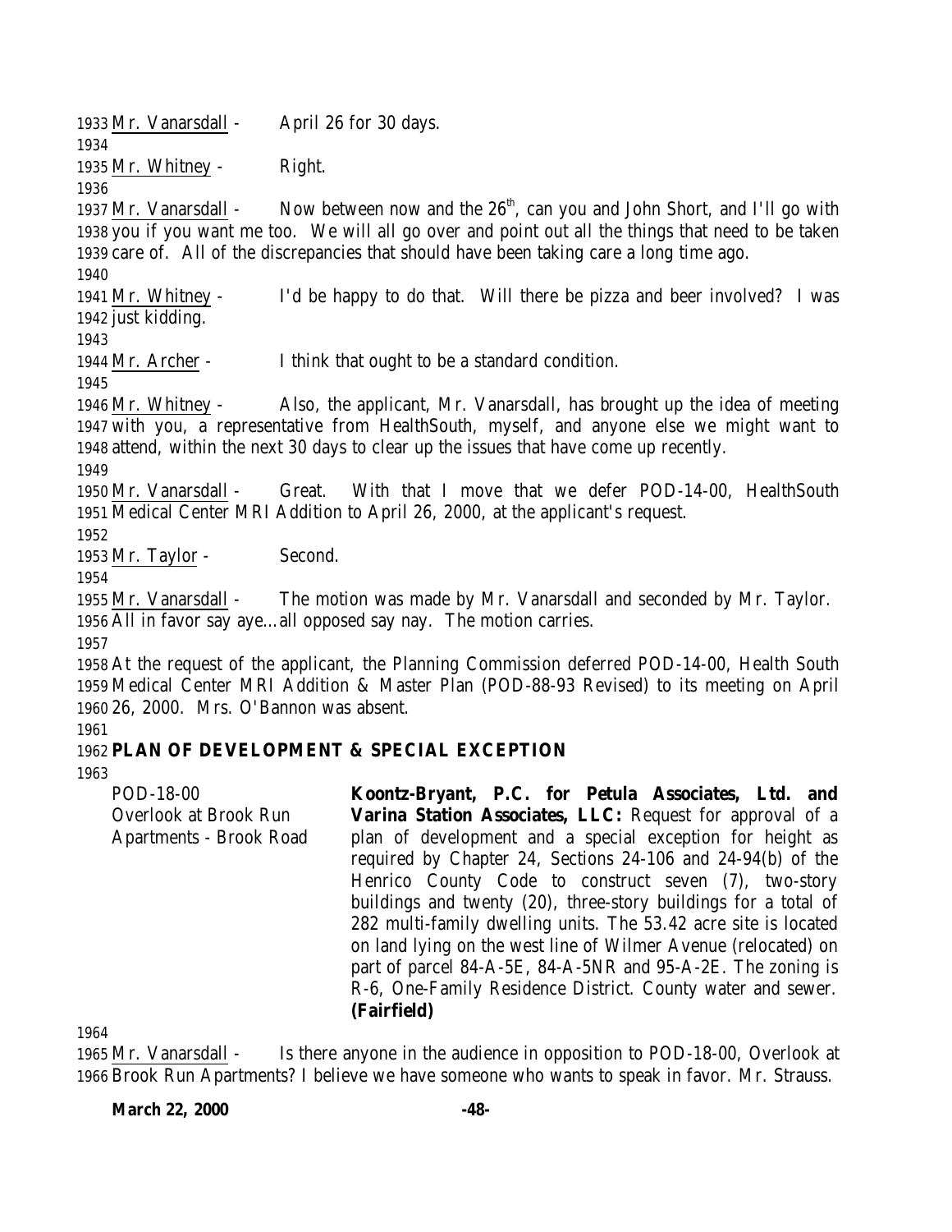Mr. Vanarsdall - April 26 for 30 days.

Mr. Whitney - Right.

Mr. Vanarsdall - Now between now and the 26th, can you and John Short, and I'll go with you if you want me too. We will all go over and point out all the things that need to be taken care of. All of the discrepancies that should have been taking care a long time ago.

Mr. Whitney - I'd be happy to do that. Will there be pizza and beer involved? I was just kidding.

Mr. Archer - I think that ought to be a standard condition.

Mr. Whitney - Also, the applicant, Mr. Vanarsdall, has brought up the idea of meeting with you, a representative from HealthSouth, myself, and anyone else we might want to attend, within the next 30 days to clear up the issues that have come up recently.

Mr. Vanarsdall - Great. With that I move that we defer POD-14-00, HealthSouth Medical Center MRI Addition to April 26, 2000, at the applicant's request.

Mr. Taylor - Second.

Mr. Vanarsdall - The motion was made by Mr. Vanarsdall and seconded by Mr. Taylor. All in favor say aye…all opposed say nay. The motion carries.

At the request of the applicant, the Planning Commission deferred POD-14-00, Health South Medical Center MRI Addition & Master Plan (POD-88-93 Revised) to its meeting on April 26, 2000. Mrs. O'Bannon was absent.

**PLAN OF DEVELOPMENT & SPECIAL EXCEPTION**

| | |
|---|---|
| POD-18-00<br>Overlook at Brook Run Apartments - Brook Road | **Koontz-Bryant, P.C. for Petula Associates, Ltd. and Varina Station Associates, LLC:** Request for approval of a plan of development and a special exception for height as required by Chapter 24, Sections 24-106 and 24-94(b) of the Henrico County Code to construct seven (7), two-story buildings and twenty (20), three-story buildings for a total of 282 multi-family dwelling units. The 53.42 acre site is located on land lying on the west line of Wilmer Avenue (relocated) on part of parcel 84-A-5E, 84-A-5NR and 95-A-2E. The zoning is R-6, One-Family Residence District. County water and sewer. **(Fairfield)** |

Mr. Vanarsdall - Is there anyone in the audience in opposition to POD-18-00, Overlook at Brook Run Apartments? I believe we have someone who wants to speak in favor. Mr. Strauss.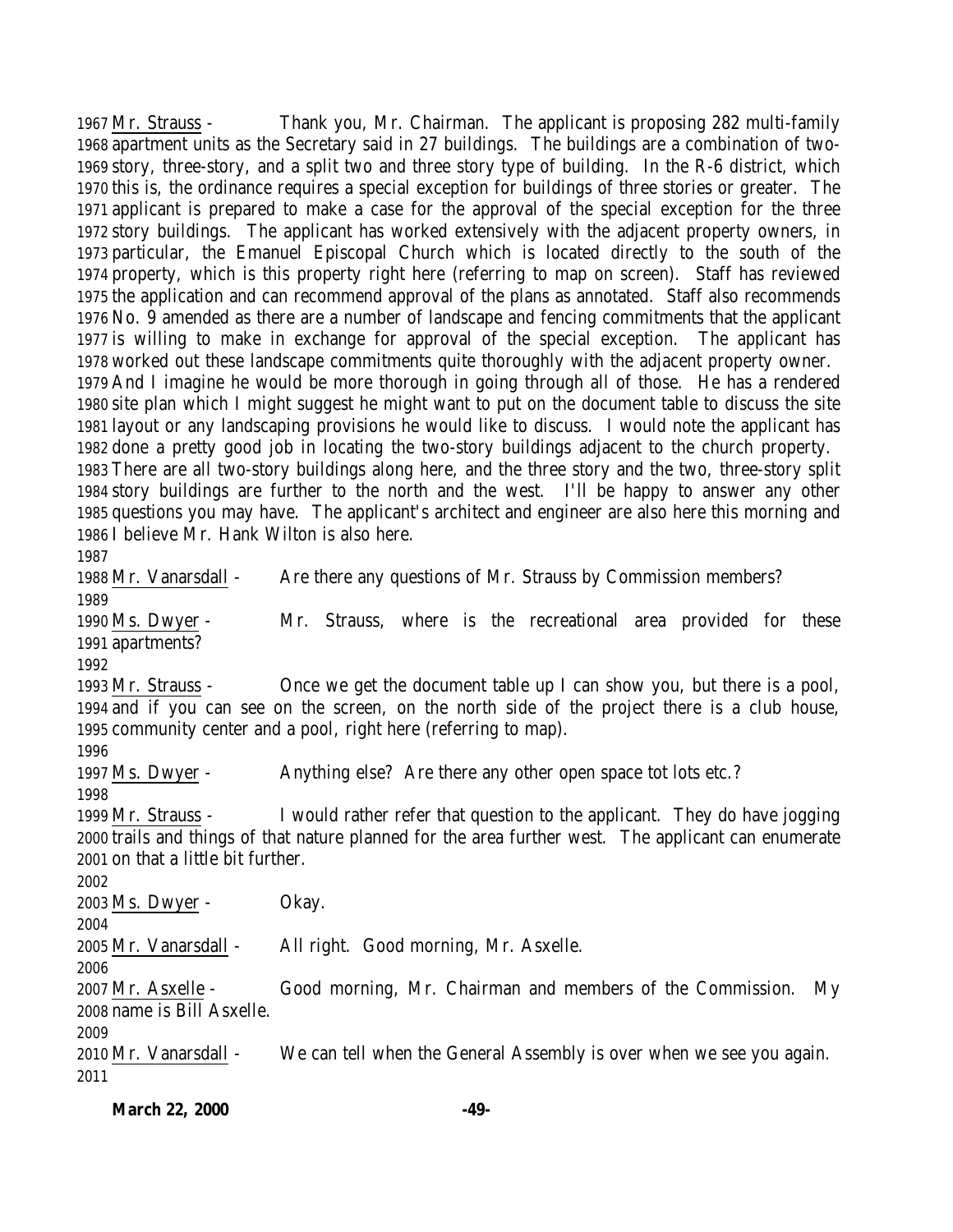1967 Mr. Strauss - Thank you, Mr. Chairman. The applicant is proposing 282 multi-family
1968 apartment units as the Secretary said in 27 buildings. The buildings are a combination of two-
1969 story, three-story, and a split two and three story type of building. In the R-6 district, which
1970 this is, the ordinance requires a special exception for buildings of three stories or greater. The
1971 applicant is prepared to make a case for the approval of the special exception for the three
1972 story buildings. The applicant has worked extensively with the adjacent property owners, in
1973 particular, the Emanuel Episcopal Church which is located directly to the south of the
1974 property, which is this property right here (referring to map on screen). Staff has reviewed
1975 the application and can recommend approval of the plans as annotated. Staff also recommends
1976 No. 9 amended as there are a number of landscape and fencing commitments that the applicant
1977 is willing to make in exchange for approval of the special exception. The applicant has
1978 worked out these landscape commitments quite thoroughly with the adjacent property owner.
1979 And I imagine he would be more thorough in going through all of those. He has a rendered
1980 site plan which I might suggest he might want to put on the document table to discuss the site
1981 layout or any landscaping provisions he would like to discuss. I would note the applicant has
1982 done a pretty good job in locating the two-story buildings adjacent to the church property.
1983 There are all two-story buildings along here, and the three story and the two, three-story split
1984 story buildings are further to the north and the west. I'll be happy to answer any other
1985 questions you may have. The applicant's architect and engineer are also here this morning and
1986 I believe Mr. Hank Wilton is also here.
1987
1988 Mr. Vanarsdall - Are there any questions of Mr. Strauss by Commission members?
1989
1990 Ms. Dwyer - Mr. Strauss, where is the recreational area provided for these
1991 apartments?
1992
1993 Mr. Strauss - Once we get the document table up I can show you, but there is a pool,
1994 and if you can see on the screen, on the north side of the project there is a club house,
1995 community center and a pool, right here (referring to map).
1996
1997 Ms. Dwyer - Anything else? Are there any other open space tot lots etc.?
1998
1999 Mr. Strauss - I would rather refer that question to the applicant. They do have jogging
2000 trails and things of that nature planned for the area further west. The applicant can enumerate
2001 on that a little bit further.
2002
2003 Ms. Dwyer - Okay.
2004
2005 Mr. Vanarsdall - All right. Good morning, Mr. Asxelle.
2006
2007 Mr. Asxelle - Good morning, Mr. Chairman and members of the Commission. My
2008 name is Bill Asxelle.
2009
2010 Mr. Vanarsdall - We can tell when the General Assembly is over when we see you again.
2011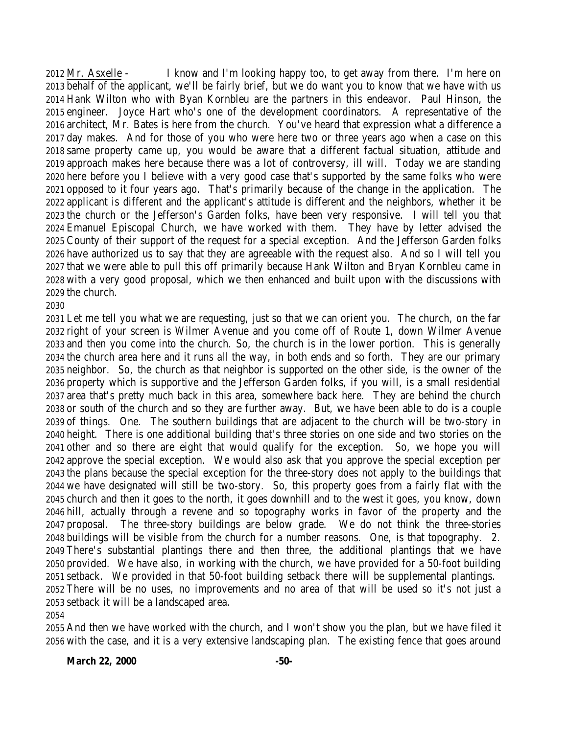Mr. Asxelle - I know and I'm looking happy too, to get away from there. I'm here on behalf of the applicant, we'll be fairly brief, but we do want you to know that we have with us Hank Wilton who with Byan Kornbleu are the partners in this endeavor. Paul Hinson, the engineer. Joyce Hart who's one of the development coordinators. A representative of the architect, Mr. Bates is here from the church. You've heard that expression what a difference a day makes. And for those of you who were here two or three years ago when a case on this same property came up, you would be aware that a different factual situation, attitude and approach makes here because there was a lot of controversy, ill will. Today we are standing here before you I believe with a very good case that's supported by the same folks who were opposed to it four years ago. That's primarily because of the change in the application. The applicant is different and the applicant's attitude is different and the neighbors, whether it be the church or the Jefferson's Garden folks, have been very responsive. I will tell you that Emanuel Episcopal Church, we have worked with them. They have by letter advised the County of their support of the request for a special exception. And the Jefferson Garden folks have authorized us to say that they are agreeable with the request also. And so I will tell you that we were able to pull this off primarily because Hank Wilton and Bryan Kornbleu came in with a very good proposal, which we then enhanced and built upon with the discussions with the church.

Let me tell you what we are requesting, just so that we can orient you. The church, on the far right of your screen is Wilmer Avenue and you come off of Route 1, down Wilmer Avenue and then you come into the church. So, the church is in the lower portion. This is generally the church area here and it runs all the way, in both ends and so forth. They are our primary neighbor. So, the church as that neighbor is supported on the other side, is the owner of the property which is supportive and the Jefferson Garden folks, if you will, is a small residential area that's pretty much back in this area, somewhere back here. They are behind the church or south of the church and so they are further away. But, we have been able to do is a couple of things. One. The southern buildings that are adjacent to the church will be two-story in height. There is one additional building that's three stories on one side and two stories on the other and so there are eight that would qualify for the exception. So, we hope you will approve the special exception. We would also ask that you approve the special exception per the plans because the special exception for the three-story does not apply to the buildings that we have designated will still be two-story. So, this property goes from a fairly flat with the church and then it goes to the north, it goes downhill and to the west it goes, you know, down hill, actually through a revene and so topography works in favor of the property and the proposal. The three-story buildings are below grade. We do not think the three-stories buildings will be visible from the church for a number reasons. One, is that topography. 2. There's substantial plantings there and then three, the additional plantings that we have provided. We have also, in working with the church, we have provided for a 50-foot building setback. We provided in that 50-foot building setback there will be supplemental plantings. There will be no uses, no improvements and no area of that will be used so it's not just a setback it will be a landscaped area.

And then we have worked with the church, and I won't show you the plan, but we have filed it with the case, and it is a very extensive landscaping plan. The existing fence that goes around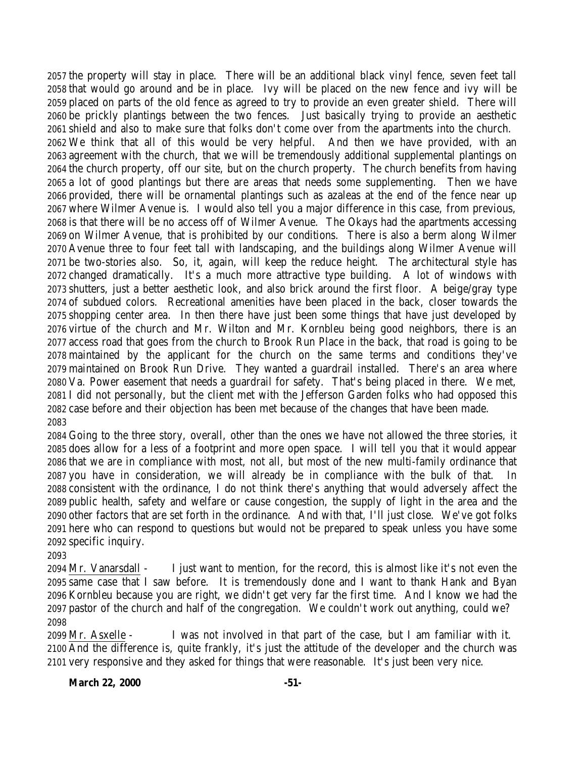the property will stay in place. There will be an additional black vinyl fence, seven feet tall that would go around and be in place. Ivy will be placed on the new fence and ivy will be placed on parts of the old fence as agreed to try to provide an even greater shield. There will be prickly plantings between the two fences. Just basically trying to provide an aesthetic shield and also to make sure that folks don't come over from the apartments into the church. We think that all of this would be very helpful. And then we have provided, with an agreement with the church, that we will be tremendously additional supplemental plantings on the church property, off our site, but on the church property. The church benefits from having a lot of good plantings but there are areas that needs some supplementing. Then we have provided, there will be ornamental plantings such as azaleas at the end of the fence near up where Wilmer Avenue is. I would also tell you a major difference in this case, from previous, is that there will be no access off of Wilmer Avenue. The Okays had the apartments accessing on Wilmer Avenue, that is prohibited by our conditions. There is also a berm along Wilmer Avenue three to four feet tall with landscaping, and the buildings along Wilmer Avenue will be two-stories also. So, it, again, will keep the reduce height. The architectural style has changed dramatically. It's a much more attractive type building. A lot of windows with shutters, just a better aesthetic look, and also brick around the first floor. A beige/gray type of subdued colors. Recreational amenities have been placed in the back, closer towards the shopping center area. In then there have just been some things that have just developed by virtue of the church and Mr. Wilton and Mr. Kornbleu being good neighbors, there is an access road that goes from the church to Brook Run Place in the back, that road is going to be maintained by the applicant for the church on the same terms and conditions they've maintained on Brook Run Drive. They wanted a guardrail installed. There's an area where Va. Power easement that needs a guardrail for safety. That's being placed in there. We met, I did not personally, but the client met with the Jefferson Garden folks who had opposed this case before and their objection has been met because of the changes that have been made.

Going to the three story, overall, other than the ones we have not allowed the three stories, it does allow for a less of a footprint and more open space. I will tell you that it would appear that we are in compliance with most, not all, but most of the new multi-family ordinance that you have in consideration, we will already be in compliance with the bulk of that. In consistent with the ordinance, I do not think there's anything that would adversely affect the public health, safety and welfare or cause congestion, the supply of light in the area and the other factors that are set forth in the ordinance. And with that, I'll just close. We've got folks here who can respond to questions but would not be prepared to speak unless you have some specific inquiry.

Mr. Vanarsdall - I just want to mention, for the record, this is almost like it's not even the same case that I saw before. It is tremendously done and I want to thank Hank and Byan Kornbleu because you are right, we didn't get very far the first time. And I know we had the pastor of the church and half of the congregation. We couldn't work out anything, could we?

Mr. Axselle - I was not involved in that part of the case, but I am familiar with it. And the difference is, quite frankly, it's just the attitude of the developer and the church was very responsive and they asked for things that were reasonable. It's just been very nice.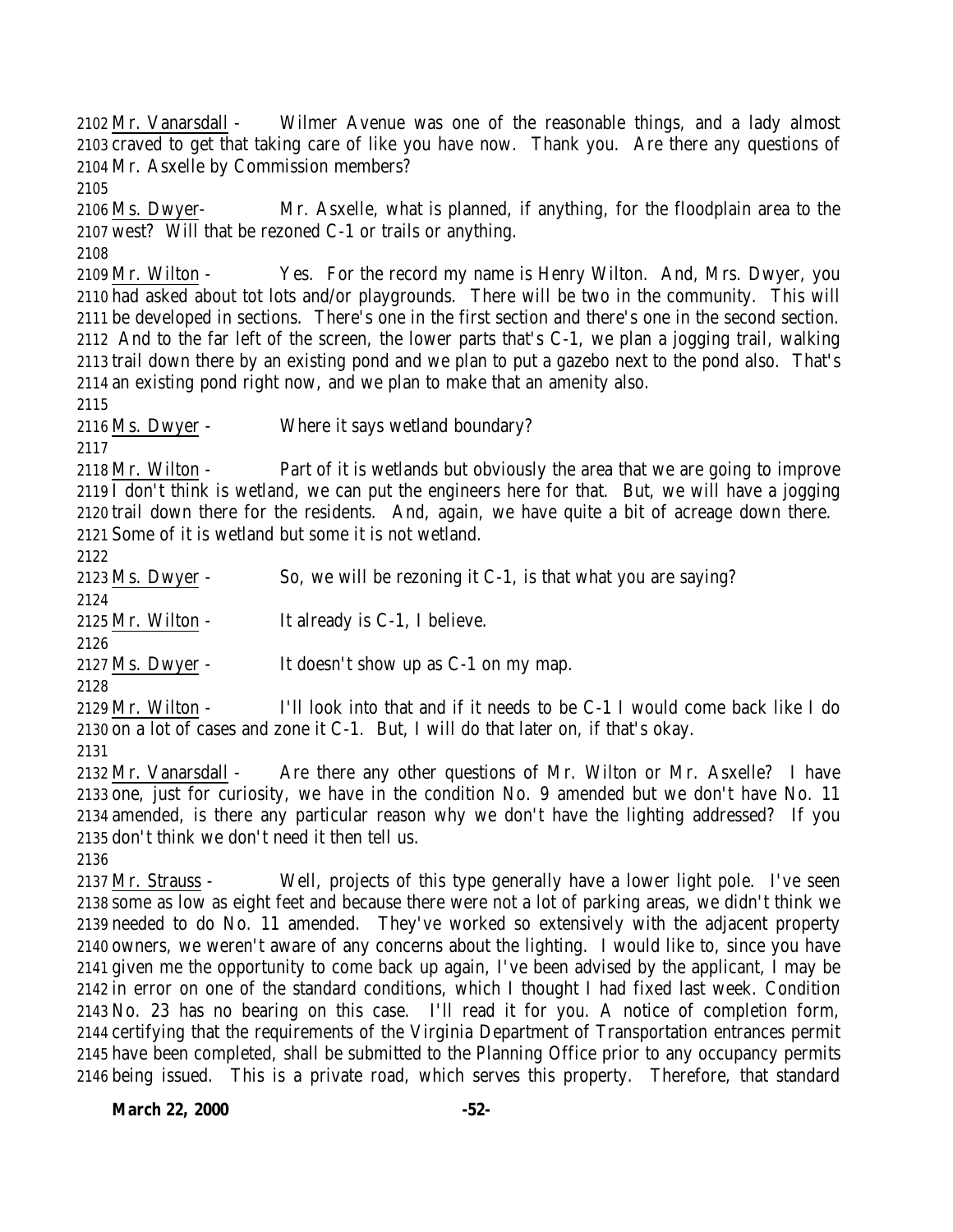2102 Mr. Vanarsdall - Wilmer Avenue was one of the reasonable things, and a lady almost craved to get that taking care of like you have now. Thank you. Are there any questions of Mr. Asxelle by Commission members?

2105

2106 Ms. Dwyer- Mr. Asxelle, what is planned, if anything, for the floodplain area to the west? Will that be rezoned C-1 or trails or anything.

2108

2109 Mr. Wilton - Yes. For the record my name is Henry Wilton. And, Mrs. Dwyer, you had asked about tot lots and/or playgrounds. There will be two in the community. This will be developed in sections. There's one in the first section and there's one in the second section. And to the far left of the screen, the lower parts that's C-1, we plan a jogging trail, walking trail down there by an existing pond and we plan to put a gazebo next to the pond also. That's an existing pond right now, and we plan to make that an amenity also.

2115

2116 Ms. Dwyer - Where it says wetland boundary?

2117

2118 Mr. Wilton - Part of it is wetlands but obviously the area that we are going to improve I don't think is wetland, we can put the engineers here for that. But, we will have a jogging trail down there for the residents. And, again, we have quite a bit of acreage down there. Some of it is wetland but some it is not wetland.

2122

2123 Ms. Dwyer - So, we will be rezoning it C-1, is that what you are saying?

2124

2125 Mr. Wilton - It already is C-1, I believe.

2126

2127 Ms. Dwyer - It doesn't show up as C-1 on my map.

2128

2129 Mr. Wilton - I'll look into that and if it needs to be C-1 I would come back like I do on a lot of cases and zone it C-1. But, I will do that later on, if that's okay.

2131

2132 Mr. Vanarsdall - Are there any other questions of Mr. Wilton or Mr. Asxelle? I have one, just for curiosity, we have in the condition No. 9 amended but we don't have No. 11 amended, is there any particular reason why we don't have the lighting addressed? If you don't think we don't need it then tell us.

2136

2137 Mr. Strauss - Well, projects of this type generally have a lower light pole. I've seen some as low as eight feet and because there were not a lot of parking areas, we didn't think we needed to do No. 11 amended. They've worked so extensively with the adjacent property owners, we weren't aware of any concerns about the lighting. I would like to, since you have given me the opportunity to come back up again, I've been advised by the applicant, I may be in error on one of the standard conditions, which I thought I had fixed last week. Condition No. 23 has no bearing on this case. I'll read it for you. A notice of completion form, certifying that the requirements of the Virginia Department of Transportation entrances permit have been completed, shall be submitted to the Planning Office prior to any occupancy permits being issued. This is a private road, which serves this property. Therefore, that standard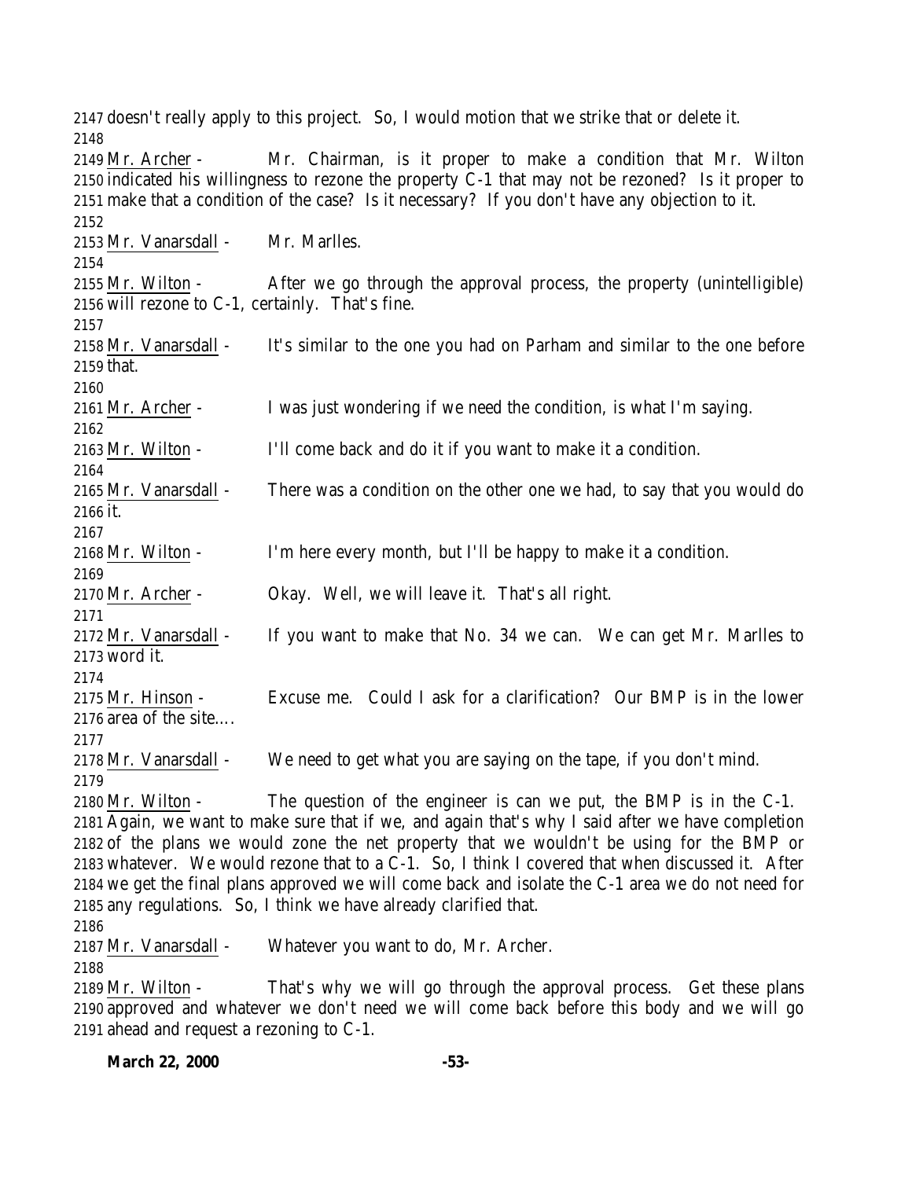doesn't really apply to this project. So, I would motion that we strike that or delete it.

Mr. Archer - Mr. Chairman, is it proper to make a condition that Mr. Wilton indicated his willingness to rezone the property C-1 that may not be rezoned? Is it proper to make that a condition of the case? Is it necessary? If you don't have any objection to it.

Mr. Vanarsdall - Mr. Marlles.

Mr. Wilton - After we go through the approval process, the property (unintelligible) will rezone to C-1, certainly. That's fine.

Mr. Vanarsdall - It's similar to the one you had on Parham and similar to the one before that.

Mr. Archer - I was just wondering if we need the condition, is what I'm saying.

Mr. Wilton - I'll come back and do it if you want to make it a condition.

Mr. Vanarsdall - There was a condition on the other one we had, to say that you would do it.

Mr. Wilton - I'm here every month, but I'll be happy to make it a condition.

Mr. Archer - Okay. Well, we will leave it. That's all right.

Mr. Vanarsdall - If you want to make that No. 34 we can. We can get Mr. Marlles to word it.

Mr. Hinson - Excuse me. Could I ask for a clarification? Our BMP is in the lower area of the site….

Mr. Vanarsdall - We need to get what you are saying on the tape, if you don't mind.

Mr. Wilton - The question of the engineer is can we put, the BMP is in the C-1. Again, we want to make sure that if we, and again that's why I said after we have completion of the plans we would zone the net property that we wouldn't be using for the BMP or whatever. We would rezone that to a C-1. So, I think I covered that when discussed it. After we get the final plans approved we will come back and isolate the C-1 area we do not need for any regulations. So, I think we have already clarified that.

Mr. Vanarsdall - Whatever you want to do, Mr. Archer.

Mr. Wilton - That's why we will go through the approval process. Get these plans approved and whatever we don't need we will come back before this body and we will go ahead and request a rezoning to C-1.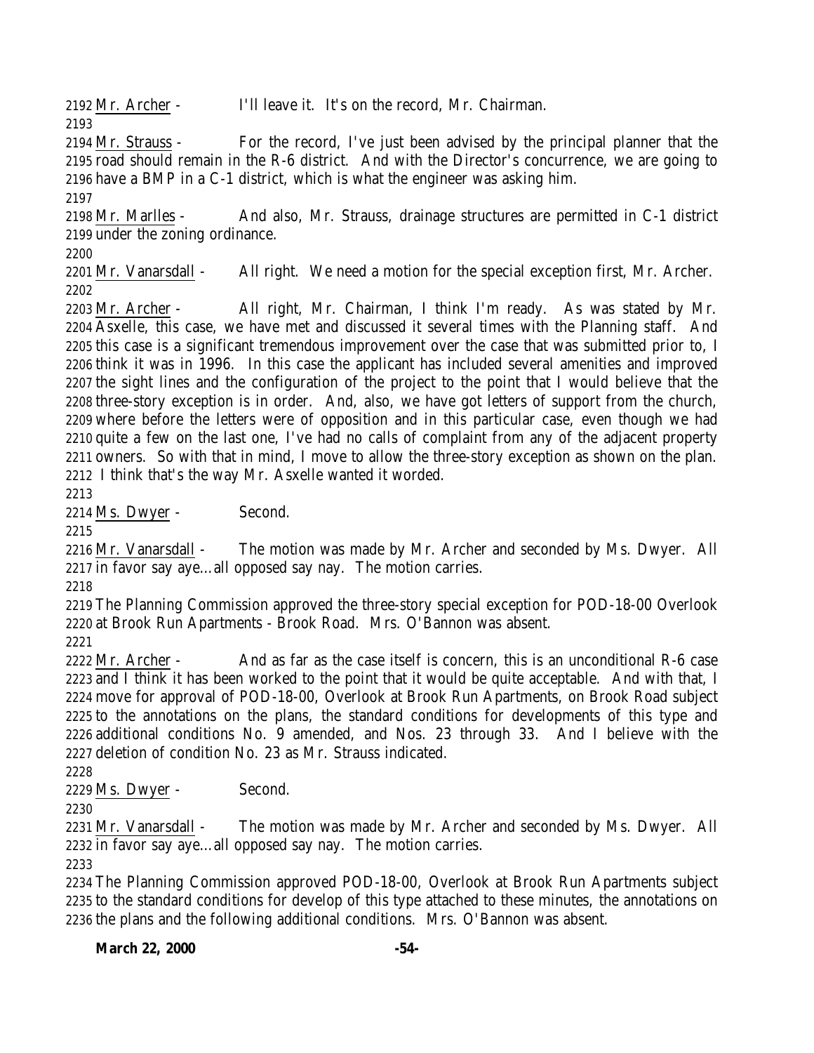Mr. Archer - I'll leave it. It's on the record, Mr. Chairman.

Mr. Strauss - For the record, I've just been advised by the principal planner that the road should remain in the R-6 district. And with the Director's concurrence, we are going to have a BMP in a C-1 district, which is what the engineer was asking him.

Mr. Marlles - And also, Mr. Strauss, drainage structures are permitted in C-1 district under the zoning ordinance.

Mr. Vanarsdall - All right. We need a motion for the special exception first, Mr. Archer.

Mr. Archer - All right, Mr. Chairman, I think I'm ready. As was stated by Mr. Asxelle, this case, we have met and discussed it several times with the Planning staff. And this case is a significant tremendous improvement over the case that was submitted prior to, I think it was in 1996. In this case the applicant has included several amenities and improved the sight lines and the configuration of the project to the point that I would believe that the three-story exception is in order. And, also, we have got letters of support from the church, where before the letters were of opposition and in this particular case, even though we had quite a few on the last one, I've had no calls of complaint from any of the adjacent property owners. So with that in mind, I move to allow the three-story exception as shown on the plan. I think that's the way Mr. Asxelle wanted it worded.

Ms. Dwyer - Second.

Mr. Vanarsdall - The motion was made by Mr. Archer and seconded by Ms. Dwyer. All in favor say aye…all opposed say nay. The motion carries.

The Planning Commission approved the three-story special exception for POD-18-00 Overlook at Brook Run Apartments - Brook Road. Mrs. O'Bannon was absent.

Mr. Archer - And as far as the case itself is concern, this is an unconditional R-6 case and I think it has been worked to the point that it would be quite acceptable. And with that, I move for approval of POD-18-00, Overlook at Brook Run Apartments, on Brook Road subject to the annotations on the plans, the standard conditions for developments of this type and additional conditions No. 9 amended, and Nos. 23 through 33. And I believe with the deletion of condition No. 23 as Mr. Strauss indicated.

Ms. Dwyer - Second.

Mr. Vanarsdall - The motion was made by Mr. Archer and seconded by Ms. Dwyer. All in favor say aye…all opposed say nay. The motion carries.

The Planning Commission approved POD-18-00, Overlook at Brook Run Apartments subject to the standard conditions for develop of this type attached to these minutes, the annotations on the plans and the following additional conditions. Mrs. O'Bannon was absent.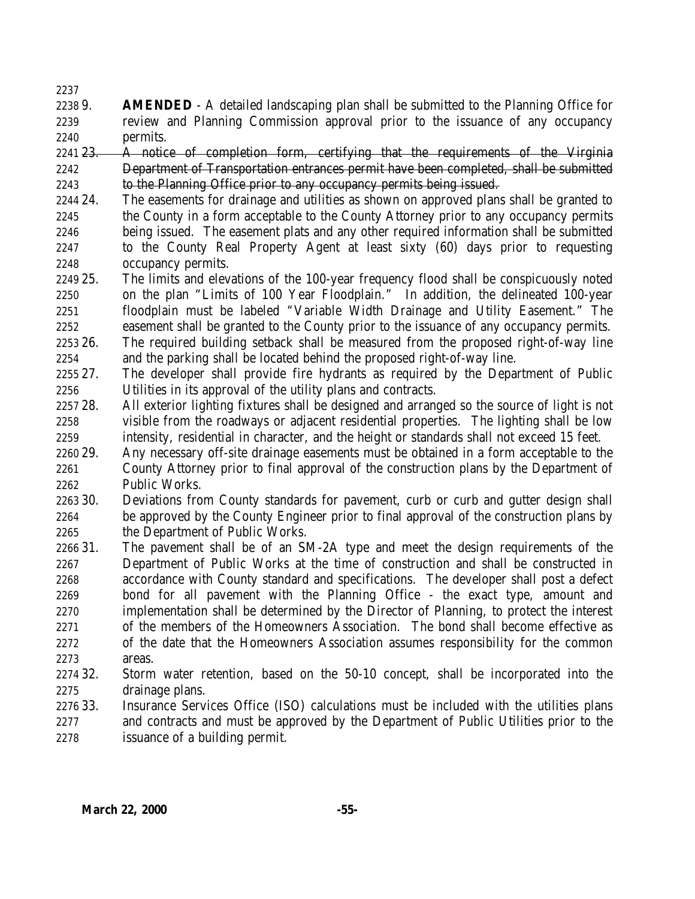9. **AMENDED** - A detailed landscaping plan shall be submitted to the Planning Office for review and Planning Commission approval prior to the issuance of any occupancy permits.

~~23. A notice of completion form, certifying that the requirements of the Virginia Department of Transportation entrances permit have been completed, shall be submitted to the Planning Office prior to any occupancy permits being issued.~~

24. The easements for drainage and utilities as shown on approved plans shall be granted to the County in a form acceptable to the County Attorney prior to any occupancy permits being issued. The easement plats and any other required information shall be submitted to the County Real Property Agent at least sixty (60) days prior to requesting occupancy permits.

25. The limits and elevations of the 100-year frequency flood shall be conspicuously noted on the plan "Limits of 100 Year Floodplain." In addition, the delineated 100-year floodplain must be labeled "Variable Width Drainage and Utility Easement." The easement shall be granted to the County prior to the issuance of any occupancy permits.

26. The required building setback shall be measured from the proposed right-of-way line and the parking shall be located behind the proposed right-of-way line.

27. The developer shall provide fire hydrants as required by the Department of Public Utilities in its approval of the utility plans and contracts.

28. All exterior lighting fixtures shall be designed and arranged so the source of light is not visible from the roadways or adjacent residential properties. The lighting shall be low intensity, residential in character, and the height or standards shall not exceed 15 feet.

29. Any necessary off-site drainage easements must be obtained in a form acceptable to the County Attorney prior to final approval of the construction plans by the Department of Public Works.

30. Deviations from County standards for pavement, curb or curb and gutter design shall be approved by the County Engineer prior to final approval of the construction plans by the Department of Public Works.

31. The pavement shall be of an SM-2A type and meet the design requirements of the Department of Public Works at the time of construction and shall be constructed in accordance with County standard and specifications. The developer shall post a defect bond for all pavement with the Planning Office - the exact type, amount and implementation shall be determined by the Director of Planning, to protect the interest of the members of the Homeowners Association. The bond shall become effective as of the date that the Homeowners Association assumes responsibility for the common areas.

32. Storm water retention, based on the 50-10 concept, shall be incorporated into the drainage plans.

33. Insurance Services Office (ISO) calculations must be included with the utilities plans and contracts and must be approved by the Department of Public Utilities prior to the issuance of a building permit.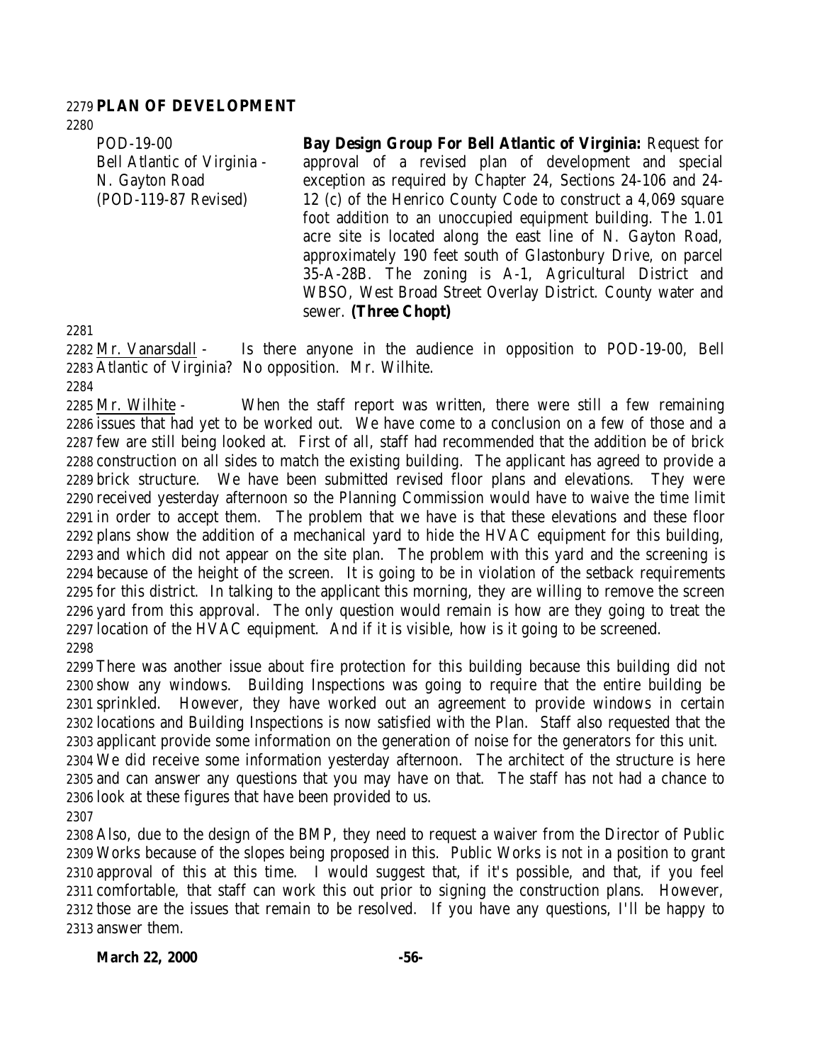**PLAN OF DEVELOPMENT**

| | |
|---|---|
| POD-19-00<br>Bell Atlantic of Virginia - N. Gayton Road<br>(POD-119-87 Revised) | **Bay Design Group For Bell Atlantic of Virginia:** Request for approval of a revised plan of development and special exception as required by Chapter 24, Sections 24-106 and 24-12 (c) of the Henrico County Code to construct a 4,069 square foot addition to an unoccupied equipment building. The 1.01 acre site is located along the east line of N. Gayton Road, approximately 190 feet south of Glastonbury Drive, on parcel 35-A-28B. The zoning is A-1, Agricultural District and WBSO, West Broad Street Overlay District. County water and sewer. **(Three Chopt)** |

Mr. Vanarsdall - Is there anyone in the audience in opposition to POD-19-00, Bell Atlantic of Virginia? No opposition. Mr. Wilhite.

Mr. Wilhite - When the staff report was written, there were still a few remaining issues that had yet to be worked out. We have come to a conclusion on a few of those and a few are still being looked at. First of all, staff had recommended that the addition be of brick construction on all sides to match the existing building. The applicant has agreed to provide a brick structure. We have been submitted revised floor plans and elevations. They were received yesterday afternoon so the Planning Commission would have to waive the time limit in order to accept them. The problem that we have is that these elevations and these floor plans show the addition of a mechanical yard to hide the HVAC equipment for this building, and which did not appear on the site plan. The problem with this yard and the screening is because of the height of the screen. It is going to be in violation of the setback requirements for this district. In talking to the applicant this morning, they are willing to remove the screen yard from this approval. The only question would remain is how are they going to treat the location of the HVAC equipment. And if it is visible, how is it going to be screened.

There was another issue about fire protection for this building because this building did not show any windows. Building Inspections was going to require that the entire building be sprinkled. However, they have worked out an agreement to provide windows in certain locations and Building Inspections is now satisfied with the Plan. Staff also requested that the applicant provide some information on the generation of noise for the generators for this unit. We did receive some information yesterday afternoon. The architect of the structure is here and can answer any questions that you may have on that. The staff has not had a chance to look at these figures that have been provided to us.

Also, due to the design of the BMP, they need to request a waiver from the Director of Public Works because of the slopes being proposed in this. Public Works is not in a position to grant approval of this at this time. I would suggest that, if it's possible, and that, if you feel comfortable, that staff can work this out prior to signing the construction plans. However, those are the issues that remain to be resolved. If you have any questions, I'll be happy to answer them.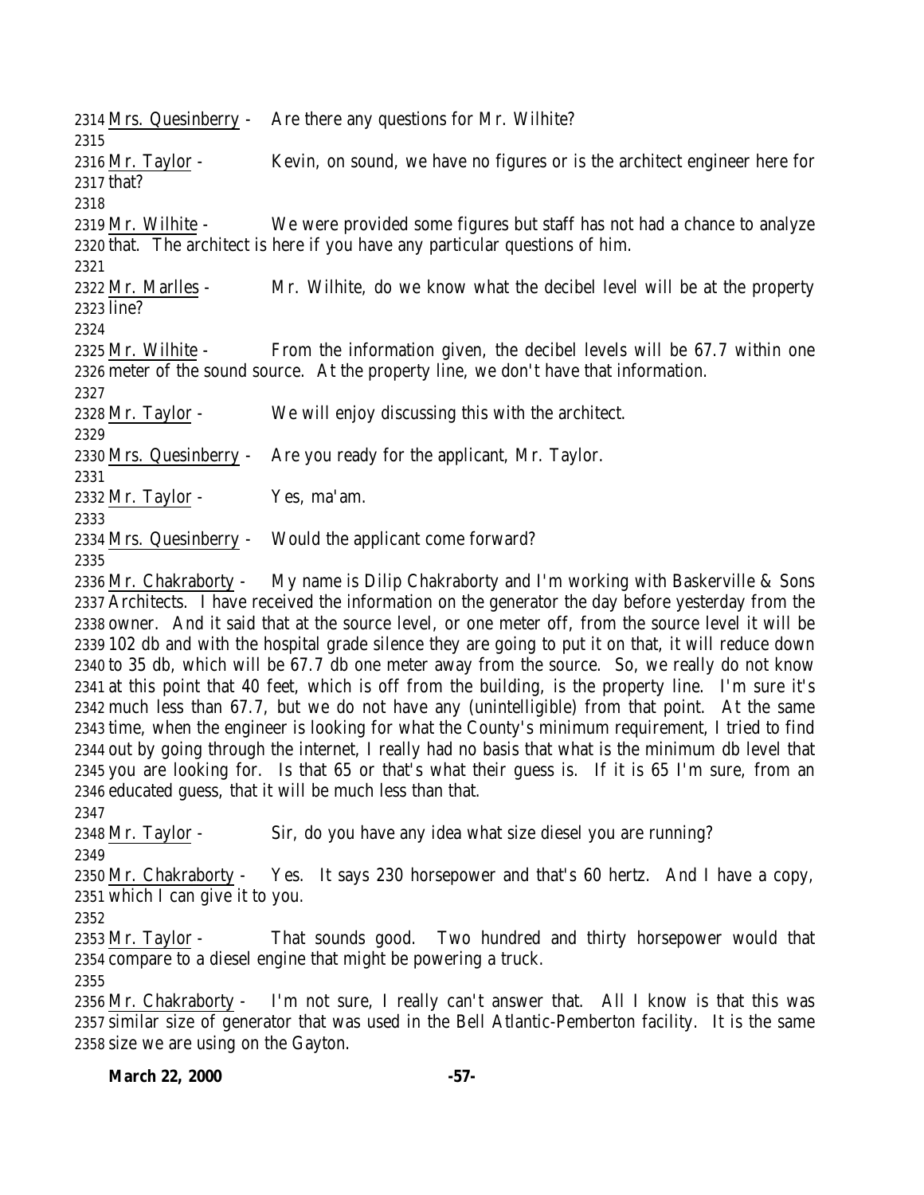2314 Mrs. Quesinberry - Are there any questions for Mr. Wilhite?
2315
2316 Mr. Taylor - Kevin, on sound, we have no figures or is the architect engineer here for
2317 that?
2318
2319 Mr. Wilhite - We were provided some figures but staff has not had a chance to analyze
2320 that. The architect is here if you have any particular questions of him.
2321
2322 Mr. Marlles - Mr. Wilhite, do we know what the decibel level will be at the property
2323 line?
2324
2325 Mr. Wilhite - From the information given, the decibel levels will be 67.7 within one
2326 meter of the sound source. At the property line, we don't have that information.
2327
2328 Mr. Taylor - We will enjoy discussing this with the architect.
2329
2330 Mrs. Quesinberry - Are you ready for the applicant, Mr. Taylor.
2331
2332 Mr. Taylor - Yes, ma'am.
2333
2334 Mrs. Quesinberry - Would the applicant come forward?
2335
2336 Mr. Chakraborty - My name is Dilip Chakraborty and I'm working with Baskerville & Sons
2337 Architects. I have received the information on the generator the day before yesterday from the
2338 owner. And it said that at the source level, or one meter off, from the source level it will be
2339 102 db and with the hospital grade silence they are going to put it on that, it will reduce down
2340 to 35 db, which will be 67.7 db one meter away from the source. So, we really do not know
2341 at this point that 40 feet, which is off from the building, is the property line. I'm sure it's
2342 much less than 67.7, but we do not have any (unintelligible) from that point. At the same
2343 time, when the engineer is looking for what the County's minimum requirement, I tried to find
2344 out by going through the internet, I really had no basis that what is the minimum db level that
2345 you are looking for. Is that 65 or that's what their guess is. If it is 65 I'm sure, from an
2346 educated guess, that it will be much less than that.
2347
2348 Mr. Taylor - Sir, do you have any idea what size diesel you are running?
2349
2350 Mr. Chakraborty - Yes. It says 230 horsepower and that's 60 hertz. And I have a copy,
2351 which I can give it to you.
2352
2353 Mr. Taylor - That sounds good. Two hundred and thirty horsepower would that
2354 compare to a diesel engine that might be powering a truck.
2355
2356 Mr. Chakraborty - I'm not sure, I really can't answer that. All I know is that this was
2357 similar size of generator that was used in the Bell Atlantic-Pemberton facility. It is the same
2358 size we are using on the Gayton.

**March 22, 2000**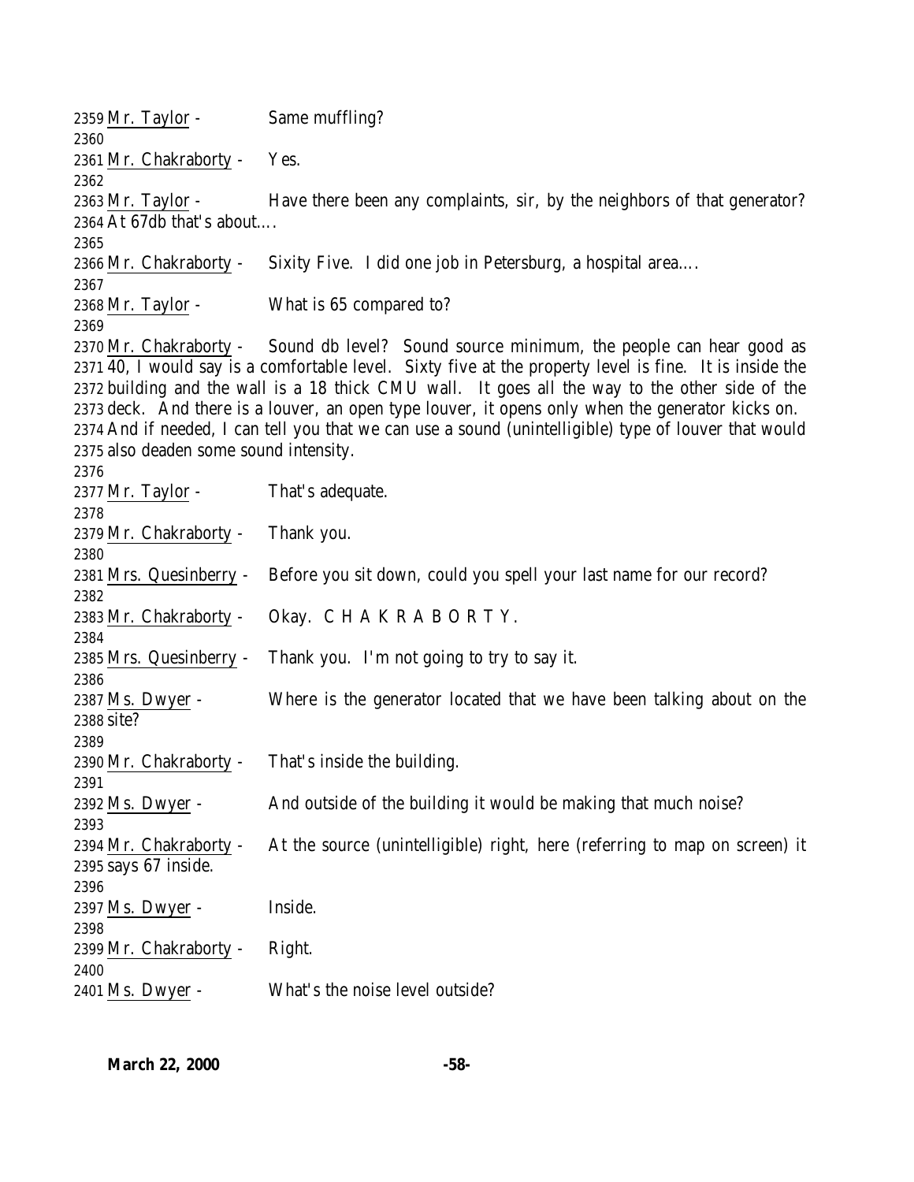2359 Mr. Taylor - Same muffling?
2360
2361 Mr. Chakraborty - Yes.
2362
2363 Mr. Taylor - Have there been any complaints, sir, by the neighbors of that generator?
2364 At 67db that's about….
2365
2366 Mr. Chakraborty - Sixity Five. I did one job in Petersburg, a hospital area….
2367
2368 Mr. Taylor - What is 65 compared to?
2369
2370 Mr. Chakraborty - Sound db level? Sound source minimum, the people can hear good as
2371 40, I would say is a comfortable level. Sixty five at the property level is fine. It is inside the
2372 building and the wall is a 18 thick CMU wall. It goes all the way to the other side of the
2373 deck. And there is a louver, an open type louver, it opens only when the generator kicks on.
2374 And if needed, I can tell you that we can use a sound (unintelligible) type of louver that would
2375 also deaden some sound intensity.
2376
2377 Mr. Taylor - That's adequate.
2378
2379 Mr. Chakraborty - Thank you.
2380
2381 Mrs. Quesinberry - Before you sit down, could you spell your last name for our record?
2382
2383 Mr. Chakraborty - Okay. C H A K R A B O R T Y.
2384
2385 Mrs. Quesinberry - Thank you. I'm not going to try to say it.
2386
2387 Ms. Dwyer - Where is the generator located that we have been talking about on the
2388 site?
2389
2390 Mr. Chakraborty - That's inside the building.
2391
2392 Ms. Dwyer - And outside of the building it would be making that much noise?
2393
2394 Mr. Chakraborty - At the source (unintelligible) right, here (referring to map on screen) it
2395 says 67 inside.
2396
2397 Ms. Dwyer - Inside.
2398
2399 Mr. Chakraborty - Right.
2400
2401 Ms. Dwyer - What's the noise level outside?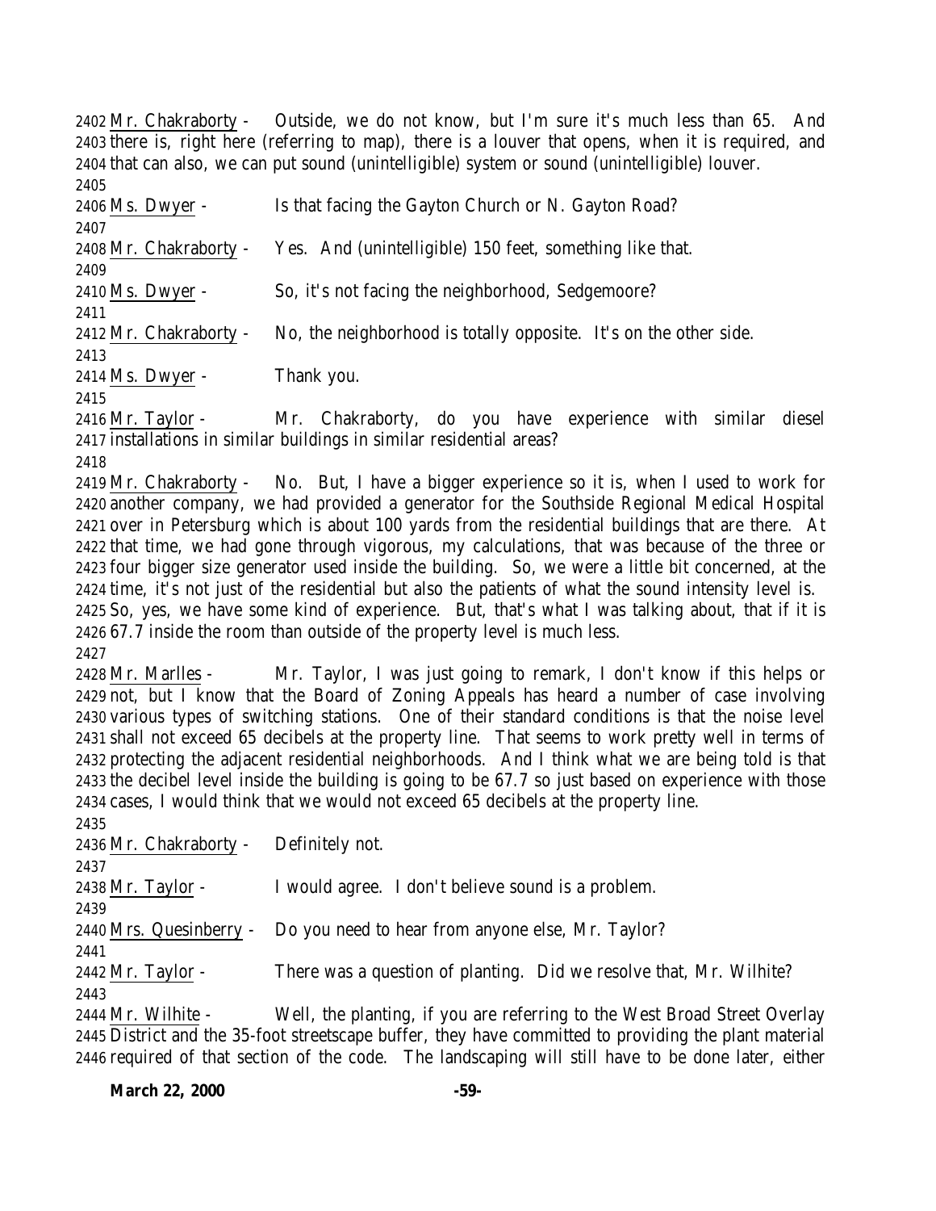2402 Mr. Chakraborty - Outside, we do not know, but I'm sure it's much less than 65. And
2403 there is, right here (referring to map), there is a louver that opens, when it is required, and
2404 that can also, we can put sound (unintelligible) system or sound (unintelligible) louver.
2405
2406 Ms. Dwyer - Is that facing the Gayton Church or N. Gayton Road?
2407
2408 Mr. Chakraborty - Yes. And (unintelligible) 150 feet, something like that.
2409
2410 Ms. Dwyer - So, it's not facing the neighborhood, Sedgemoore?
2411
2412 Mr. Chakraborty - No, the neighborhood is totally opposite. It's on the other side.
2413
2414 Ms. Dwyer - Thank you.
2415
2416 Mr. Taylor - Mr. Chakraborty, do you have experience with similar diesel
2417 installations in similar buildings in similar residential areas?
2418
2419 Mr. Chakraborty - No. But, I have a bigger experience so it is, when I used to work for
2420 another company, we had provided a generator for the Southside Regional Medical Hospital
2421 over in Petersburg which is about 100 yards from the residential buildings that are there. At
2422 that time, we had gone through vigorous, my calculations, that was because of the three or
2423 four bigger size generator used inside the building. So, we were a little bit concerned, at the
2424 time, it's not just of the residential but also the patients of what the sound intensity level is.
2425 So, yes, we have some kind of experience. But, that's what I was talking about, that if it is
2426 67.7 inside the room than outside of the property level is much less.
2427
2428 Mr. Marlles - Mr. Taylor, I was just going to remark, I don't know if this helps or
2429 not, but I know that the Board of Zoning Appeals has heard a number of case involving
2430 various types of switching stations. One of their standard conditions is that the noise level
2431 shall not exceed 65 decibels at the property line. That seems to work pretty well in terms of
2432 protecting the adjacent residential neighborhoods. And I think what we are being told is that
2433 the decibel level inside the building is going to be 67.7 so just based on experience with those
2434 cases, I would think that we would not exceed 65 decibels at the property line.
2435
2436 Mr. Chakraborty - Definitely not.
2437
2438 Mr. Taylor - I would agree. I don't believe sound is a problem.
2439
2440 Mrs. Quesinberry - Do you need to hear from anyone else, Mr. Taylor?
2441
2442 Mr. Taylor - There was a question of planting. Did we resolve that, Mr. Wilhite?
2443
2444 Mr. Wilhite - Well, the planting, if you are referring to the West Broad Street Overlay
2445 District and the 35-foot streetscape buffer, they have committed to providing the plant material
2446 required of that section of the code. The landscaping will still have to be done later, either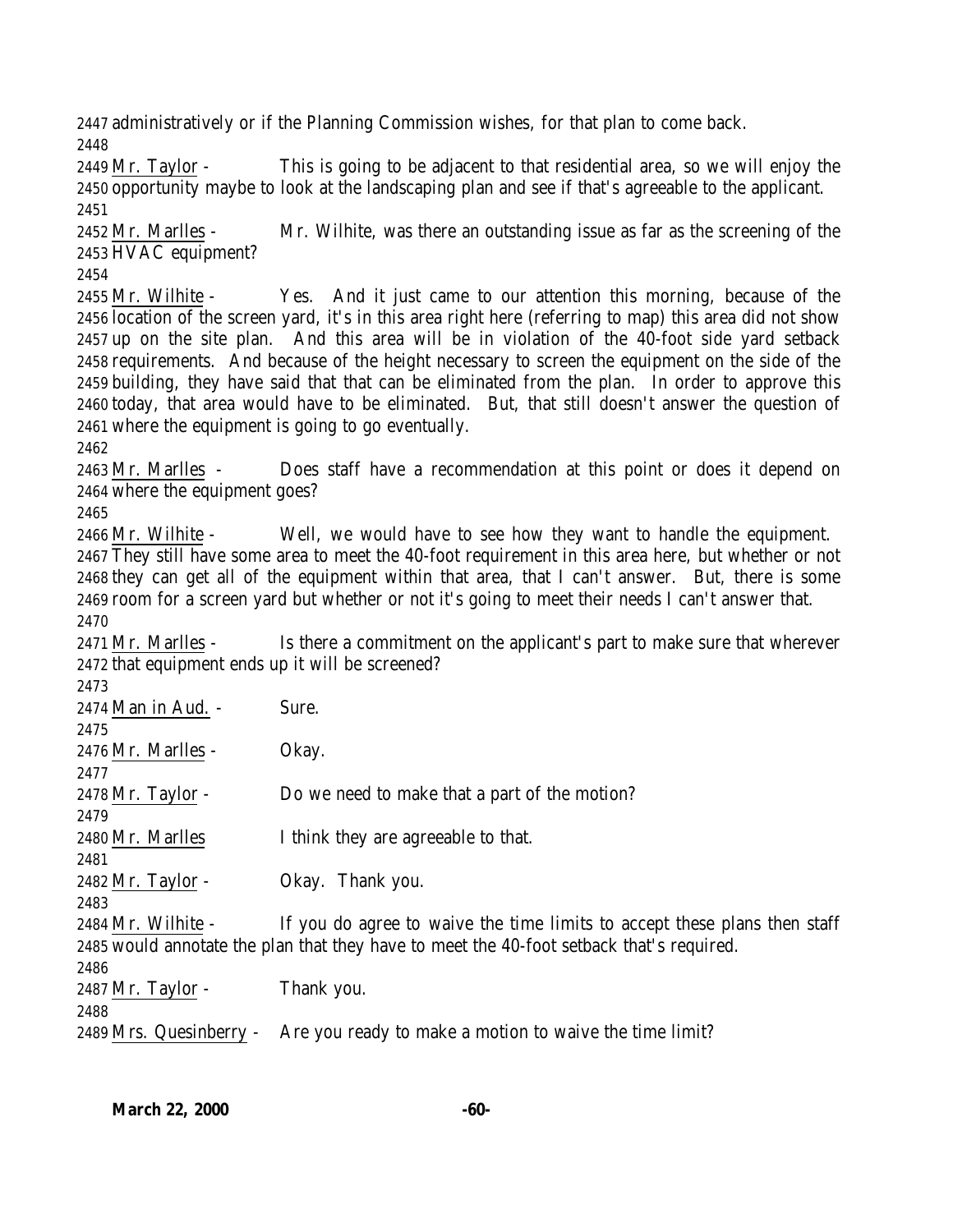administratively or if the Planning Commission wishes, for that plan to come back.

Mr. Taylor - This is going to be adjacent to that residential area, so we will enjoy the opportunity maybe to look at the landscaping plan and see if that's agreeable to the applicant.

Mr. Marlles - Mr. Wilhite, was there an outstanding issue as far as the screening of the HVAC equipment?

Mr. Wilhite - Yes. And it just came to our attention this morning, because of the location of the screen yard, it's in this area right here (referring to map) this area did not show up on the site plan. And this area will be in violation of the 40-foot side yard setback requirements. And because of the height necessary to screen the equipment on the side of the building, they have said that that can be eliminated from the plan. In order to approve this today, that area would have to be eliminated. But, that still doesn't answer the question of where the equipment is going to go eventually.

Mr. Marlles - Does staff have a recommendation at this point or does it depend on where the equipment goes?

Mr. Wilhite - Well, we would have to see how they want to handle the equipment. They still have some area to meet the 40-foot requirement in this area here, but whether or not they can get all of the equipment within that area, that I can't answer. But, there is some room for a screen yard but whether or not it's going to meet their needs I can't answer that.

Mr. Marlles - Is there a commitment on the applicant's part to make sure that wherever that equipment ends up it will be screened?

Man in Aud. - Sure.

Mr. Marlles - Okay.

Mr. Taylor - Do we need to make that a part of the motion?

Mr. Marlles I think they are agreeable to that.

Mr. Taylor - Okay. Thank you.

Mr. Wilhite - If you do agree to waive the time limits to accept these plans then staff would annotate the plan that they have to meet the 40-foot setback that's required.

Mr. Taylor - Thank you.

Mrs. Quesinberry - Are you ready to make a motion to waive the time limit?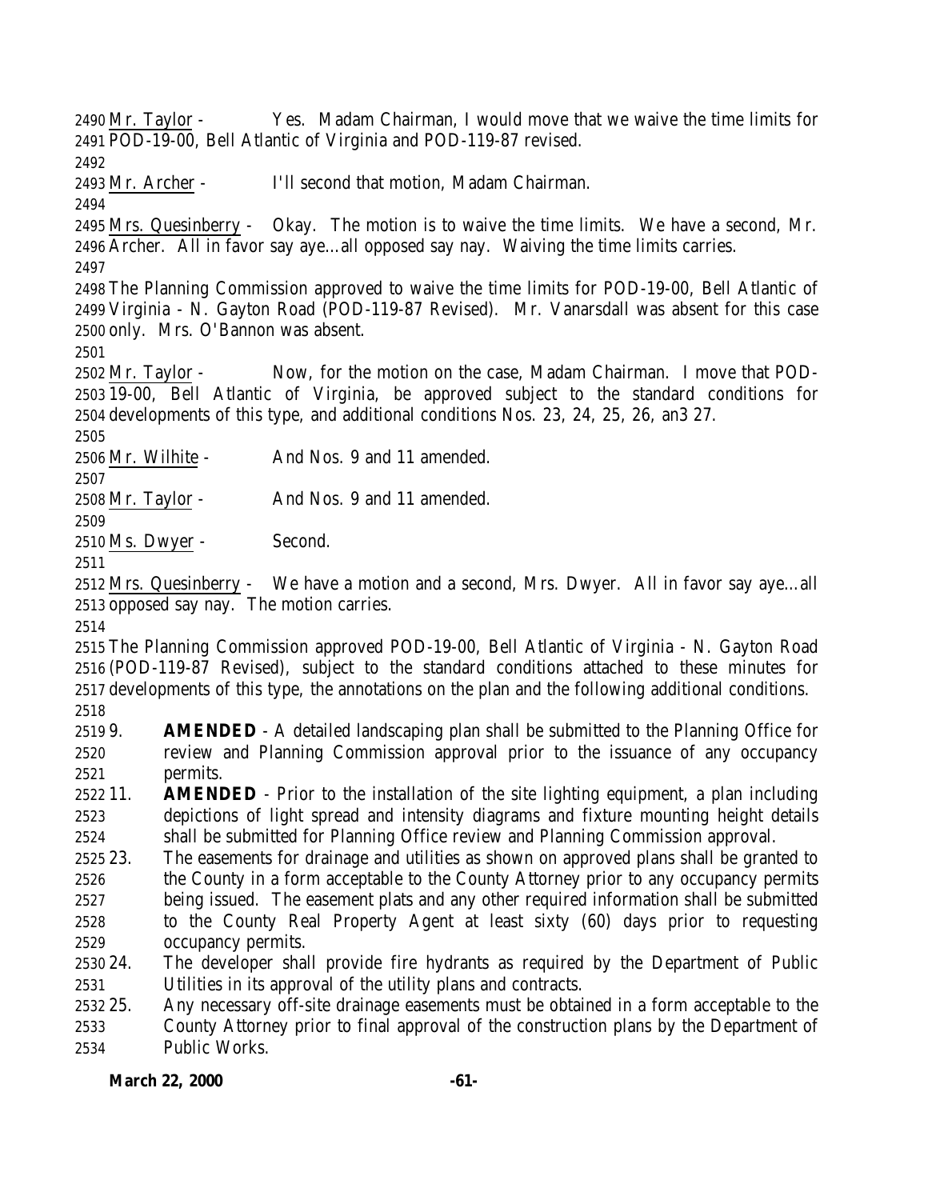Mr. Taylor - Yes. Madam Chairman, I would move that we waive the time limits for POD-19-00, Bell Atlantic of Virginia and POD-119-87 revised.

Mr. Archer - I'll second that motion, Madam Chairman.

Mrs. Quesinberry - Okay. The motion is to waive the time limits. We have a second, Mr. Archer. All in favor say aye…all opposed say nay. Waiving the time limits carries.

The Planning Commission approved to waive the time limits for POD-19-00, Bell Atlantic of Virginia - N. Gayton Road (POD-119-87 Revised). Mr. Vanarsdall was absent for this case only. Mrs. O'Bannon was absent.

Mr. Taylor - Now, for the motion on the case, Madam Chairman. I move that POD-19-00, Bell Atlantic of Virginia, be approved subject to the standard conditions for developments of this type, and additional conditions Nos. 23, 24, 25, 26, an3 27.

Mr. Wilhite - And Nos. 9 and 11 amended.

Mr. Taylor - And Nos. 9 and 11 amended.

Ms. Dwyer - Second.

Mrs. Quesinberry - We have a motion and a second, Mrs. Dwyer. All in favor say aye…all opposed say nay. The motion carries.

The Planning Commission approved POD-19-00, Bell Atlantic of Virginia - N. Gayton Road (POD-119-87 Revised), subject to the standard conditions attached to these minutes for developments of this type, the annotations on the plan and the following additional conditions.

9. **AMENDED** - A detailed landscaping plan shall be submitted to the Planning Office for review and Planning Commission approval prior to the issuance of any occupancy permits.
11. **AMENDED** - Prior to the installation of the site lighting equipment, a plan including depictions of light spread and intensity diagrams and fixture mounting height details shall be submitted for Planning Office review and Planning Commission approval.
23. The easements for drainage and utilities as shown on approved plans shall be granted to the County in a form acceptable to the County Attorney prior to any occupancy permits being issued. The easement plats and any other required information shall be submitted to the County Real Property Agent at least sixty (60) days prior to requesting occupancy permits.
24. The developer shall provide fire hydrants as required by the Department of Public Utilities in its approval of the utility plans and contracts.
25. Any necessary off-site drainage easements must be obtained in a form acceptable to the County Attorney prior to final approval of the construction plans by the Department of Public Works.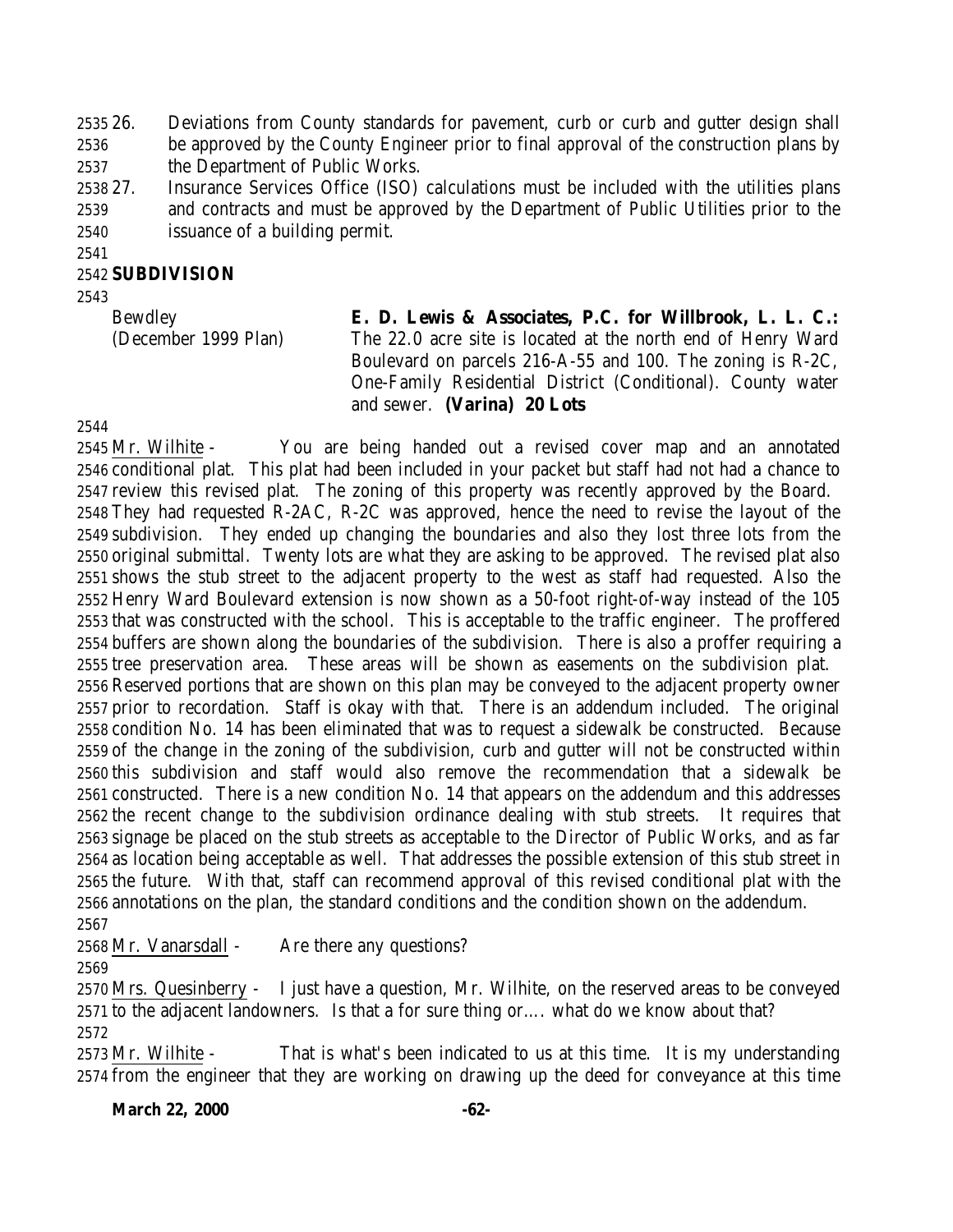26. Deviations from County standards for pavement, curb or curb and gutter design shall be approved by the County Engineer prior to final approval of the construction plans by the Department of Public Works.
27. Insurance Services Office (ISO) calculations must be included with the utilities plans and contracts and must be approved by the Department of Public Utilities prior to the issuance of a building permit.

**SUBDIVISION**

| | |
|---|---|
| Bewdley (December 1999 Plan) | **E. D. Lewis & Associates, P.C. for Willbrook, L. L. C.:** The 22.0 acre site is located at the north end of Henry Ward Boulevard on parcels 216-A-55 and 100. The zoning is R-2C, One-Family Residential District (Conditional). County water and sewer. **(Varina) 20 Lots** |

Mr. Wilhite - You are being handed out a revised cover map and an annotated conditional plat. This plat had been included in your packet but staff had not had a chance to review this revised plat. The zoning of this property was recently approved by the Board. They had requested R-2AC, R-2C was approved, hence the need to revise the layout of the subdivision. They ended up changing the boundaries and also they lost three lots from the original submittal. Twenty lots are what they are asking to be approved. The revised plat also shows the stub street to the adjacent property to the west as staff had requested. Also the Henry Ward Boulevard extension is now shown as a 50-foot right-of-way instead of the 105 that was constructed with the school. This is acceptable to the traffic engineer. The proffered buffers are shown along the boundaries of the subdivision. There is also a proffer requiring a tree preservation area. These areas will be shown as easements on the subdivision plat. Reserved portions that are shown on this plan may be conveyed to the adjacent property owner prior to recordation. Staff is okay with that. There is an addendum included. The original condition No. 14 has been eliminated that was to request a sidewalk be constructed. Because of the change in the zoning of the subdivision, curb and gutter will not be constructed within this subdivision and staff would also remove the recommendation that a sidewalk be constructed. There is a new condition No. 14 that appears on the addendum and this addresses the recent change to the subdivision ordinance dealing with stub streets. It requires that signage be placed on the stub streets as acceptable to the Director of Public Works, and as far as location being acceptable as well. That addresses the possible extension of this stub street in the future. With that, staff can recommend approval of this revised conditional plat with the annotations on the plan, the standard conditions and the condition shown on the addendum.

Mr. Vanarsdall - Are there any questions?

Mrs. Quesinberry - I just have a question, Mr. Wilhite, on the reserved areas to be conveyed to the adjacent landowners. Is that a for sure thing or…. what do we know about that?

Mr. Wilhite - That is what's been indicated to us at this time. It is my understanding from the engineer that they are working on drawing up the deed for conveyance at this time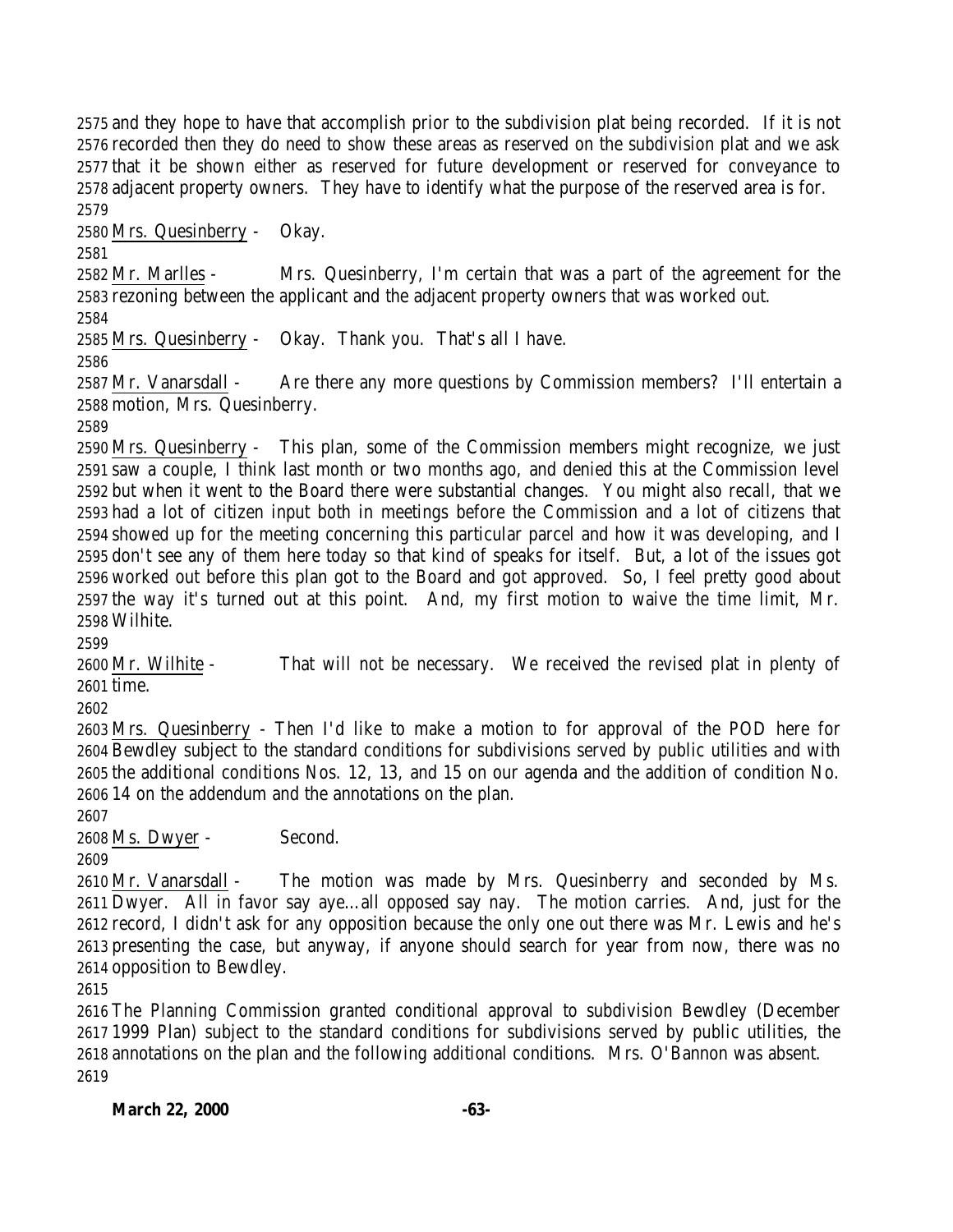2575 and they hope to have that accomplish prior to the subdivision plat being recorded. If it is not
2576 recorded then they do need to show these areas as reserved on the subdivision plat and we ask
2577 that it be shown either as reserved for future development or reserved for conveyance to
2578 adjacent property owners. They have to identify what the purpose of the reserved area is for.
2579
2580 Mrs. Quesinberry - Okay.
2581
2582 Mr. Marlles - Mrs. Quesinberry, I'm certain that was a part of the agreement for the
2583 rezoning between the applicant and the adjacent property owners that was worked out.
2584
2585 Mrs. Quesinberry - Okay. Thank you. That's all I have.
2586
2587 Mr. Vanarsdall - Are there any more questions by Commission members? I'll entertain a
2588 motion, Mrs. Quesinberry.
2589
2590 Mrs. Quesinberry - This plan, some of the Commission members might recognize, we just
2591 saw a couple, I think last month or two months ago, and denied this at the Commission level
2592 but when it went to the Board there were substantial changes. You might also recall, that we
2593 had a lot of citizen input both in meetings before the Commission and a lot of citizens that
2594 showed up for the meeting concerning this particular parcel and how it was developing, and I
2595 don't see any of them here today so that kind of speaks for itself. But, a lot of the issues got
2596 worked out before this plan got to the Board and got approved. So, I feel pretty good about
2597 the way it's turned out at this point. And, my first motion to waive the time limit, Mr.
2598 Wilhite.
2599
2600 Mr. Wilhite - That will not be necessary. We received the revised plat in plenty of
2601 time.
2602
2603 Mrs. Quesinberry - Then I'd like to make a motion to for approval of the POD here for
2604 Bewdley subject to the standard conditions for subdivisions served by public utilities and with
2605 the additional conditions Nos. 12, 13, and 15 on our agenda and the addition of condition No.
2606 14 on the addendum and the annotations on the plan.
2607
2608 Ms. Dwyer - Second.
2609
2610 Mr. Vanarsdall - The motion was made by Mrs. Quesinberry and seconded by Ms.
2611 Dwyer. All in favor say aye…all opposed say nay. The motion carries. And, just for the
2612 record, I didn't ask for any opposition because the only one out there was Mr. Lewis and he's
2613 presenting the case, but anyway, if anyone should search for year from now, there was no
2614 opposition to Bewdley.
2615
2616 The Planning Commission granted conditional approval to subdivision Bewdley (December
2617 1999 Plan) subject to the standard conditions for subdivisions served by public utilities, the
2618 annotations on the plan and the following additional conditions. Mrs. O'Bannon was absent.
2619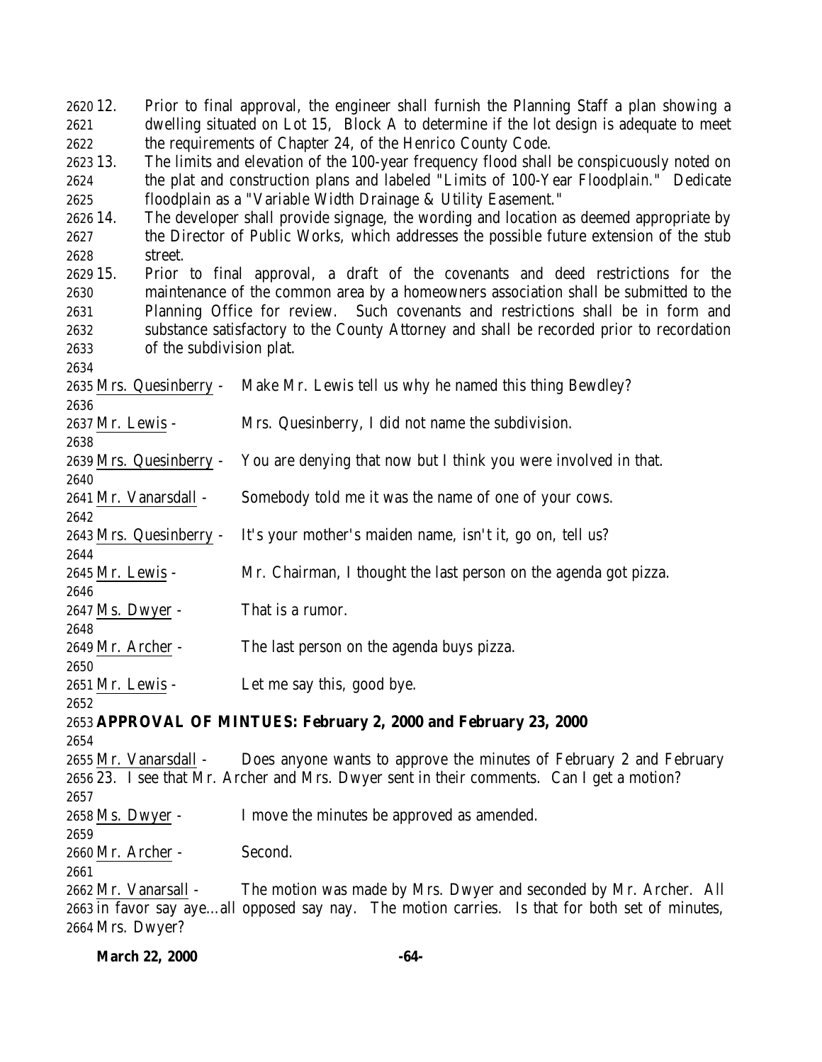12. Prior to final approval, the engineer shall furnish the Planning Staff a plan showing a dwelling situated on Lot 15, Block A to determine if the lot design is adequate to meet the requirements of Chapter 24, of the Henrico County Code.
13. The limits and elevation of the 100-year frequency flood shall be conspicuously noted on the plat and construction plans and labeled "Limits of 100-Year Floodplain." Dedicate floodplain as a "Variable Width Drainage & Utility Easement."
14. The developer shall provide signage, the wording and location as deemed appropriate by the Director of Public Works, which addresses the possible future extension of the stub street.
15. Prior to final approval, a draft of the covenants and deed restrictions for the maintenance of the common area by a homeowners association shall be submitted to the Planning Office for review. Such covenants and restrictions shall be in form and substance satisfactory to the County Attorney and shall be recorded prior to recordation of the subdivision plat.

Mrs. Quesinberry - Make Mr. Lewis tell us why he named this thing Bewdley?

Mr. Lewis - Mrs. Quesinberry, I did not name the subdivision.

Mrs. Quesinberry - You are denying that now but I think you were involved in that.

Mr. Vanarsdall - Somebody told me it was the name of one of your cows.

Mrs. Quesinberry - It's your mother's maiden name, isn't it, go on, tell us?

Mr. Lewis - Mr. Chairman, I thought the last person on the agenda got pizza.

Ms. Dwyer - That is a rumor.

Mr. Archer - The last person on the agenda buys pizza.

Mr. Lewis - Let me say this, good bye.

**APPROVAL OF MINTUES: February 2, 2000 and February 23, 2000**

Mr. Vanarsdall - Does anyone wants to approve the minutes of February 2 and February 23. I see that Mr. Archer and Mrs. Dwyer sent in their comments. Can I get a motion?

Ms. Dwyer - I move the minutes be approved as amended.

Mr. Archer - Second.

Mr. Vanarsall - The motion was made by Mrs. Dwyer and seconded by Mr. Archer. All in favor say aye…all opposed say nay. The motion carries. Is that for both set of minutes, Mrs. Dwyer?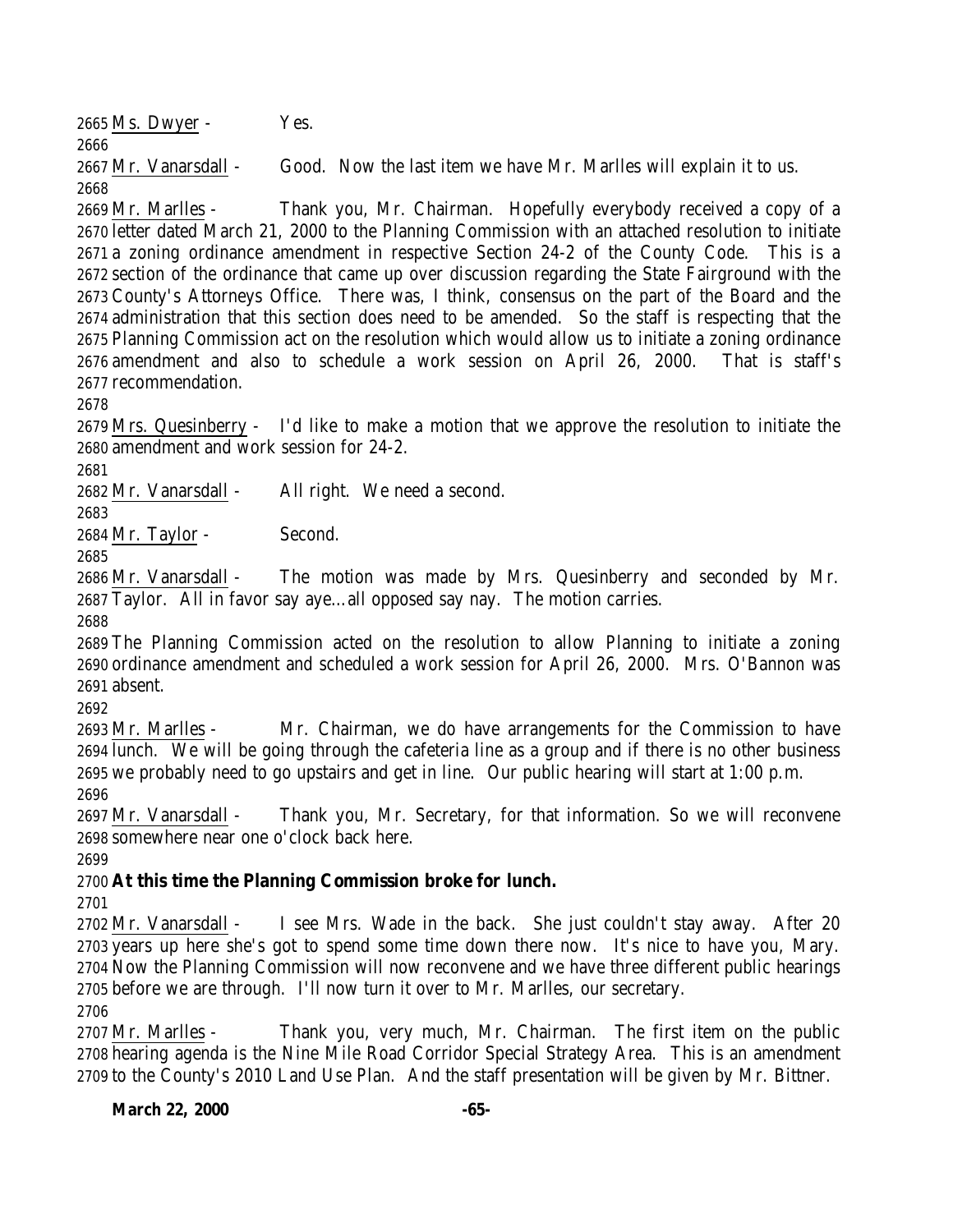Ms. Dwyer - Yes.

Mr. Vanarsdall - Good. Now the last item we have Mr. Marlles will explain it to us.

Mr. Marlles - Thank you, Mr. Chairman. Hopefully everybody received a copy of a letter dated March 21, 2000 to the Planning Commission with an attached resolution to initiate a zoning ordinance amendment in respective Section 24-2 of the County Code. This is a section of the ordinance that came up over discussion regarding the State Fairground with the County's Attorneys Office. There was, I think, consensus on the part of the Board and the administration that this section does need to be amended. So the staff is respecting that the Planning Commission act on the resolution which would allow us to initiate a zoning ordinance amendment and also to schedule a work session on April 26, 2000. That is staff's recommendation.

Mrs. Quesinberry - I'd like to make a motion that we approve the resolution to initiate the amendment and work session for 24-2.

Mr. Vanarsdall - All right. We need a second.

Mr. Taylor - Second.

Mr. Vanarsdall - The motion was made by Mrs. Quesinberry and seconded by Mr. Taylor. All in favor say aye…all opposed say nay. The motion carries.

The Planning Commission acted on the resolution to allow Planning to initiate a zoning ordinance amendment and scheduled a work session for April 26, 2000. Mrs. O'Bannon was absent.

Mr. Marlles - Mr. Chairman, we do have arrangements for the Commission to have lunch. We will be going through the cafeteria line as a group and if there is no other business we probably need to go upstairs and get in line. Our public hearing will start at 1:00 p.m.

Mr. Vanarsdall - Thank you, Mr. Secretary, for that information. So we will reconvene somewhere near one o'clock back here.

**At this time the Planning Commission broke for lunch.**

Mr. Vanarsdall - I see Mrs. Wade in the back. She just couldn't stay away. After 20 years up here she's got to spend some time down there now. It's nice to have you, Mary. Now the Planning Commission will now reconvene and we have three different public hearings before we are through. I'll now turn it over to Mr. Marlles, our secretary.

Mr. Marlles - Thank you, very much, Mr. Chairman. The first item on the public hearing agenda is the Nine Mile Road Corridor Special Strategy Area. This is an amendment to the County's 2010 Land Use Plan. And the staff presentation will be given by Mr. Bittner.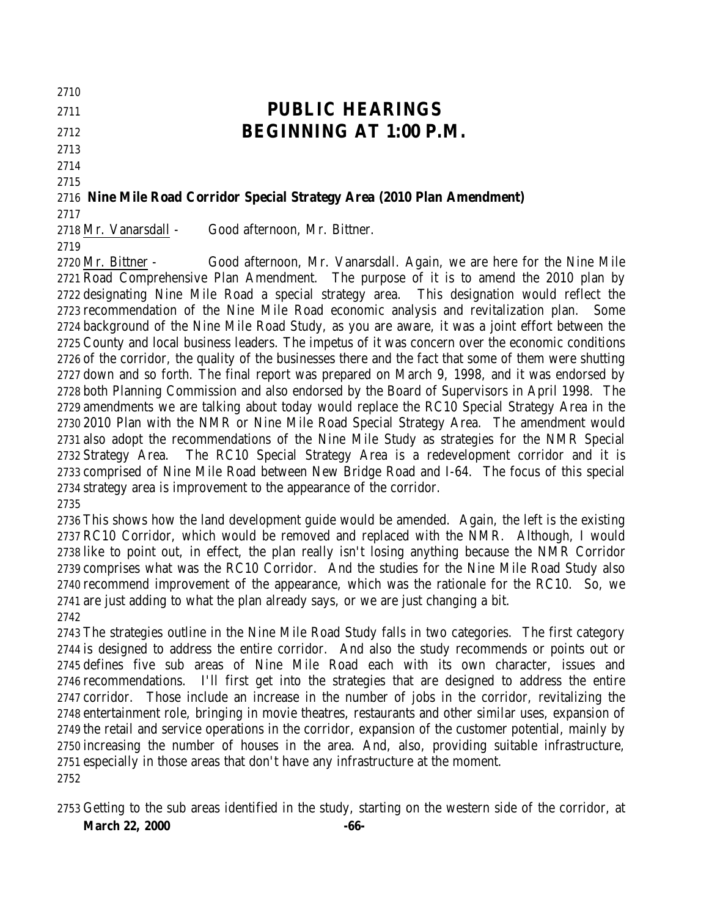# PUBLIC HEARINGS
# BEGINNING AT 1:00 P.M.

**Nine Mile Road Corridor Special Strategy Area (2010 Plan Amendment)**

Mr. Vanarsdall - Good afternoon, Mr. Bittner.

Mr. Bittner - Good afternoon, Mr. Vanarsdall. Again, we are here for the Nine Mile Road Comprehensive Plan Amendment. The purpose of it is to amend the 2010 plan by designating Nine Mile Road a special strategy area. This designation would reflect the recommendation of the Nine Mile Road economic analysis and revitalization plan. Some background of the Nine Mile Road Study, as you are aware, it was a joint effort between the County and local business leaders. The impetus of it was concern over the economic conditions of the corridor, the quality of the businesses there and the fact that some of them were shutting down and so forth. The final report was prepared on March 9, 1998, and it was endorsed by both Planning Commission and also endorsed by the Board of Supervisors in April 1998. The amendments we are talking about today would replace the RC10 Special Strategy Area in the 2010 Plan with the NMR or Nine Mile Road Special Strategy Area. The amendment would also adopt the recommendations of the Nine Mile Study as strategies for the NMR Special Strategy Area. The RC10 Special Strategy Area is a redevelopment corridor and it is comprised of Nine Mile Road between New Bridge Road and I-64. The focus of this special strategy area is improvement to the appearance of the corridor.

This shows how the land development guide would be amended. Again, the left is the existing RC10 Corridor, which would be removed and replaced with the NMR. Although, I would like to point out, in effect, the plan really isn't losing anything because the NMR Corridor comprises what was the RC10 Corridor. And the studies for the Nine Mile Road Study also recommend improvement of the appearance, which was the rationale for the RC10. So, we are just adding to what the plan already says, or we are just changing a bit.

The strategies outline in the Nine Mile Road Study falls in two categories. The first category is designed to address the entire corridor. And also the study recommends or points out or defines five sub areas of Nine Mile Road each with its own character, issues and recommendations. I'll first get into the strategies that are designed to address the entire corridor. Those include an increase in the number of jobs in the corridor, revitalizing the entertainment role, bringing in movie theatres, restaurants and other similar uses, expansion of the retail and service operations in the corridor, expansion of the customer potential, mainly by increasing the number of houses in the area. And, also, providing suitable infrastructure, especially in those areas that don't have any infrastructure at the moment.

Getting to the sub areas identified in the study, starting on the western side of the corridor, at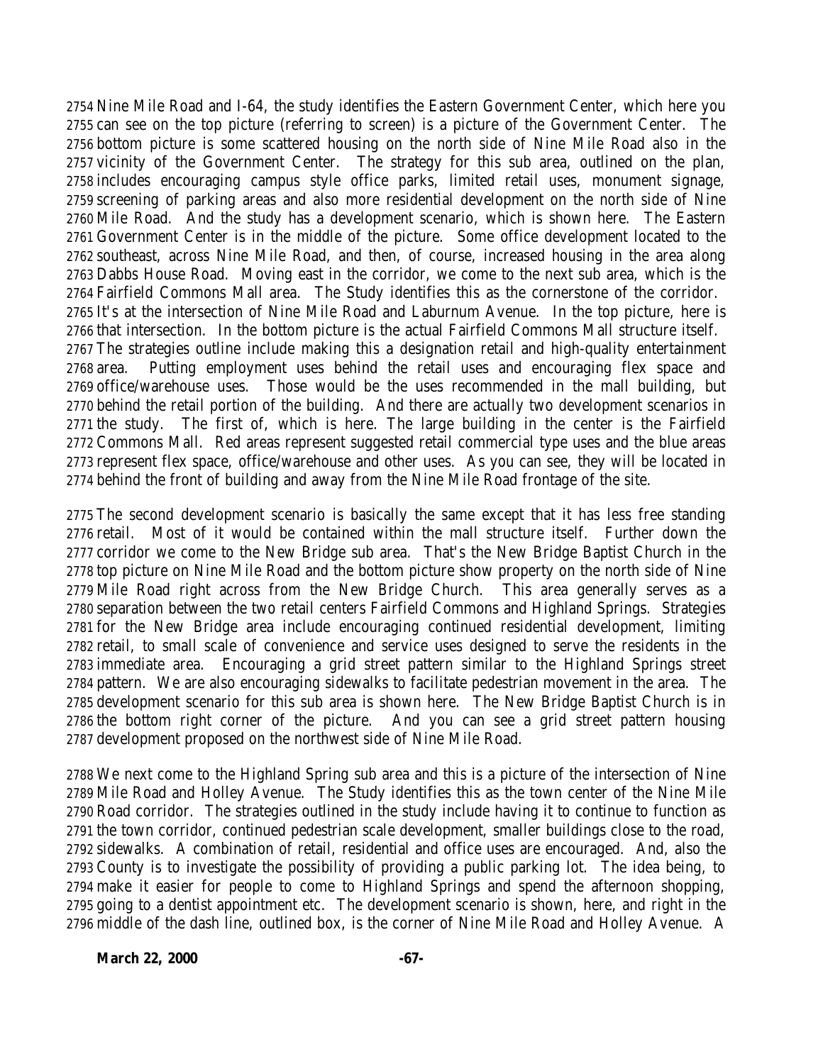2754 Nine Mile Road and I-64, the study identifies the Eastern Government Center, which here you
2755 can see on the top picture (referring to screen) is a picture of the Government Center. The
2756 bottom picture is some scattered housing on the north side of Nine Mile Road also in the
2757 vicinity of the Government Center. The strategy for this sub area, outlined on the plan,
2758 includes encouraging campus style office parks, limited retail uses, monument signage,
2759 screening of parking areas and also more residential development on the north side of Nine
2760 Mile Road. And the study has a development scenario, which is shown here. The Eastern
2761 Government Center is in the middle of the picture. Some office development located to the
2762 southeast, across Nine Mile Road, and then, of course, increased housing in the area along
2763 Dabbs House Road. Moving east in the corridor, we come to the next sub area, which is the
2764 Fairfield Commons Mall area. The Study identifies this as the cornerstone of the corridor.
2765 It's at the intersection of Nine Mile Road and Laburnum Avenue. In the top picture, here is
2766 that intersection. In the bottom picture is the actual Fairfield Commons Mall structure itself.
2767 The strategies outline include making this a designation retail and high-quality entertainment
2768 area. Putting employment uses behind the retail uses and encouraging flex space and
2769 office/warehouse uses. Those would be the uses recommended in the mall building, but
2770 behind the retail portion of the building. And there are actually two development scenarios in
2771 the study. The first of, which is here. The large building in the center is the Fairfield
2772 Commons Mall. Red areas represent suggested retail commercial type uses and the blue areas
2773 represent flex space, office/warehouse and other uses. As you can see, they will be located in
2774 behind the front of building and away from the Nine Mile Road frontage of the site.

2775 The second development scenario is basically the same except that it has less free standing
2776 retail. Most of it would be contained within the mall structure itself. Further down the
2777 corridor we come to the New Bridge sub area. That's the New Bridge Baptist Church in the
2778 top picture on Nine Mile Road and the bottom picture show property on the north side of Nine
2779 Mile Road right across from the New Bridge Church. This area generally serves as a
2780 separation between the two retail centers Fairfield Commons and Highland Springs. Strategies
2781 for the New Bridge area include encouraging continued residential development, limiting
2782 retail, to small scale of convenience and service uses designed to serve the residents in the
2783 immediate area. Encouraging a grid street pattern similar to the Highland Springs street
2784 pattern. We are also encouraging sidewalks to facilitate pedestrian movement in the area. The
2785 development scenario for this sub area is shown here. The New Bridge Baptist Church is in
2786 the bottom right corner of the picture. And you can see a grid street pattern housing
2787 development proposed on the northwest side of Nine Mile Road.

2788 We next come to the Highland Spring sub area and this is a picture of the intersection of Nine
2789 Mile Road and Holley Avenue. The Study identifies this as the town center of the Nine Mile
2790 Road corridor. The strategies outlined in the study include having it to continue to function as
2791 the town corridor, continued pedestrian scale development, smaller buildings close to the road,
2792 sidewalks. A combination of retail, residential and office uses are encouraged. And, also the
2793 County is to investigate the possibility of providing a public parking lot. The idea being, to
2794 make it easier for people to come to Highland Springs and spend the afternoon shopping,
2795 going to a dentist appointment etc. The development scenario is shown, here, and right in the
2796 middle of the dash line, outlined box, is the corner of Nine Mile Road and Holley Avenue. A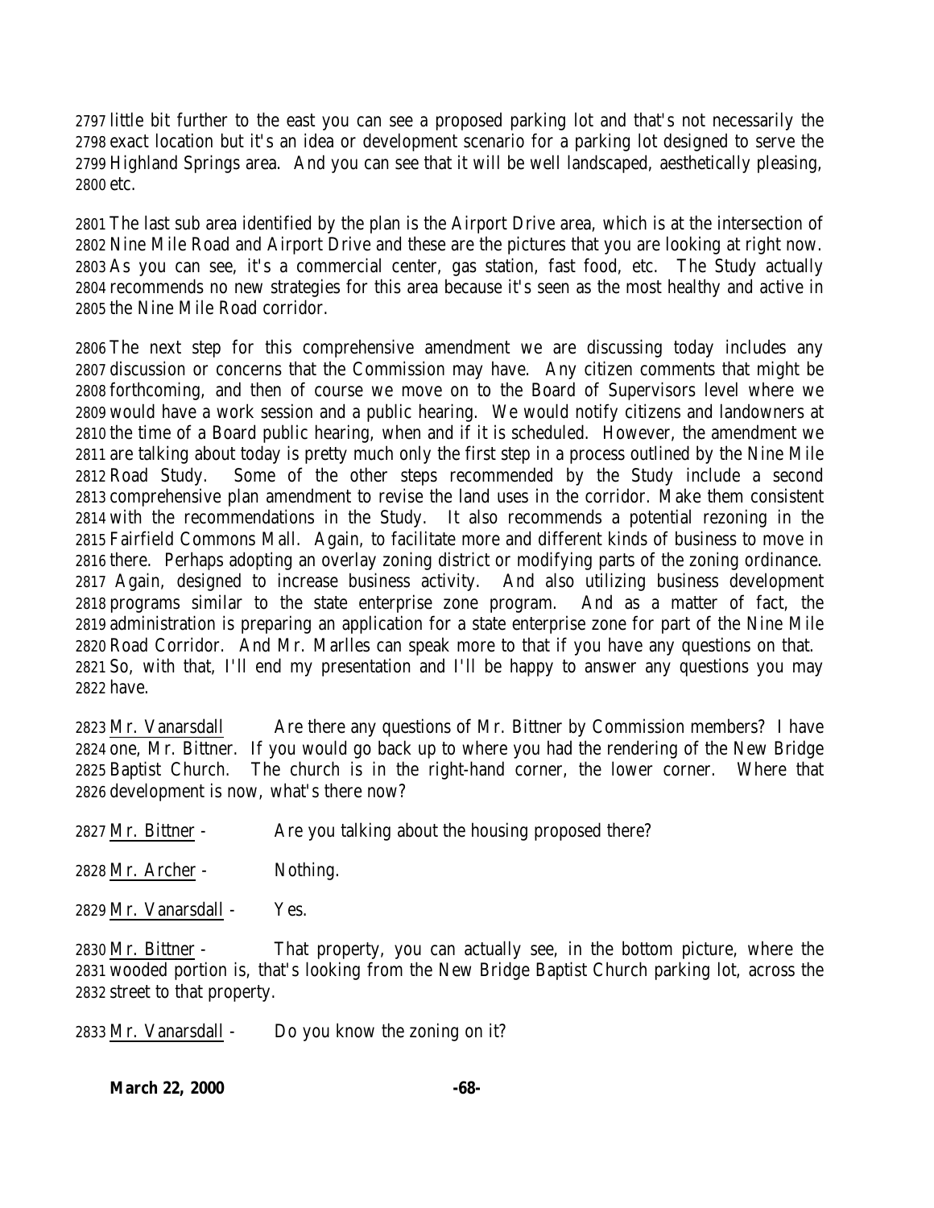2797 little bit further to the east you can see a proposed parking lot and that's not necessarily the 2798 exact location but it's an idea or development scenario for a parking lot designed to serve the 2799 Highland Springs area. And you can see that it will be well landscaped, aesthetically pleasing, 2800 etc.

2801 The last sub area identified by the plan is the Airport Drive area, which is at the intersection of 2802 Nine Mile Road and Airport Drive and these are the pictures that you are looking at right now. 2803 As you can see, it's a commercial center, gas station, fast food, etc. The Study actually 2804 recommends no new strategies for this area because it's seen as the most healthy and active in 2805 the Nine Mile Road corridor.

2806 The next step for this comprehensive amendment we are discussing today includes any 2807 discussion or concerns that the Commission may have. Any citizen comments that might be 2808 forthcoming, and then of course we move on to the Board of Supervisors level where we 2809 would have a work session and a public hearing. We would notify citizens and landowners at 2810 the time of a Board public hearing, when and if it is scheduled. However, the amendment we 2811 are talking about today is pretty much only the first step in a process outlined by the Nine Mile 2812 Road Study. Some of the other steps recommended by the Study include a second 2813 comprehensive plan amendment to revise the land uses in the corridor. Make them consistent 2814 with the recommendations in the Study. It also recommends a potential rezoning in the 2815 Fairfield Commons Mall. Again, to facilitate more and different kinds of business to move in 2816 there. Perhaps adopting an overlay zoning district or modifying parts of the zoning ordinance. 2817 Again, designed to increase business activity. And also utilizing business development 2818 programs similar to the state enterprise zone program. And as a matter of fact, the 2819 administration is preparing an application for a state enterprise zone for part of the Nine Mile 2820 Road Corridor. And Mr. Marlles can speak more to that if you have any questions on that. 2821 So, with that, I'll end my presentation and I'll be happy to answer any questions you may 2822 have.

2823 Mr. Vanarsdall Are there any questions of Mr. Bittner by Commission members? I have 2824 one, Mr. Bittner. If you would go back up to where you had the rendering of the New Bridge 2825 Baptist Church. The church is in the right-hand corner, the lower corner. Where that 2826 development is now, what's there now?

2827 Mr. Bittner - Are you talking about the housing proposed there?

2828 Mr. Archer - Nothing.

2829 Mr. Vanarsdall - Yes.

2830 Mr. Bittner - That property, you can actually see, in the bottom picture, where the 2831 wooded portion is, that's looking from the New Bridge Baptist Church parking lot, across the 2832 street to that property.

2833 Mr. Vanarsdall - Do you know the zoning on it?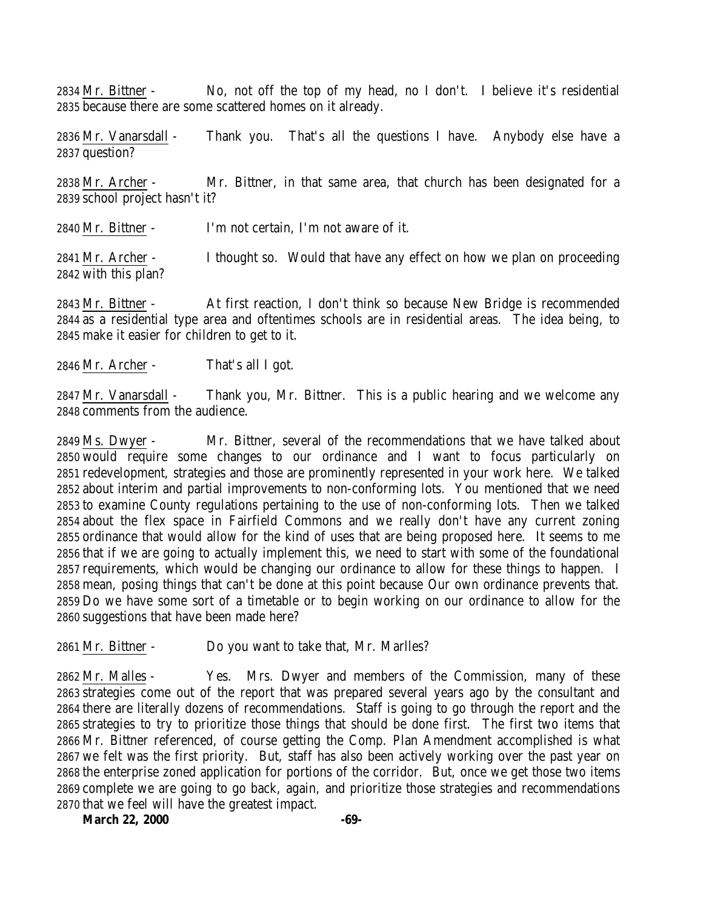2834 Mr. Bittner - No, not off the top of my head, no I don't. I believe it's residential
2835 because there are some scattered homes on it already.

2836 Mr. Vanarsdall - Thank you. That's all the questions I have. Anybody else have a
2837 question?

2838 Mr. Archer - Mr. Bittner, in that same area, that church has been designated for a
2839 school project hasn't it?

2840 Mr. Bittner - I'm not certain, I'm not aware of it.

2841 Mr. Archer - I thought so. Would that have any effect on how we plan on proceeding
2842 with this plan?

2843 Mr. Bittner - At first reaction, I don't think so because New Bridge is recommended
2844 as a residential type area and oftentimes schools are in residential areas. The idea being, to
2845 make it easier for children to get to it.

2846 Mr. Archer - That's all I got.

2847 Mr. Vanarsdall - Thank you, Mr. Bittner. This is a public hearing and we welcome any
2848 comments from the audience.

2849 Ms. Dwyer - Mr. Bittner, several of the recommendations that we have talked about
2850 would require some changes to our ordinance and I want to focus particularly on
2851 redevelopment, strategies and those are prominently represented in your work here. We talked
2852 about interim and partial improvements to non-conforming lots. You mentioned that we need
2853 to examine County regulations pertaining to the use of non-conforming lots. Then we talked
2854 about the flex space in Fairfield Commons and we really don't have any current zoning
2855 ordinance that would allow for the kind of uses that are being proposed here. It seems to me
2856 that if we are going to actually implement this, we need to start with some of the foundational
2857 requirements, which would be changing our ordinance to allow for these things to happen. I
2858 mean, posing things that can't be done at this point because Our own ordinance prevents that.
2859 Do we have some sort of a timetable or to begin working on our ordinance to allow for the
2860 suggestions that have been made here?

2861 Mr. Bittner - Do you want to take that, Mr. Marlles?

2862 Mr. Malles - Yes. Mrs. Dwyer and members of the Commission, many of these
2863 strategies come out of the report that was prepared several years ago by the consultant and
2864 there are literally dozens of recommendations. Staff is going to go through the report and the
2865 strategies to try to prioritize those things that should be done first. The first two items that
2866 Mr. Bittner referenced, of course getting the Comp. Plan Amendment accomplished is what
2867 we felt was the first priority. But, staff has also been actively working over the past year on
2868 the enterprise zoned application for portions of the corridor. But, once we get those two items
2869 complete we are going to go back, again, and prioritize those strategies and recommendations
2870 that we feel will have the greatest impact.

**March 22, 2000**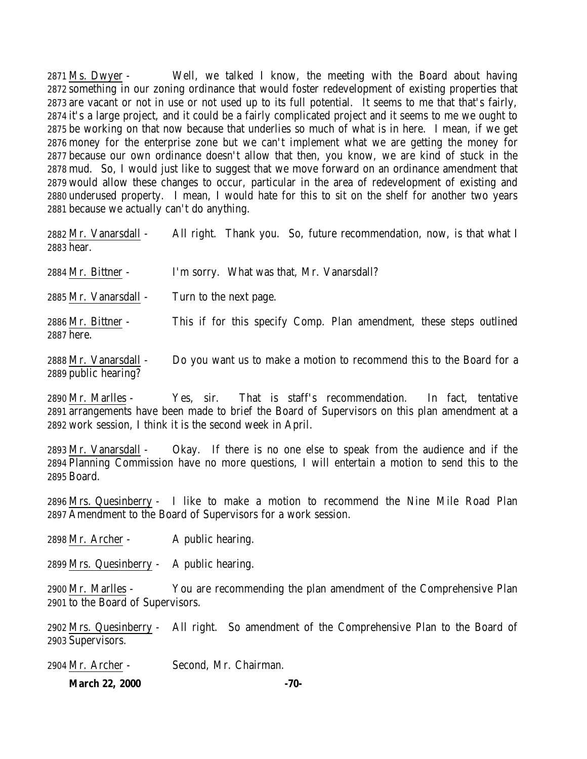2871 Ms. Dwyer - Well, we talked I know, the meeting with the Board about having 2872 something in our zoning ordinance that would foster redevelopment of existing properties that 2873 are vacant or not in use or not used up to its full potential. It seems to me that that's fairly, 2874 it's a large project, and it could be a fairly complicated project and it seems to me we ought to 2875 be working on that now because that underlies so much of what is in here. I mean, if we get 2876 money for the enterprise zone but we can't implement what we are getting the money for 2877 because our own ordinance doesn't allow that then, you know, we are kind of stuck in the 2878 mud. So, I would just like to suggest that we move forward on an ordinance amendment that 2879 would allow these changes to occur, particular in the area of redevelopment of existing and 2880 underused property. I mean, I would hate for this to sit on the shelf for another two years 2881 because we actually can't do anything.

2882 Mr. Vanarsdall - All right. Thank you. So, future recommendation, now, is that what I 2883 hear.

2884 Mr. Bittner - I'm sorry. What was that, Mr. Vanarsdall?

2885 Mr. Vanarsdall - Turn to the next page.

2886 Mr. Bittner - This if for this specify Comp. Plan amendment, these steps outlined 2887 here.

2888 Mr. Vanarsdall - Do you want us to make a motion to recommend this to the Board for a 2889 public hearing?

2890 Mr. Marlles - Yes, sir. That is staff's recommendation. In fact, tentative 2891 arrangements have been made to brief the Board of Supervisors on this plan amendment at a 2892 work session, I think it is the second week in April.

2893 Mr. Vanarsdall - Okay. If there is no one else to speak from the audience and if the 2894 Planning Commission have no more questions, I will entertain a motion to send this to the 2895 Board.

2896 Mrs. Quesinberry - I like to make a motion to recommend the Nine Mile Road Plan 2897 Amendment to the Board of Supervisors for a work session.

2898 Mr. Archer - A public hearing.

2899 Mrs. Quesinberry - A public hearing.

2900 Mr. Marlles - You are recommending the plan amendment of the Comprehensive Plan 2901 to the Board of Supervisors.

2902 Mrs. Quesinberry - All right. So amendment of the Comprehensive Plan to the Board of 2903 Supervisors.

2904 Mr. Archer - Second, Mr. Chairman.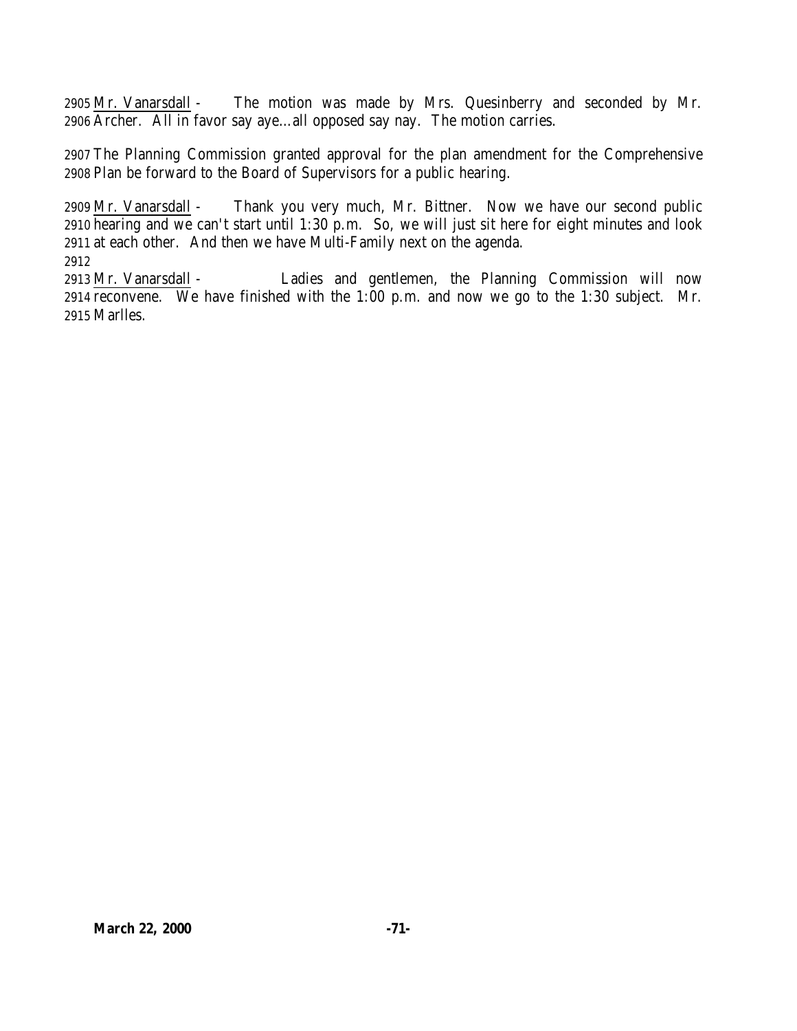2905 Mr. Vanarsdall - The motion was made by Mrs. Quesinberry and seconded by Mr. 2906 Archer. All in favor say aye…all opposed say nay. The motion carries.

2907 The Planning Commission granted approval for the plan amendment for the Comprehensive 2908 Plan be forward to the Board of Supervisors for a public hearing.

2909 Mr. Vanarsdall - Thank you very much, Mr. Bittner. Now we have our second public 2910 hearing and we can't start until 1:30 p.m. So, we will just sit here for eight minutes and look 2911 at each other. And then we have Multi-Family next on the agenda.

2912

2913 Mr. Vanarsdall - Ladies and gentlemen, the Planning Commission will now 2914 reconvene. We have finished with the 1:00 p.m. and now we go to the 1:30 subject. Mr. 2915 Marlles.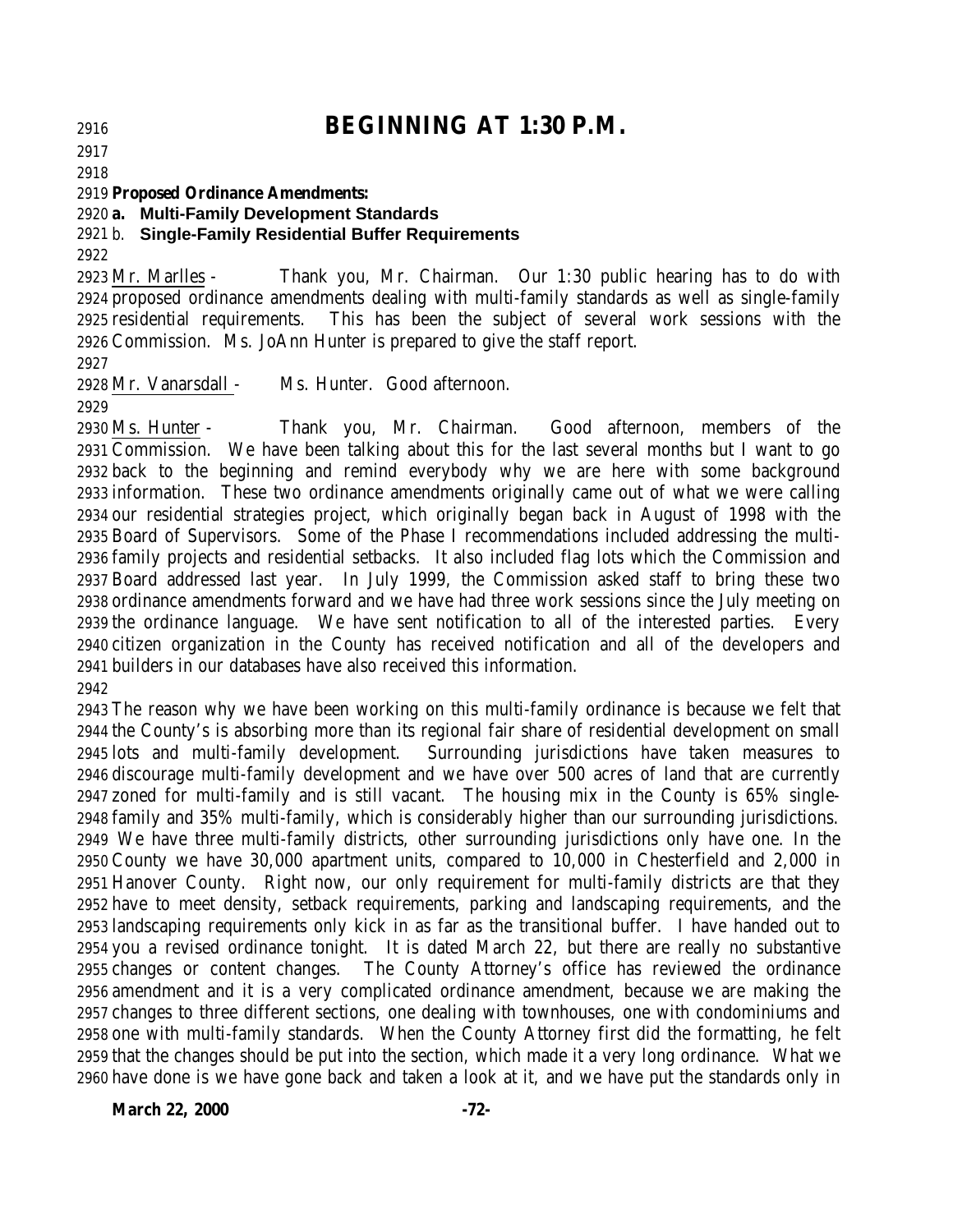# BEGINNING AT 1:30 P.M.

**Proposed Ordinance Amendments:**

**a. Multi-Family Development Standards**

b. **Single-Family Residential Buffer Requirements**

Mr. Marlles - Thank you, Mr. Chairman. Our 1:30 public hearing has to do with proposed ordinance amendments dealing with multi-family standards as well as single-family residential requirements. This has been the subject of several work sessions with the Commission. Ms. JoAnn Hunter is prepared to give the staff report.

Mr. Vanarsdall - Ms. Hunter. Good afternoon.

Ms. Hunter - Thank you, Mr. Chairman. Good afternoon, members of the Commission. We have been talking about this for the last several months but I want to go back to the beginning and remind everybody why we are here with some background information. These two ordinance amendments originally came out of what we were calling our residential strategies project, which originally began back in August of 1998 with the Board of Supervisors. Some of the Phase I recommendations included addressing the multi-family projects and residential setbacks. It also included flag lots which the Commission and Board addressed last year. In July 1999, the Commission asked staff to bring these two ordinance amendments forward and we have had three work sessions since the July meeting on the ordinance language. We have sent notification to all of the interested parties. Every citizen organization in the County has received notification and all of the developers and builders in our databases have also received this information.

The reason why we have been working on this multi-family ordinance is because we felt that the County's is absorbing more than its regional fair share of residential development on small lots and multi-family development. Surrounding jurisdictions have taken measures to discourage multi-family development and we have over 500 acres of land that are currently zoned for multi-family and is still vacant. The housing mix in the County is 65% single-family and 35% multi-family, which is considerably higher than our surrounding jurisdictions. We have three multi-family districts, other surrounding jurisdictions only have one. In the County we have 30,000 apartment units, compared to 10,000 in Chesterfield and 2,000 in Hanover County. Right now, our only requirement for multi-family districts are that they have to meet density, setback requirements, parking and landscaping requirements, and the landscaping requirements only kick in as far as the transitional buffer. I have handed out to you a revised ordinance tonight. It is dated March 22, but there are really no substantive changes or content changes. The County Attorney's office has reviewed the ordinance amendment and it is a very complicated ordinance amendment, because we are making the changes to three different sections, one dealing with townhouses, one with condominiums and one with multi-family standards. When the County Attorney first did the formatting, he felt that the changes should be put into the section, which made it a very long ordinance. What we have done is we have gone back and taken a look at it, and we have put the standards only in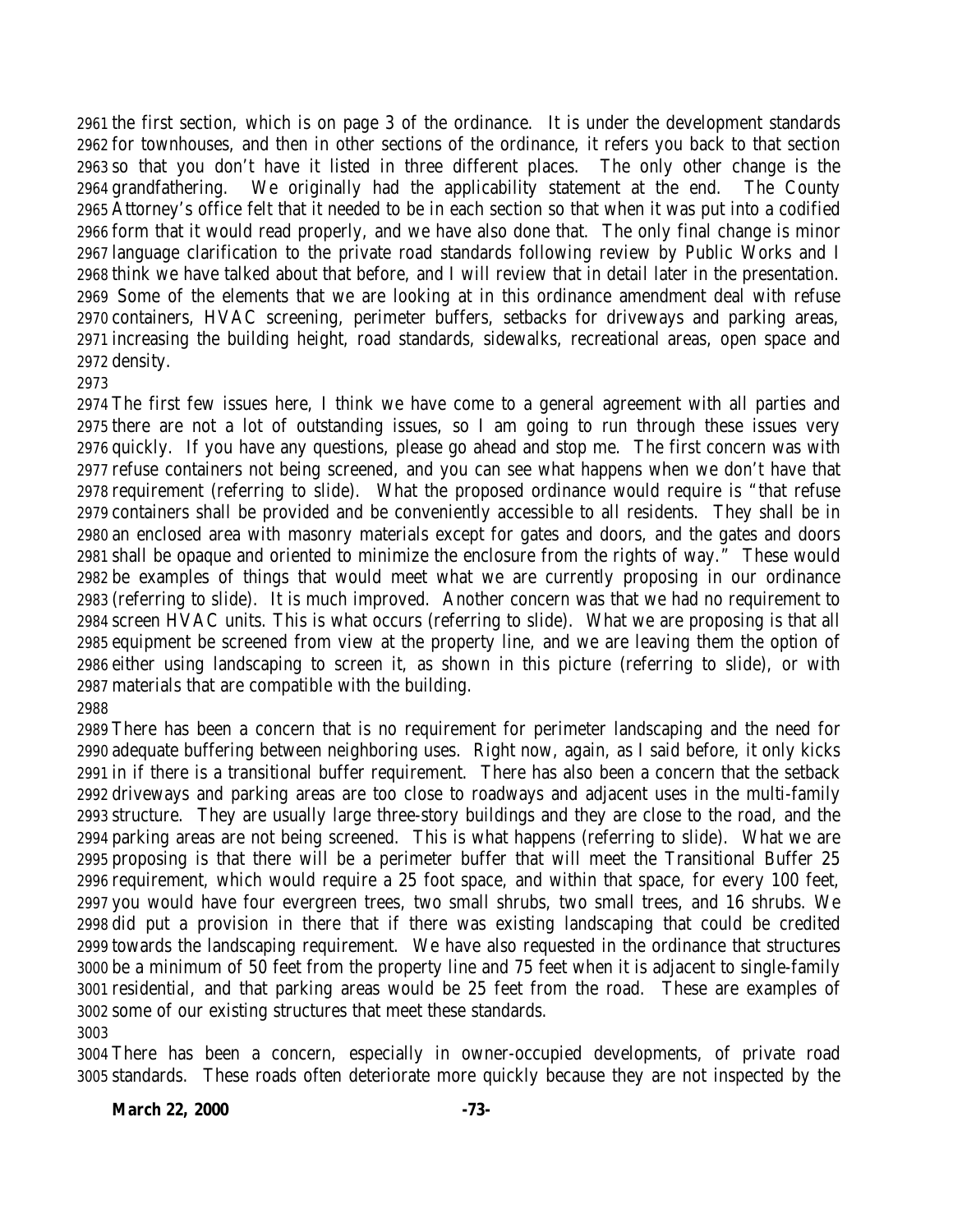the first section, which is on page 3 of the ordinance. It is under the development standards for townhouses, and then in other sections of the ordinance, it refers you back to that section so that you don't have it listed in three different places. The only other change is the grandfathering. We originally had the applicability statement at the end. The County Attorney's office felt that it needed to be in each section so that when it was put into a codified form that it would read properly, and we have also done that. The only final change is minor language clarification to the private road standards following review by Public Works and I think we have talked about that before, and I will review that in detail later in the presentation. Some of the elements that we are looking at in this ordinance amendment deal with refuse containers, HVAC screening, perimeter buffers, setbacks for driveways and parking areas, increasing the building height, road standards, sidewalks, recreational areas, open space and density.

The first few issues here, I think we have come to a general agreement with all parties and there are not a lot of outstanding issues, so I am going to run through these issues very quickly. If you have any questions, please go ahead and stop me. The first concern was with refuse containers not being screened, and you can see what happens when we don't have that requirement (referring to slide). What the proposed ordinance would require is "that refuse containers shall be provided and be conveniently accessible to all residents. They shall be in an enclosed area with masonry materials except for gates and doors, and the gates and doors shall be opaque and oriented to minimize the enclosure from the rights of way." These would be examples of things that would meet what we are currently proposing in our ordinance (referring to slide). It is much improved. Another concern was that we had no requirement to screen HVAC units. This is what occurs (referring to slide). What we are proposing is that all equipment be screened from view at the property line, and we are leaving them the option of either using landscaping to screen it, as shown in this picture (referring to slide), or with materials that are compatible with the building.

There has been a concern that is no requirement for perimeter landscaping and the need for adequate buffering between neighboring uses. Right now, again, as I said before, it only kicks in if there is a transitional buffer requirement. There has also been a concern that the setback driveways and parking areas are too close to roadways and adjacent uses in the multi-family structure. They are usually large three-story buildings and they are close to the road, and the parking areas are not being screened. This is what happens (referring to slide). What we are proposing is that there will be a perimeter buffer that will meet the Transitional Buffer 25 requirement, which would require a 25 foot space, and within that space, for every 100 feet, you would have four evergreen trees, two small shrubs, two small trees, and 16 shrubs. We did put a provision in there that if there was existing landscaping that could be credited towards the landscaping requirement. We have also requested in the ordinance that structures be a minimum of 50 feet from the property line and 75 feet when it is adjacent to single-family residential, and that parking areas would be 25 feet from the road. These are examples of some of our existing structures that meet these standards.

There has been a concern, especially in owner-occupied developments, of private road standards. These roads often deteriorate more quickly because they are not inspected by the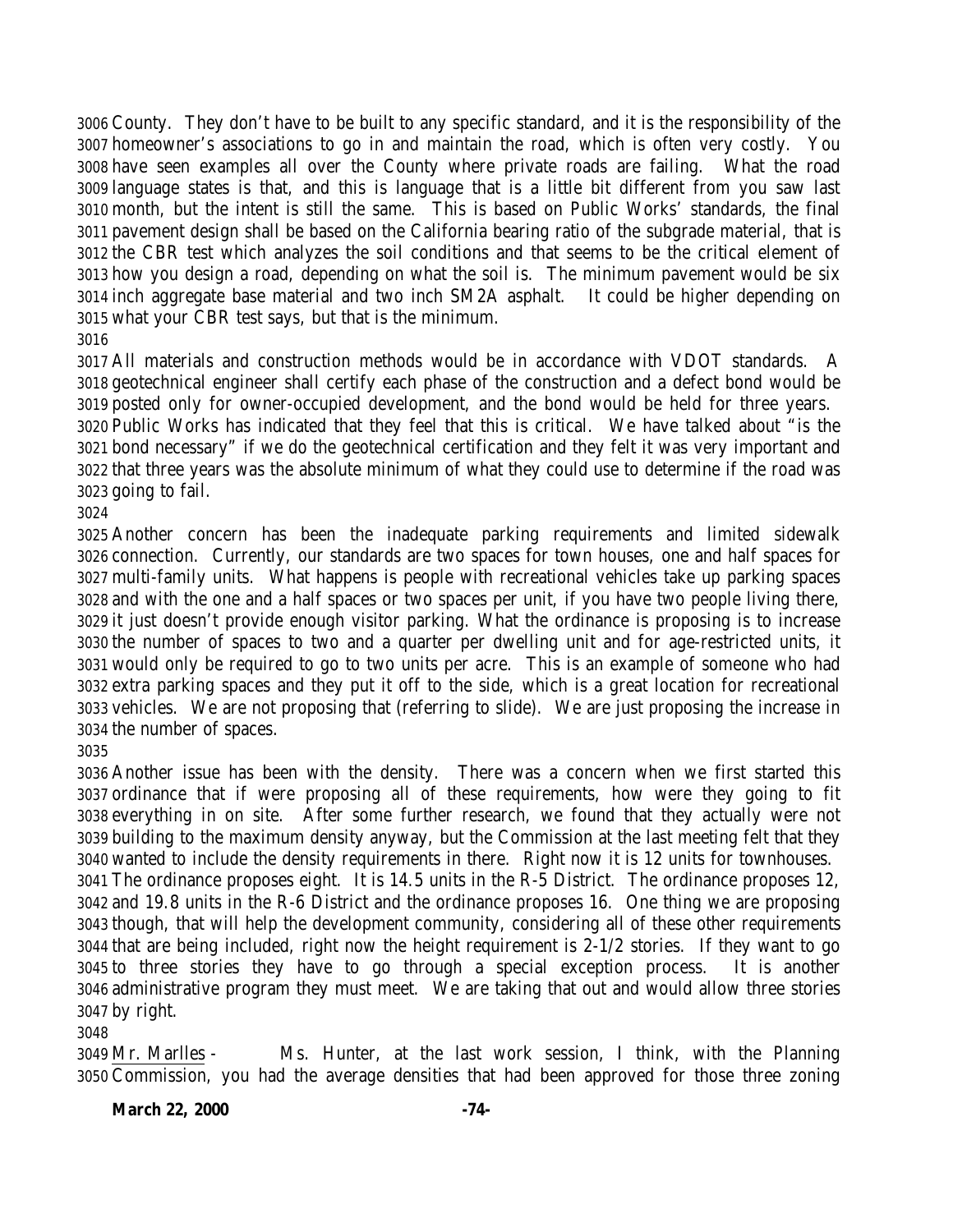County. They don't have to be built to any specific standard, and it is the responsibility of the homeowner's associations to go in and maintain the road, which is often very costly. You have seen examples all over the County where private roads are failing. What the road language states is that, and this is language that is a little bit different from you saw last month, but the intent is still the same. This is based on Public Works' standards, the final pavement design shall be based on the California bearing ratio of the subgrade material, that is the CBR test which analyzes the soil conditions and that seems to be the critical element of how you design a road, depending on what the soil is. The minimum pavement would be six inch aggregate base material and two inch SM2A asphalt. It could be higher depending on what your CBR test says, but that is the minimum.

All materials and construction methods would be in accordance with VDOT standards. A geotechnical engineer shall certify each phase of the construction and a defect bond would be posted only for owner-occupied development, and the bond would be held for three years. Public Works has indicated that they feel that this is critical. We have talked about "is the bond necessary" if we do the geotechnical certification and they felt it was very important and that three years was the absolute minimum of what they could use to determine if the road was going to fail.

Another concern has been the inadequate parking requirements and limited sidewalk connection. Currently, our standards are two spaces for town houses, one and half spaces for multi-family units. What happens is people with recreational vehicles take up parking spaces and with the one and a half spaces or two spaces per unit, if you have two people living there, it just doesn't provide enough visitor parking. What the ordinance is proposing is to increase the number of spaces to two and a quarter per dwelling unit and for age-restricted units, it would only be required to go to two units per acre. This is an example of someone who had extra parking spaces and they put it off to the side, which is a great location for recreational vehicles. We are not proposing that (referring to slide). We are just proposing the increase in the number of spaces.

Another issue has been with the density. There was a concern when we first started this ordinance that if were proposing all of these requirements, how were they going to fit everything in on site. After some further research, we found that they actually were not building to the maximum density anyway, but the Commission at the last meeting felt that they wanted to include the density requirements in there. Right now it is 12 units for townhouses. The ordinance proposes eight. It is 14.5 units in the R-5 District. The ordinance proposes 12, and 19.8 units in the R-6 District and the ordinance proposes 16. One thing we are proposing though, that will help the development community, considering all of these other requirements that are being included, right now the height requirement is 2-1/2 stories. If they want to go to three stories they have to go through a special exception process. It is another administrative program they must meet. We are taking that out and would allow three stories by right.

Mr. Marlles - Ms. Hunter, at the last work session, I think, with the Planning Commission, you had the average densities that had been approved for those three zoning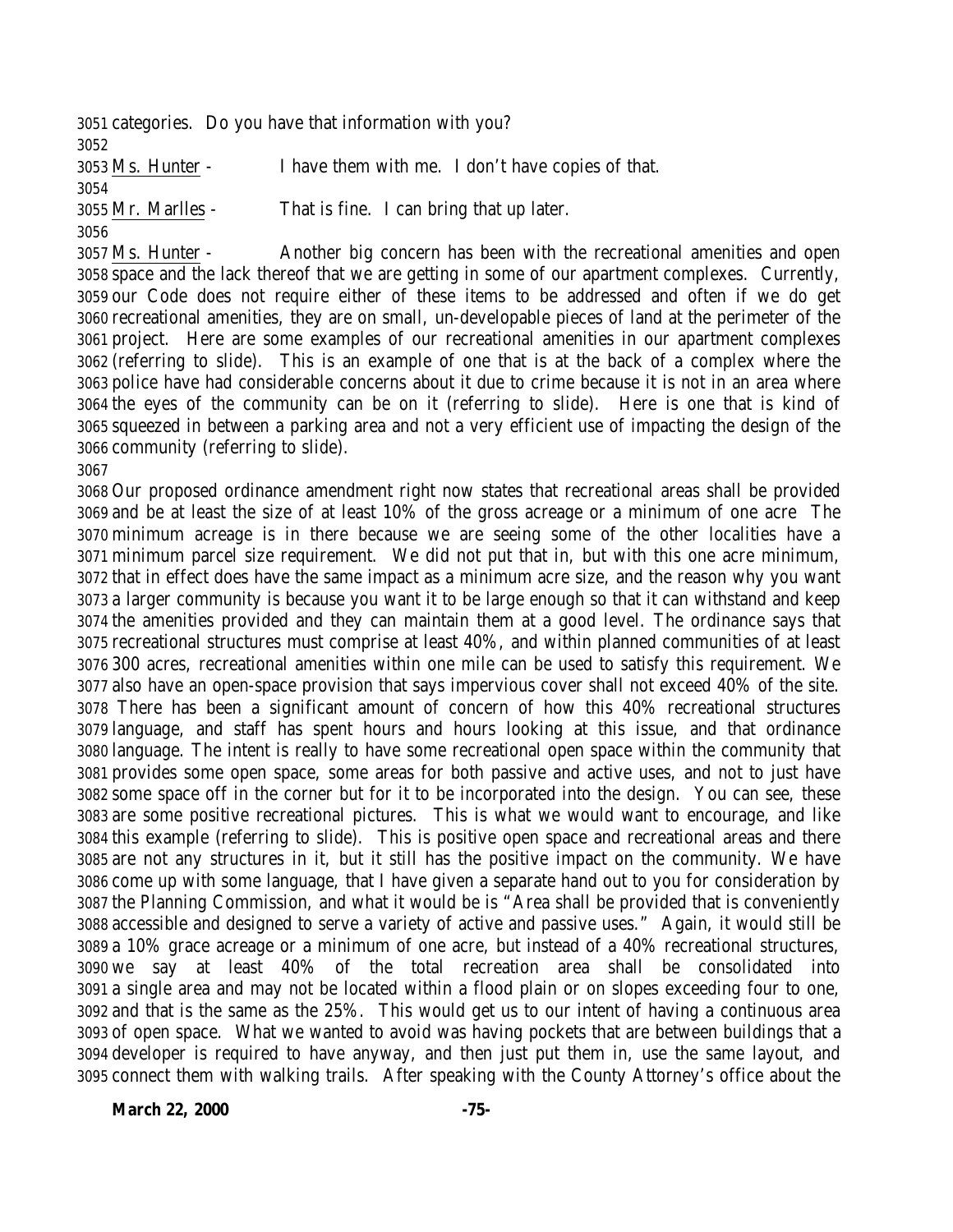categories. Do you have that information with you?

Ms. Hunter - I have them with me. I don't have copies of that.

Mr. Marlles - That is fine. I can bring that up later.

Ms. Hunter - Another big concern has been with the recreational amenities and open space and the lack thereof that we are getting in some of our apartment complexes. Currently, our Code does not require either of these items to be addressed and often if we do get recreational amenities, they are on small, un-developable pieces of land at the perimeter of the project. Here are some examples of our recreational amenities in our apartment complexes (referring to slide). This is an example of one that is at the back of a complex where the police have had considerable concerns about it due to crime because it is not in an area where the eyes of the community can be on it (referring to slide). Here is one that is kind of squeezed in between a parking area and not a very efficient use of impacting the design of the community (referring to slide).

Our proposed ordinance amendment right now states that recreational areas shall be provided and be at least the size of at least 10% of the gross acreage or a minimum of one acre The minimum acreage is in there because we are seeing some of the other localities have a minimum parcel size requirement. We did not put that in, but with this one acre minimum, that in effect does have the same impact as a minimum acre size, and the reason why you want a larger community is because you want it to be large enough so that it can withstand and keep the amenities provided and they can maintain them at a good level. The ordinance says that recreational structures must comprise at least 40%, and within planned communities of at least 300 acres, recreational amenities within one mile can be used to satisfy this requirement. We also have an open-space provision that says impervious cover shall not exceed 40% of the site. There has been a significant amount of concern of how this 40% recreational structures language, and staff has spent hours and hours looking at this issue, and that ordinance language. The intent is really to have some recreational open space within the community that provides some open space, some areas for both passive and active uses, and not to just have some space off in the corner but for it to be incorporated into the design. You can see, these are some positive recreational pictures. This is what we would want to encourage, and like this example (referring to slide). This is positive open space and recreational areas and there are not any structures in it, but it still has the positive impact on the community. We have come up with some language, that I have given a separate hand out to you for consideration by the Planning Commission, and what it would be is "Area shall be provided that is conveniently accessible and designed to serve a variety of active and passive uses." Again, it would still be a 10% grace acreage or a minimum of one acre, but instead of a 40% recreational structures, we say at least 40% of the total recreation area shall be consolidated into a single area and may not be located within a flood plain or on slopes exceeding four to one, and that is the same as the 25%. This would get us to our intent of having a continuous area of open space. What we wanted to avoid was having pockets that are between buildings that a developer is required to have anyway, and then just put them in, use the same layout, and connect them with walking trails. After speaking with the County Attorney's office about the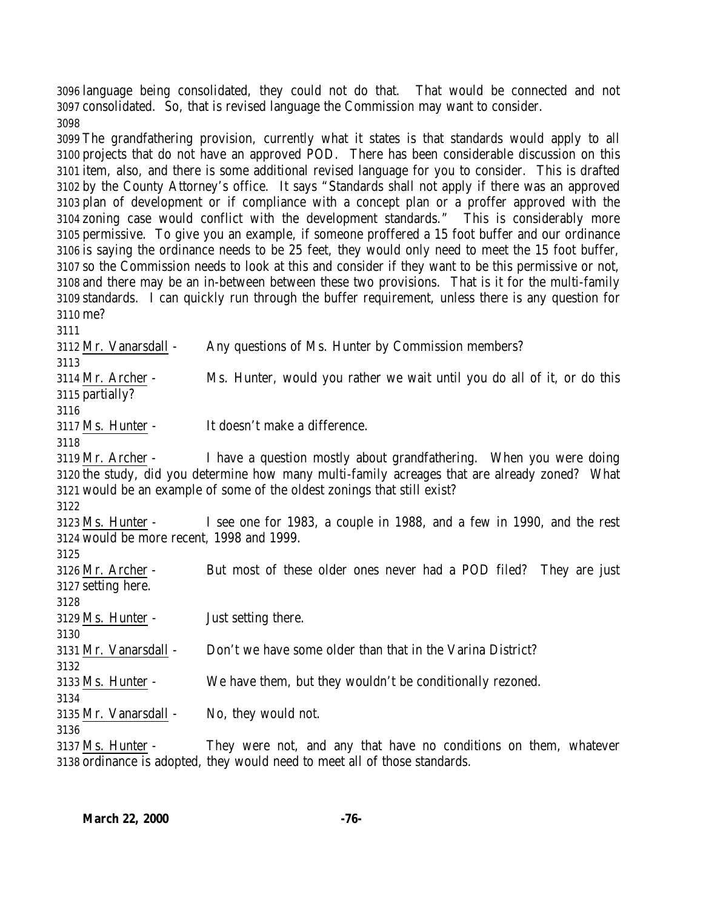language being consolidated, they could not do that. That would be connected and not consolidated. So, that is revised language the Commission may want to consider.

The grandfathering provision, currently what it states is that standards would apply to all projects that do not have an approved POD. There has been considerable discussion on this item, also, and there is some additional revised language for you to consider. This is drafted by the County Attorney's office. It says "Standards shall not apply if there was an approved plan of development or if compliance with a concept plan or a proffer approved with the zoning case would conflict with the development standards." This is considerably more permissive. To give you an example, if someone proffered a 15 foot buffer and our ordinance is saying the ordinance needs to be 25 feet, they would only need to meet the 15 foot buffer, so the Commission needs to look at this and consider if they want to be this permissive or not, and there may be an in-between between these two provisions. That is it for the multi-family standards. I can quickly run through the buffer requirement, unless there is any question for me?

<u>Mr. Vanarsdall</u> - Any questions of Ms. Hunter by Commission members?

<u>Mr. Archer</u> - Ms. Hunter, would you rather we wait until you do all of it, or do this partially?

<u>Ms. Hunter</u> - It doesn't make a difference.

<u>Mr. Archer</u> - I have a question mostly about grandfathering. When you were doing the study, did you determine how many multi-family acreages that are already zoned? What would be an example of some of the oldest zonings that still exist?

<u>Ms. Hunter</u> - I see one for 1983, a couple in 1988, and a few in 1990, and the rest would be more recent, 1998 and 1999.

<u>Mr. Archer</u> - But most of these older ones never had a POD filed? They are just setting here.

<u>Ms. Hunter</u> - Just setting there.

<u>Mr. Vanarsdall</u> - Don't we have some older than that in the Varina District?

<u>Ms. Hunter</u> - We have them, but they wouldn't be conditionally rezoned.

<u>Mr. Vanarsdall</u> - No, they would not.

<u>Ms. Hunter</u> - They were not, and any that have no conditions on them, whatever ordinance is adopted, they would need to meet all of those standards.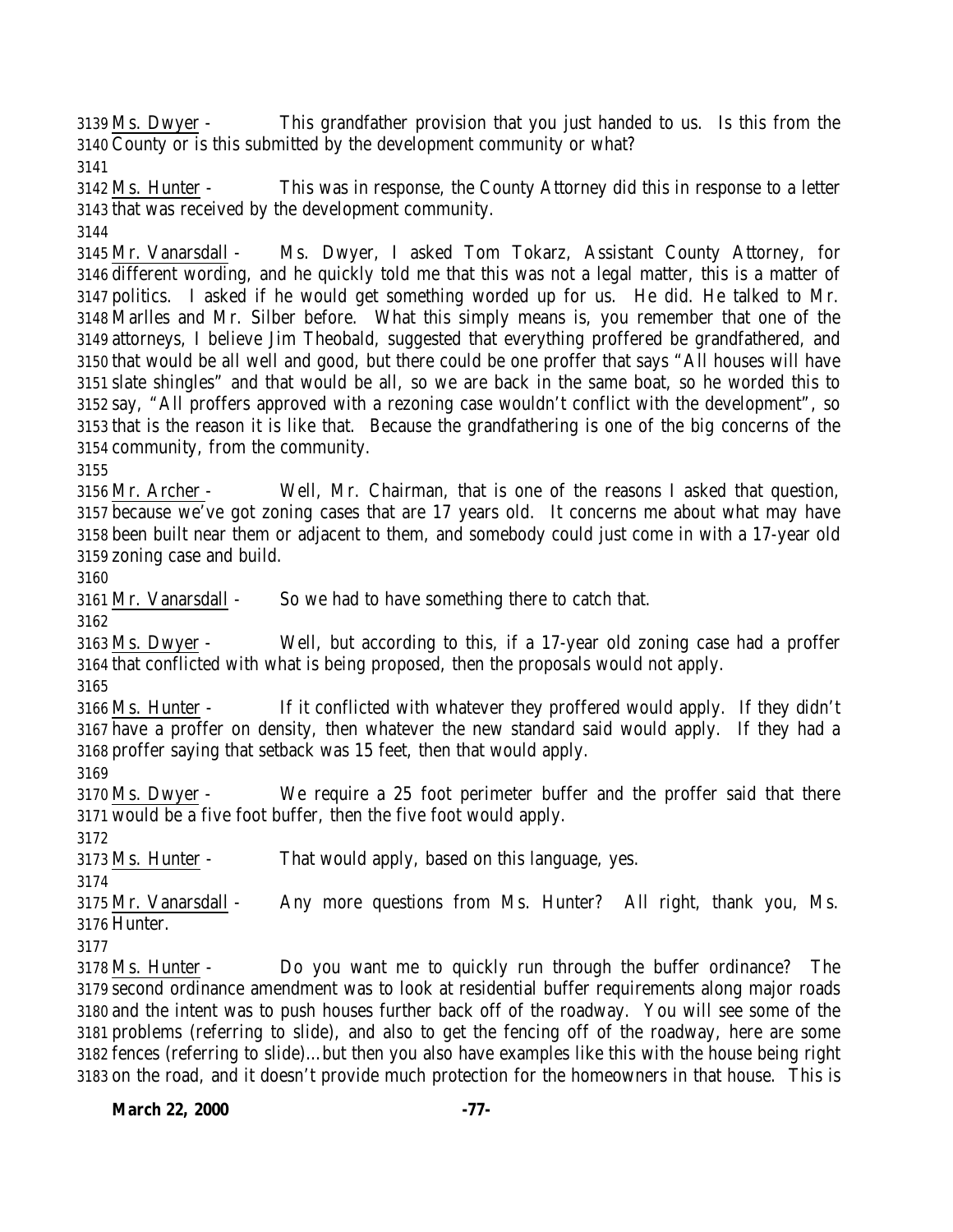Ms. Dwyer - This grandfather provision that you just handed to us. Is this from the County or is this submitted by the development community or what?

Ms. Hunter - This was in response, the County Attorney did this in response to a letter that was received by the development community.

Mr. Vanarsdall - Ms. Dwyer, I asked Tom Tokarz, Assistant County Attorney, for different wording, and he quickly told me that this was not a legal matter, this is a matter of politics. I asked if he would get something worded up for us. He did. He talked to Mr. Marlles and Mr. Silber before. What this simply means is, you remember that one of the attorneys, I believe Jim Theobald, suggested that everything proffered be grandfathered, and that would be all well and good, but there could be one proffer that says "All houses will have slate shingles" and that would be all, so we are back in the same boat, so he worded this to say, "All proffers approved with a rezoning case wouldn't conflict with the development", so that is the reason it is like that. Because the grandfathering is one of the big concerns of the community, from the community.

Mr. Archer - Well, Mr. Chairman, that is one of the reasons I asked that question, because we've got zoning cases that are 17 years old. It concerns me about what may have been built near them or adjacent to them, and somebody could just come in with a 17-year old zoning case and build.

Mr. Vanarsdall - So we had to have something there to catch that.

Ms. Dwyer - Well, but according to this, if a 17-year old zoning case had a proffer that conflicted with what is being proposed, then the proposals would not apply.

Ms. Hunter - If it conflicted with whatever they proffered would apply. If they didn't have a proffer on density, then whatever the new standard said would apply. If they had a proffer saying that setback was 15 feet, then that would apply.

Ms. Dwyer - We require a 25 foot perimeter buffer and the proffer said that there would be a five foot buffer, then the five foot would apply.

Ms. Hunter - That would apply, based on this language, yes.

Mr. Vanarsdall - Any more questions from Ms. Hunter? All right, thank you, Ms. Hunter.

Ms. Hunter - Do you want me to quickly run through the buffer ordinance? The second ordinance amendment was to look at residential buffer requirements along major roads and the intent was to push houses further back off of the roadway. You will see some of the problems (referring to slide), and also to get the fencing off of the roadway, here are some fences (referring to slide)…but then you also have examples like this with the house being right on the road, and it doesn't provide much protection for the homeowners in that house. This is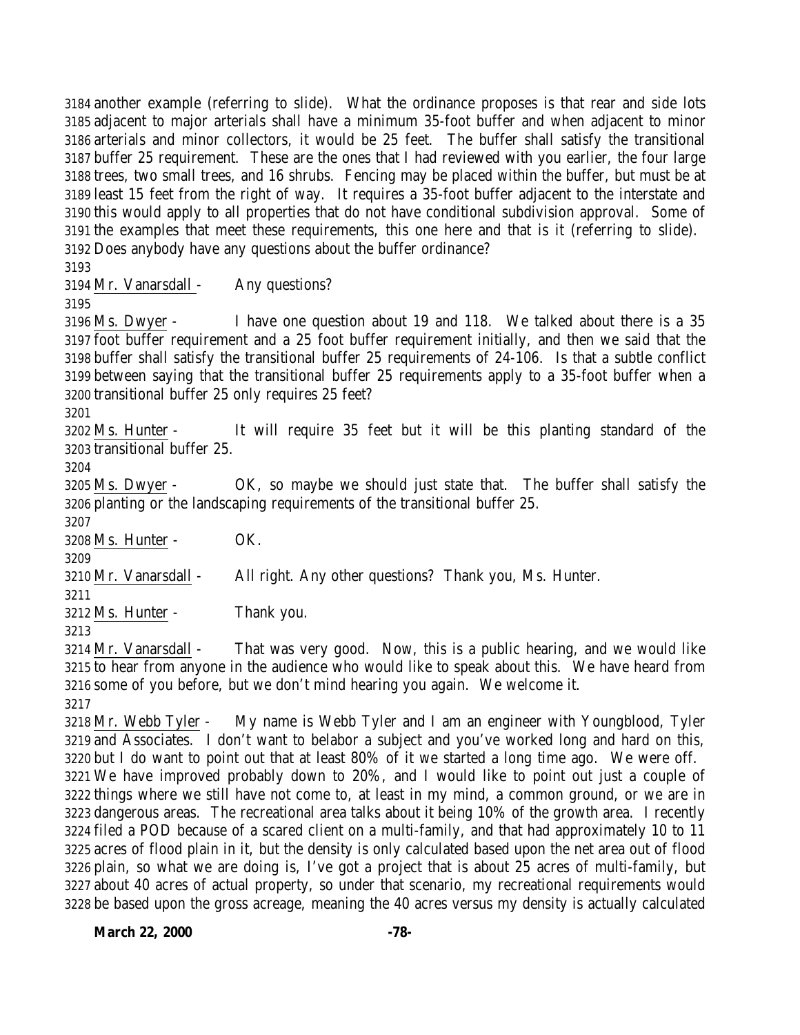another example (referring to slide). What the ordinance proposes is that rear and side lots adjacent to major arterials shall have a minimum 35-foot buffer and when adjacent to minor arterials and minor collectors, it would be 25 feet. The buffer shall satisfy the transitional buffer 25 requirement. These are the ones that I had reviewed with you earlier, the four large trees, two small trees, and 16 shrubs. Fencing may be placed within the buffer, but must be at least 15 feet from the right of way. It requires a 35-foot buffer adjacent to the interstate and this would apply to all properties that do not have conditional subdivision approval. Some of the examples that meet these requirements, this one here and that is it (referring to slide). Does anybody have any questions about the buffer ordinance?

Mr. Vanarsdall - Any questions?

Ms. Dwyer - I have one question about 19 and 118. We talked about there is a 35 foot buffer requirement and a 25 foot buffer requirement initially, and then we said that the buffer shall satisfy the transitional buffer 25 requirements of 24-106. Is that a subtle conflict between saying that the transitional buffer 25 requirements apply to a 35-foot buffer when a transitional buffer 25 only requires 25 feet?

Ms. Hunter - It will require 35 feet but it will be this planting standard of the transitional buffer 25.

Ms. Dwyer - OK, so maybe we should just state that. The buffer shall satisfy the planting or the landscaping requirements of the transitional buffer 25.

Ms. Hunter - OK.

Mr. Vanarsdall - All right. Any other questions? Thank you, Ms. Hunter.

Ms. Hunter - Thank you.

Mr. Vanarsdall - That was very good. Now, this is a public hearing, and we would like to hear from anyone in the audience who would like to speak about this. We have heard from some of you before, but we don't mind hearing you again. We welcome it.

Mr. Webb Tyler - My name is Webb Tyler and I am an engineer with Youngblood, Tyler and Associates. I don't want to belabor a subject and you've worked long and hard on this, but I do want to point out that at least 80% of it we started a long time ago. We were off. We have improved probably down to 20%, and I would like to point out just a couple of things where we still have not come to, at least in my mind, a common ground, or we are in dangerous areas. The recreational area talks about it being 10% of the growth area. I recently filed a POD because of a scared client on a multi-family, and that had approximately 10 to 11 acres of flood plain in it, but the density is only calculated based upon the net area out of flood plain, so what we are doing is, I've got a project that is about 25 acres of multi-family, but about 40 acres of actual property, so under that scenario, my recreational requirements would be based upon the gross acreage, meaning the 40 acres versus my density is actually calculated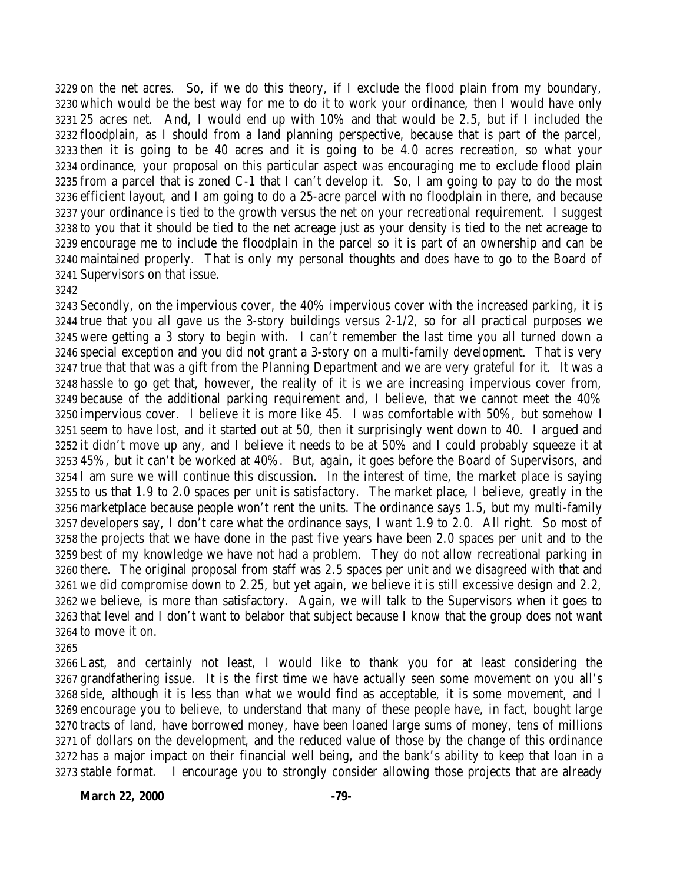on the net acres. So, if we do this theory, if I exclude the flood plain from my boundary, which would be the best way for me to do it to work your ordinance, then I would have only 25 acres net. And, I would end up with 10% and that would be 2.5, but if I included the floodplain, as I should from a land planning perspective, because that is part of the parcel, then it is going to be 40 acres and it is going to be 4.0 acres recreation, so what your ordinance, your proposal on this particular aspect was encouraging me to exclude flood plain from a parcel that is zoned C-1 that I can't develop it. So, I am going to pay to do the most efficient layout, and I am going to do a 25-acre parcel with no floodplain in there, and because your ordinance is tied to the growth versus the net on your recreational requirement. I suggest to you that it should be tied to the net acreage just as your density is tied to the net acreage to encourage me to include the floodplain in the parcel so it is part of an ownership and can be maintained properly. That is only my personal thoughts and does have to go to the Board of Supervisors on that issue.

Secondly, on the impervious cover, the 40% impervious cover with the increased parking, it is true that you all gave us the 3-story buildings versus 2-1/2, so for all practical purposes we were getting a 3 story to begin with. I can't remember the last time you all turned down a special exception and you did not grant a 3-story on a multi-family development. That is very true that that was a gift from the Planning Department and we are very grateful for it. It was a hassle to go get that, however, the reality of it is we are increasing impervious cover from, because of the additional parking requirement and, I believe, that we cannot meet the 40% impervious cover. I believe it is more like 45. I was comfortable with 50%, but somehow I seem to have lost, and it started out at 50, then it surprisingly went down to 40. I argued and it didn't move up any, and I believe it needs to be at 50% and I could probably squeeze it at 45%, but it can't be worked at 40%. But, again, it goes before the Board of Supervisors, and I am sure we will continue this discussion. In the interest of time, the market place is saying to us that 1.9 to 2.0 spaces per unit is satisfactory. The market place, I believe, greatly in the marketplace because people won't rent the units. The ordinance says 1.5, but my multi-family developers say, I don't care what the ordinance says, I want 1.9 to 2.0. All right. So most of the projects that we have done in the past five years have been 2.0 spaces per unit and to the best of my knowledge we have not had a problem. They do not allow recreational parking in there. The original proposal from staff was 2.5 spaces per unit and we disagreed with that and we did compromise down to 2.25, but yet again, we believe it is still excessive design and 2.2, we believe, is more than satisfactory. Again, we will talk to the Supervisors when it goes to that level and I don't want to belabor that subject because I know that the group does not want to move it on.

Last, and certainly not least, I would like to thank you for at least considering the grandfathering issue. It is the first time we have actually seen some movement on you all's side, although it is less than what we would find as acceptable, it is some movement, and I encourage you to believe, to understand that many of these people have, in fact, bought large tracts of land, have borrowed money, have been loaned large sums of money, tens of millions of dollars on the development, and the reduced value of those by the change of this ordinance has a major impact on their financial well being, and the bank's ability to keep that loan in a stable format. I encourage you to strongly consider allowing those projects that are already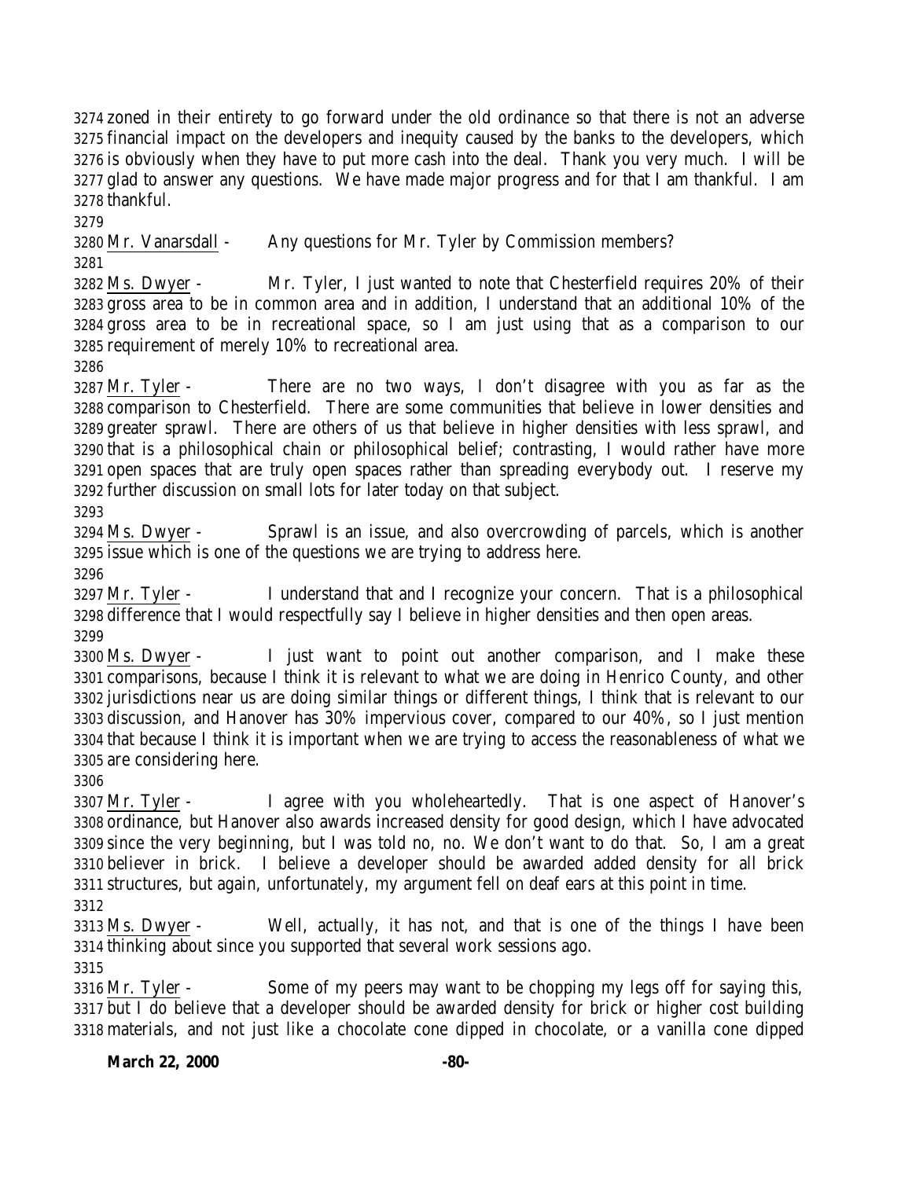zoned in their entirety to go forward under the old ordinance so that there is not an adverse financial impact on the developers and inequity caused by the banks to the developers, which is obviously when they have to put more cash into the deal. Thank you very much. I will be glad to answer any questions. We have made major progress and for that I am thankful. I am thankful.

Mr. Vanarsdall - Any questions for Mr. Tyler by Commission members?

Ms. Dwyer - Mr. Tyler, I just wanted to note that Chesterfield requires 20% of their gross area to be in common area and in addition, I understand that an additional 10% of the gross area to be in recreational space, so I am just using that as a comparison to our requirement of merely 10% to recreational area.

Mr. Tyler - There are no two ways, I don't disagree with you as far as the comparison to Chesterfield. There are some communities that believe in lower densities and greater sprawl. There are others of us that believe in higher densities with less sprawl, and that is a philosophical chain or philosophical belief; contrasting, I would rather have more open spaces that are truly open spaces rather than spreading everybody out. I reserve my further discussion on small lots for later today on that subject.

Ms. Dwyer - Sprawl is an issue, and also overcrowding of parcels, which is another issue which is one of the questions we are trying to address here.

Mr. Tyler - I understand that and I recognize your concern. That is a philosophical difference that I would respectfully say I believe in higher densities and then open areas.

Ms. Dwyer - I just want to point out another comparison, and I make these comparisons, because I think it is relevant to what we are doing in Henrico County, and other jurisdictions near us are doing similar things or different things, I think that is relevant to our discussion, and Hanover has 30% impervious cover, compared to our 40%, so I just mention that because I think it is important when we are trying to access the reasonableness of what we are considering here.

Mr. Tyler - I agree with you wholeheartedly. That is one aspect of Hanover's ordinance, but Hanover also awards increased density for good design, which I have advocated since the very beginning, but I was told no, no. We don't want to do that. So, I am a great believer in brick. I believe a developer should be awarded added density for all brick structures, but again, unfortunately, my argument fell on deaf ears at this point in time.

Ms. Dwyer - Well, actually, it has not, and that is one of the things I have been thinking about since you supported that several work sessions ago.

Mr. Tyler - Some of my peers may want to be chopping my legs off for saying this, but I do believe that a developer should be awarded density for brick or higher cost building materials, and not just like a chocolate cone dipped in chocolate, or a vanilla cone dipped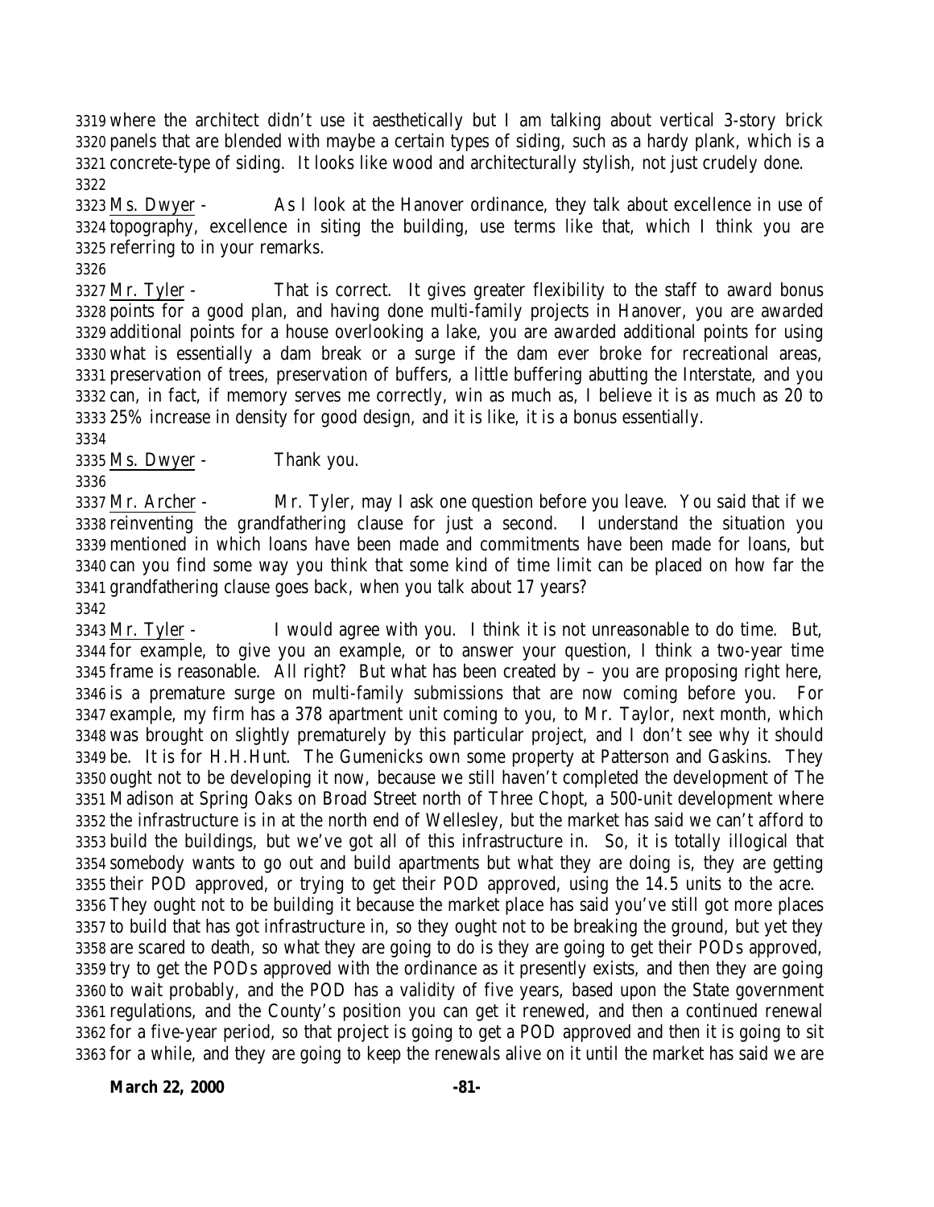where the architect didn't use it aesthetically but I am talking about vertical 3-story brick panels that are blended with maybe a certain types of siding, such as a hardy plank, which is a concrete-type of siding. It looks like wood and architecturally stylish, not just crudely done.

Ms. Dwyer - As I look at the Hanover ordinance, they talk about excellence in use of topography, excellence in siting the building, use terms like that, which I think you are referring to in your remarks.

Mr. Tyler - That is correct. It gives greater flexibility to the staff to award bonus points for a good plan, and having done multi-family projects in Hanover, you are awarded additional points for a house overlooking a lake, you are awarded additional points for using what is essentially a dam break or a surge if the dam ever broke for recreational areas, preservation of trees, preservation of buffers, a little buffering abutting the Interstate, and you can, in fact, if memory serves me correctly, win as much as, I believe it is as much as 20 to 25% increase in density for good design, and it is like, it is a bonus essentially.

Ms. Dwyer - Thank you.

Mr. Archer - Mr. Tyler, may I ask one question before you leave. You said that if we reinventing the grandfathering clause for just a second. I understand the situation you mentioned in which loans have been made and commitments have been made for loans, but can you find some way you think that some kind of time limit can be placed on how far the grandfathering clause goes back, when you talk about 17 years?

Mr. Tyler - I would agree with you. I think it is not unreasonable to do time. But, for example, to give you an example, or to answer your question, I think a two-year time frame is reasonable. All right? But what has been created by – you are proposing right here, is a premature surge on multi-family submissions that are now coming before you. For example, my firm has a 378 apartment unit coming to you, to Mr. Taylor, next month, which was brought on slightly prematurely by this particular project, and I don't see why it should be. It is for H.H.Hunt. The Gumenicks own some property at Patterson and Gaskins. They ought not to be developing it now, because we still haven't completed the development of The Madison at Spring Oaks on Broad Street north of Three Chopt, a 500-unit development where the infrastructure is in at the north end of Wellesley, but the market has said we can't afford to build the buildings, but we've got all of this infrastructure in. So, it is totally illogical that somebody wants to go out and build apartments but what they are doing is, they are getting their POD approved, or trying to get their POD approved, using the 14.5 units to the acre. They ought not to be building it because the market place has said you've still got more places to build that has got infrastructure in, so they ought not to be breaking the ground, but yet they are scared to death, so what they are going to do is they are going to get their PODs approved, try to get the PODs approved with the ordinance as it presently exists, and then they are going to wait probably, and the POD has a validity of five years, based upon the State government regulations, and the County's position you can get it renewed, and then a continued renewal for a five-year period, so that project is going to get a POD approved and then it is going to sit for a while, and they are going to keep the renewals alive on it until the market has said we are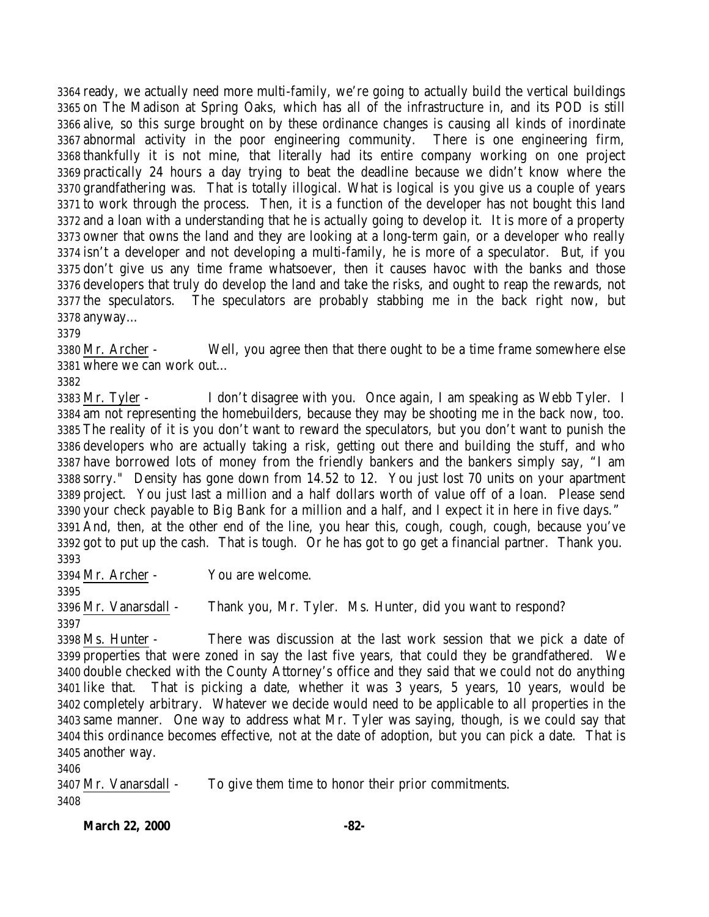ready, we actually need more multi-family, we're going to actually build the vertical buildings on The Madison at Spring Oaks, which has all of the infrastructure in, and its POD is still alive, so this surge brought on by these ordinance changes is causing all kinds of inordinate abnormal activity in the poor engineering community. There is one engineering firm, thankfully it is not mine, that literally had its entire company working on one project practically 24 hours a day trying to beat the deadline because we didn't know where the grandfathering was. That is totally illogical. What is logical is you give us a couple of years to work through the process. Then, it is a function of the developer has not bought this land and a loan with a understanding that he is actually going to develop it. It is more of a property owner that owns the land and they are looking at a long-term gain, or a developer who really isn't a developer and not developing a multi-family, he is more of a speculator. But, if you don't give us any time frame whatsoever, then it causes havoc with the banks and those developers that truly do develop the land and take the risks, and ought to reap the rewards, not the speculators. The speculators are probably stabbing me in the back right now, but anyway…

Mr. Archer - Well, you agree then that there ought to be a time frame somewhere else where we can work out…

Mr. Tyler - I don't disagree with you. Once again, I am speaking as Webb Tyler. I am not representing the homebuilders, because they may be shooting me in the back now, too. The reality of it is you don't want to reward the speculators, but you don't want to punish the developers who are actually taking a risk, getting out there and building the stuff, and who have borrowed lots of money from the friendly bankers and the bankers simply say, "I am sorry." Density has gone down from 14.52 to 12. You just lost 70 units on your apartment project. You just last a million and a half dollars worth of value off of a loan. Please send your check payable to Big Bank for a million and a half, and I expect it in here in five days." And, then, at the other end of the line, you hear this, cough, cough, cough, because you've got to put up the cash. That is tough. Or he has got to go get a financial partner. Thank you.

Mr. Archer - You are welcome.

Mr. Vanarsdall - Thank you, Mr. Tyler. Ms. Hunter, did you want to respond?

Ms. Hunter - There was discussion at the last work session that we pick a date of properties that were zoned in say the last five years, that could they be grandfathered. We double checked with the County Attorney's office and they said that we could not do anything like that. That is picking a date, whether it was 3 years, 5 years, 10 years, would be completely arbitrary. Whatever we decide would need to be applicable to all properties in the same manner. One way to address what Mr. Tyler was saying, though, is we could say that this ordinance becomes effective, not at the date of adoption, but you can pick a date. That is another way.

Mr. Vanarsdall - To give them time to honor their prior commitments.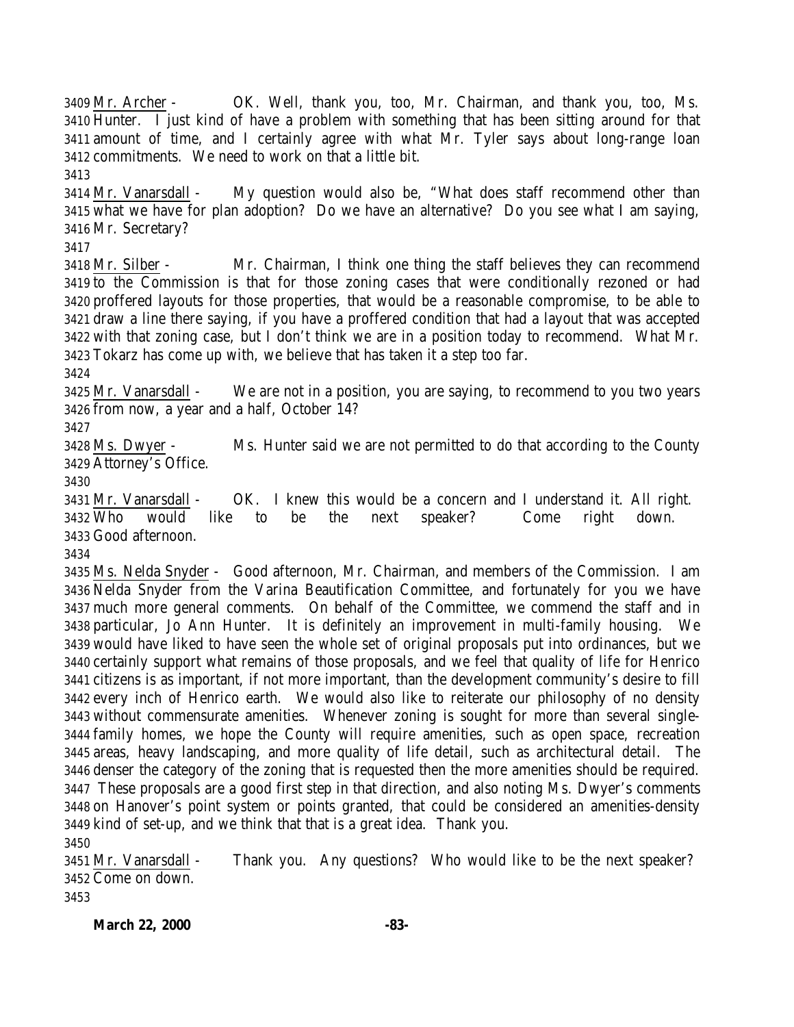Mr. Archer - OK. Well, thank you, too, Mr. Chairman, and thank you, too, Ms. Hunter. I just kind of have a problem with something that has been sitting around for that amount of time, and I certainly agree with what Mr. Tyler says about long-range loan commitments. We need to work on that a little bit.

Mr. Vanarsdall - My question would also be, "What does staff recommend other than what we have for plan adoption? Do we have an alternative? Do you see what I am saying, Mr. Secretary?

Mr. Silber - Mr. Chairman, I think one thing the staff believes they can recommend to the Commission is that for those zoning cases that were conditionally rezoned or had proffered layouts for those properties, that would be a reasonable compromise, to be able to draw a line there saying, if you have a proffered condition that had a layout that was accepted with that zoning case, but I don't think we are in a position today to recommend. What Mr. Tokarz has come up with, we believe that has taken it a step too far.

Mr. Vanarsdall - We are not in a position, you are saying, to recommend to you two years from now, a year and a half, October 14?

Ms. Dwyer - Ms. Hunter said we are not permitted to do that according to the County Attorney's Office.

Mr. Vanarsdall - OK. I knew this would be a concern and I understand it. All right. Who would like to be the next speaker? Come right down. Good afternoon.

Ms. Nelda Snyder - Good afternoon, Mr. Chairman, and members of the Commission. I am Nelda Snyder from the Varina Beautification Committee, and fortunately for you we have much more general comments. On behalf of the Committee, we commend the staff and in particular, Jo Ann Hunter. It is definitely an improvement in multi-family housing. We would have liked to have seen the whole set of original proposals put into ordinances, but we certainly support what remains of those proposals, and we feel that quality of life for Henrico citizens is as important, if not more important, than the development community's desire to fill every inch of Henrico earth. We would also like to reiterate our philosophy of no density without commensurate amenities. Whenever zoning is sought for more than several single-family homes, we hope the County will require amenities, such as open space, recreation areas, heavy landscaping, and more quality of life detail, such as architectural detail. The denser the category of the zoning that is requested then the more amenities should be required. These proposals are a good first step in that direction, and also noting Ms. Dwyer's comments on Hanover's point system or points granted, that could be considered an amenities-density kind of set-up, and we think that that is a great idea. Thank you.

Mr. Vanarsdall - Thank you. Any questions? Who would like to be the next speaker? Come on down.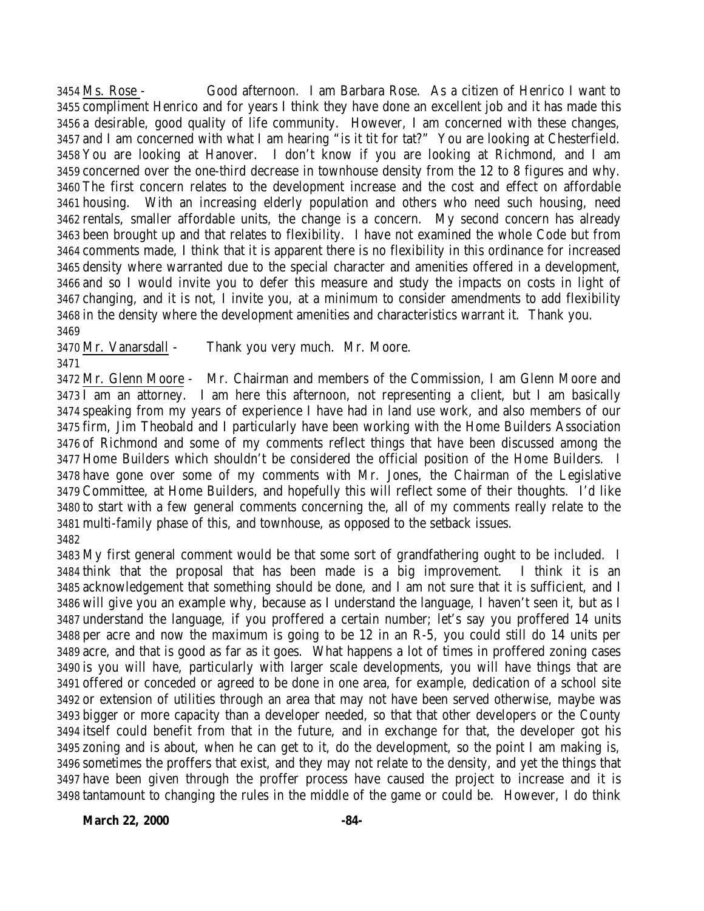Ms. Rose - Good afternoon. I am Barbara Rose. As a citizen of Henrico I want to compliment Henrico and for years I think they have done an excellent job and it has made this a desirable, good quality of life community. However, I am concerned with these changes, and I am concerned with what I am hearing "is it tit for tat?" You are looking at Chesterfield. You are looking at Hanover. I don't know if you are looking at Richmond, and I am concerned over the one-third decrease in townhouse density from the 12 to 8 figures and why. The first concern relates to the development increase and the cost and effect on affordable housing. With an increasing elderly population and others who need such housing, need rentals, smaller affordable units, the change is a concern. My second concern has already been brought up and that relates to flexibility. I have not examined the whole Code but from comments made, I think that it is apparent there is no flexibility in this ordinance for increased density where warranted due to the special character and amenities offered in a development, and so I would invite you to defer this measure and study the impacts on costs in light of changing, and it is not, I invite you, at a minimum to consider amendments to add flexibility in the density where the development amenities and characteristics warrant it. Thank you.

Mr. Vanarsdall - Thank you very much. Mr. Moore.

Mr. Glenn Moore - Mr. Chairman and members of the Commission, I am Glenn Moore and I am an attorney. I am here this afternoon, not representing a client, but I am basically speaking from my years of experience I have had in land use work, and also members of our firm, Jim Theobald and I particularly have been working with the Home Builders Association of Richmond and some of my comments reflect things that have been discussed among the Home Builders which shouldn't be considered the official position of the Home Builders. I have gone over some of my comments with Mr. Jones, the Chairman of the Legislative Committee, at Home Builders, and hopefully this will reflect some of their thoughts. I'd like to start with a few general comments concerning the, all of my comments really relate to the multi-family phase of this, and townhouse, as opposed to the setback issues.

My first general comment would be that some sort of grandfathering ought to be included. I think that the proposal that has been made is a big improvement. I think it is an acknowledgement that something should be done, and I am not sure that it is sufficient, and I will give you an example why, because as I understand the language, I haven't seen it, but as I understand the language, if you proffered a certain number; let's say you proffered 14 units per acre and now the maximum is going to be 12 in an R-5, you could still do 14 units per acre, and that is good as far as it goes. What happens a lot of times in proffered zoning cases is you will have, particularly with larger scale developments, you will have things that are offered or conceded or agreed to be done in one area, for example, dedication of a school site or extension of utilities through an area that may not have been served otherwise, maybe was bigger or more capacity than a developer needed, so that that other developers or the County itself could benefit from that in the future, and in exchange for that, the developer got his zoning and is about, when he can get to it, do the development, so the point I am making is, sometimes the proffers that exist, and they may not relate to the density, and yet the things that have been given through the proffer process have caused the project to increase and it is tantamount to changing the rules in the middle of the game or could be. However, I do think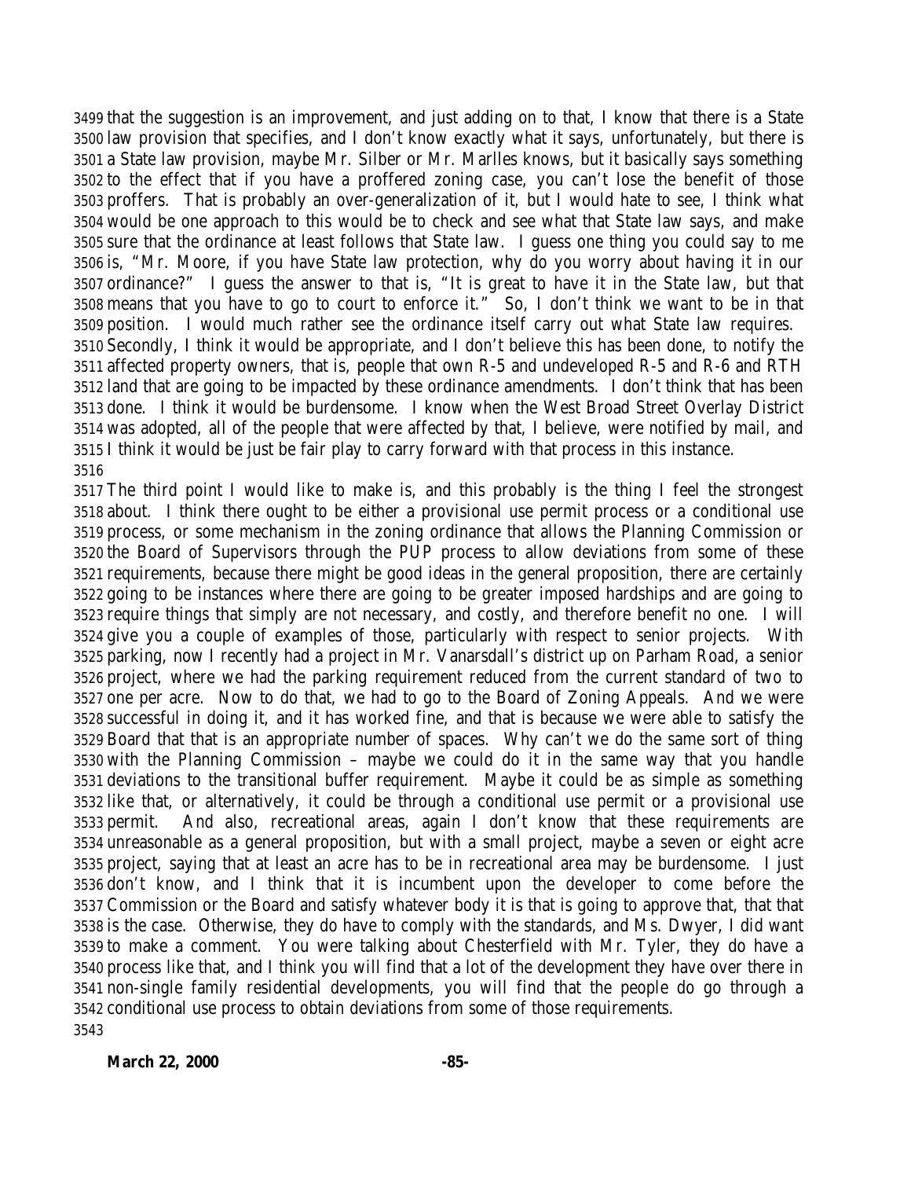that the suggestion is an improvement, and just adding on to that, I know that there is a State law provision that specifies, and I don't know exactly what it says, unfortunately, but there is a State law provision, maybe Mr. Silber or Mr. Marlles knows, but it basically says something to the effect that if you have a proffered zoning case, you can't lose the benefit of those proffers. That is probably an over-generalization of it, but I would hate to see, I think what would be one approach to this would be to check and see what that State law says, and make sure that the ordinance at least follows that State law. I guess one thing you could say to me is, "Mr. Moore, if you have State law protection, why do you worry about having it in our ordinance?" I guess the answer to that is, "It is great to have it in the State law, but that means that you have to go to court to enforce it." So, I don't think we want to be in that position. I would much rather see the ordinance itself carry out what State law requires. Secondly, I think it would be appropriate, and I don't believe this has been done, to notify the affected property owners, that is, people that own R-5 and undeveloped R-5 and R-6 and RTH land that are going to be impacted by these ordinance amendments. I don't think that has been done. I think it would be burdensome. I know when the West Broad Street Overlay District was adopted, all of the people that were affected by that, I believe, were notified by mail, and I think it would be just be fair play to carry forward with that process in this instance.

The third point I would like to make is, and this probably is the thing I feel the strongest about. I think there ought to be either a provisional use permit process or a conditional use process, or some mechanism in the zoning ordinance that allows the Planning Commission or the Board of Supervisors through the PUP process to allow deviations from some of these requirements, because there might be good ideas in the general proposition, there are certainly going to be instances where there are going to be greater imposed hardships and are going to require things that simply are not necessary, and costly, and therefore benefit no one. I will give you a couple of examples of those, particularly with respect to senior projects. With parking, now I recently had a project in Mr. Vanarsdall's district up on Parham Road, a senior project, where we had the parking requirement reduced from the current standard of two to one per acre. Now to do that, we had to go to the Board of Zoning Appeals. And we were successful in doing it, and it has worked fine, and that is because we were able to satisfy the Board that that is an appropriate number of spaces. Why can't we do the same sort of thing with the Planning Commission – maybe we could do it in the same way that you handle deviations to the transitional buffer requirement. Maybe it could be as simple as something like that, or alternatively, it could be through a conditional use permit or a provisional use permit. And also, recreational areas, again I don't know that these requirements are unreasonable as a general proposition, but with a small project, maybe a seven or eight acre project, saying that at least an acre has to be in recreational area may be burdensome. I just don't know, and I think that it is incumbent upon the developer to come before the Commission or the Board and satisfy whatever body it is that is going to approve that, that that is the case. Otherwise, they do have to comply with the standards, and Ms. Dwyer, I did want to make a comment. You were talking about Chesterfield with Mr. Tyler, they do have a process like that, and I think you will find that a lot of the development they have over there in non-single family residential developments, you will find that the people do go through a conditional use process to obtain deviations from some of those requirements.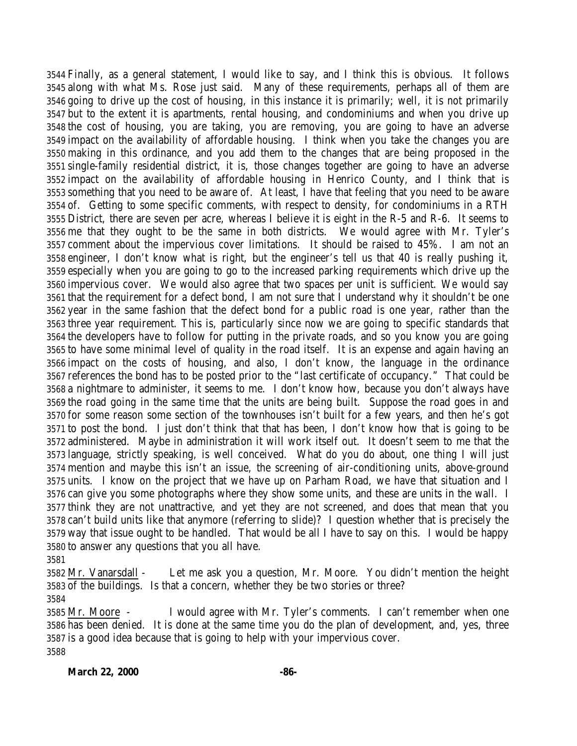Finally, as a general statement, I would like to say, and I think this is obvious. It follows along with what Ms. Rose just said. Many of these requirements, perhaps all of them are going to drive up the cost of housing, in this instance it is primarily; well, it is not primarily but to the extent it is apartments, rental housing, and condominiums and when you drive up the cost of housing, you are taking, you are removing, you are going to have an adverse impact on the availability of affordable housing. I think when you take the changes you are making in this ordinance, and you add them to the changes that are being proposed in the single-family residential district, it is, those changes together are going to have an adverse impact on the availability of affordable housing in Henrico County, and I think that is something that you need to be aware of. At least, I have that feeling that you need to be aware of. Getting to some specific comments, with respect to density, for condominiums in a RTH District, there are seven per acre, whereas I believe it is eight in the R-5 and R-6. It seems to me that they ought to be the same in both districts. We would agree with Mr. Tyler's comment about the impervious cover limitations. It should be raised to 45%. I am not an engineer, I don't know what is right, but the engineer's tell us that 40 is really pushing it, especially when you are going to go to the increased parking requirements which drive up the impervious cover. We would also agree that two spaces per unit is sufficient. We would say that the requirement for a defect bond, I am not sure that I understand why it shouldn't be one year in the same fashion that the defect bond for a public road is one year, rather than the three year requirement. This is, particularly since now we are going to specific standards that the developers have to follow for putting in the private roads, and so you know you are going to have some minimal level of quality in the road itself. It is an expense and again having an impact on the costs of housing, and also, I don't know, the language in the ordinance references the bond has to be posted prior to the "last certificate of occupancy." That could be a nightmare to administer, it seems to me. I don't know how, because you don't always have the road going in the same time that the units are being built. Suppose the road goes in and for some reason some section of the townhouses isn't built for a few years, and then he's got to post the bond. I just don't think that that has been, I don't know how that is going to be administered. Maybe in administration it will work itself out. It doesn't seem to me that the language, strictly speaking, is well conceived. What do you do about, one thing I will just mention and maybe this isn't an issue, the screening of air-conditioning units, above-ground units. I know on the project that we have up on Parham Road, we have that situation and I can give you some photographs where they show some units, and these are units in the wall. I think they are not unattractive, and yet they are not screened, and does that mean that you can't build units like that anymore (referring to slide)? I question whether that is precisely the way that issue ought to be handled. That would be all I have to say on this. I would be happy to answer any questions that you all have.

Mr. Vanarsdall - Let me ask you a question, Mr. Moore. You didn't mention the height of the buildings. Is that a concern, whether they be two stories or three?

Mr. Moore - I would agree with Mr. Tyler's comments. I can't remember when one has been denied. It is done at the same time you do the plan of development, and, yes, three is a good idea because that is going to help with your impervious cover.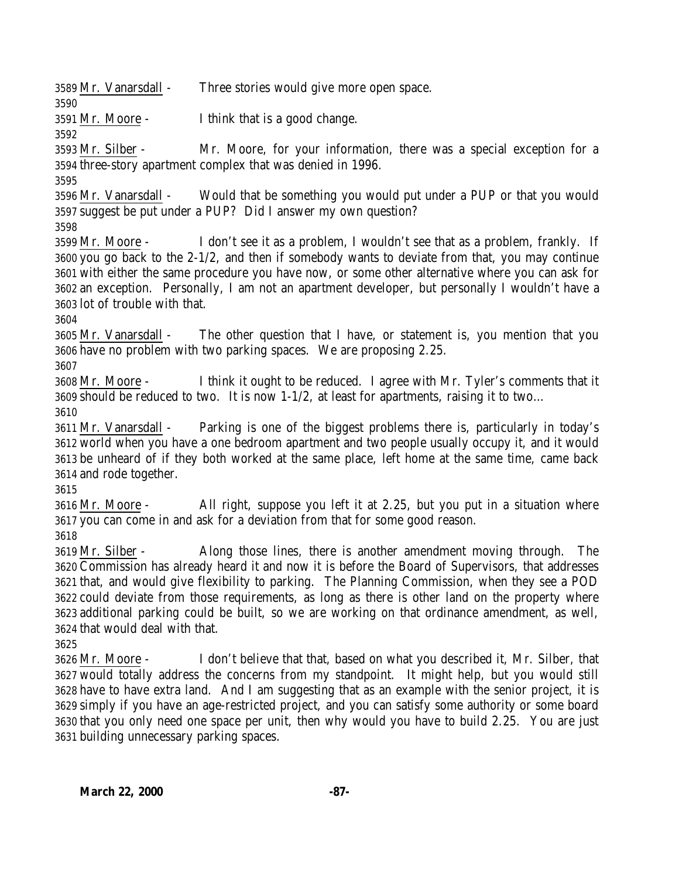Mr. Vanarsdall - Three stories would give more open space.

Mr. Moore - I think that is a good change.

Mr. Silber - Mr. Moore, for your information, there was a special exception for a three-story apartment complex that was denied in 1996.

Mr. Vanarsdall - Would that be something you would put under a PUP or that you would suggest be put under a PUP? Did I answer my own question?

Mr. Moore - I don't see it as a problem, I wouldn't see that as a problem, frankly. If you go back to the 2-1/2, and then if somebody wants to deviate from that, you may continue with either the same procedure you have now, or some other alternative where you can ask for an exception. Personally, I am not an apartment developer, but personally I wouldn't have a lot of trouble with that.

Mr. Vanarsdall - The other question that I have, or statement is, you mention that you have no problem with two parking spaces. We are proposing 2.25.

Mr. Moore - I think it ought to be reduced. I agree with Mr. Tyler's comments that it should be reduced to two. It is now 1-1/2, at least for apartments, raising it to two…

Mr. Vanarsdall - Parking is one of the biggest problems there is, particularly in today's world when you have a one bedroom apartment and two people usually occupy it, and it would be unheard of if they both worked at the same place, left home at the same time, came back and rode together.

Mr. Moore - All right, suppose you left it at 2.25, but you put in a situation where you can come in and ask for a deviation from that for some good reason.

Mr. Silber - Along those lines, there is another amendment moving through. The Commission has already heard it and now it is before the Board of Supervisors, that addresses that, and would give flexibility to parking. The Planning Commission, when they see a POD could deviate from those requirements, as long as there is other land on the property where additional parking could be built, so we are working on that ordinance amendment, as well, that would deal with that.

Mr. Moore - I don't believe that that, based on what you described it, Mr. Silber, that would totally address the concerns from my standpoint. It might help, but you would still have to have extra land. And I am suggesting that as an example with the senior project, it is simply if you have an age-restricted project, and you can satisfy some authority or some board that you only need one space per unit, then why would you have to build 2.25. You are just building unnecessary parking spaces.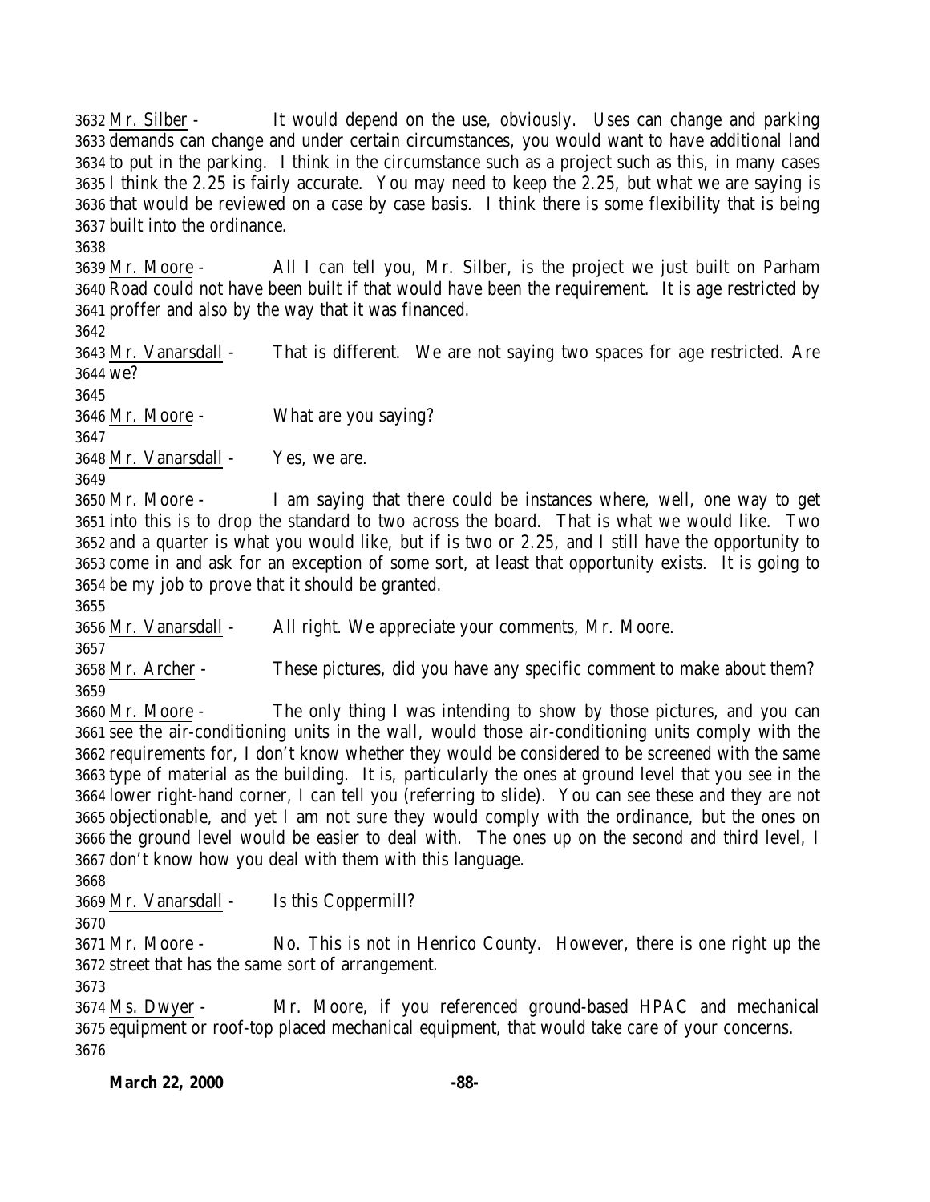Mr. Silber - It would depend on the use, obviously. Uses can change and parking demands can change and under certain circumstances, you would want to have additional land to put in the parking. I think in the circumstance such as this, in many cases I think the 2.25 is fairly accurate. You may need to keep the 2.25, but what we are saying is that would be reviewed on a case by case basis. I think there is some flexibility that is being built into the ordinance.

Mr. Moore - All I can tell you, Mr. Silber, is the project we just built on Parham Road could not have been built if that would have been the requirement. It is age restricted by proffer and also by the way that it was financed.

Mr. Vanarsdall - That is different. We are not saying two spaces for age restricted. Are we?

Mr. Moore - What are you saying?

Mr. Vanarsdall - Yes, we are.

Mr. Moore - I am saying that there could be instances where, well, one way to get into this is to drop the standard to two across the board. That is what we would like. Two and a quarter is what you would like, but if is two or 2.25, and I still have the opportunity to come in and ask for an exception of some sort, at least that opportunity exists. It is going to be my job to prove that it should be granted.

Mr. Vanarsdall - All right. We appreciate your comments, Mr. Moore.

Mr. Archer - These pictures, did you have any specific comment to make about them?

Mr. Moore - The only thing I was intending to show by those pictures, and you can see the air-conditioning units in the wall, would those air-conditioning units comply with the requirements for, I don't know whether they would be considered to be screened with the same type of material as the building. It is, particularly the ones at ground level that you see in the lower right-hand corner, I can tell you (referring to slide). You can see these and they are not objectionable, and yet I am not sure they would comply with the ordinance, but the ones on the ground level would be easier to deal with. The ones up on the second and third level, I don't know how you deal with them with this language.

Mr. Vanarsdall - Is this Coppermill?

Mr. Moore - No. This is not in Henrico County. However, there is one right up the street that has the same sort of arrangement.

Ms. Dwyer - Mr. Moore, if you referenced ground-based HPAC and mechanical equipment or roof-top placed mechanical equipment, that would take care of your concerns.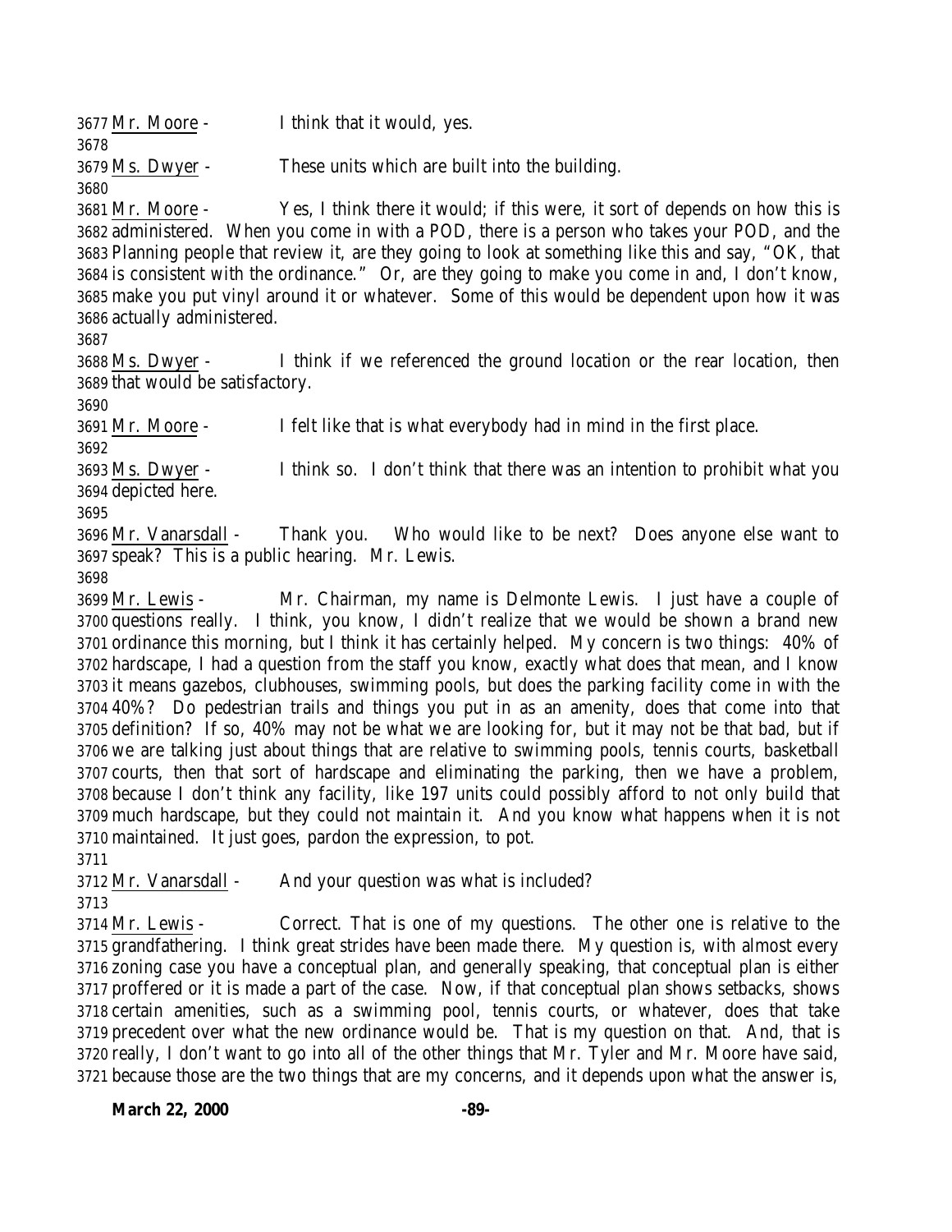Mr. Moore - I think that it would, yes.

Ms. Dwyer - These units which are built into the building.

Mr. Moore - Yes, I think there it would; if this were, it sort of depends on how this is administered. When you come in with a POD, there is a person who takes your POD, and the Planning people that review it, are they going to look at something like this and say, "OK, that is consistent with the ordinance." Or, are they going to make you come in and, I don't know, make you put vinyl around it or whatever. Some of this would be dependent upon how it was actually administered.

Ms. Dwyer - I think if we referenced the ground location or the rear location, then that would be satisfactory.

Mr. Moore - I felt like that is what everybody had in mind in the first place.

Ms. Dwyer - I think so. I don't think that there was an intention to prohibit what you depicted here.

Mr. Vanarsdall - Thank you. Who would like to be next? Does anyone else want to speak? This is a public hearing. Mr. Lewis.

Mr. Lewis - Mr. Chairman, my name is Delmonte Lewis. I just have a couple of questions really. I think, you know, I didn't realize that we would be shown a brand new ordinance this morning, but I think it has certainly helped. My concern is two things: 40% of hardscape, I had a question from the staff you know, exactly what does that mean, and I know it means gazebos, clubhouses, swimming pools, but does the parking facility come in with the 40%? Do pedestrian trails and things you put in as an amenity, does that come into that definition? If so, 40% may not be what we are looking for, but it may not be that bad, but if we are talking just about things that are relative to swimming pools, tennis courts, basketball courts, then that sort of hardscape and eliminating the parking, then we have a problem, because I don't think any facility, like 197 units could possibly afford to not only build that much hardscape, but they could not maintain it. And you know what happens when it is not maintained. It just goes, pardon the expression, to pot.

Mr. Vanarsdall - And your question was what is included?

Mr. Lewis - Correct. That is one of my questions. The other one is relative to the grandfathering. I think great strides have been made there. My question is, with almost every zoning case you have a conceptual plan, and generally speaking, that conceptual plan is either proffered or it is made a part of the case. Now, if that conceptual plan shows setbacks, shows certain amenities, such as a swimming pool, tennis courts, or whatever, does that take precedent over what the new ordinance would be. That is my question on that. And, that is really, I don't want to go into all of the other things that Mr. Tyler and Mr. Moore have said, because those are the two things that are my concerns, and it depends upon what the answer is,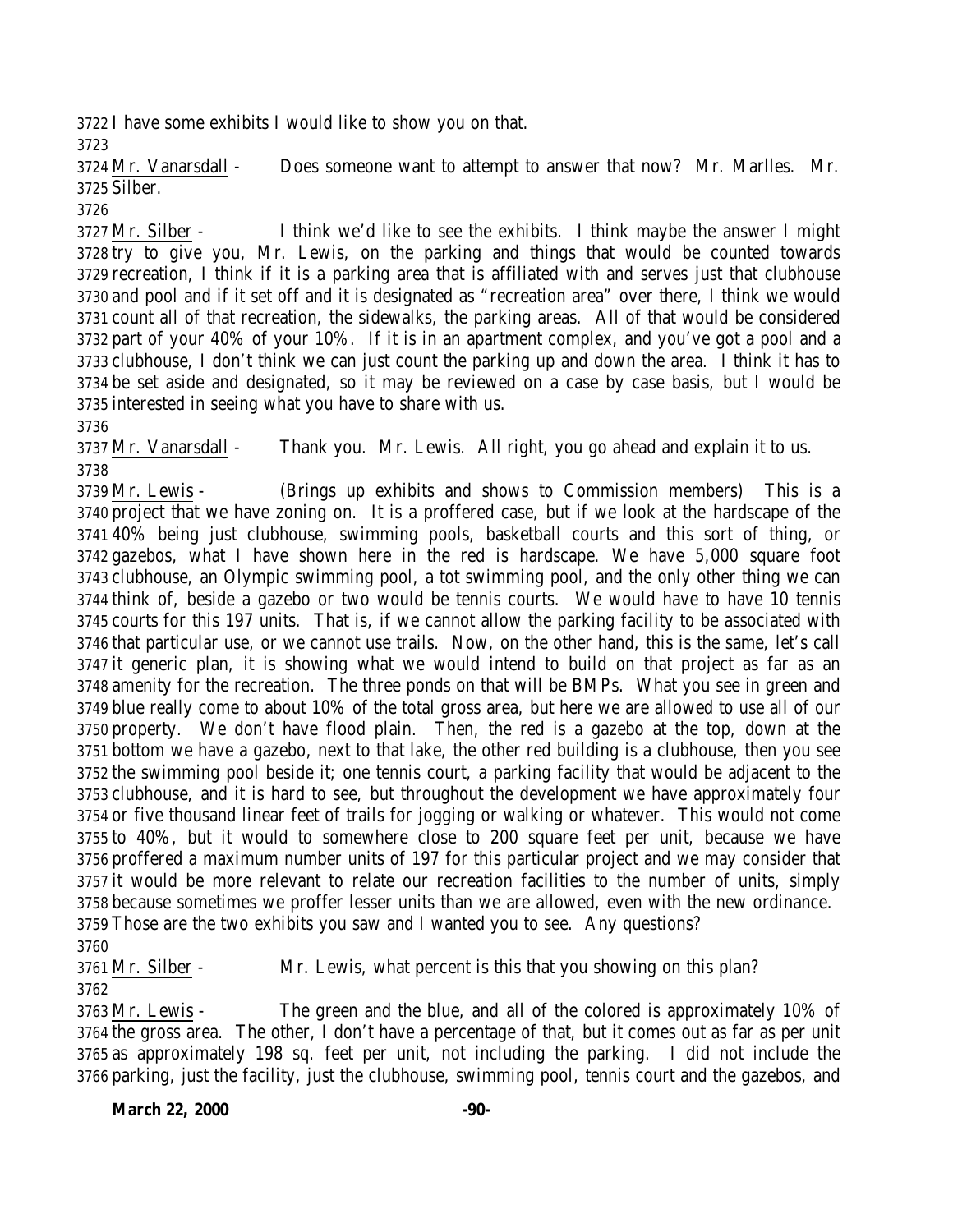3722 I have some exhibits I would like to show you on that.

3723

3724 Mr. Vanarsdall - Does someone want to attempt to answer that now? Mr. Marlles. Mr. 3725 Silber.

3726

3727 Mr. Silber - I think we'd like to see the exhibits. I think maybe the answer I might 3728 try to give you, Mr. Lewis, on the parking and things that would be counted towards 3729 recreation, I think if it is a parking area that is affiliated with and serves just that clubhouse 3730 and pool and if it set off and it is designated as "recreation area" over there, I think we would 3731 count all of that recreation, the sidewalks, the parking areas. All of that would be considered 3732 part of your 40% of your 10%. If it is in an apartment complex, and you've got a pool and a 3733 clubhouse, I don't think we can just count the parking up and down the area. I think it has to 3734 be set aside and designated, so it may be reviewed on a case by case basis, but I would be 3735 interested in seeing what you have to share with us.

3736

3737 Mr. Vanarsdall - Thank you. Mr. Lewis. All right, you go ahead and explain it to us.

3738

3739 Mr. Lewis - (Brings up exhibits and shows to Commission members) This is a 3740 project that we have zoning on. It is a proffered case, but if we look at the hardscape of the 3741 40% being just clubhouse, swimming pools, basketball courts and this sort of thing, or 3742 gazebos, what I have shown here in the red is hardscape. We have 5,000 square foot 3743 clubhouse, an Olympic swimming pool, a tot swimming pool, and the only other thing we can 3744 think of, beside a gazebo or two would be tennis courts. We would have to have 10 tennis 3745 courts for this 197 units. That is, if we cannot allow the parking facility to be associated with 3746 that particular use, or we cannot use trails. Now, on the other hand, this is the same, let's call 3747 it generic plan, it is showing what we would intend to build on that project as far as an 3748 amenity for the recreation. The three ponds on that will be BMPs. What you see in green and 3749 blue really come to about 10% of the total gross area, but here we are allowed to use all of our 3750 property. We don't have flood plain. Then, the red is a gazebo at the top, down at the 3751 bottom we have a gazebo, next to that lake, the other red building is a clubhouse, then you see 3752 the swimming pool beside it; one tennis court, a parking facility that would be adjacent to the 3753 clubhouse, and it is hard to see, but throughout the development we have approximately four 3754 or five thousand linear feet of trails for jogging or walking or whatever. This would not come 3755 to 40%, but it would to somewhere close to 200 square feet per unit, because we have 3756 proffered a maximum number units of 197 for this particular project and we may consider that 3757 it would be more relevant to relate our recreation facilities to the number of units, simply 3758 because sometimes we proffer lesser units than we are allowed, even with the new ordinance. 3759 Those are the two exhibits you saw and I wanted you to see. Any questions?

3760

3761 Mr. Silber - Mr. Lewis, what percent is this that you showing on this plan?

3762

3763 Mr. Lewis - The green and the blue, and all of the colored is approximately 10% of 3764 the gross area. The other, I don't have a percentage of that, but it comes out as far as per unit 3765 as approximately 198 sq. feet per unit, not including the parking. I did not include the 3766 parking, just the facility, just the clubhouse, swimming pool, tennis court and the gazebos, and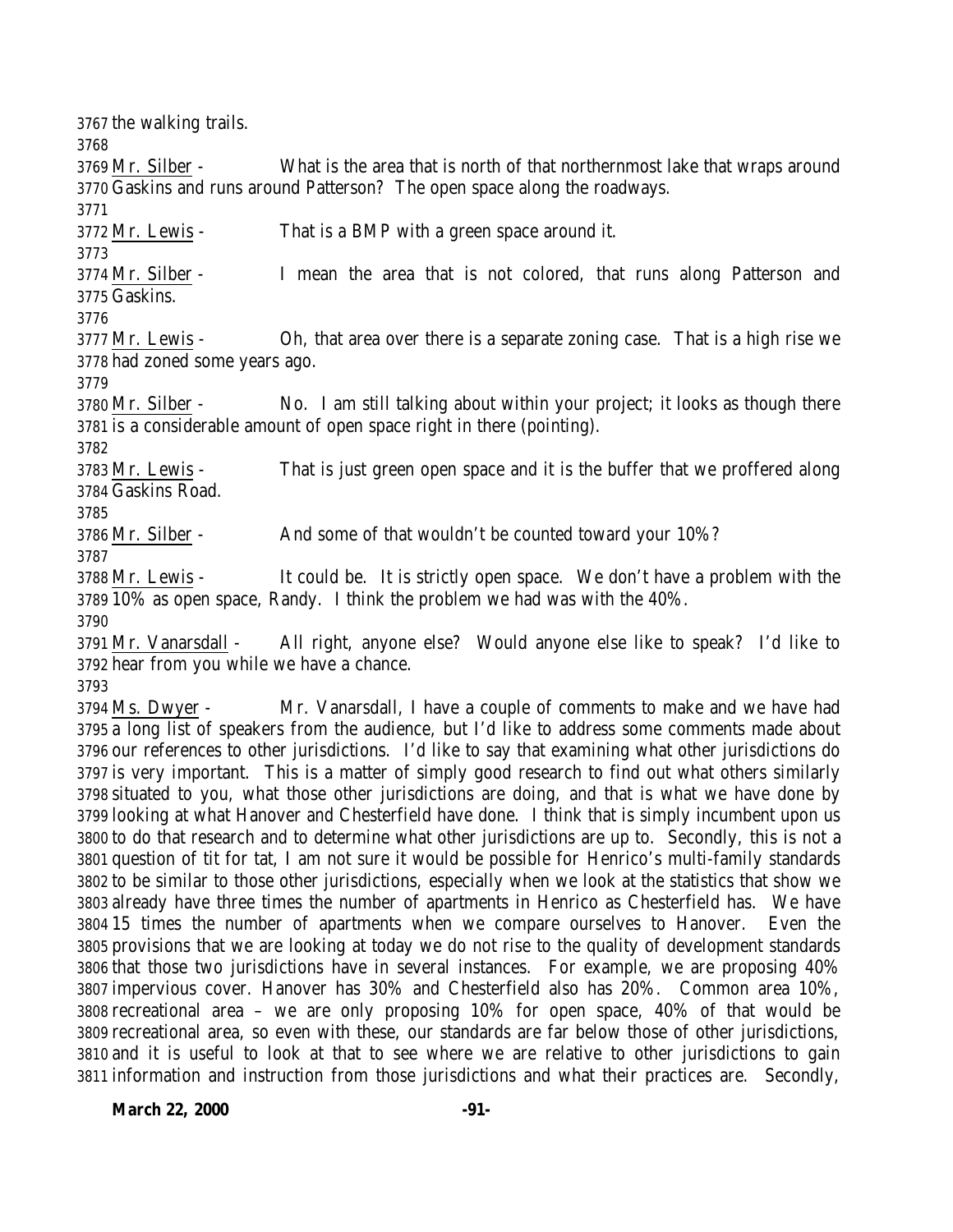the walking trails.

Mr. Silber - What is the area that is north of that northernmost lake that wraps around Gaskins and runs around Patterson? The open space along the roadways.

Mr. Lewis - That is a BMP with a green space around it.

Mr. Silber - I mean the area that is not colored, that runs along Patterson and Gaskins.

Mr. Lewis - Oh, that area over there is a separate zoning case. That is a high rise we had zoned some years ago.

Mr. Silber - No. I am still talking about within your project; it looks as though there is a considerable amount of open space right in there (pointing).

Mr. Lewis - That is just green open space and it is the buffer that we proffered along Gaskins Road.

Mr. Silber - And some of that wouldn't be counted toward your 10%?

Mr. Lewis - It could be. It is strictly open space. We don't have a problem with the 10% as open space, Randy. I think the problem we had was with the 40%.

Mr. Vanarsdall - All right, anyone else? Would anyone else like to speak? I'd like to hear from you while we have a chance.

Ms. Dwyer - Mr. Vanarsdall, I have a couple of comments to make and we have had a long list of speakers from the audience, but I'd like to address some comments made about our references to other jurisdictions. I'd like to say that examining what other jurisdictions do is very important. This is a matter of simply good research to find out what others similarly situated to you, what those other jurisdictions are doing, and that is what we have done by looking at what Hanover and Chesterfield have done. I think that is simply incumbent upon us to do that research and to determine what other jurisdictions are up to. Secondly, this is not a question of tit for tat, I am not sure it would be possible for Henrico's multi-family standards to be similar to those other jurisdictions, especially when we look at the statistics that show we already have three times the number of apartments in Henrico as Chesterfield has. We have 15 times the number of apartments when we compare ourselves to Hanover. Even the provisions that we are looking at today we do not rise to the quality of development standards that those two jurisdictions have in several instances. For example, we are proposing 40% impervious cover. Hanover has 30% and Chesterfield also has 20%. Common area 10%, recreational area – we are only proposing 10% for open space, 40% of that would be recreational area, so even with these, our standards are far below those of other jurisdictions, and it is useful to look at that to see where we are relative to other jurisdictions to gain information and instruction from those jurisdictions and what their practices are. Secondly,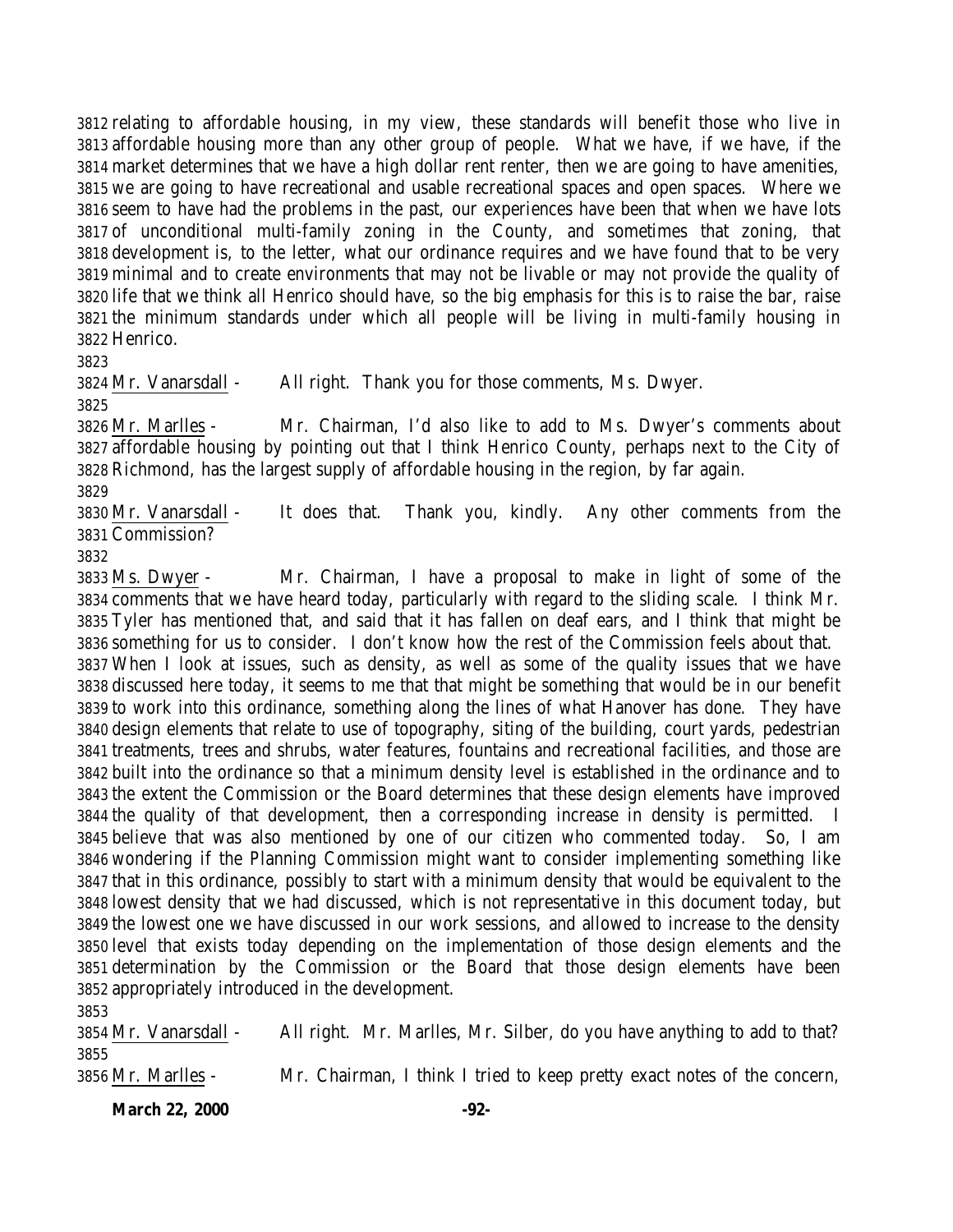relating to affordable housing, in my view, these standards will benefit those who live in affordable housing more than any other group of people. What we have, if we have, if the market determines that we have a high dollar rent renter, then we are going to have amenities, we are going to have recreational and usable recreational spaces and open spaces. Where we seem to have had the problems in the past, our experiences have been that when we have lots of unconditional multi-family zoning in the County, and sometimes that zoning, that development is, to the letter, what our ordinance requires and we have found that to be very minimal and to create environments that may not be livable or may not provide the quality of life that we think all Henrico should have, so the big emphasis for this is to raise the bar, raise the minimum standards under which all people will be living in multi-family housing in Henrico.

Mr. Vanarsdall - All right. Thank you for those comments, Ms. Dwyer.

Mr. Marlles - Mr. Chairman, I'd also like to add to Ms. Dwyer's comments about affordable housing by pointing out that I think Henrico County, perhaps next to the City of Richmond, has the largest supply of affordable housing in the region, by far again.

Mr. Vanarsdall - It does that. Thank you, kindly. Any other comments from the Commission?

Ms. Dwyer - Mr. Chairman, I have a proposal to make in light of some of the comments that we have heard today, particularly with regard to the sliding scale. I think Mr. Tyler has mentioned that, and said that it has fallen on deaf ears, and I think that might be something for us to consider. I don't know how the rest of the Commission feels about that. When I look at issues, such as density, as well as some of the quality issues that we have discussed here today, it seems to me that that might be something that would be in our benefit to work into this ordinance, something along the lines of what Hanover has done. They have design elements that relate to use of topography, siting of the building, court yards, pedestrian treatments, trees and shrubs, water features, fountains and recreational facilities, and those are built into the ordinance so that a minimum density level is established in the ordinance and to the extent the Commission or the Board determines that these design elements have improved the quality of that development, then a corresponding increase in density is permitted. I believe that was also mentioned by one of our citizen who commented today. So, I am wondering if the Planning Commission might want to consider implementing something like that in this ordinance, possibly to start with a minimum density that would be equivalent to the lowest density that we had discussed, which is not representative in this document today, but the lowest one we have discussed in our work sessions, and allowed to increase to the density level that exists today depending on the implementation of those design elements and the determination by the Commission or the Board that those design elements have been appropriately introduced in the development.

Mr. Vanarsdall - All right. Mr. Marlles, Mr. Silber, do you have anything to add to that?

Mr. Marlles - Mr. Chairman, I think I tried to keep pretty exact notes of the concern,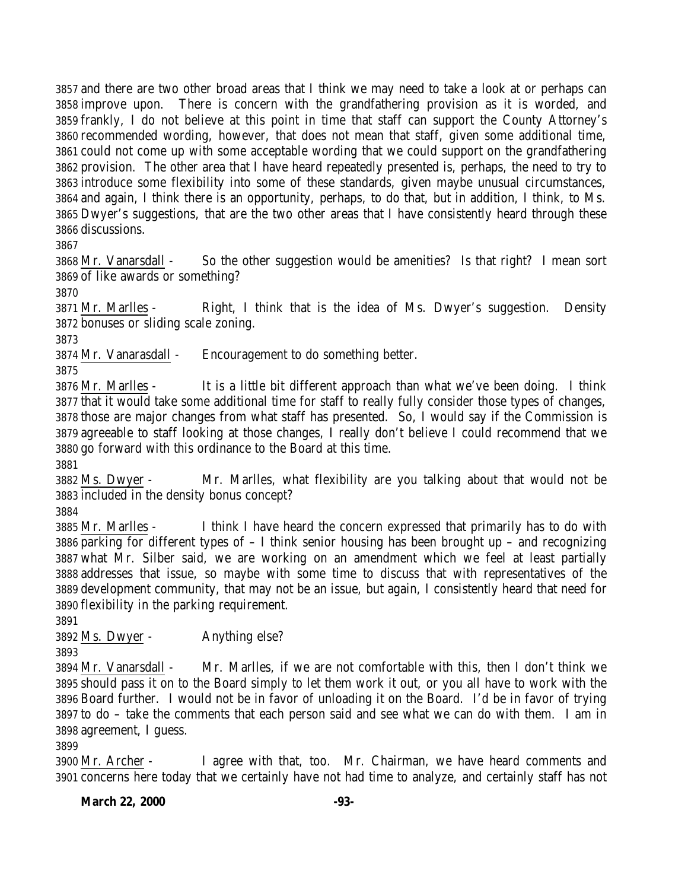and there are two other broad areas that I think we may need to take a look at or perhaps can improve upon. There is concern with the grandfathering provision as it is worded, and frankly, I do not believe at this point in time that staff can support the County Attorney's recommended wording, however, that does not mean that staff, given some additional time, could not come up with some acceptable wording that we could support on the grandfathering provision. The other area that I have heard repeatedly presented is, perhaps, the need to try to introduce some flexibility into some of these standards, given maybe unusual circumstances, and again, I think there is an opportunity, perhaps, to do that, but in addition, I think, to Ms. Dwyer's suggestions, that are the two other areas that I have consistently heard through these discussions.

Mr. Vanarsdall - So the other suggestion would be amenities? Is that right? I mean sort of like awards or something?

Mr. Marlles - Right, I think that is the idea of Ms. Dwyer's suggestion. Density bonuses or sliding scale zoning.

Mr. Vanarasdall - Encouragement to do something better.

Mr. Marlles - It is a little bit different approach than what we've been doing. I think that it would take some additional time for staff to really fully consider those types of changes, those are major changes from what staff has presented. So, I would say if the Commission is agreeable to staff looking at those changes, I really don't believe I could recommend that we go forward with this ordinance to the Board at this time.

Ms. Dwyer - Mr. Marlles, what flexibility are you talking about that would not be included in the density bonus concept?

Mr. Marlles - I think I have heard the concern expressed that primarily has to do with parking for different types of – I think senior housing has been brought up – and recognizing what Mr. Silber said, we are working on an amendment which we feel at least partially addresses that issue, so maybe with some time to discuss that with representatives of the development community, that may not be an issue, but again, I consistently heard that need for flexibility in the parking requirement.

Ms. Dwyer - Anything else?

Mr. Vanarsdall - Mr. Marlles, if we are not comfortable with this, then I don't think we should pass it on to the Board simply to let them work it out, or you all have to work with the Board further. I would not be in favor of unloading it on the Board. I'd be in favor of trying to do – take the comments that each person said and see what we can do with them. I am in agreement, I guess.

Mr. Archer - I agree with that, too. Mr. Chairman, we have heard comments and concerns here today that we certainly have not had time to analyze, and certainly staff has not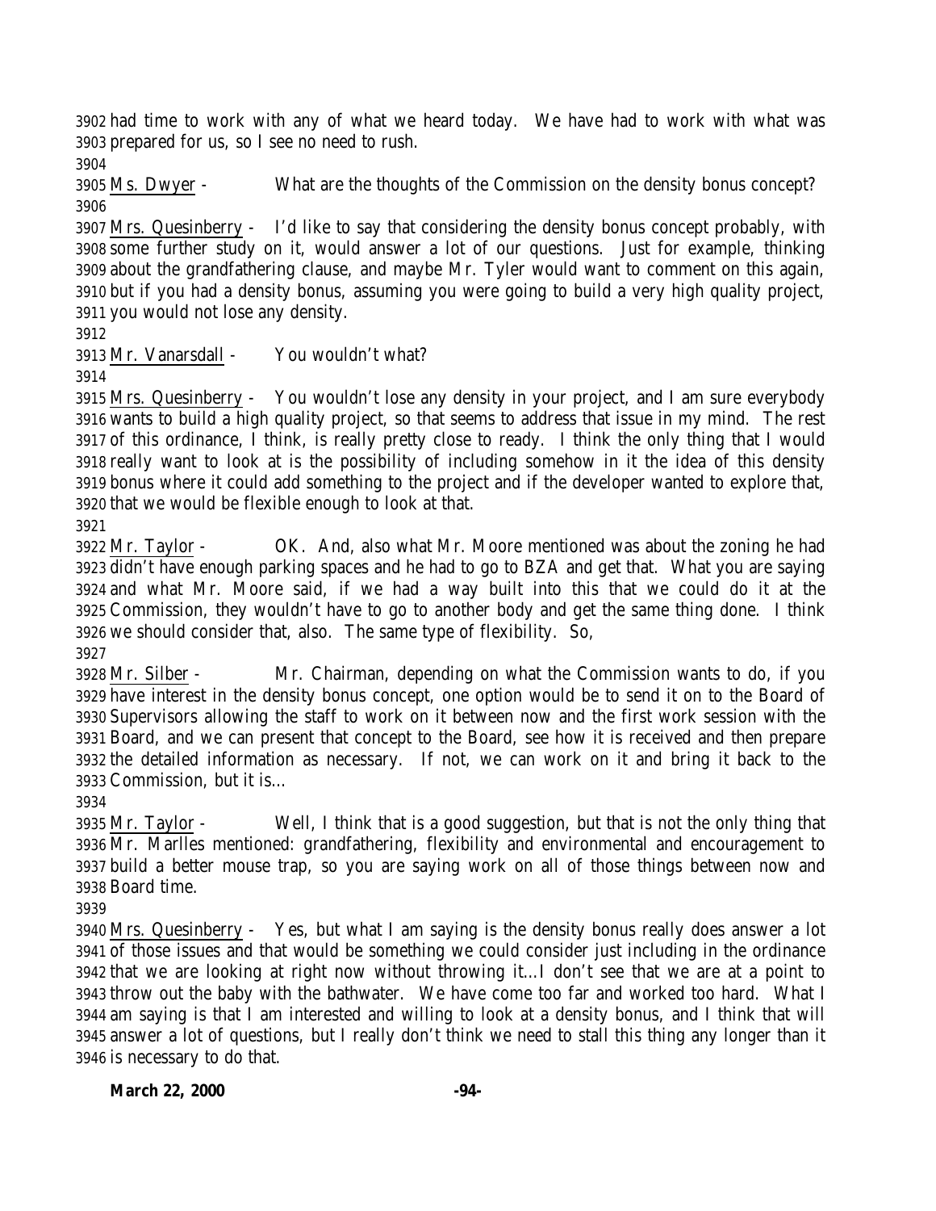had time to work with any of what we heard today. We have had to work with what was prepared for us, so I see no need to rush.

Ms. Dwyer - What are the thoughts of the Commission on the density bonus concept?

Mrs. Quesinberry - I'd like to say that considering the density bonus concept probably, with some further study on it, would answer a lot of our questions. Just for example, thinking about the grandfathering clause, and maybe Mr. Tyler would want to comment on this again, but if you had a density bonus, assuming you were going to build a very high quality project, you would not lose any density.

Mr. Vanarsdall - You wouldn't what?

Mrs. Quesinberry - You wouldn't lose any density in your project, and I am sure everybody wants to build a high quality project, so that seems to address that issue in my mind. The rest of this ordinance, I think, is really pretty close to ready. I think the only thing that I would really want to look at is the possibility of including somehow in it the idea of this density bonus where it could add something to the project and if the developer wanted to explore that, that we would be flexible enough to look at that.

Mr. Taylor - OK. And, also what Mr. Moore mentioned was about the zoning he had didn't have enough parking spaces and he had to go to BZA and get that. What you are saying and what Mr. Moore said, if we had a way built into this that we could do it at the Commission, they wouldn't have to go to another body and get the same thing done. I think we should consider that, also. The same type of flexibility. So,

Mr. Silber - Mr. Chairman, depending on what the Commission wants to do, if you have interest in the density bonus concept, one option would be to send it on to the Board of Supervisors allowing the staff to work on it between now and the first work session with the Board, and we can present that concept to the Board, see how it is received and then prepare the detailed information as necessary. If not, we can work on it and bring it back to the Commission, but it is…

Mr. Taylor - Well, I think that is a good suggestion, but that is not the only thing that Mr. Marlles mentioned: grandfathering, flexibility and environmental and encouragement to build a better mouse trap, so you are saying work on all of those things between now and Board time.

Mrs. Quesinberry - Yes, but what I am saying is the density bonus really does answer a lot of those issues and that would be something we could consider just including in the ordinance that we are looking at right now without throwing it…I don't see that we are at a point to throw out the baby with the bathwater. We have come too far and worked too hard. What I am saying is that I am interested and willing to look at a density bonus, and I think that will answer a lot of questions, but I really don't think we need to stall this thing any longer than it is necessary to do that.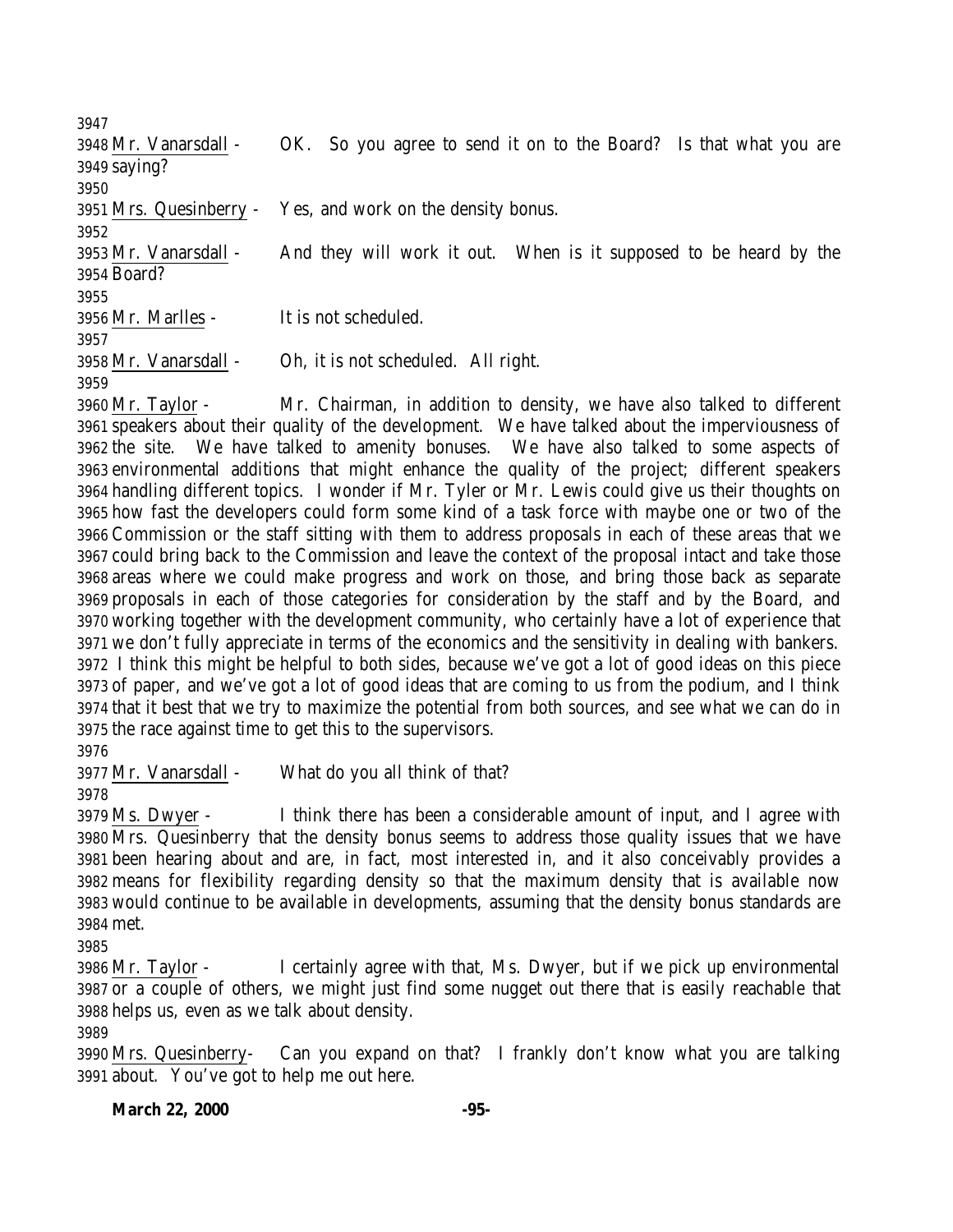Mr. Vanarsdall - OK. So you agree to send it on to the Board? Is that what you are saying?

Mrs. Quesinberry - Yes, and work on the density bonus.

Mr. Vanarsdall - And they will work it out. When is it supposed to be heard by the Board?

Mr. Marlles - It is not scheduled.

Mr. Vanarsdall - Oh, it is not scheduled. All right.

Mr. Taylor - Mr. Chairman, in addition to density, we have also talked to different speakers about their quality of the development. We have talked about the imperviousness of the site. We have talked to amenity bonuses. We have also talked to some aspects of environmental additions that might enhance the quality of the project; different speakers handling different topics. I wonder if Mr. Tyler or Mr. Lewis could give us their thoughts on how fast the developers could form some kind of a task force with maybe one or two of the Commission or the staff sitting with them to address proposals in each of these areas that we could bring back to the Commission and leave the context of the proposal intact and take those areas where we could make progress and work on those, and bring those back as separate proposals in each of those categories for consideration by the staff and by the Board, and working together with the development community, who certainly have a lot of experience that we don't fully appreciate in terms of the economics and the sensitivity in dealing with bankers. I think this might be helpful to both sides, because we've got a lot of good ideas on this piece of paper, and we've got a lot of good ideas that are coming to us from the podium, and I think that it best that we try to maximize the potential from both sources, and see what we can do in the race against time to get this to the supervisors.

Mr. Vanarsdall - What do you all think of that?

Ms. Dwyer - I think there has been a considerable amount of input, and I agree with Mrs. Quesinberry that the density bonus seems to address those quality issues that we have been hearing about and are, in fact, most interested in, and it also conceivably provides a means for flexibility regarding density so that the maximum density that is available now would continue to be available in developments, assuming that the density bonus standards are met.

Mr. Taylor - I certainly agree with that, Ms. Dwyer, but if we pick up environmental or a couple of others, we might just find some nugget out there that is easily reachable that helps us, even as we talk about density.

Mrs. Quesinberry- Can you expand on that? I frankly don't know what you are talking about. You've got to help me out here.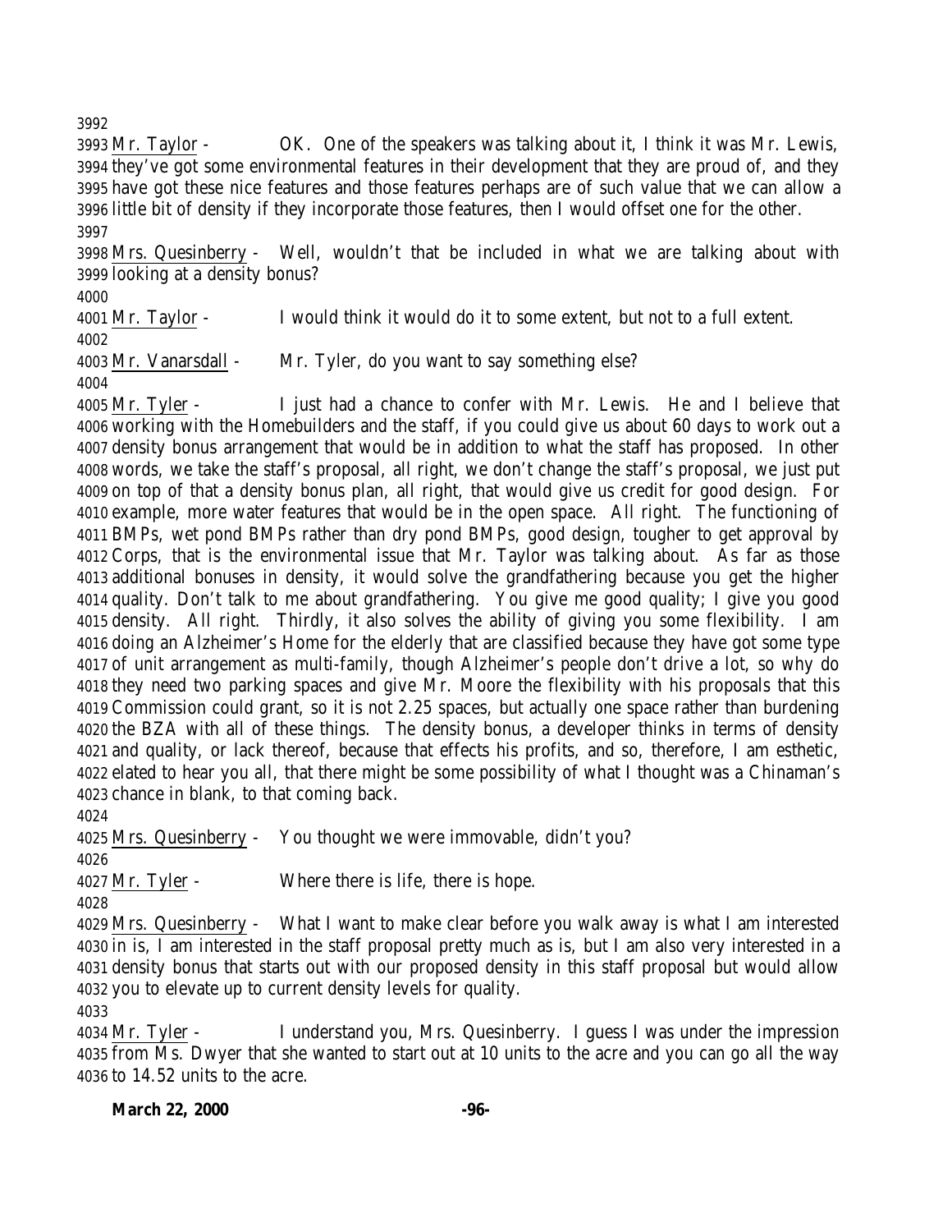3992

3993 Mr. Taylor - OK. One of the speakers was talking about it, I think it was Mr. Lewis,
3994 they've got some environmental features in their development that they are proud of, and they
3995 have got these nice features and those features perhaps are of such value that we can allow a
3996 little bit of density if they incorporate those features, then I would offset one for the other.
3997

3998 Mrs. Quesinberry - Well, wouldn't that be included in what we are talking about with
3999 looking at a density bonus?
4000

4001 Mr. Taylor - I would think it would do it to some extent, but not to a full extent.
4002

4003 Mr. Vanarsdall - Mr. Tyler, do you want to say something else?
4004

4005 Mr. Tyler - I just had a chance to confer with Mr. Lewis. He and I believe that
4006 working with the Homebuilders and the staff, if you could give us about 60 days to work out a
4007 density bonus arrangement that would be in addition to what the staff has proposed. In other
4008 words, we take the staff's proposal, all right, we don't change the staff's proposal, we just put
4009 on top of that a density bonus plan, all right, that would give us credit for good design. For
4010 example, more water features that would be in the open space. All right. The functioning of
4011 BMPs, wet pond BMPs rather than dry pond BMPs, good design, tougher to get approval by
4012 Corps, that is the environmental issue that Mr. Taylor was talking about. As far as those
4013 additional bonuses in density, it would solve the grandfathering because you get the higher
4014 quality. Don't talk to me about grandfathering. You give me good quality; I give you good
4015 density. All right. Thirdly, it also solves the ability of giving you some flexibility. I am
4016 doing an Alzheimer's Home for the elderly that are classified because they have got some type
4017 of unit arrangement as multi-family, though Alzheimer's people don't drive a lot, so why do
4018 they need two parking spaces and give Mr. Moore the flexibility with his proposals that this
4019 Commission could grant, so it is not 2.25 spaces, but actually one space rather than burdening
4020 the BZA with all of these things. The density bonus, a developer thinks in terms of density
4021 and quality, or lack thereof, because that effects his profits, and so, therefore, I am esthetic,
4022 elated to hear you all, that there might be some possibility of what I thought was a Chinaman's
4023 chance in blank, to that coming back.
4024

4025 Mrs. Quesinberry - You thought we were immovable, didn't you?
4026

4027 Mr. Tyler - Where there is life, there is hope.
4028

4029 Mrs. Quesinberry - What I want to make clear before you walk away is what I am interested
4030 in is, I am interested in the staff proposal pretty much as is, but I am also very interested in a
4031 density bonus that starts out with our proposed density in this staff proposal but would allow
4032 you to elevate up to current density levels for quality.
4033

4034 Mr. Tyler - I understand you, Mrs. Quesinberry. I guess I was under the impression
4035 from Ms. Dwyer that she wanted to start out at 10 units to the acre and you can go all the way
4036 to 14.52 units to the acre.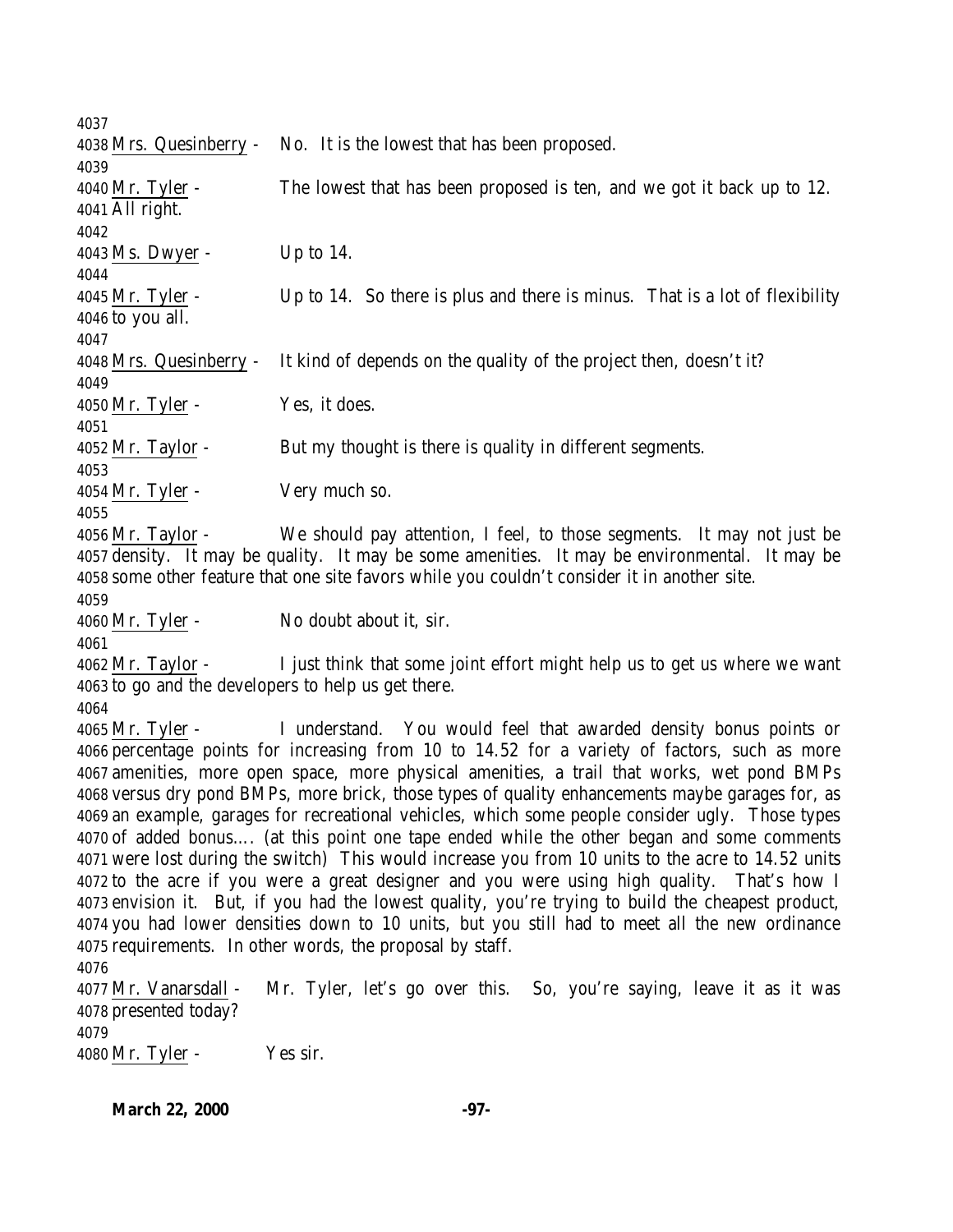Mrs. Quesinberry - No. It is the lowest that has been proposed.

Mr. Tyler - The lowest that has been proposed is ten, and we got it back up to 12. All right.

Ms. Dwyer - Up to 14.

Mr. Tyler - Up to 14. So there is plus and there is minus. That is a lot of flexibility to you all.

Mrs. Quesinberry - It kind of depends on the quality of the project then, doesn't it?

Mr. Tyler - Yes, it does.

Mr. Taylor - But my thought is there is quality in different segments.

Mr. Tyler - Very much so.

Mr. Taylor - We should pay attention, I feel, to those segments. It may not just be density. It may be quality. It may be some amenities. It may be environmental. It may be some other feature that one site favors while you couldn't consider it in another site.

Mr. Tyler - No doubt about it, sir.

Mr. Taylor - I just think that some joint effort might help us to get us where we want to go and the developers to help us get there.

Mr. Tyler - I understand. You would feel that awarded density bonus points or percentage points for increasing from 10 to 14.52 for a variety of factors, such as more amenities, more open space, more physical amenities, a trail that works, wet pond BMPs versus dry pond BMPs, more brick, those types of quality enhancements maybe garages for, as an example, garages for recreational vehicles, which some people consider ugly. Those types of added bonus…. (at this point one tape ended while the other began and some comments were lost during the switch) This would increase you from 10 units to the acre to 14.52 units to the acre if you were a great designer and you were using high quality. That's how I envision it. But, if you had the lowest quality, you're trying to build the cheapest product, you had lower densities down to 10 units, but you still had to meet all the new ordinance requirements. In other words, the proposal by staff.

Mr. Vanarsdall - Mr. Tyler, let's go over this. So, you're saying, leave it as it was presented today?

Mr. Tyler - Yes sir.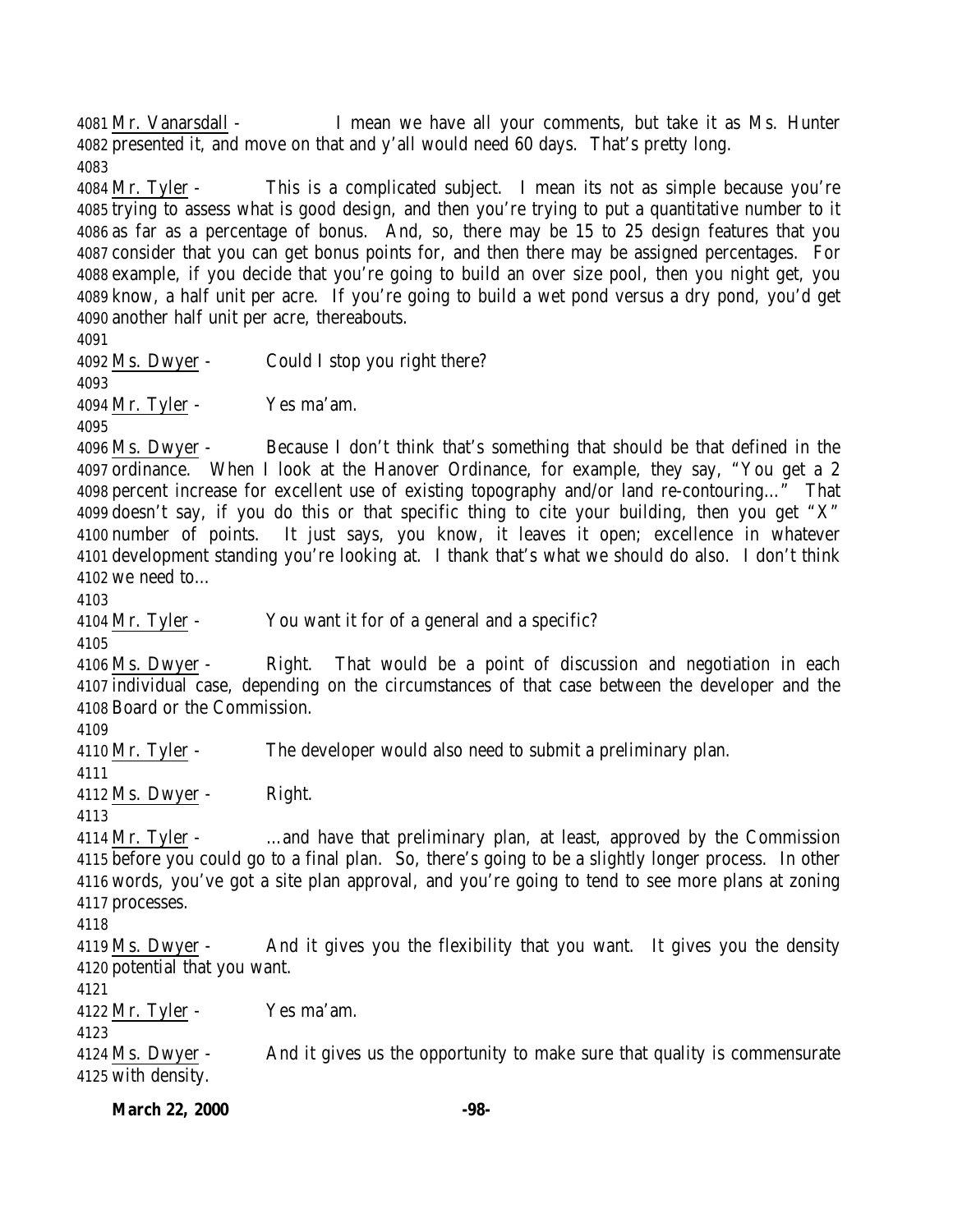4081 Mr. Vanarsdall - I mean we have all your comments, but take it as Ms. Hunter
4082 presented it, and move on that and y'all would need 60 days. That's pretty long.
4083
4084 Mr. Tyler - This is a complicated subject. I mean its not as simple because you're
4085 trying to assess what is good design, and then you're trying to put a quantitative number to it
4086 as far as a percentage of bonus. And, so, there may be 15 to 25 design features that you
4087 consider that you can get bonus points for, and then there may be assigned percentages. For
4088 example, if you decide that you're going to build an over size pool, then you night get, you
4089 know, a half unit per acre. If you're going to build a wet pond versus a dry pond, you'd get
4090 another half unit per acre, thereabouts.
4091
4092 Ms. Dwyer - Could I stop you right there?
4093
4094 Mr. Tyler - Yes ma'am.
4095
4096 Ms. Dwyer - Because I don't think that's something that should be that defined in the
4097 ordinance. When I look at the Hanover Ordinance, for example, they say, "You get a 2
4098 percent increase for excellent use of existing topography and/or land re-contouring…" That
4099 doesn't say, if you do this or that specific thing to cite your building, then you get "X"
4100 number of points. It just says, you know, it leaves it open; excellence in whatever
4101 development standing you're looking at. I thank that's what we should do also. I don't think
4102 we need to…
4103
4104 Mr. Tyler - You want it for of a general and a specific?
4105
4106 Ms. Dwyer - Right. That would be a point of discussion and negotiation in each
4107 individual case, depending on the circumstances of that case between the developer and the
4108 Board or the Commission.
4109
4110 Mr. Tyler - The developer would also need to submit a preliminary plan.
4111
4112 Ms. Dwyer - Right.
4113
4114 Mr. Tyler - …and have that preliminary plan, at least, approved by the Commission
4115 before you could go to a final plan. So, there's going to be a slightly longer process. In other
4116 words, you've got a site plan approval, and you're going to tend to see more plans at zoning
4117 processes.
4118
4119 Ms. Dwyer - And it gives you the flexibility that you want. It gives you the density
4120 potential that you want.
4121
4122 Mr. Tyler - Yes ma'am.
4123
4124 Ms. Dwyer - And it gives us the opportunity to make sure that quality is commensurate
4125 with density.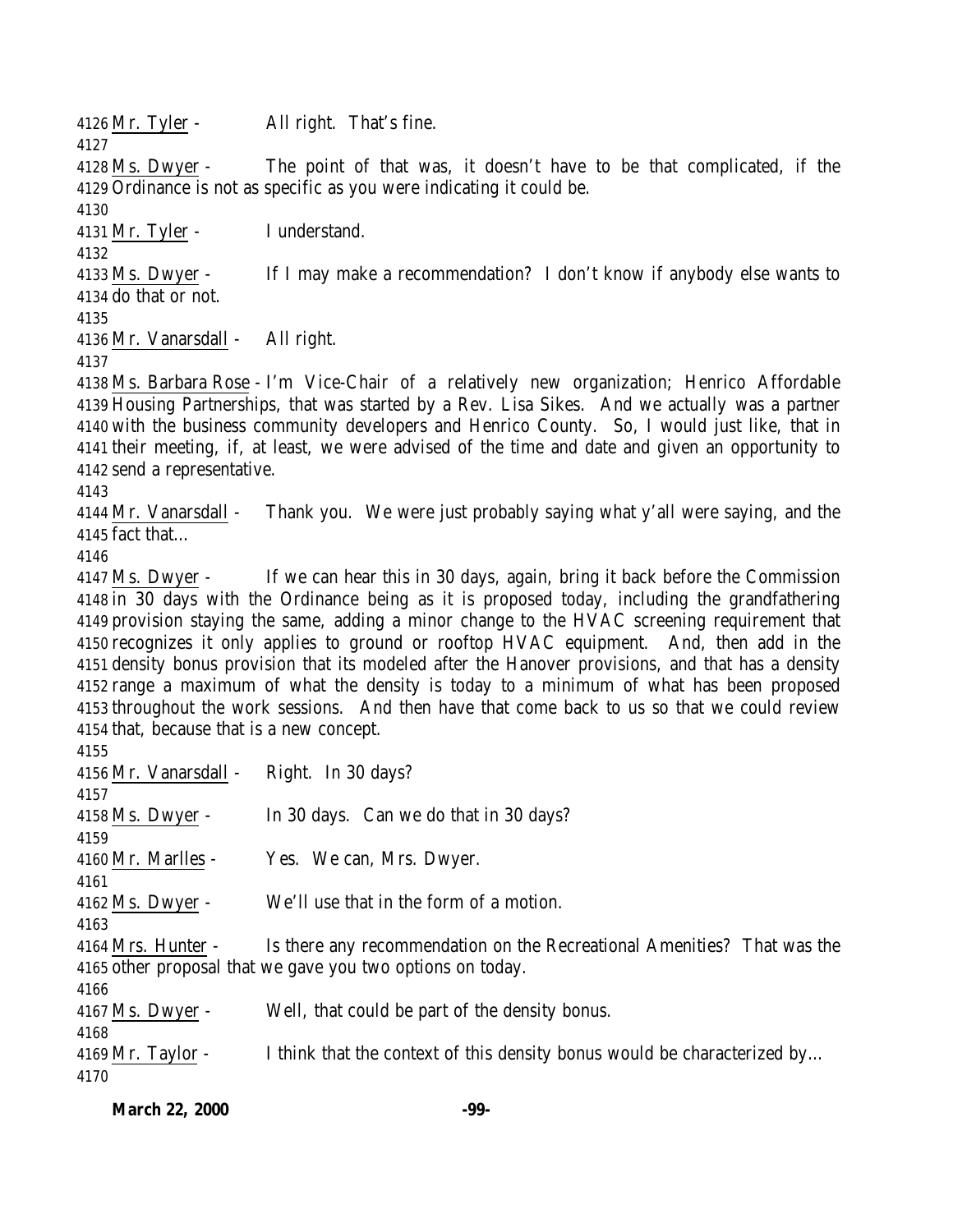4126 Mr. Tyler - All right. That's fine.

4127

4128 Ms. Dwyer - The point of that was, it doesn't have to be that complicated, if the
4129 Ordinance is not as specific as you were indicating it could be.

4130

4131 Mr. Tyler - I understand.

4132

4133 Ms. Dwyer - If I may make a recommendation? I don't know if anybody else wants to
4134 do that or not.

4135

4136 Mr. Vanarsdall - All right.

4137

4138 Ms. Barbara Rose - I'm Vice-Chair of a relatively new organization; Henrico Affordable
4139 Housing Partnerships, that was started by a Rev. Lisa Sikes. And we actually was a partner
4140 with the business community developers and Henrico County. So, I would just like, that in
4141 their meeting, if, at least, we were advised of the time and date and given an opportunity to
4142 send a representative.

4143

4144 Mr. Vanarsdall - Thank you. We were just probably saying what y'all were saying, and the
4145 fact that…

4146

4147 Ms. Dwyer - If we can hear this in 30 days, again, bring it back before the Commission
4148 in 30 days with the Ordinance being as it is proposed today, including the grandfathering
4149 provision staying the same, adding a minor change to the HVAC screening requirement that
4150 recognizes it only applies to ground or rooftop HVAC equipment. And, then add in the
4151 density bonus provision that its modeled after the Hanover provisions, and that has a density
4152 range a maximum of what the density is today to a minimum of what has been proposed
4153 throughout the work sessions. And then have that come back to us so that we could review
4154 that, because that is a new concept.

4155

4156 Mr. Vanarsdall - Right. In 30 days?

4157

4158 Ms. Dwyer - In 30 days. Can we do that in 30 days?

4159

4160 Mr. Marlles - Yes. We can, Mrs. Dwyer.

4161

4162 Ms. Dwyer - We'll use that in the form of a motion.

4163

4164 Mrs. Hunter - Is there any recommendation on the Recreational Amenities? That was the
4165 other proposal that we gave you two options on today.

4166

4167 Ms. Dwyer - Well, that could be part of the density bonus.

4168

4169 Mr. Taylor - I think that the context of this density bonus would be characterized by…

4170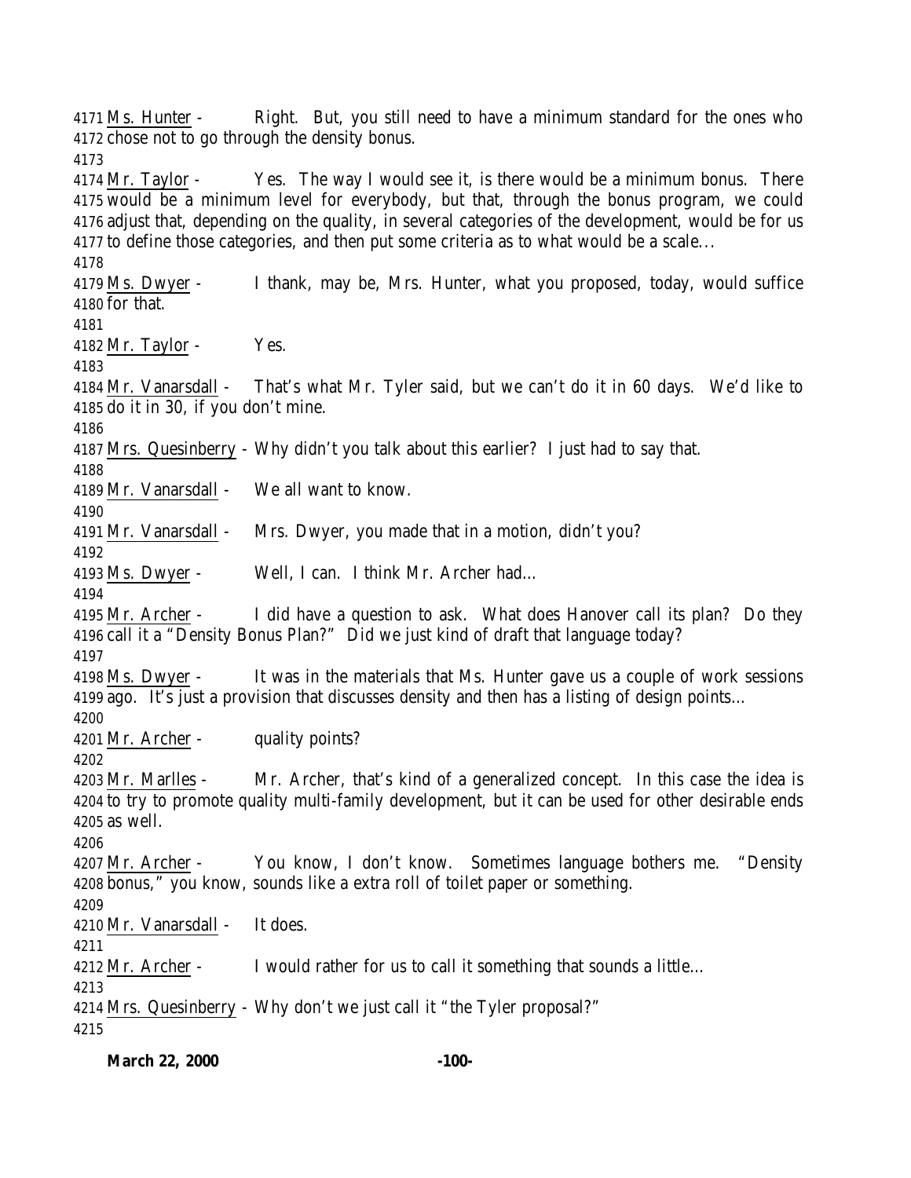4171 Ms. Hunter - Right. But, you still need to have a minimum standard for the ones who
4172 chose not to go through the density bonus.
4173
4174 Mr. Taylor - Yes. The way I would see it, is there would be a minimum bonus. There
4175 would be a minimum level for everybody, but that, through the bonus program, we could
4176 adjust that, depending on the quality, in several categories of the development, would be for us
4177 to define those categories, and then put some criteria as to what would be a scale…
4178
4179 Ms. Dwyer - I thank, may be, Mrs. Hunter, what you proposed, today, would suffice
4180 for that.
4181
4182 Mr. Taylor - Yes.
4183
4184 Mr. Vanarsdall - That's what Mr. Tyler said, but we can't do it in 60 days. We'd like to
4185 do it in 30, if you don't mine.
4186
4187 Mrs. Quesinberry - Why didn't you talk about this earlier? I just had to say that.
4188
4189 Mr. Vanarsdall - We all want to know.
4190
4191 Mr. Vanarsdall - Mrs. Dwyer, you made that in a motion, didn't you?
4192
4193 Ms. Dwyer - Well, I can. I think Mr. Archer had…
4194
4195 Mr. Archer - I did have a question to ask. What does Hanover call its plan? Do they
4196 call it a "Density Bonus Plan?" Did we just kind of draft that language today?
4197
4198 Ms. Dwyer - It was in the materials that Ms. Hunter gave us a couple of work sessions
4199 ago. It's just a provision that discusses density and then has a listing of design points…
4200
4201 Mr. Archer - quality points?
4202
4203 Mr. Marlles - Mr. Archer, that's kind of a generalized concept. In this case the idea is
4204 to try to promote quality multi-family development, but it can be used for other desirable ends
4205 as well.
4206
4207 Mr. Archer - You know, I don't know. Sometimes language bothers me. "Density
4208 bonus," you know, sounds like a extra roll of toilet paper or something.
4209
4210 Mr. Vanarsdall - It does.
4211
4212 Mr. Archer - I would rather for us to call it something that sounds a little…
4213
4214 Mrs. Quesinberry - Why don't we just call it "the Tyler proposal?"
4215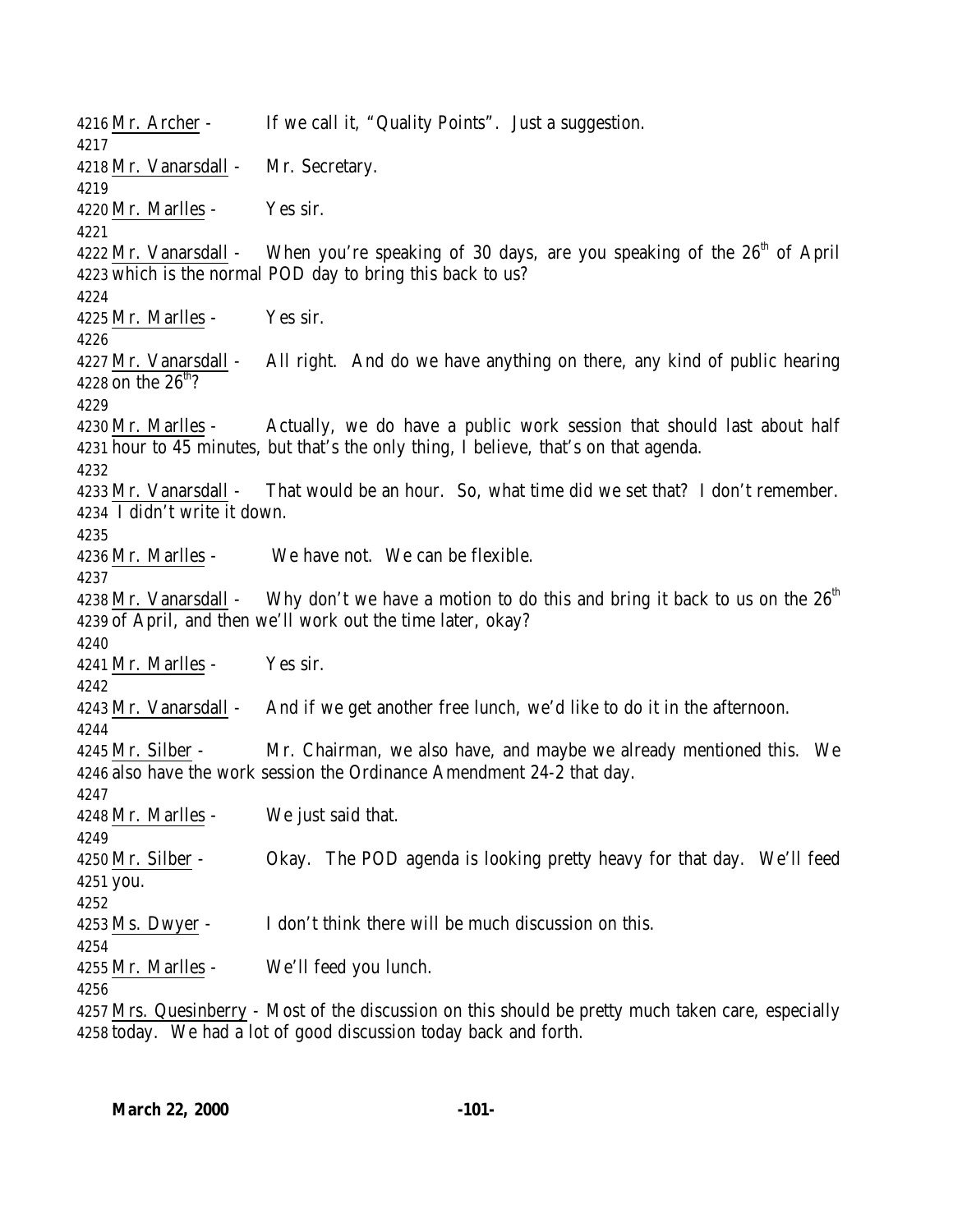4216 Mr. Archer - If we call it, "Quality Points". Just a suggestion.
4217
4218 Mr. Vanarsdall - Mr. Secretary.
4219
4220 Mr. Marlles - Yes sir.
4221
4222 Mr. Vanarsdall - When you're speaking of 30 days, are you speaking of the 26th of April
4223 which is the normal POD day to bring this back to us?
4224
4225 Mr. Marlles - Yes sir.
4226
4227 Mr. Vanarsdall - All right. And do we have anything on there, any kind of public hearing
4228 on the 26th?
4229
4230 Mr. Marlles - Actually, we do have a public work session that should last about half
4231 hour to 45 minutes, but that's the only thing, I believe, that's on that agenda.
4232
4233 Mr. Vanarsdall - That would be an hour. So, what time did we set that? I don't remember.
4234 I didn't write it down.
4235
4236 Mr. Marlles - We have not. We can be flexible.
4237
4238 Mr. Vanarsdall - Why don't we have a motion to do this and bring it back to us on the 26th
4239 of April, and then we'll work out the time later, okay?
4240
4241 Mr. Marlles - Yes sir.
4242
4243 Mr. Vanarsdall - And if we get another free lunch, we'd like to do it in the afternoon.
4244
4245 Mr. Silber - Mr. Chairman, we also have, and maybe we already mentioned this. We
4246 also have the work session the Ordinance Amendment 24-2 that day.
4247
4248 Mr. Marlles - We just said that.
4249
4250 Mr. Silber - Okay. The POD agenda is looking pretty heavy for that day. We'll feed
4251 you.
4252
4253 Ms. Dwyer - I don't think there will be much discussion on this.
4254
4255 Mr. Marlles - We'll feed you lunch.
4256
4257 Mrs. Quesinberry - Most of the discussion on this should be pretty much taken care, especially
4258 today. We had a lot of good discussion today back and forth.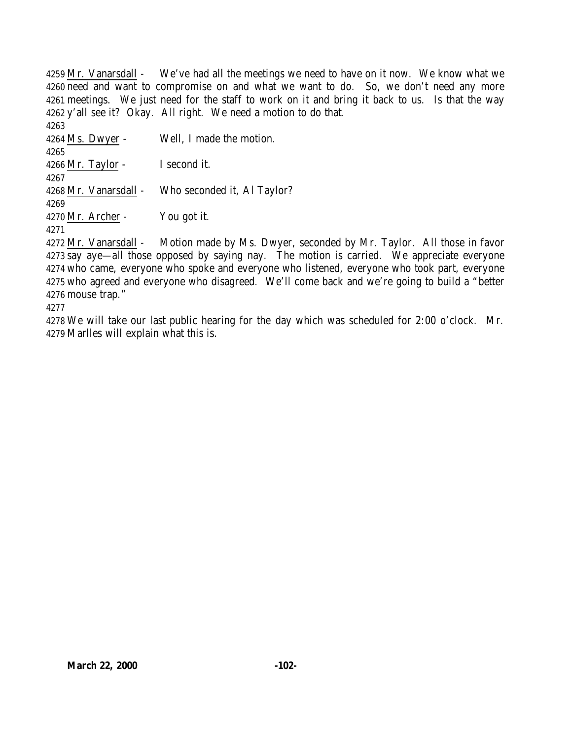Mr. Vanarsdall - We've had all the meetings we need to have on it now. We know what we need and want to compromise on and what we want to do. So, we don't need any more meetings. We just need for the staff to work on it and bring it back to us. Is that the way y'all see it? Okay. All right. We need a motion to do that.

Ms. Dwyer - Well, I made the motion.

Mr. Taylor - I second it.

Mr. Vanarsdall - Who seconded it, Al Taylor?

Mr. Archer - You got it.

Mr. Vanarsdall - Motion made by Ms. Dwyer, seconded by Mr. Taylor. All those in favor say aye—all those opposed by saying nay. The motion is carried. We appreciate everyone who came, everyone who spoke and everyone who listened, everyone who took part, everyone who agreed and everyone who disagreed. We'll come back and we're going to build a "better mouse trap."

We will take our last public hearing for the day which was scheduled for 2:00 o'clock. Mr. Marlles will explain what this is.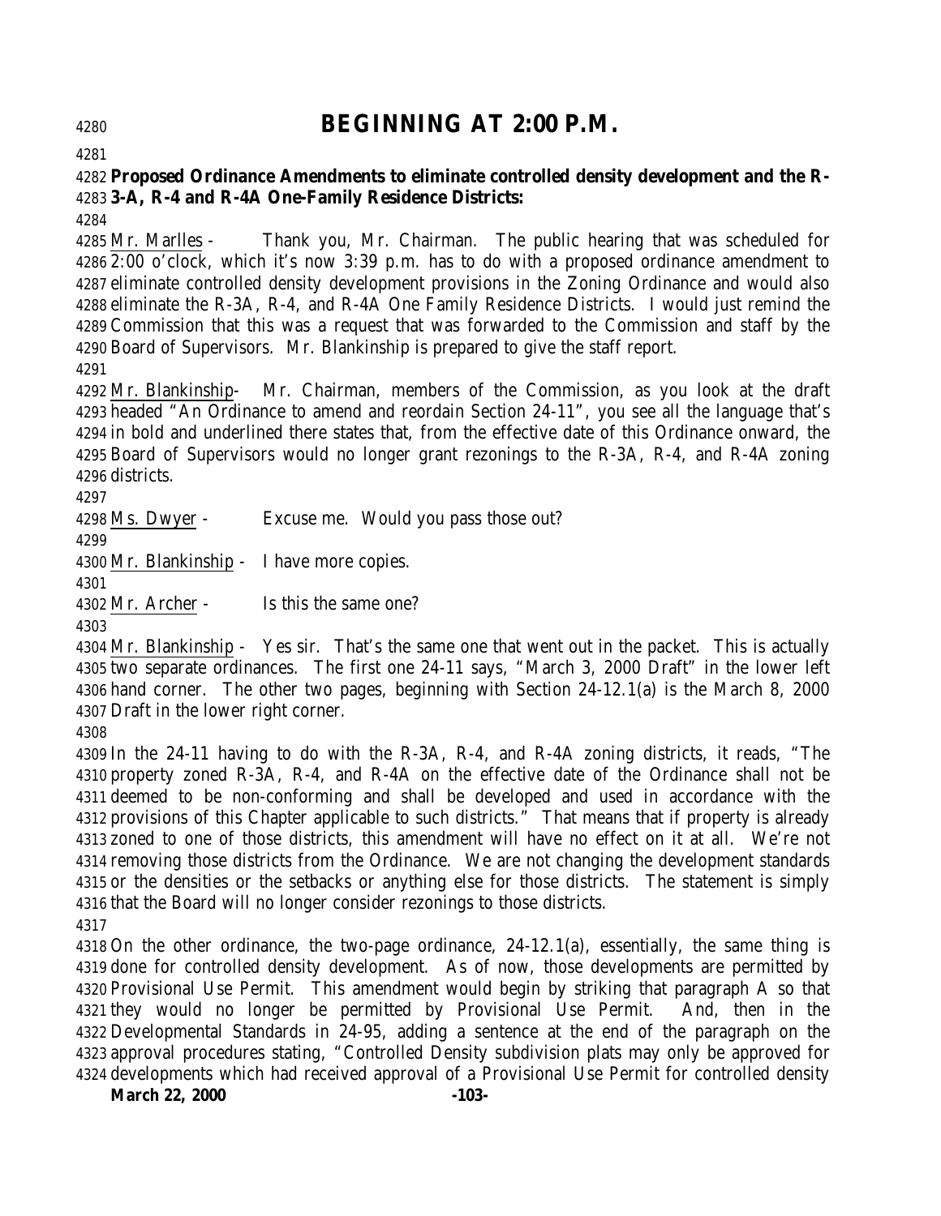# BEGINNING AT 2:00 P.M.

**Proposed Ordinance Amendments to eliminate controlled density development and the R-3-A, R-4 and R-4A One-Family Residence Districts:**

Mr. Marlles - Thank you, Mr. Chairman. The public hearing that was scheduled for 2:00 o'clock, which it's now 3:39 p.m. has to do with a proposed ordinance amendment to eliminate controlled density development provisions in the Zoning Ordinance and would also eliminate the R-3A, R-4, and R-4A One Family Residence Districts. I would just remind the Commission that this was a request that was forwarded to the Commission and staff by the Board of Supervisors. Mr. Blankinship is prepared to give the staff report.

Mr. Blankinship- Mr. Chairman, members of the Commission, as you look at the draft headed "An Ordinance to amend and reordain Section 24-11", you see all the language that's in bold and underlined there states that, from the effective date of this Ordinance onward, the Board of Supervisors would no longer grant rezonings to the R-3A, R-4, and R-4A zoning districts.

Ms. Dwyer - Excuse me. Would you pass those out?

Mr. Blankinship - I have more copies.

Mr. Archer - Is this the same one?

Mr. Blankinship - Yes sir. That's the same one that went out in the packet. This is actually two separate ordinances. The first one 24-11 says, "March 3, 2000 Draft" in the lower left hand corner. The other two pages, beginning with Section 24-12.1(a) is the March 8, 2000 Draft in the lower right corner.

In the 24-11 having to do with the R-3A, R-4, and R-4A zoning districts, it reads, "The property zoned R-3A, R-4, and R-4A on the effective date of the Ordinance shall not be deemed to be non-conforming and shall be developed and used in accordance with the provisions of this Chapter applicable to such districts." That means that if property is already zoned to one of those districts, this amendment will have no effect on it at all. We're not removing those districts from the Ordinance. We are not changing the development standards or the densities or the setbacks or anything else for those districts. The statement is simply that the Board will no longer consider rezonings to those districts.

On the other ordinance, the two-page ordinance, 24-12.1(a), essentially, the same thing is done for controlled density development. As of now, those developments are permitted by Provisional Use Permit. This amendment would begin by striking that paragraph A so that they would no longer be permitted by Provisional Use Permit. And, then in the Developmental Standards in 24-95, adding a sentence at the end of the paragraph on the approval procedures stating, "Controlled Density subdivision plats may only be approved for developments which had received approval of a Provisional Use Permit for controlled density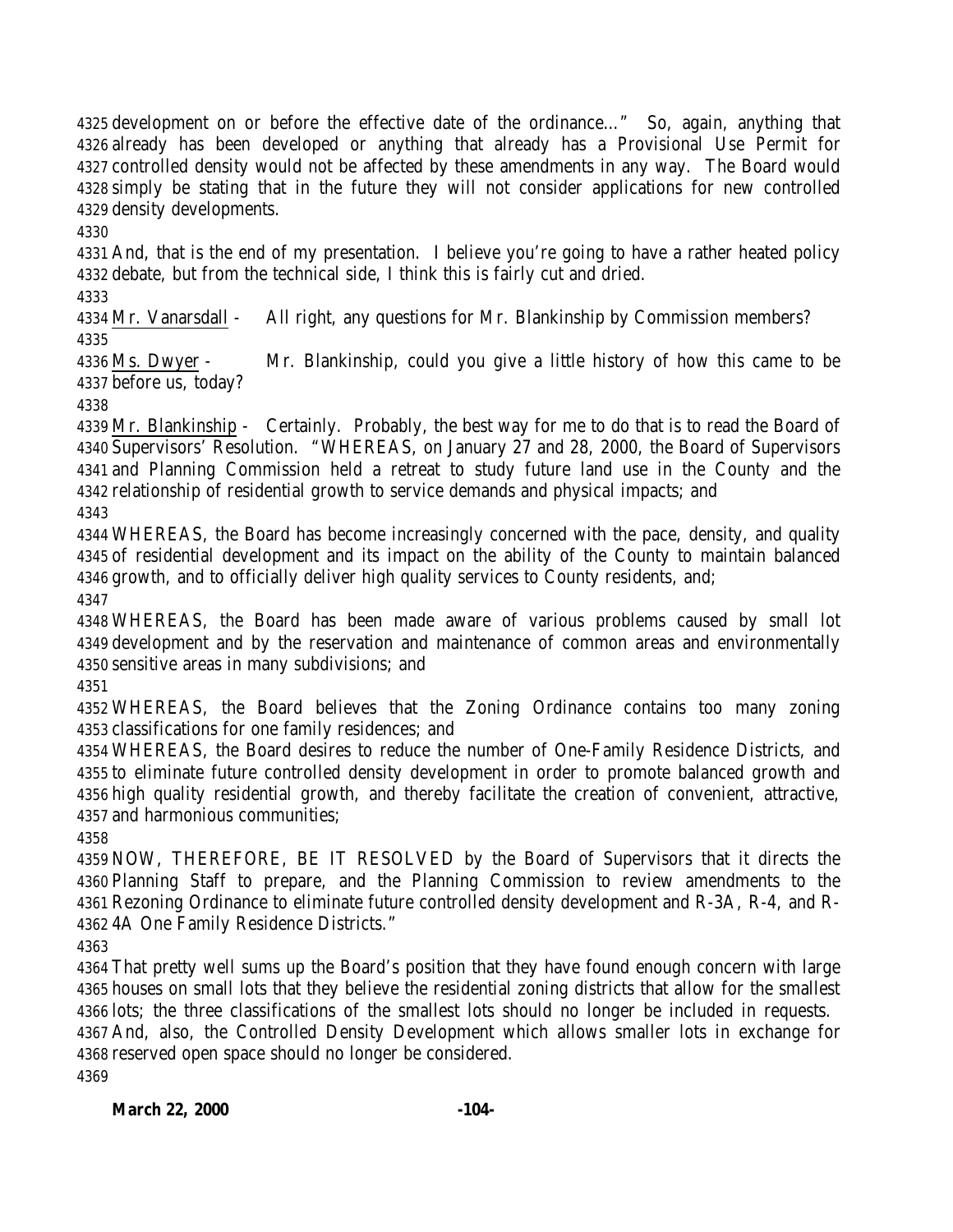development on or before the effective date of the ordinance…" So, again, anything that already has been developed or anything that already has a Provisional Use Permit for controlled density would not be affected by these amendments in any way. The Board would simply be stating that in the future they will not consider applications for new controlled density developments.

And, that is the end of my presentation. I believe you're going to have a rather heated policy debate, but from the technical side, I think this is fairly cut and dried.

Mr. Vanarsdall - All right, any questions for Mr. Blankinship by Commission members?

Ms. Dwyer - Mr. Blankinship, could you give a little history of how this came to be before us, today?

Mr. Blankinship - Certainly. Probably, the best way for me to do that is to read the Board of Supervisors' Resolution. "WHEREAS, on January 27 and 28, 2000, the Board of Supervisors and Planning Commission held a retreat to study future land use in the County and the relationship of residential growth to service demands and physical impacts; and

WHEREAS, the Board has become increasingly concerned with the pace, density, and quality of residential development and its impact on the ability of the County to maintain balanced growth, and to officially deliver high quality services to County residents, and;

WHEREAS, the Board has been made aware of various problems caused by small lot development and by the reservation and maintenance of common areas and environmentally sensitive areas in many subdivisions; and

WHEREAS, the Board believes that the Zoning Ordinance contains too many zoning classifications for one family residences; and

WHEREAS, the Board desires to reduce the number of One-Family Residence Districts, and to eliminate future controlled density development in order to promote balanced growth and high quality residential growth, and thereby facilitate the creation of convenient, attractive, and harmonious communities;

NOW, THEREFORE, BE IT RESOLVED by the Board of Supervisors that it directs the Planning Staff to prepare, and the Planning Commission to review amendments to the Rezoning Ordinance to eliminate future controlled density development and R-3A, R-4, and R-4A One Family Residence Districts."

That pretty well sums up the Board's position that they have found enough concern with large houses on small lots that they believe the residential zoning districts that allow for the smallest lots; the three classifications of the smallest lots should no longer be included in requests. And, also, the Controlled Density Development which allows smaller lots in exchange for reserved open space should no longer be considered.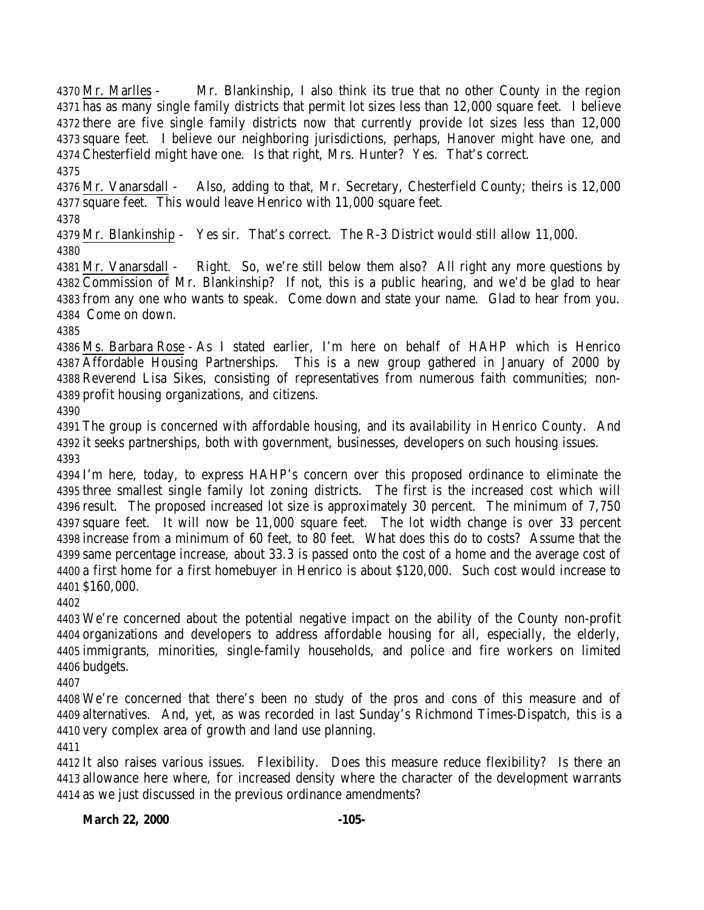Mr. Marlles - Mr. Blankinship, I also think its true that no other County in the region has as many single family districts that permit lot sizes less than 12,000 square feet. I believe there are five single family districts now that currently provide lot sizes less than 12,000 square feet. I believe our neighboring jurisdictions, perhaps, Hanover might have one, and Chesterfield might have one. Is that right, Mrs. Hunter? Yes. That's correct.

Mr. Vanarsdall - Also, adding to that, Mr. Secretary, Chesterfield County; theirs is 12,000 square feet. This would leave Henrico with 11,000 square feet.

Mr. Blankinship - Yes sir. That's correct. The R-3 District would still allow 11,000.

Mr. Vanarsdall - Right. So, we're still below them also? All right any more questions by Commission of Mr. Blankinship? If not, this is a public hearing, and we'd be glad to hear from any one who wants to speak. Come down and state your name. Glad to hear from you. Come on down.

Ms. Barbara Rose - As I stated earlier, I'm here on behalf of HAHP which is Henrico Affordable Housing Partnerships. This is a new group gathered in January of 2000 by Reverend Lisa Sikes, consisting of representatives from numerous faith communities; non-profit housing organizations, and citizens.

The group is concerned with affordable housing, and its availability in Henrico County. And it seeks partnerships, both with government, businesses, developers on such housing issues.

I'm here, today, to express HAHP's concern over this proposed ordinance to eliminate the three smallest single family lot zoning districts. The first is the increased cost which will result. The proposed increased lot size is approximately 30 percent. The minimum of 7,750 square feet. It will now be 11,000 square feet. The lot width change is over 33 percent increase from a minimum of 60 feet, to 80 feet. What does this do to costs? Assume that the same percentage increase, about 33.3 is passed onto the cost of a home and the average cost of a first home for a first homebuyer in Henrico is about $120,000. Such cost would increase to $160,000.

We're concerned about the potential negative impact on the ability of the County non-profit organizations and developers to address affordable housing for all, especially, the elderly, immigrants, minorities, single-family households, and police and fire workers on limited budgets.

We're concerned that there's been no study of the pros and cons of this measure and of alternatives. And, yet, as was recorded in last Sunday's Richmond Times-Dispatch, this is a very complex area of growth and land use planning.

It also raises various issues. Flexibility. Does this measure reduce flexibility? Is there an allowance here where, for increased density where the character of the development warrants as we just discussed in the previous ordinance amendments?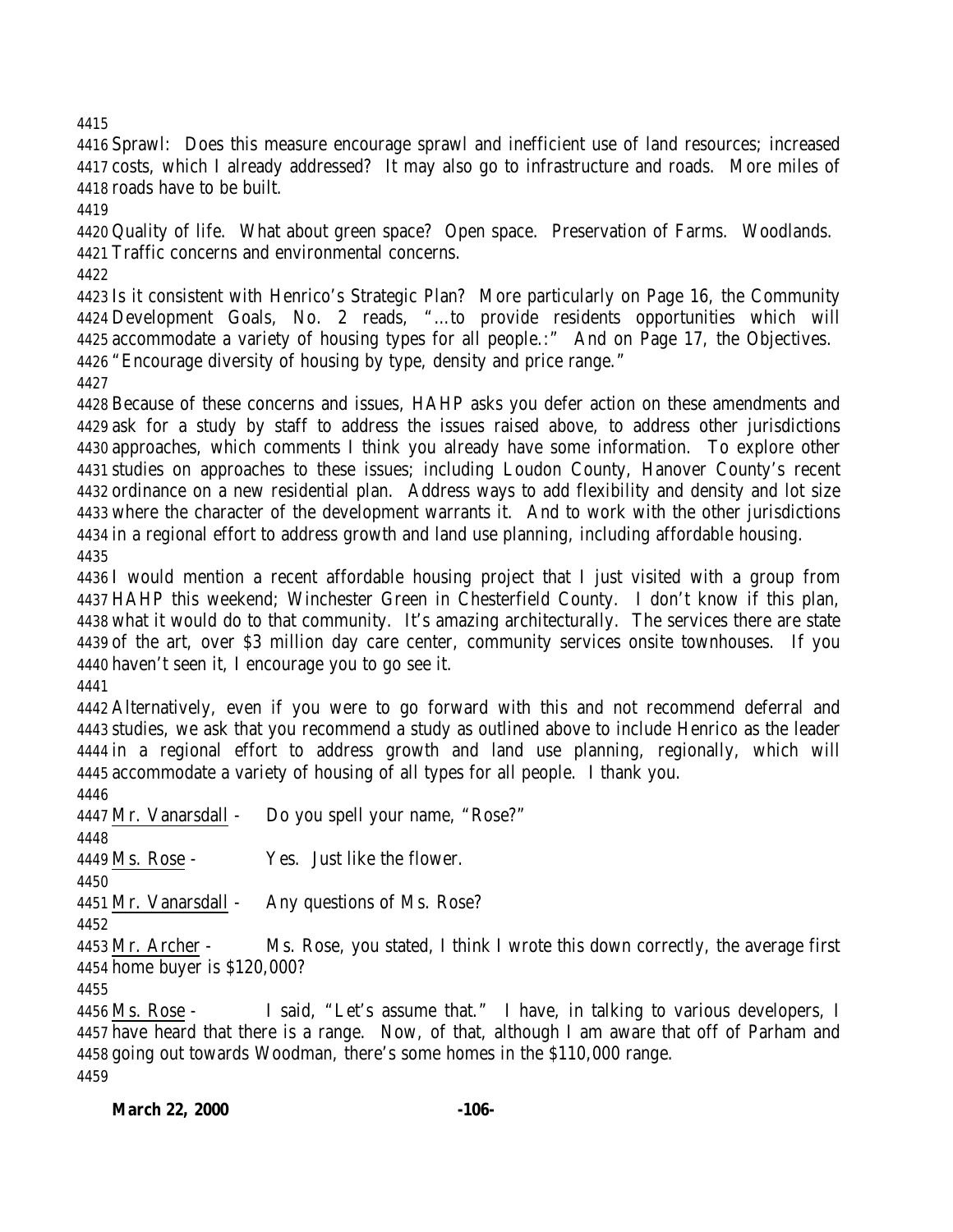Sprawl: Does this measure encourage sprawl and inefficient use of land resources; increased costs, which I already addressed? It may also go to infrastructure and roads. More miles of roads have to be built.

Quality of life. What about green space? Open space. Preservation of Farms. Woodlands. Traffic concerns and environmental concerns.

Is it consistent with Henrico's Strategic Plan? More particularly on Page 16, the Community Development Goals, No. 2 reads, "…to provide residents opportunities which will accommodate a variety of housing types for all people.:" And on Page 17, the Objectives. "Encourage diversity of housing by type, density and price range."

Because of these concerns and issues, HAHP asks you defer action on these amendments and ask for a study by staff to address the issues raised above, to address other jurisdictions approaches, which comments I think you already have some information. To explore other studies on approaches to these issues; including Loudon County, Hanover County's recent ordinance on a new residential plan. Address ways to add flexibility and density and lot size where the character of the development warrants it. And to work with the other jurisdictions in a regional effort to address growth and land use planning, including affordable housing.

I would mention a recent affordable housing project that I just visited with a group from HAHP this weekend; Winchester Green in Chesterfield County. I don't know if this plan, what it would do to that community. It's amazing architecturally. The services there are state of the art, over $3 million day care center, community services onsite townhouses. If you haven't seen it, I encourage you to go see it.

Alternatively, even if you were to go forward with this and not recommend deferral and studies, we ask that you recommend a study as outlined above to include Henrico as the leader in a regional effort to address growth and land use planning, regionally, which will accommodate a variety of housing of all types for all people. I thank you.

Mr. Vanarsdall - Do you spell your name, "Rose?"

Ms. Rose - Yes. Just like the flower.

Mr. Vanarsdall - Any questions of Ms. Rose?

Mr. Archer - Ms. Rose, you stated, I think I wrote this down correctly, the average first home buyer is $120,000?

Ms. Rose - I said, "Let's assume that." I have, in talking to various developers, I have heard that there is a range. Now, of that, although I am aware that off of Parham and going out towards Woodman, there's some homes in the $110,000 range.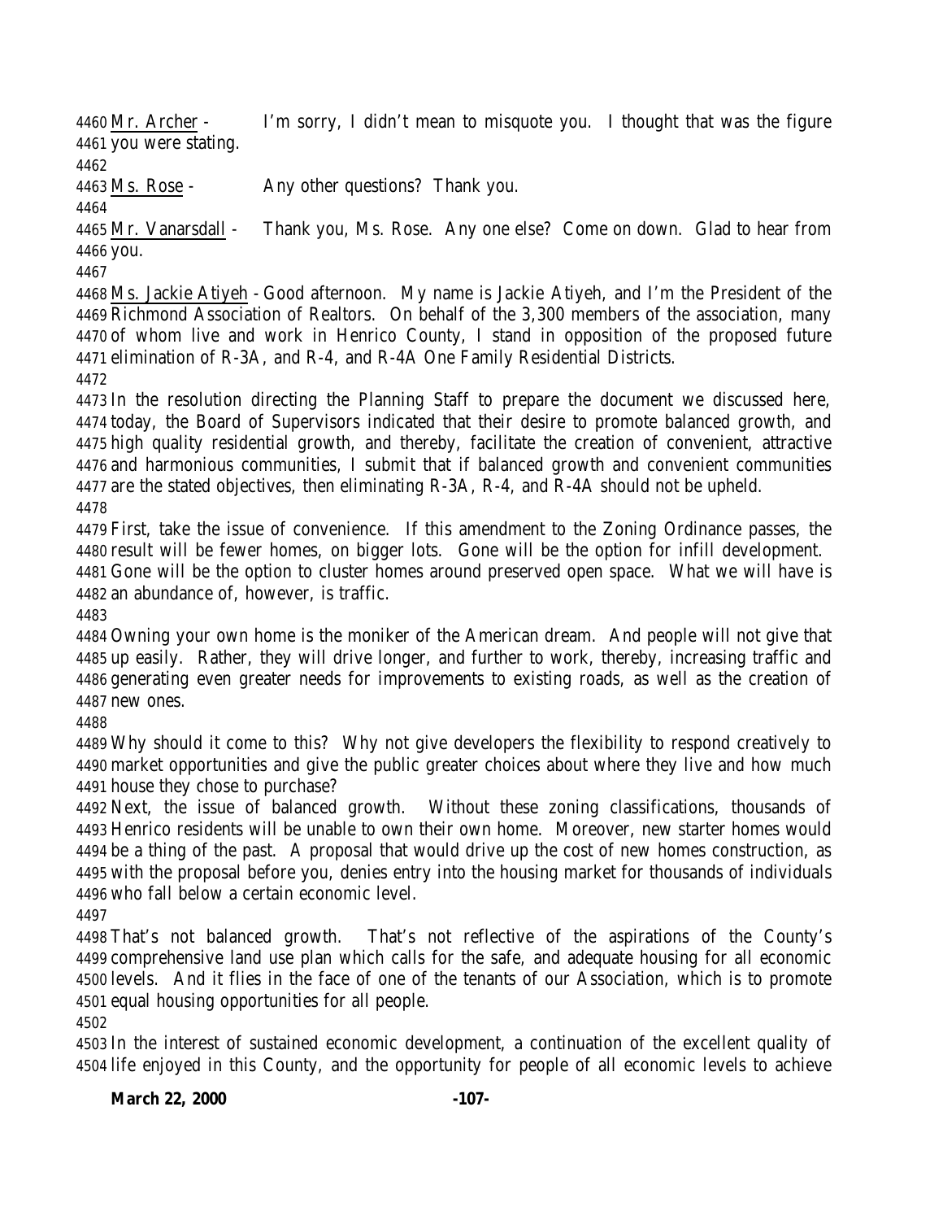Mr. Archer - I'm sorry, I didn't mean to misquote you. I thought that was the figure you were stating.

Ms. Rose - Any other questions? Thank you.

Mr. Vanarsdall - Thank you, Ms. Rose. Any one else? Come on down. Glad to hear from you.

Ms. Jackie Atiyeh - Good afternoon. My name is Jackie Atiyeh, and I'm the President of the Richmond Association of Realtors. On behalf of the 3,300 members of the association, many of whom live and work in Henrico County, I stand in opposition of the proposed future elimination of R-3A, and R-4, and R-4A One Family Residential Districts.

In the resolution directing the Planning Staff to prepare the document we discussed here, today, the Board of Supervisors indicated that their desire to promote balanced growth, and high quality residential growth, and thereby, facilitate the creation of convenient, attractive and harmonious communities, I submit that if balanced growth and convenient communities are the stated objectives, then eliminating R-3A, R-4, and R-4A should not be upheld.

First, take the issue of convenience. If this amendment to the Zoning Ordinance passes, the result will be fewer homes, on bigger lots. Gone will be the option for infill development. Gone will be the option to cluster homes around preserved open space. What we will have is an abundance of, however, is traffic.

Owning your own home is the moniker of the American dream. And people will not give that up easily. Rather, they will drive longer, and further to work, thereby, increasing traffic and generating even greater needs for improvements to existing roads, as well as the creation of new ones.

Why should it come to this? Why not give developers the flexibility to respond creatively to market opportunities and give the public greater choices about where they live and how much house they chose to purchase?

Next, the issue of balanced growth. Without these zoning classifications, thousands of Henrico residents will be unable to own their own home. Moreover, new starter homes would be a thing of the past. A proposal that would drive up the cost of new homes construction, as with the proposal before you, denies entry into the housing market for thousands of individuals who fall below a certain economic level.

That's not balanced growth. That's not reflective of the aspirations of the County's comprehensive land use plan which calls for the safe, and adequate housing for all economic levels. And it flies in the face of one of the tenants of our Association, which is to promote equal housing opportunities for all people.

In the interest of sustained economic development, a continuation of the excellent quality of life enjoyed in this County, and the opportunity for people of all economic levels to achieve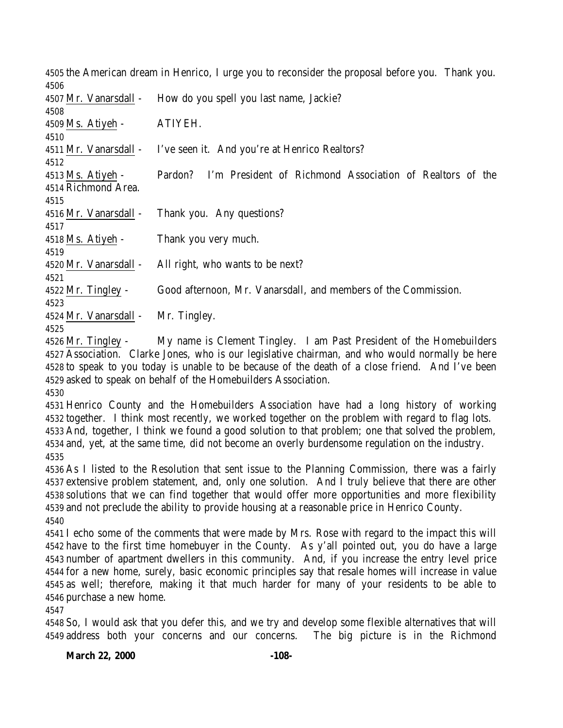the American dream in Henrico, I urge you to reconsider the proposal before you. Thank you.

Mr. Vanarsdall - How do you spell you last name, Jackie?

Ms. Atiyeh - ATIYEH.

Mr. Vanarsdall - I've seen it. And you're at Henrico Realtors?

Ms. Atiyeh - Pardon? I'm President of Richmond Association of Realtors of the Richmond Area.

Mr. Vanarsdall - Thank you. Any questions?

Ms. Atiyeh - Thank you very much.

Mr. Vanarsdall - All right, who wants to be next?

Mr. Tingley - Good afternoon, Mr. Vanarsdall, and members of the Commission.

Mr. Vanarsdall - Mr. Tingley.

Mr. Tingley - My name is Clement Tingley. I am Past President of the Homebuilders Association. Clarke Jones, who is our legislative chairman, and who would normally be here to speak to you today is unable to be because of the death of a close friend. And I've been asked to speak on behalf of the Homebuilders Association.

Henrico County and the Homebuilders Association have had a long history of working together. I think most recently, we worked together on the problem with regard to flag lots. And, together, I think we found a good solution to that problem; one that solved the problem, and, yet, at the same time, did not become an overly burdensome regulation on the industry.

As I listed to the Resolution that sent issue to the Planning Commission, there was a fairly extensive problem statement, and, only one solution. And I truly believe that there are other solutions that we can find together that would offer more opportunities and more flexibility and not preclude the ability to provide housing at a reasonable price in Henrico County.

I echo some of the comments that were made by Mrs. Rose with regard to the impact this will have to the first time homebuyer in the County. As y'all pointed out, you do have a large number of apartment dwellers in this community. And, if you increase the entry level price for a new home, surely, basic economic principles say that resale homes will increase in value as well; therefore, making it that much harder for many of your residents to be able to purchase a new home.

So, I would ask that you defer this, and we try and develop some flexible alternatives that will address both your concerns and our concerns. The big picture is in the Richmond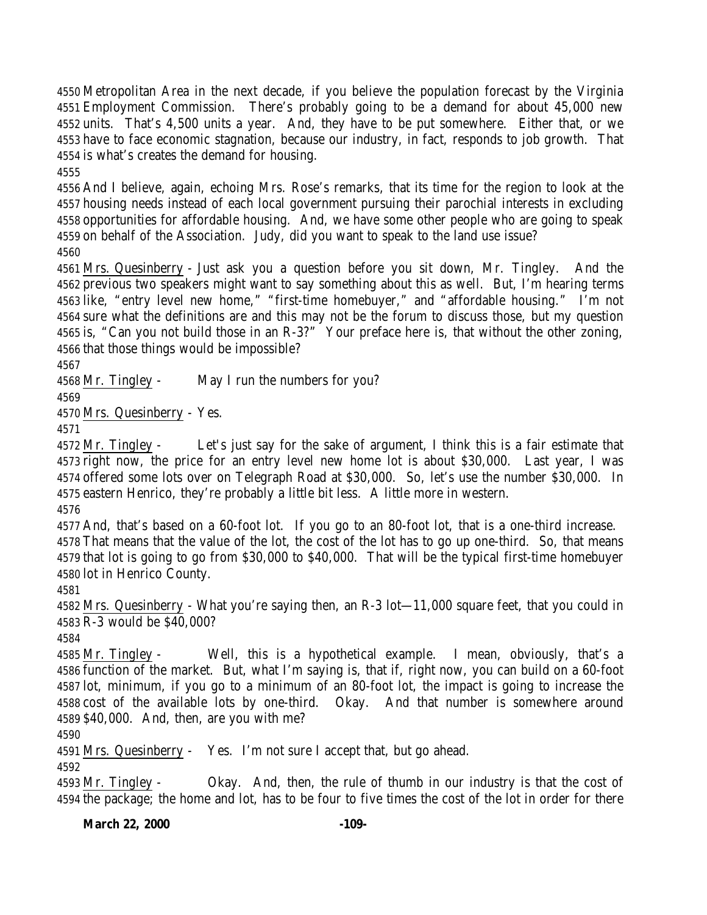Metropolitan Area in the next decade, if you believe the population forecast by the Virginia Employment Commission. There's probably going to be a demand for about 45,000 new units. That's 4,500 units a year. And, they have to be put somewhere. Either that, or we have to face economic stagnation, because our industry, in fact, responds to job growth. That is what's creates the demand for housing.

And I believe, again, echoing Mrs. Rose's remarks, that its time for the region to look at the housing needs instead of each local government pursuing their parochial interests in excluding opportunities for affordable housing. And, we have some other people who are going to speak on behalf of the Association. Judy, did you want to speak to the land use issue?

Mrs. Quesinberry - Just ask you a question before you sit down, Mr. Tingley. And the previous two speakers might want to say something about this as well. But, I'm hearing terms like, "entry level new home," "first-time homebuyer," and "affordable housing." I'm not sure what the definitions are and this may not be the forum to discuss those, but my question is, "Can you not build those in an R-3?" Your preface here is, that without the other zoning, that those things would be impossible?

Mr. Tingley - May I run the numbers for you?

Mrs. Quesinberry - Yes.

Mr. Tingley - Let's just say for the sake of argument, I think this is a fair estimate that right now, the price for an entry level new home lot is about $30,000. Last year, I was offered some lots over on Telegraph Road at $30,000. So, let's use the number $30,000. In eastern Henrico, they're probably a little bit less. A little more in western.

And, that's based on a 60-foot lot. If you go to an 80-foot lot, that is a one-third increase. That means that the value of the lot, the cost of the lot has to go up one-third. So, that means that lot is going to go from $30,000 to $40,000. That will be the typical first-time homebuyer lot in Henrico County.

Mrs. Quesinberry - What you're saying then, an R-3 lot—11,000 square feet, that you could in R-3 would be $40,000?

Mr. Tingley - Well, this is a hypothetical example. I mean, obviously, that's a function of the market. But, what I'm saying is, that if, right now, you can build on a 60-foot lot, minimum, if you go to a minimum of an 80-foot lot, the impact is going to increase the cost of the available lots by one-third. Okay. And that number is somewhere around $40,000. And, then, are you with me?

Mrs. Quesinberry - Yes. I'm not sure I accept that, but go ahead.

Mr. Tingley - Okay. And, then, the rule of thumb in our industry is that the cost of the package; the home and lot, has to be four to five times the cost of the lot in order for there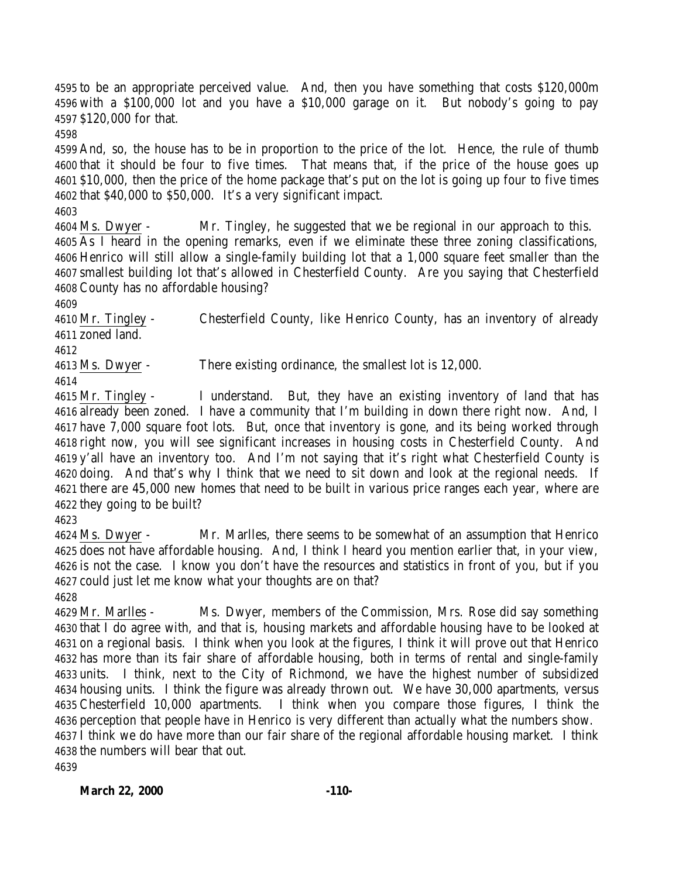to be an appropriate perceived value. And, then you have something that costs $120,000m with a $100,000 lot and you have a $10,000 garage on it. But nobody's going to pay $120,000 for that.

And, so, the house has to be in proportion to the price of the lot. Hence, the rule of thumb that it should be four to five times. That means that, if the price of the house goes up $10,000, then the price of the home package that's put on the lot is going up four to five times that $40,000 to $50,000. It's a very significant impact.

<u>Ms. Dwyer</u> - Mr. Tingley, he suggested that we be regional in our approach to this. As I heard in the opening remarks, even if we eliminate these three zoning classifications, Henrico will still allow a single-family building lot that a 1,000 square feet smaller than the smallest building lot that's allowed in Chesterfield County. Are you saying that Chesterfield County has no affordable housing?

<u>Mr. Tingley</u> - Chesterfield County, like Henrico County, has an inventory of already zoned land.

<u>Ms. Dwyer</u> - There existing ordinance, the smallest lot is 12,000.

<u>Mr. Tingley</u> - I understand. But, they have an existing inventory of land that has already been zoned. I have a community that I'm building in down there right now. And, I have 7,000 square foot lots. But, once that inventory is gone, and its being worked through right now, you will see significant increases in housing costs in Chesterfield County. And y'all have an inventory too. And I'm not saying that it's right what Chesterfield County is doing. And that's why I think that we need to sit down and look at the regional needs. If there are 45,000 new homes that need to be built in various price ranges each year, where are they going to be built?

<u>Ms. Dwyer</u> - Mr. Marlles, there seems to be somewhat of an assumption that Henrico does not have affordable housing. And, I think I heard you mention earlier that, in your view, is not the case. I know you don't have the resources and statistics in front of you, but if you could just let me know what your thoughts are on that?

<u>Mr. Marlles</u> - Ms. Dwyer, members of the Commission, Mrs. Rose did say something that I do agree with, and that is, housing markets and affordable housing have to be looked at on a regional basis. I think when you look at the figures, I think it will prove out that Henrico has more than its fair share of affordable housing, both in terms of rental and single-family units. I think, next to the City of Richmond, we have the highest number of subsidized housing units. I think the figure was already thrown out. We have 30,000 apartments, versus Chesterfield 10,000 apartments. I think when you compare those figures, I think the perception that people have in Henrico is very different than actually what the numbers show. I think we do have more than our fair share of the regional affordable housing market. I think the numbers will bear that out.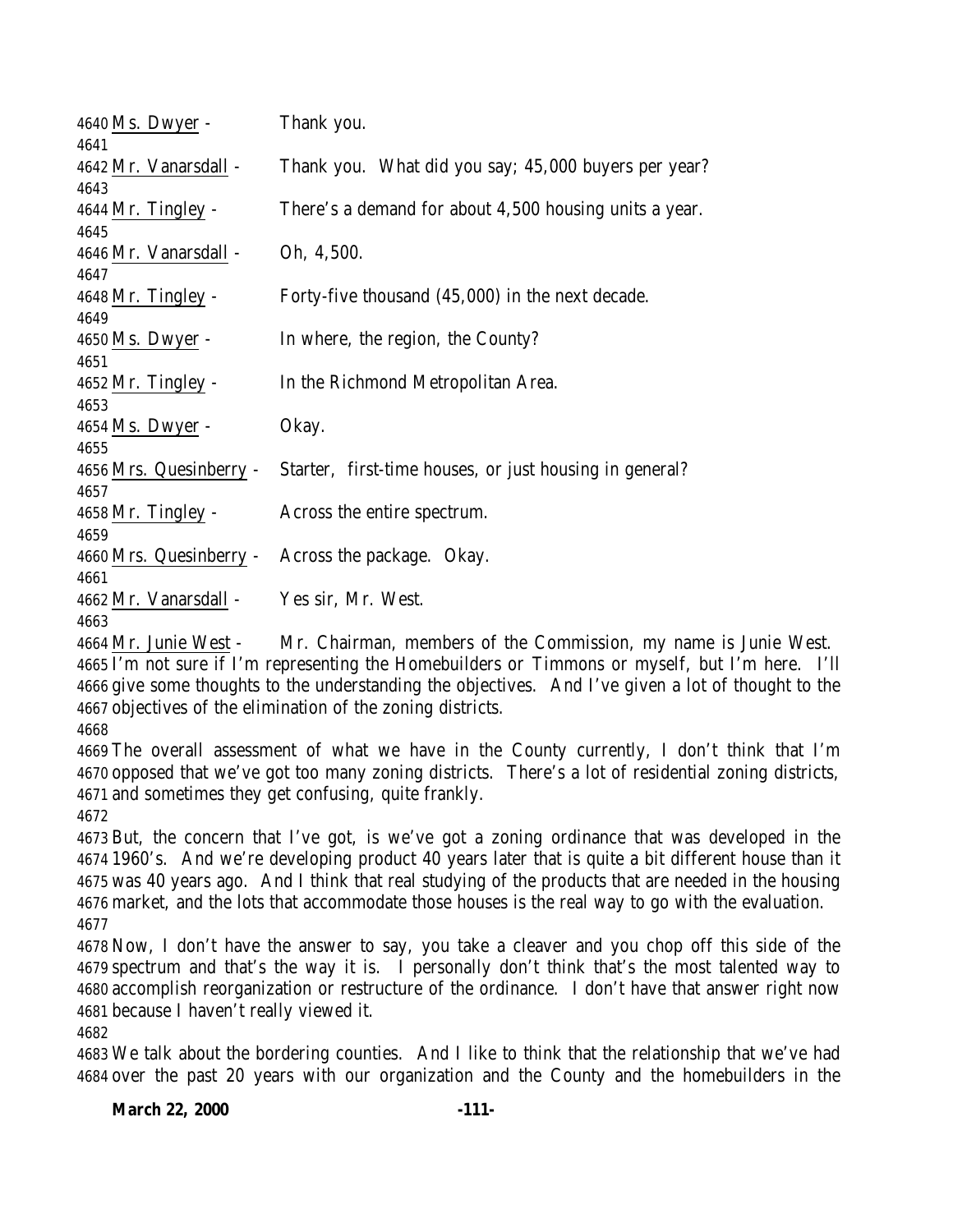4640 Ms. Dwyer - Thank you.

4641

4642 Mr. Vanarsdall - Thank you. What did you say; 45,000 buyers per year?

4643

4644 Mr. Tingley - There's a demand for about 4,500 housing units a year.

4645

4646 Mr. Vanarsdall - Oh, 4,500.

4647

4648 Mr. Tingley - Forty-five thousand (45,000) in the next decade.

4649

4650 Ms. Dwyer - In where, the region, the County?

4651

4652 Mr. Tingley - In the Richmond Metropolitan Area.

4653

4654 Ms. Dwyer - Okay.

4655

4656 Mrs. Quesinberry - Starter, first-time houses, or just housing in general?

4657

4658 Mr. Tingley - Across the entire spectrum.

4659

4660 Mrs. Quesinberry - Across the package. Okay.

4661

4662 Mr. Vanarsdall - Yes sir, Mr. West.

4663

4664 Mr. Junie West - Mr. Chairman, members of the Commission, my name is Junie West.
4665 I'm not sure if I'm representing the Homebuilders or Timmons or myself, but I'm here. I'll
4666 give some thoughts to the understanding the objectives. And I've given a lot of thought to the
4667 objectives of the elimination of the zoning districts.

4668

4669 The overall assessment of what we have in the County currently, I don't think that I'm
4670 opposed that we've got too many zoning districts. There's a lot of residential zoning districts,
4671 and sometimes they get confusing, quite frankly.

4672

4673 But, the concern that I've got, is we've got a zoning ordinance that was developed in the
4674 1960's. And we're developing product 40 years later that is quite a bit different house than it
4675 was 40 years ago. And I think that real studying of the products that are needed in the housing
4676 market, and the lots that accommodate those houses is the real way to go with the evaluation.

4677

4678 Now, I don't have the answer to say, you take a cleaver and you chop off this side of the
4679 spectrum and that's the way it is. I personally don't think that's the most talented way to
4680 accomplish reorganization or restructure of the ordinance. I don't have that answer right now
4681 because I haven't really viewed it.

4682

4683 We talk about the bordering counties. And I like to think that the relationship that we've had
4684 over the past 20 years with our organization and the County and the homebuilders in the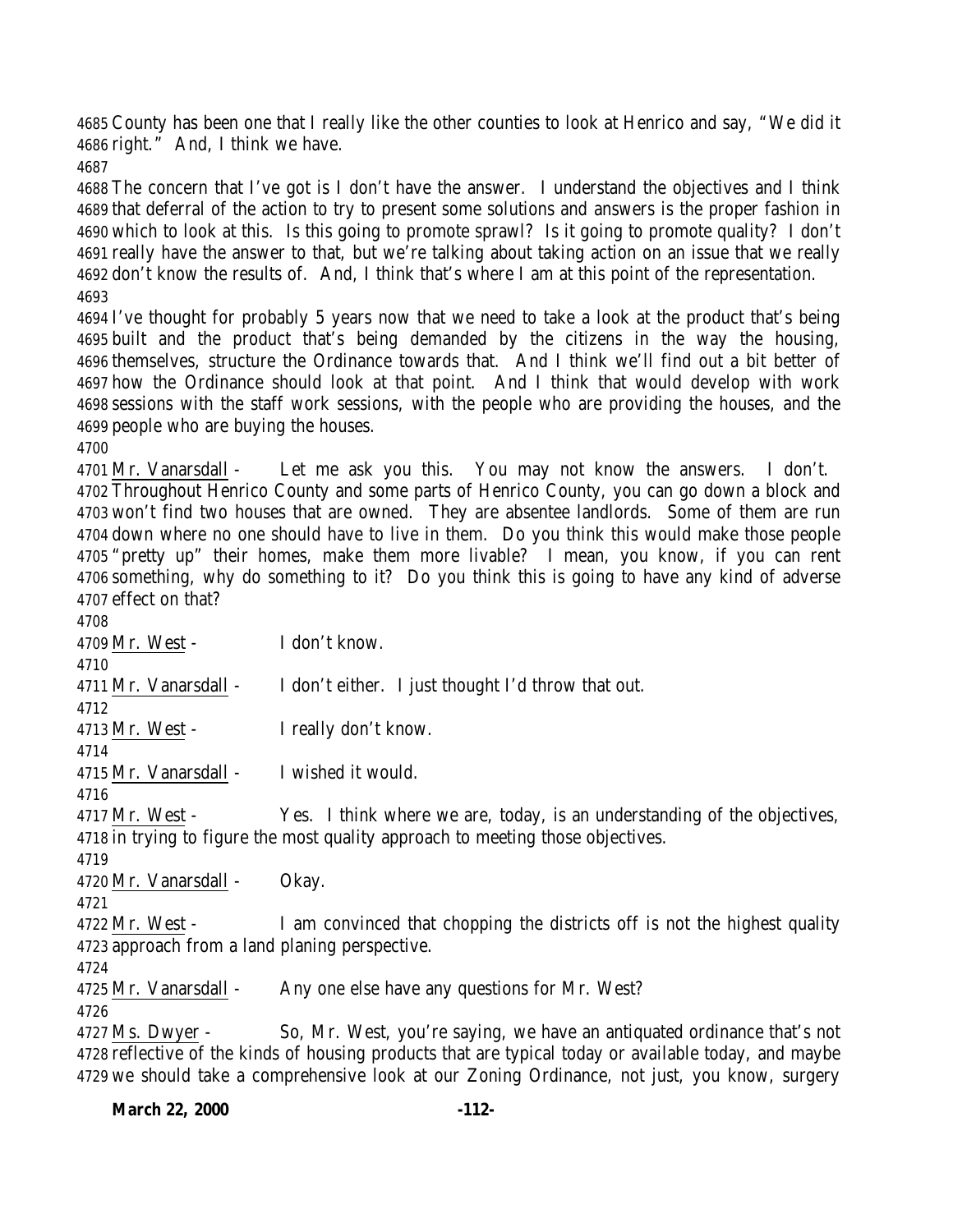County has been one that I really like the other counties to look at Henrico and say, "We did it right." And, I think we have.

The concern that I've got is I don't have the answer. I understand the objectives and I think that deferral of the action to try to present some solutions and answers is the proper fashion in which to look at this. Is this going to promote sprawl? Is it going to promote quality? I don't really have the answer to that, but we're talking about taking action on an issue that we really don't know the results of. And, I think that's where I am at this point of the representation.

I've thought for probably 5 years now that we need to take a look at the product that's being built and the product that's being demanded by the citizens in the way the housing, themselves, structure the Ordinance towards that. And I think we'll find out a bit better of how the Ordinance should look at that point. And I think that would develop with work sessions with the staff work sessions, with the people who are providing the houses, and the people who are buying the houses.

Mr. Vanarsdall - Let me ask you this. You may not know the answers. I don't. Throughout Henrico County and some parts of Henrico County, you can go down a block and won't find two houses that are owned. They are absentee landlords. Some of them are run down where no one should have to live in them. Do you think this would make those people "pretty up" their homes, make them more livable? I mean, you know, if you can rent something, why do something to it? Do you think this is going to have any kind of adverse effect on that?

Mr. West - I don't know.

Mr. Vanarsdall - I don't either. I just thought I'd throw that out.

Mr. West - I really don't know.

Mr. Vanarsdall - I wished it would.

Mr. West - Yes. I think where we are, today, is an understanding of the objectives, in trying to figure the most quality approach to meeting those objectives.

Mr. Vanarsdall - Okay.

Mr. West - I am convinced that chopping the districts off is not the highest quality approach from a land planing perspective.

Mr. Vanarsdall - Any one else have any questions for Mr. West?

Ms. Dwyer - So, Mr. West, you're saying, we have an antiquated ordinance that's not reflective of the kinds of housing products that are typical today or available today, and maybe we should take a comprehensive look at our Zoning Ordinance, not just, you know, surgery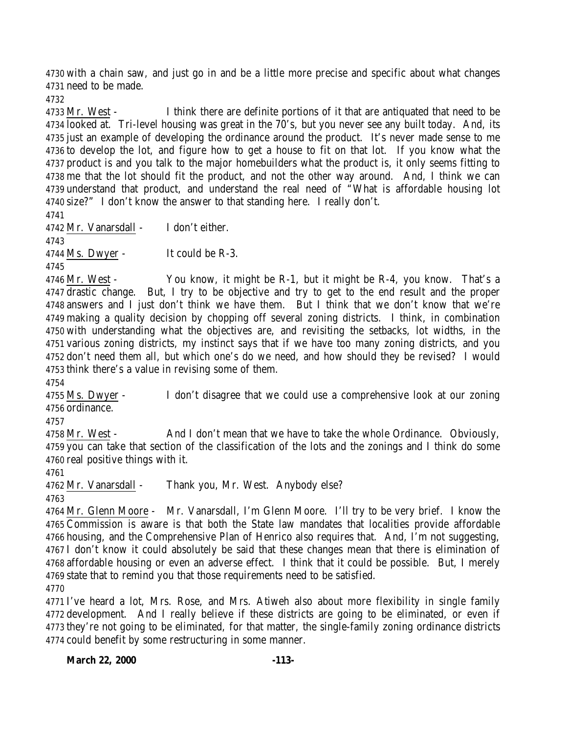with a chain saw, and just go in and be a little more precise and specific about what changes need to be made.

Mr. West - I think there are definite portions of it that are antiquated that need to be looked at. Tri-level housing was great in the 70's, but you never see any built today. And, its just an example of developing the ordinance around the product. It's never made sense to me to develop the lot, and figure how to get a house to fit on that lot. If you know what the product is and you talk to the major homebuilders what the product is, it only seems fitting to me that the lot should fit the product, and not the other way around. And, I think we can understand that product, and understand the real need of "What is affordable housing lot size?" I don't know the answer to that standing here. I really don't.

Mr. Vanarsdall - I don't either.

Ms. Dwyer - It could be R-3.

Mr. West - You know, it might be R-1, but it might be R-4, you know. That's a drastic change. But, I try to be objective and try to get to the end result and the proper answers and I just don't think we have them. But I think that we don't know that we're making a quality decision by chopping off several zoning districts. I think, in combination with understanding what the objectives are, and revisiting the setbacks, lot widths, in the various zoning districts, my instinct says that if we have too many zoning districts, and you don't need them all, but which one's do we need, and how should they be revised? I would think there's a value in revising some of them.

Ms. Dwyer - I don't disagree that we could use a comprehensive look at our zoning ordinance.

Mr. West - And I don't mean that we have to take the whole Ordinance. Obviously, you can take that section of the classification of the lots and the zonings and I think do some real positive things with it.

Mr. Vanarsdall - Thank you, Mr. West. Anybody else?

Mr. Glenn Moore - Mr. Vanarsdall, I'm Glenn Moore. I'll try to be very brief. I know the Commission is aware is that both the State law mandates that localities provide affordable housing, and the Comprehensive Plan of Henrico also requires that. And, I'm not suggesting, I don't know it could absolutely be said that these changes mean that there is elimination of affordable housing or even an adverse effect. I think that it could be possible. But, I merely state that to remind you that those requirements need to be satisfied.

I've heard a lot, Mrs. Rose, and Mrs. Atiweh also about more flexibility in single family development. And I really believe if these districts are going to be eliminated, or even if they're not going to be eliminated, for that matter, the single-family zoning ordinance districts could benefit by some restructuring in some manner.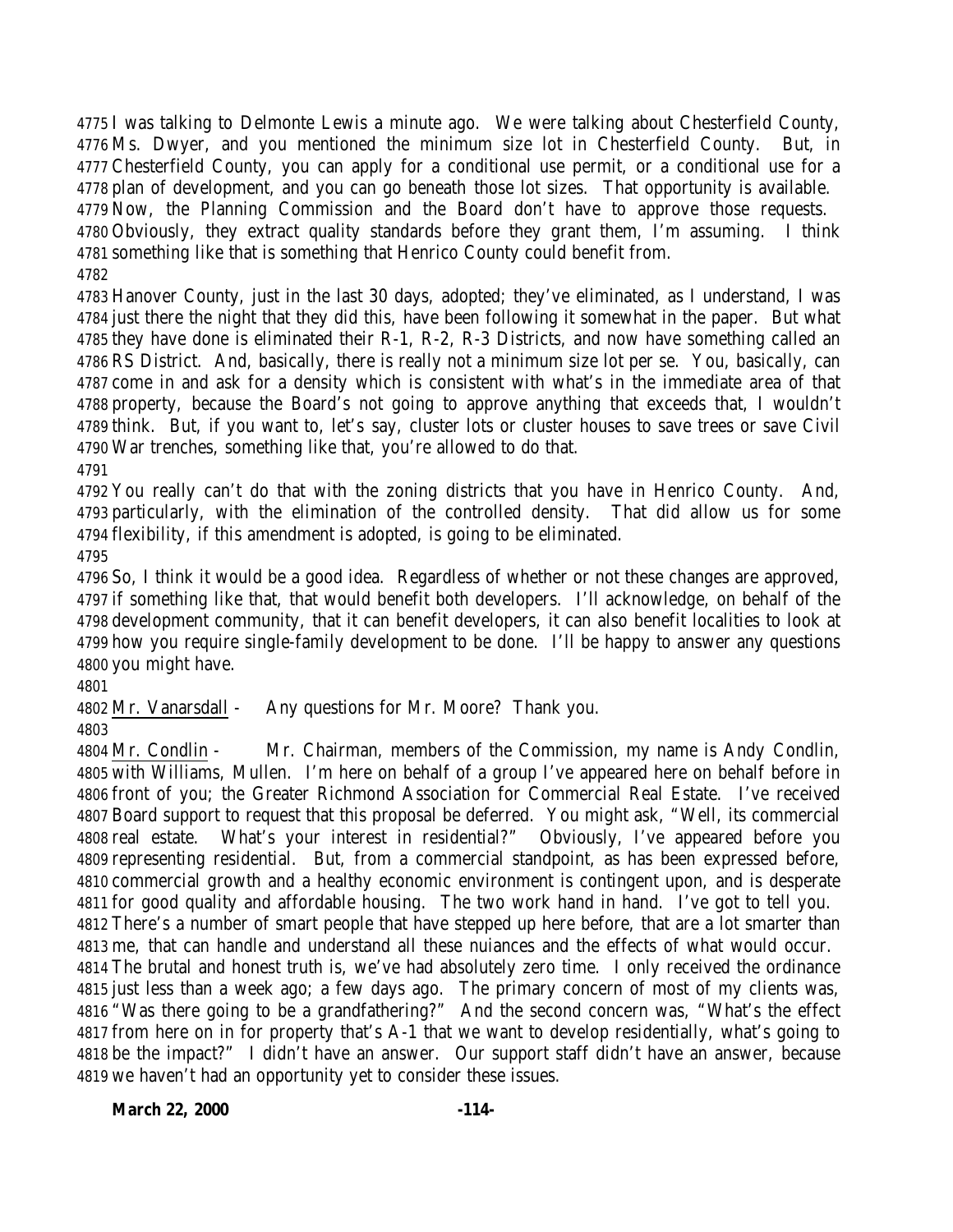I was talking to Delmonte Lewis a minute ago. We were talking about Chesterfield County, Ms. Dwyer, and you mentioned the minimum size lot in Chesterfield County. But, in Chesterfield County, you can apply for a conditional use permit, or a conditional use for a plan of development, and you can go beneath those lot sizes. That opportunity is available. Now, the Planning Commission and the Board don't have to approve those requests. Obviously, they extract quality standards before they grant them, I'm assuming. I think something like that is something that Henrico County could benefit from.

Hanover County, just in the last 30 days, adopted; they've eliminated, as I understand, I was just there the night that they did this, have been following it somewhat in the paper. But what they have done is eliminated their R-1, R-2, R-3 Districts, and now have something called an RS District. And, basically, there is really not a minimum size lot per se. You, basically, can come in and ask for a density which is consistent with what's in the immediate area of that property, because the Board's not going to approve anything that exceeds that, I wouldn't think. But, if you want to, let's say, cluster lots or cluster houses to save trees or save Civil War trenches, something like that, you're allowed to do that.

You really can't do that with the zoning districts that you have in Henrico County. And, particularly, with the elimination of the controlled density. That did allow us for some flexibility, if this amendment is adopted, is going to be eliminated.

So, I think it would be a good idea. Regardless of whether or not these changes are approved, if something like that, that would benefit both developers. I'll acknowledge, on behalf of the development community, that it can benefit developers, it can also benefit localities to look at how you require single-family development to be done. I'll be happy to answer any questions you might have.

Mr. Vanarsdall - Any questions for Mr. Moore? Thank you.

Mr. Condlin - Mr. Chairman, members of the Commission, my name is Andy Condlin, with Williams, Mullen. I'm here on behalf of a group I've appeared here on behalf before in front of you; the Greater Richmond Association for Commercial Real Estate. I've received Board support to request that this proposal be deferred. You might ask, "Well, its commercial real estate. What's your interest in residential?" Obviously, I've appeared before you representing residential. But, from a commercial standpoint, as has been expressed before, commercial growth and a healthy economic environment is contingent upon, and is desperate for good quality and affordable housing. The two work hand in hand. I've got to tell you. There's a number of smart people that have stepped up here before, that are a lot smarter than me, that can handle and understand all these nuiances and the effects of what would occur. The brutal and honest truth is, we've had absolutely zero time. I only received the ordinance just less than a week ago; a few days ago. The primary concern of most of my clients was, "Was there going to be a grandfathering?" And the second concern was, "What's the effect from here on in for property that's A-1 that we want to develop residentially, what's going to be the impact?" I didn't have an answer. Our support staff didn't have an answer, because we haven't had an opportunity yet to consider these issues.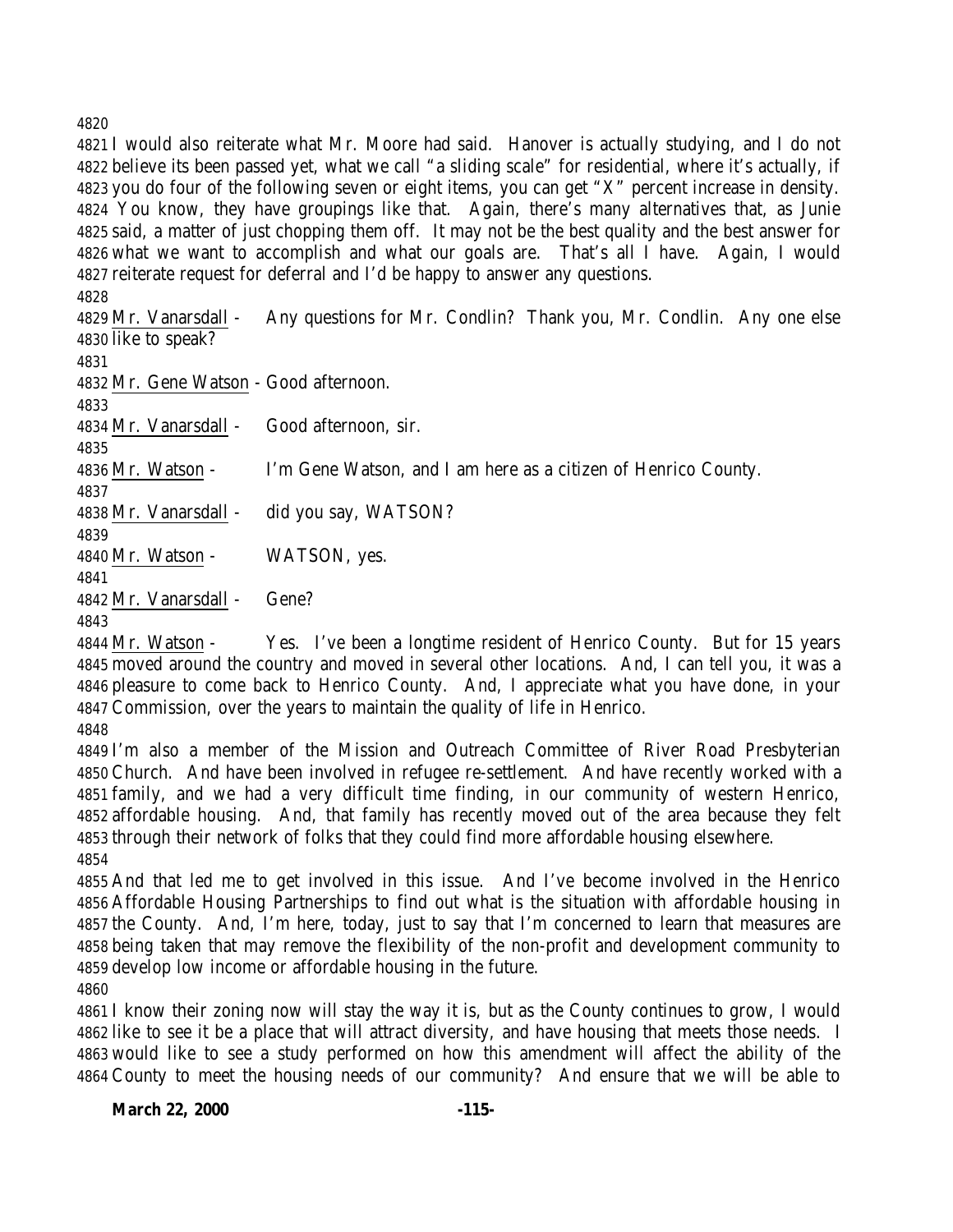I would also reiterate what Mr. Moore had said. Hanover is actually studying, and I do not believe its been passed yet, what we call "a sliding scale" for residential, where it's actually, if you do four of the following seven or eight items, you can get "X" percent increase in density. You know, they have groupings like that. Again, there's many alternatives that, as Junie said, a matter of just chopping them off. It may not be the best quality and the best answer for what we want to accomplish and what our goals are. That's all I have. Again, I would reiterate request for deferral and I'd be happy to answer any questions.

Mr. Vanarsdall - Any questions for Mr. Condlin? Thank you, Mr. Condlin. Any one else like to speak?

Mr. Gene Watson - Good afternoon.

Mr. Vanarsdall - Good afternoon, sir.

Mr. Watson - I'm Gene Watson, and I am here as a citizen of Henrico County.

Mr. Vanarsdall - did you say, WATSON?

Mr. Watson - WATSON, yes.

Mr. Vanarsdall - Gene?

Mr. Watson - Yes. I've been a longtime resident of Henrico County. But for 15 years moved around the country and moved in several other locations. And, I can tell you, it was a pleasure to come back to Henrico County. And, I appreciate what you have done, in your Commission, over the years to maintain the quality of life in Henrico.

I'm also a member of the Mission and Outreach Committee of River Road Presbyterian Church. And have been involved in refugee re-settlement. And have recently worked with a family, and we had a very difficult time finding, in our community of western Henrico, affordable housing. And, that family has recently moved out of the area because they felt through their network of folks that they could find more affordable housing elsewhere.

And that led me to get involved in this issue. And I've become involved in the Henrico Affordable Housing Partnerships to find out what is the situation with affordable housing in the County. And, I'm here, today, just to say that I'm concerned to learn that measures are being taken that may remove the flexibility of the non-profit and development community to develop low income or affordable housing in the future.

I know their zoning now will stay the way it is, but as the County continues to grow, I would like to see it be a place that will attract diversity, and have housing that meets those needs. I would like to see a study performed on how this amendment will affect the ability of the County to meet the housing needs of our community? And ensure that we will be able to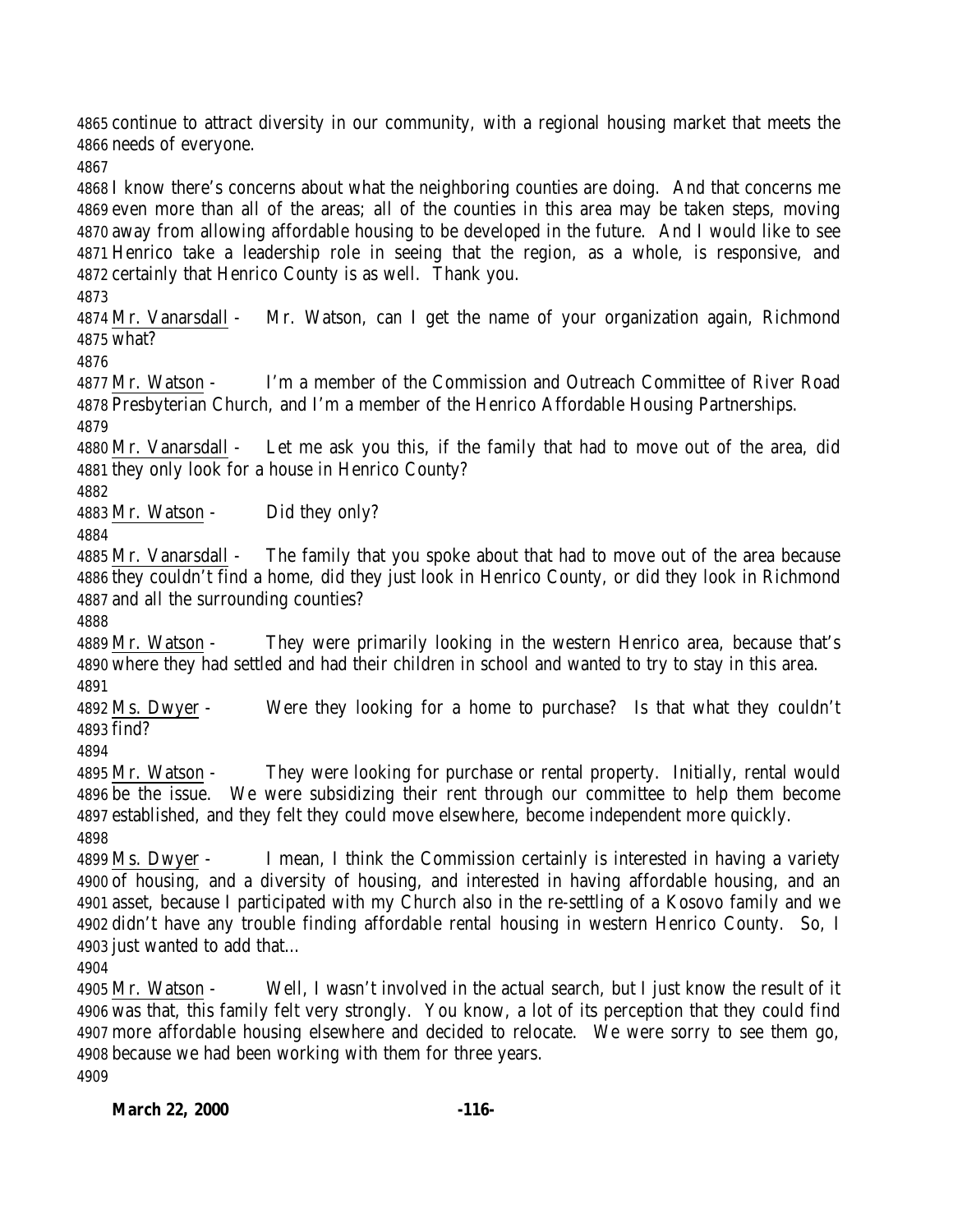continue to attract diversity in our community, with a regional housing market that meets the needs of everyone.

I know there's concerns about what the neighboring counties are doing. And that concerns me even more than all of the areas; all of the counties in this area may be taken steps, moving away from allowing affordable housing to be developed in the future. And I would like to see Henrico take a leadership role in seeing that the region, as a whole, is responsive, and certainly that Henrico County is as well. Thank you.

Mr. Vanarsdall - Mr. Watson, can I get the name of your organization again, Richmond what?

Mr. Watson - I'm a member of the Commission and Outreach Committee of River Road Presbyterian Church, and I'm a member of the Henrico Affordable Housing Partnerships.

Mr. Vanarsdall - Let me ask you this, if the family that had to move out of the area, did they only look for a house in Henrico County?

Mr. Watson - Did they only?

Mr. Vanarsdall - The family that you spoke about that had to move out of the area because they couldn't find a home, did they just look in Henrico County, or did they look in Richmond and all the surrounding counties?

Mr. Watson - They were primarily looking in the western Henrico area, because that's where they had settled and had their children in school and wanted to try to stay in this area.

Ms. Dwyer - Were they looking for a home to purchase? Is that what they couldn't find?

Mr. Watson - They were looking for purchase or rental property. Initially, rental would be the issue. We were subsidizing their rent through our committee to help them become established, and they felt they could move elsewhere, become independent more quickly.

Ms. Dwyer - I mean, I think the Commission certainly is interested in having a variety of housing, and a diversity of housing, and interested in having affordable housing, and an asset, because I participated with my Church also in the re-settling of a Kosovo family and we didn't have any trouble finding affordable rental housing in western Henrico County. So, I just wanted to add that…

Mr. Watson - Well, I wasn't involved in the actual search, but I just know the result of it was that, this family felt very strongly. You know, a lot of its perception that they could find more affordable housing elsewhere and decided to relocate. We were sorry to see them go, because we had been working with them for three years.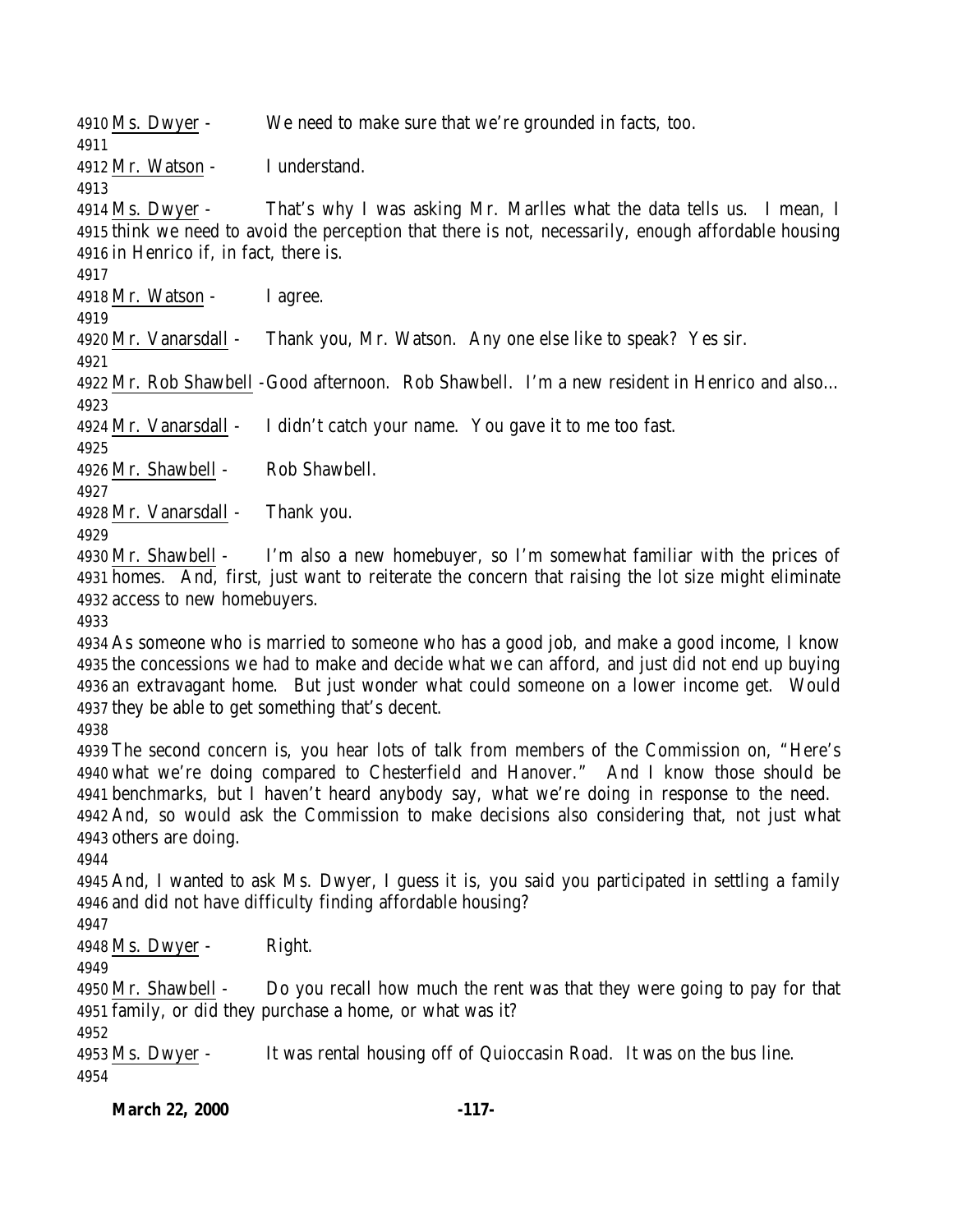Ms. Dwyer - We need to make sure that we're grounded in facts, too.

Mr. Watson - I understand.

Ms. Dwyer - That's why I was asking Mr. Marlles what the data tells us. I mean, I think we need to avoid the perception that there is not, necessarily, enough affordable housing in Henrico if, in fact, there is.

Mr. Watson - I agree.

Mr. Vanarsdall - Thank you, Mr. Watson. Any one else like to speak? Yes sir.

Mr. Rob Shawbell - Good afternoon. Rob Shawbell. I'm a new resident in Henrico and also…

Mr. Vanarsdall - I didn't catch your name. You gave it to me too fast.

Mr. Shawbell - Rob Shawbell.

Mr. Vanarsdall - Thank you.

Mr. Shawbell - I'm also a new homebuyer, so I'm somewhat familiar with the prices of homes. And, first, just want to reiterate the concern that raising the lot size might eliminate access to new homebuyers.

As someone who is married to someone who has a good job, and make a good income, I know the concessions we had to make and decide what we can afford, and just did not end up buying an extravagant home. But just wonder what could someone on a lower income get. Would they be able to get something that's decent.

The second concern is, you hear lots of talk from members of the Commission on, "Here's what we're doing compared to Chesterfield and Hanover." And I know those should be benchmarks, but I haven't heard anybody say, what we're doing in response to the need. And, so would ask the Commission to make decisions also considering that, not just what others are doing.

And, I wanted to ask Ms. Dwyer, I guess it is, you said you participated in settling a family and did not have difficulty finding affordable housing?

Ms. Dwyer - Right.

Mr. Shawbell - Do you recall how much the rent was that they were going to pay for that family, or did they purchase a home, or what was it?

Ms. Dwyer - It was rental housing off of Quioccasin Road. It was on the bus line.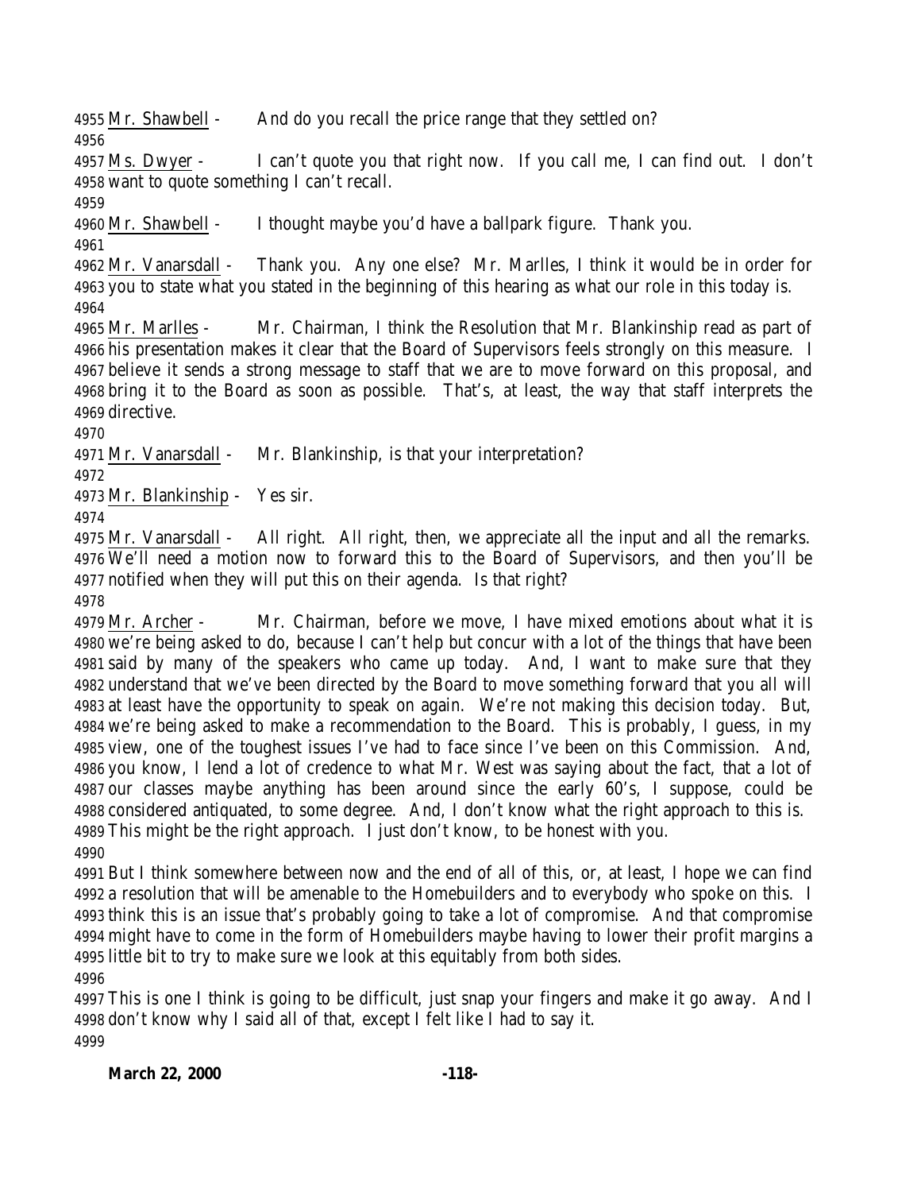Mr. Shawbell - And do you recall the price range that they settled on?

Ms. Dwyer - I can't quote you that right now. If you call me, I can find out. I don't want to quote something I can't recall.

Mr. Shawbell - I thought maybe you'd have a ballpark figure. Thank you.

Mr. Vanarsdall - Thank you. Any one else? Mr. Marlles, I think it would be in order for you to state what you stated in the beginning of this hearing as what our role in this today is.

Mr. Marlles - Mr. Chairman, I think the Resolution that Mr. Blankinship read as part of his presentation makes it clear that the Board of Supervisors feels strongly on this measure. I believe it sends a strong message to staff that we are to move forward on this proposal, and bring it to the Board as soon as possible. That's, at least, the way that staff interprets the directive.

Mr. Vanarsdall - Mr. Blankinship, is that your interpretation?

Mr. Blankinship - Yes sir.

Mr. Vanarsdall - All right. All right, then, we appreciate all the input and all the remarks. We'll need a motion now to forward this to the Board of Supervisors, and then you'll be notified when they will put this on their agenda. Is that right?

Mr. Archer - Mr. Chairman, before we move, I have mixed emotions about what it is we're being asked to do, because I can't help but concur with a lot of the things that have been said by many of the speakers who came up today. And, I want to make sure that they understand that we've been directed by the Board to move something forward that you all will at least have the opportunity to speak on again. We're not making this decision today. But, we're being asked to make a recommendation to the Board. This is probably, I guess, in my view, one of the toughest issues I've had to face since I've been on this Commission. And, you know, I lend a lot of credence to what Mr. West was saying about the fact, that a lot of our classes maybe anything has been around since the early 60's, I suppose, could be considered antiquated, to some degree. And, I don't know what the right approach to this is. This might be the right approach. I just don't know, to be honest with you.

But I think somewhere between now and the end of all of this, or, at least, I hope we can find a resolution that will be amenable to the Homebuilders and to everybody who spoke on this. I think this is an issue that's probably going to take a lot of compromise. And that compromise might have to come in the form of Homebuilders maybe having to lower their profit margins a little bit to try to make sure we look at this equitably from both sides.

This is one I think is going to be difficult, just snap your fingers and make it go away. And I don't know why I said all of that, except I felt like I had to say it.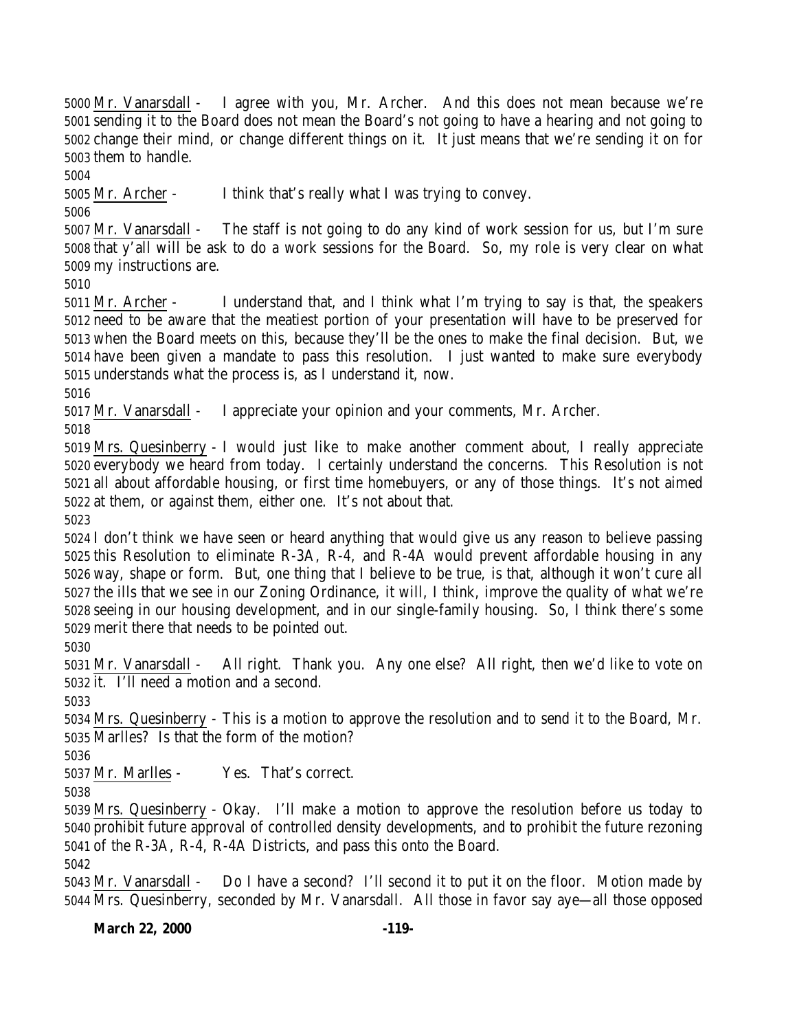Mr. Vanarsdall - I agree with you, Mr. Archer. And this does not mean because we're sending it to the Board does not mean the Board's not going to have a hearing and not going to change their mind, or change different things on it. It just means that we're sending it on for them to handle.

Mr. Archer - I think that's really what I was trying to convey.

Mr. Vanarsdall - The staff is not going to do any kind of work session for us, but I'm sure that y'all will be ask to do a work sessions for the Board. So, my role is very clear on what my instructions are.

Mr. Archer - I understand that, and I think what I'm trying to say is that, the speakers need to be aware that the meatiest portion of your presentation will have to be preserved for when the Board meets on this, because they'll be the ones to make the final decision. But, we have been given a mandate to pass this resolution. I just wanted to make sure everybody understands what the process is, as I understand it, now.

Mr. Vanarsdall - I appreciate your opinion and your comments, Mr. Archer.

Mrs. Quesinberry - I would just like to make another comment about, I really appreciate everybody we heard from today. I certainly understand the concerns. This Resolution is not all about affordable housing, or first time homebuyers, or any of those things. It's not aimed at them, or against them, either one. It's not about that.

I don't think we have seen or heard anything that would give us any reason to believe passing this Resolution to eliminate R-3A, R-4, and R-4A would prevent affordable housing in any way, shape or form. But, one thing that I believe to be true, is that, although it won't cure all the ills that we see in our Zoning Ordinance, it will, I think, improve the quality of what we're seeing in our housing development, and in our single-family housing. So, I think there's some merit there that needs to be pointed out.

Mr. Vanarsdall - All right. Thank you. Any one else? All right, then we'd like to vote on it. I'll need a motion and a second.

Mrs. Quesinberry - This is a motion to approve the resolution and to send it to the Board, Mr. Marlles? Is that the form of the motion?

Mr. Marlles - Yes. That's correct.

Mrs. Quesinberry - Okay. I'll make a motion to approve the resolution before us today to prohibit future approval of controlled density developments, and to prohibit the future rezoning of the R-3A, R-4, R-4A Districts, and pass this onto the Board.

Mr. Vanarsdall - Do I have a second? I'll second it to put it on the floor. Motion made by Mrs. Quesinberry, seconded by Mr. Vanarsdall. All those in favor say aye—all those opposed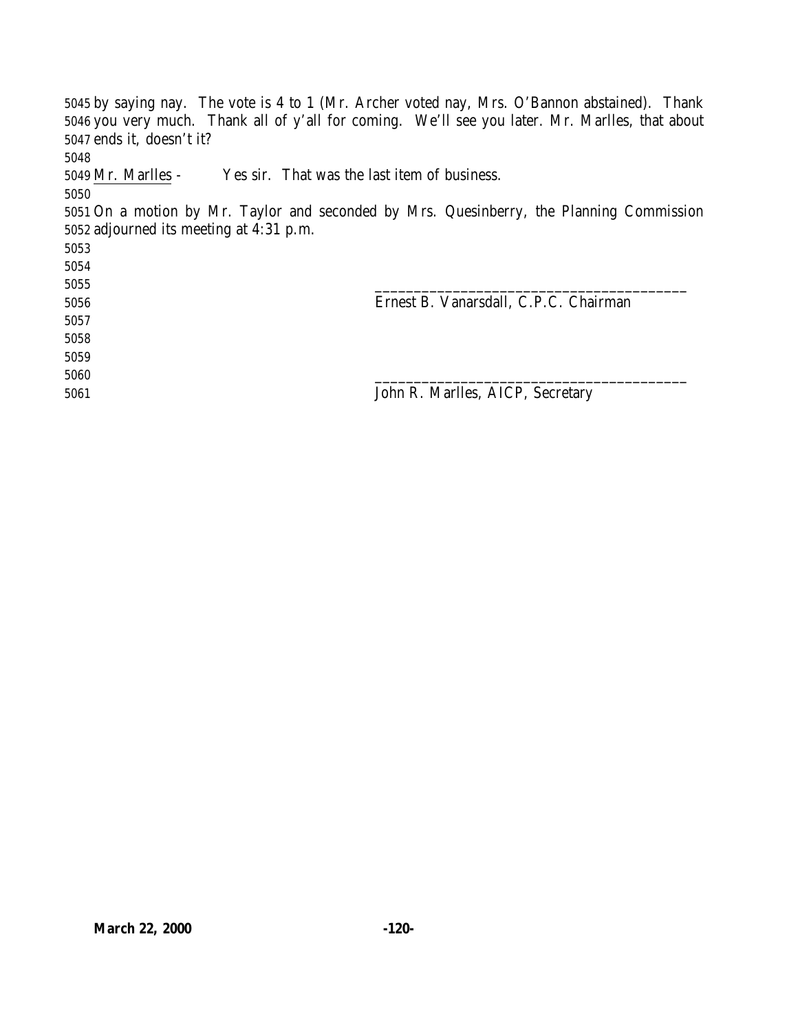by saying nay. The vote is 4 to 1 (Mr. Archer voted nay, Mrs. O'Bannon abstained). Thank you very much. Thank all of y'all for coming. We'll see you later. Mr. Marlles, that about ends it, doesn't it?

Mr. Marlles - Yes sir. That was the last item of business.

On a motion by Mr. Taylor and seconded by Mrs. Quesinberry, the Planning Commission adjourned its meeting at 4:31 p.m.

\_\_\_\_\_\_\_\_\_\_\_\_\_\_\_\_\_\_\_\_\_\_\_\_\_\_\_\_\_\_\_\_\_\_\_\_\_\_\_\_

Ernest B. Vanarsdall, C.P.C. Chairman

\_\_\_\_\_\_\_\_\_\_\_\_\_\_\_\_\_\_\_\_\_\_\_\_\_\_\_\_\_\_\_\_\_\_\_\_\_\_\_\_

John R. Marlles, AICP, Secretary